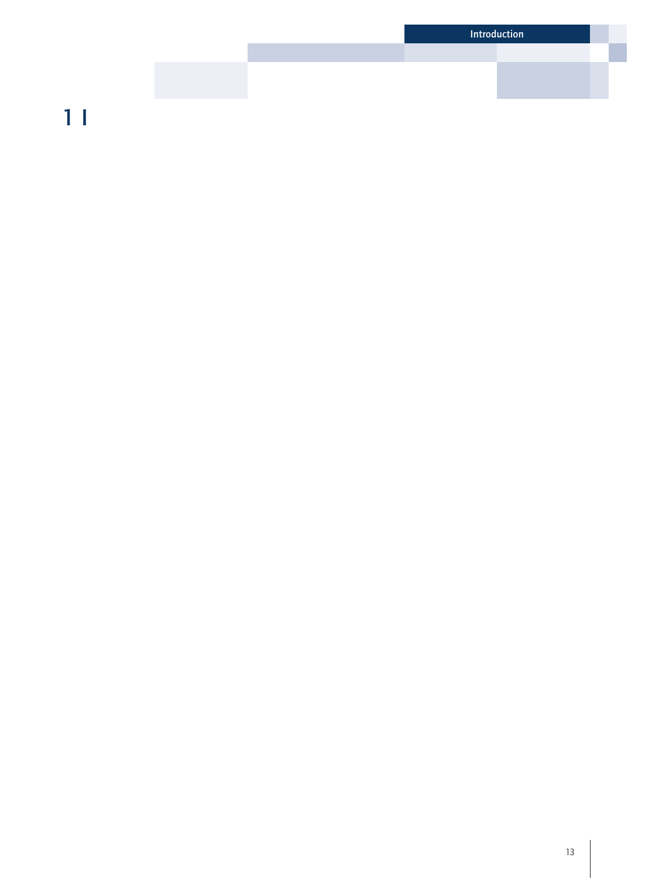# 1 I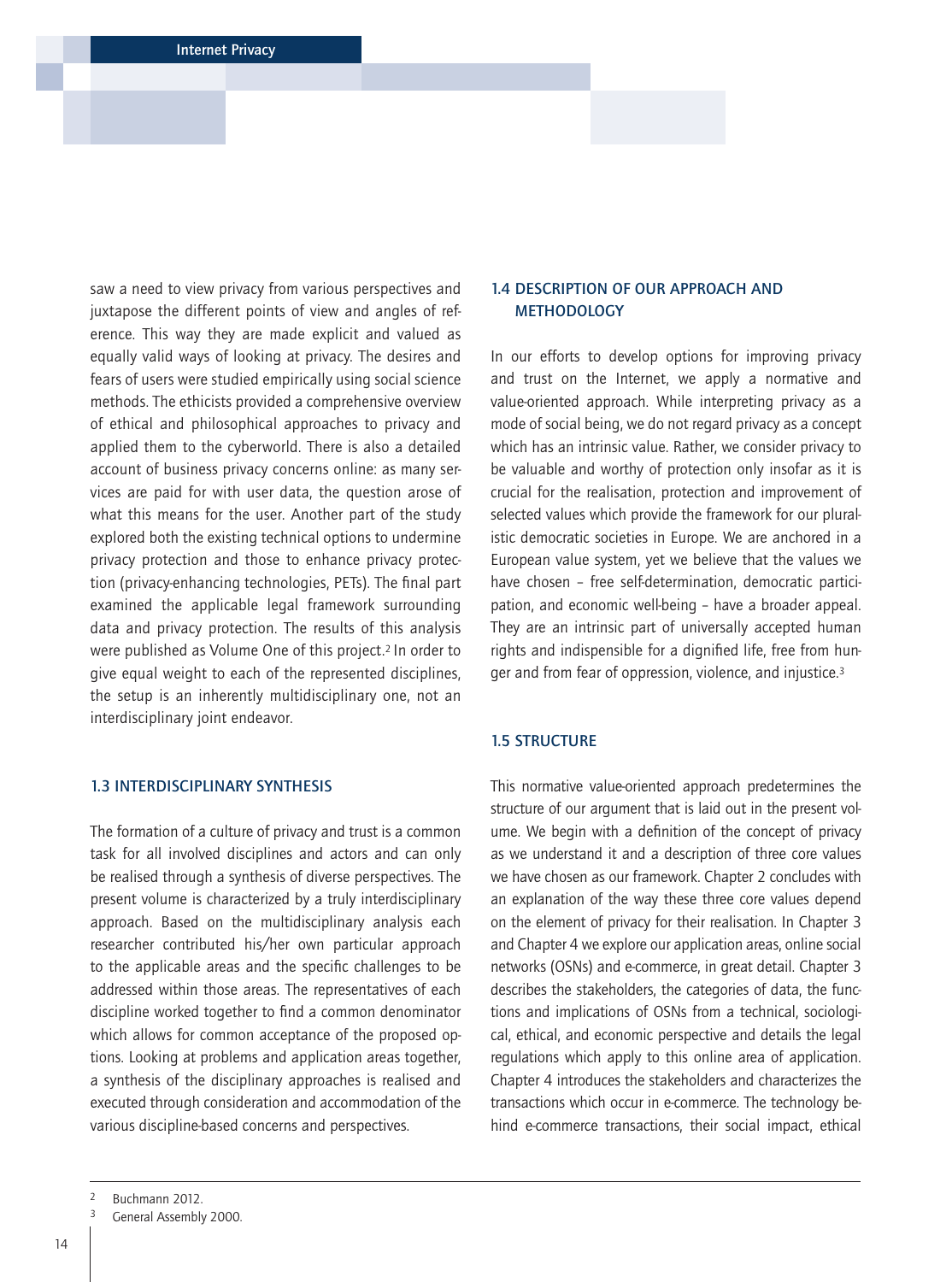saw a need to view privacy from various perspectives and juxtapose the different points of view and angles of reference. This way they are made explicit and valued as equally valid ways of looking at privacy. The desires and fears of users were studied empirically using social science methods. The ethicists provided a comprehensive overview of ethical and philosophical approaches to privacy and applied them to the cyberworld. There is also a detailed account of business privacy concerns online: as many services are paid for with user data, the question arose of what this means for the user. Another part of the study explored both the existing technical options to undermine privacy protection and those to enhance privacy protection (privacy-enhancing technologies, PETs). The final part examined the applicable legal framework surrounding data and privacy protection. The results of this analysis were published as Volume One of this project.[2] In order to give equal weight to each of the represented disciplines, the setup is an inherently multidisciplinary one, not an interdisciplinary joint endeavor.

## 1.3 INTERDISCIPLINARY SYNTHESIS

The formation of a culture of privacy and trust is a common task for all involved disciplines and actors and can only be realised through a synthesis of diverse perspectives. The present volume is characterized by a truly interdisciplinary approach. Based on the multidisciplinary analysis each researcher contributed his/her own particular approach to the applicable areas and the specific challenges to be addressed within those areas. The representatives of each discipline worked together to find a common denominator which allows for common acceptance of the proposed options. Looking at problems and application areas together, a synthesis of the disciplinary approaches is realised and executed through consideration and accommodation of the various discipline-based concerns and perspectives.

## 1.4 DESCRIPTION OF OUR APPROACH AND METHODOLOGY

In our efforts to develop options for improving privacy and trust on the Internet, we apply a normative and value-oriented approach. While interpreting privacy as a mode of social being, we do not regard privacy as a concept which has an intrinsic value. Rather, we consider privacy to be valuable and worthy of protection only insofar as it is crucial for the realisation, protection and improvement of selected values which provide the framework for our pluralistic democratic societies in Europe. We are anchored in a European value system, yet we believe that the values we have chosen – free self-determination, democratic participation, and economic well-being – have a broader appeal. They are an intrinsic part of universally accepted human rights and indispensable for a dignified life, free from hunger and from fear of oppression, violence, and injustice.[3]

## 1.5 STRUCTURE

This normative value-oriented approach predetermines the structure of our argument that is laid out in the present volume. We begin with a definition of the concept of privacy as we understand it and a description of three core values we have chosen as our framework. Chapter 2 concludes with an explanation of the way these three core values depend on the element of privacy for their realisation. In Chapter 3 and Chapter 4 we explore our application areas, online social networks (OSNs) and e-commerce, in great detail. Chapter 3 describes the stakeholders, the categories of data, the functions and implications of OSNs from a technical, sociological, ethical, and economic perspective and details the legal regulations which apply to this online area of application. Chapter 4 introduces the stakeholders and characterizes the transactions which occur in e-commerce. The technology behind e-commerce transactions, their social impact, ethical

---

[2] Buchmann 2012.

[3] General Assembly 2000.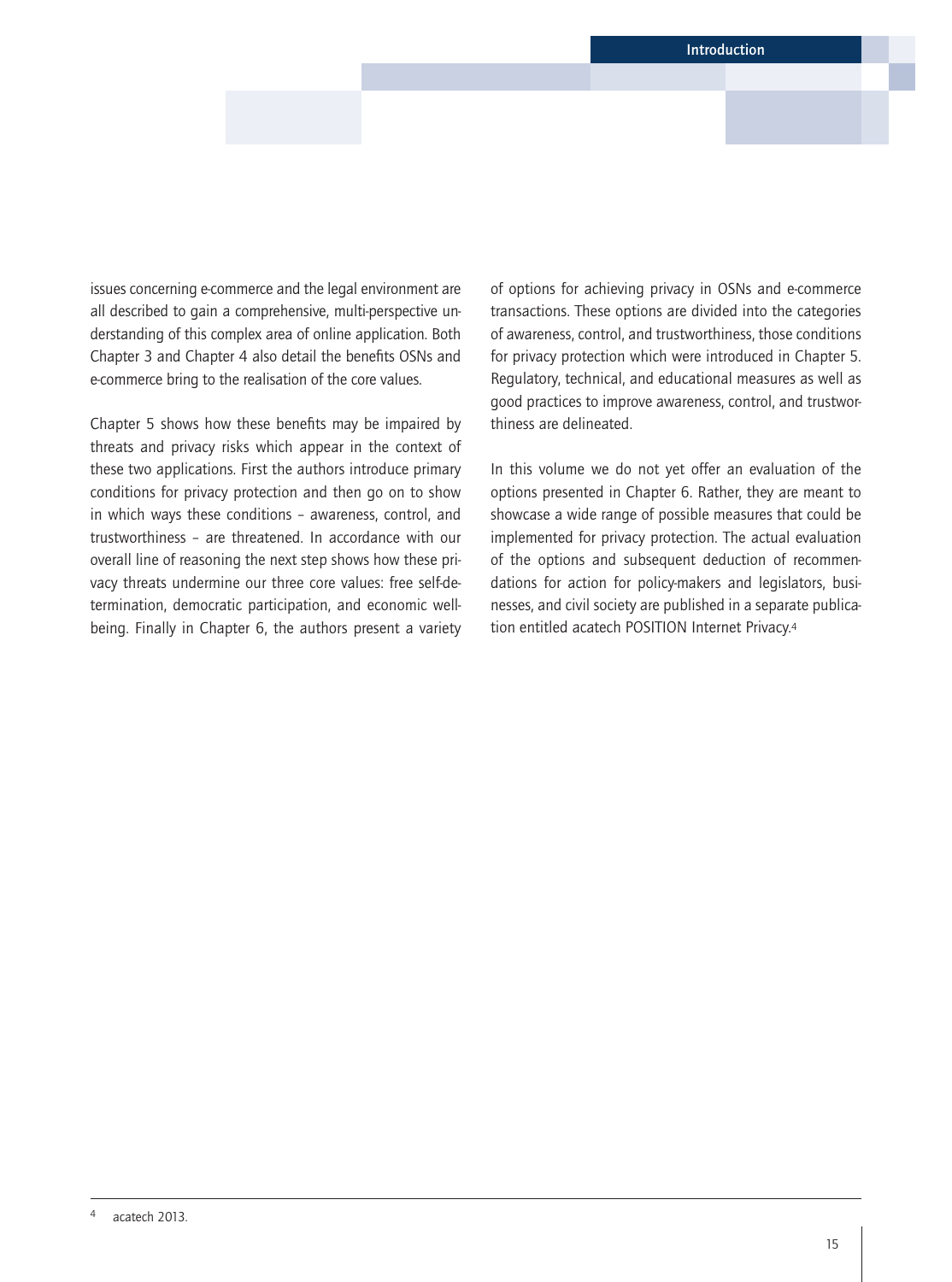issues concerning e-commerce and the legal environment are all described to gain a comprehensive, multi-perspective understanding of this complex area of online application. Both Chapter 3 and Chapter 4 also detail the benefits OSNs and e-commerce bring to the realisation of the core values.

Chapter 5 shows how these benefits may be impaired by threats and privacy risks which appear in the context of these two applications. First the authors introduce primary conditions for privacy protection and then go on to show in which ways these conditions – awareness, control, and trustworthiness – are threatened. In accordance with our overall line of reasoning the next step shows how these privacy threats undermine our three core values: free self-determination, democratic participation, and economic well-being. Finally in Chapter 6, the authors present a variety of options for achieving privacy in OSNs and e-commerce transactions. These options are divided into the categories of awareness, control, and trustworthiness, those conditions for privacy protection which were introduced in Chapter 5. Regulatory, technical, and educational measures as well as good practices to improve awareness, control, and trustworthiness are delineated.

In this volume we do not yet offer an evaluation of the options presented in Chapter 6. Rather, they are meant to showcase a wide range of possible measures that could be implemented for privacy protection. The actual evaluation of the options and subsequent deduction of recommendations for action for policy-makers and legislators, businesses, and civil society are published in a separate publication entitled acatech POSITION Internet Privacy.[4]

[4] acatech 2013.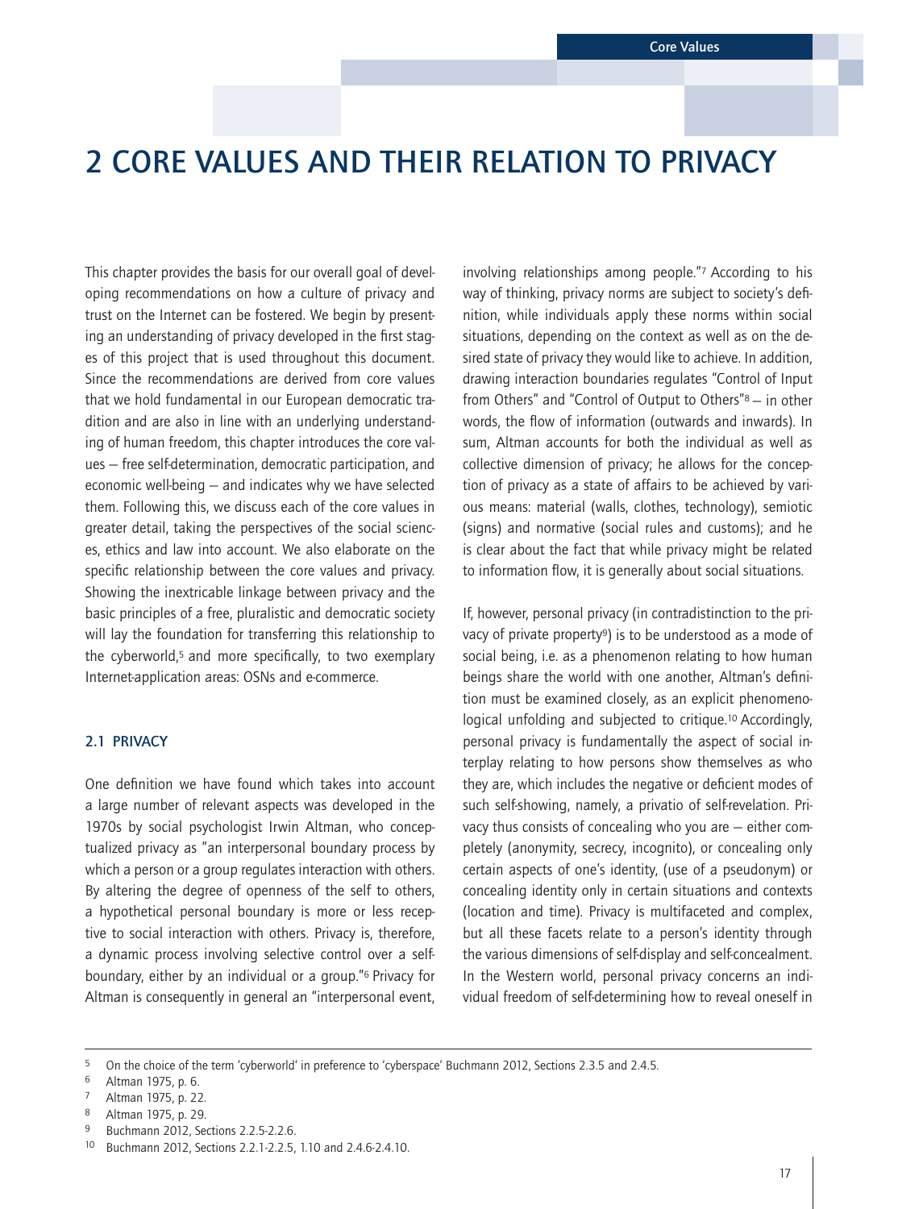# 2 CORE VALUES AND THEIR RELATION TO PRIVACY

This chapter provides the basis for our overall goal of developing recommendations on how a culture of privacy and trust on the Internet can be fostered. We begin by presenting an understanding of privacy developed in the first stages of this project that is used throughout this document. Since the recommendations are derived from core values that we hold fundamental in our European democratic tradition and are also in line with an underlying understanding of human freedom, this chapter introduces the core values – free self-determination, democratic participation, and economic well-being – and indicates why we have selected them. Following this, we discuss each of the core values in greater detail, taking the perspectives of the social sciences, ethics and law into account. We also elaborate on the specific relationship between the core values and privacy. Showing the inextricable linkage between privacy and the basic principles of a free, pluralistic and democratic society will lay the foundation for transferring this relationship to the cyberworld,[5] and more specifically, to two exemplary Internet-application areas: OSNs and e-commerce.

## 2.1 PRIVACY

One definition we have found which takes into account a large number of relevant aspects was developed in the 1970s by social psychologist Irwin Altman, who conceptualized privacy as "an interpersonal boundary process by which a person or a group regulates interaction with others. By altering the degree of openness of the self to others, a hypothetical personal boundary is more or less receptive to social interaction with others. Privacy is, therefore, a dynamic process involving selective control over a self-boundary, either by an individual or a group."[6] Privacy for Altman is consequently in general an "interpersonal event, involving relationships among people."[7] According to his way of thinking, privacy norms are subject to society's definition, while individuals apply these norms within social situations, depending on the context as well as on the desired state of privacy they would like to achieve. In addition, drawing interaction boundaries regulates "Control of Input from Others" and "Control of Output to Others"[8] – in other words, the flow of information (outwards and inwards). In sum, Altman accounts for both the individual as well as collective dimension of privacy; he allows for the conception of privacy as a state of affairs to be achieved by various means: material (walls, clothes, technology), semiotic (signs) and normative (social rules and customs); and he is clear about the fact that while privacy might be related to information flow, it is generally about social situations.

If, however, personal privacy (in contradistinction to the privacy of private property[9]) is to be understood as a mode of social being, i.e. as a phenomenon relating to how human beings share the world with one another, Altman's definition must be examined closely, as an explicit phenomenological unfolding and subjected to critique.[10] Accordingly, personal privacy is fundamentally the aspect of social interplay relating to how persons show themselves as who they are, which includes the negative or deficient modes of such self-showing, namely, a privatio of self-revelation. Privacy thus consists of concealing who you are – either completely (anonymity, secrecy, incognito), or concealing only certain aspects of one's identity, (use of a pseudonym) or concealing identity only in certain situations and contexts (location and time). Privacy is multifaceted and complex, but all these facets relate to a person's identity through the various dimensions of self-display and self-concealment. In the Western world, personal privacy concerns an individual freedom of self-determining how to reveal oneself in

---

5 On the choice of the term 'cyberworld' in preference to 'cyberspace' Buchmann 2012, Sections 2.3.5 and 2.4.5.

6 Altman 1975, p. 6.

7 Altman 1975, p. 22.

8 Altman 1975, p. 29.

9 Buchmann 2012, Sections 2.2.5-2.2.6.

10 Buchmann 2012, Sections 2.2.1-2.2.5, 1.10 and 2.4.6-2.4.10.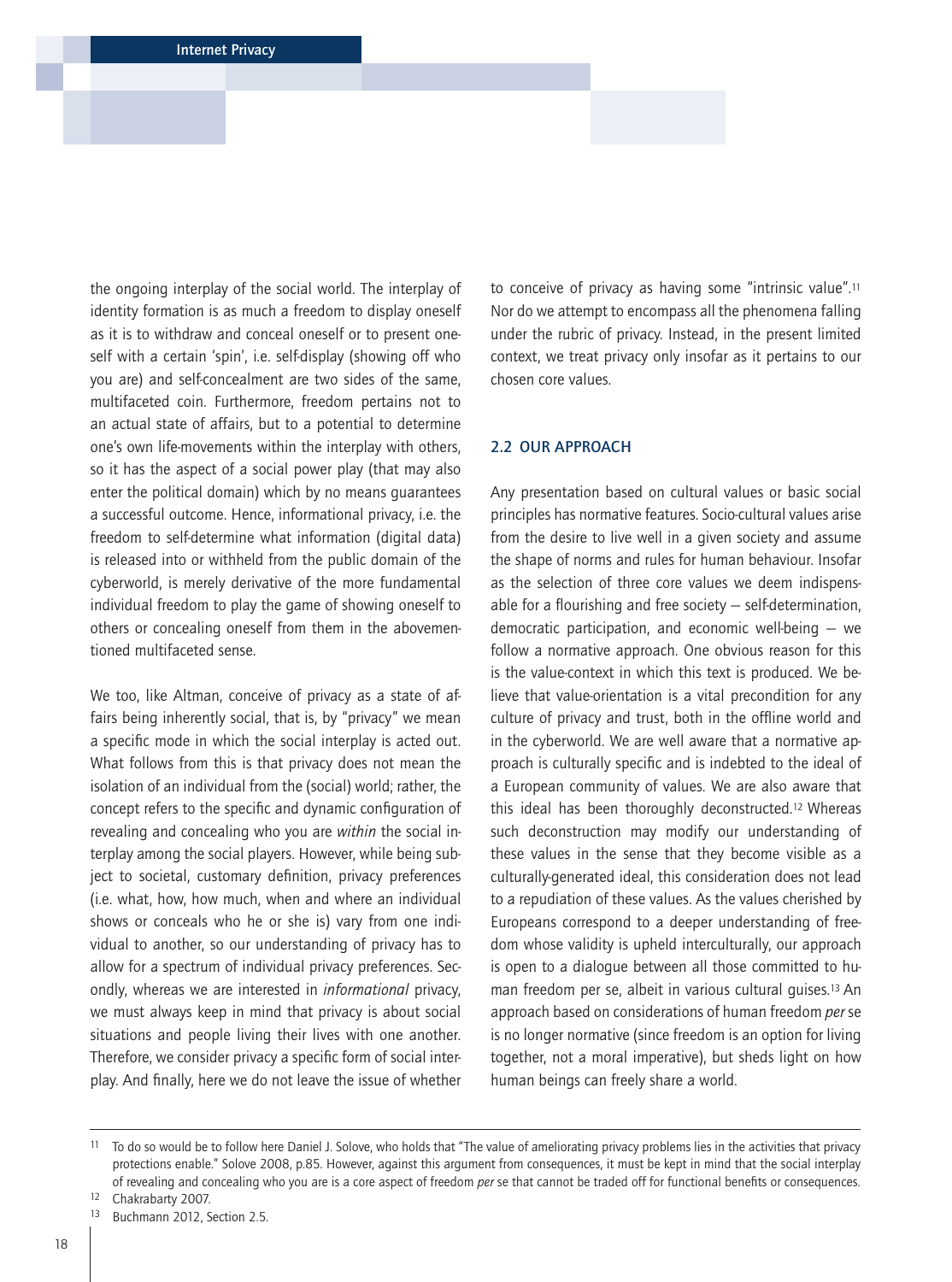the ongoing interplay of the social world. The interplay of identity formation is as much a freedom to display oneself as it is to withdraw and conceal oneself or to present oneself with a certain 'spin', i.e. self-display (showing off who you are) and self-concealment are two sides of the same, multifaceted coin. Furthermore, freedom pertains not to an actual state of affairs, but to a potential to determine one's own life-movements within the interplay with others, so it has the aspect of a social power play (that may also enter the political domain) which by no means guarantees a successful outcome. Hence, informational privacy, i.e. the freedom to self-determine what information (digital data) is released into or withheld from the public domain of the cyberworld, is merely derivative of the more fundamental individual freedom to play the game of showing oneself to others or concealing oneself from them in the abovementioned multifaceted sense.

We too, like Altman, conceive of privacy as a state of affairs being inherently social, that is, by "privacy" we mean a specific mode in which the social interplay is acted out. What follows from this is that privacy does not mean the isolation of an individual from the (social) world; rather, the concept refers to the specific and dynamic configuration of revealing and concealing who you are *within* the social interplay among the social players. However, while being subject to societal, customary definition, privacy preferences (i.e. what, how, how much, when and where an individual shows or conceals who he or she is) vary from one individual to another, so our understanding of privacy has to allow for a spectrum of individual privacy preferences. Secondly, whereas we are interested in *informational* privacy, we must always keep in mind that privacy is about social situations and people living their lives with one another. Therefore, we consider privacy a specific form of social interplay. And finally, here we do not leave the issue of whether to conceive of privacy as having some "intrinsic value".[11] Nor do we attempt to encompass all the phenomena falling under the rubric of privacy. Instead, in the present limited context, we treat privacy only insofar as it pertains to our chosen core values.

## 2.2 OUR APPROACH

Any presentation based on cultural values or basic social principles has normative features. Socio-cultural values arise from the desire to live well in a given society and assume the shape of norms and rules for human behaviour. Insofar as the selection of three core values we deem indispensable for a flourishing and free society – self-determination, democratic participation, and economic well-being – we follow a normative approach. One obvious reason for this is the value-context in which this text is produced. We believe that value-orientation is a vital precondition for any culture of privacy and trust, both in the offline world and in the cyberworld. We are well aware that a normative approach is culturally specific and is indebted to the ideal of a European community of values. We are also aware that this ideal has been thoroughly deconstructed.[12] Whereas such deconstruction may modify our understanding of these values in the sense that they become visible as a culturally-generated ideal, this consideration does not lead to a repudiation of these values. As the values cherished by Europeans correspond to a deeper understanding of freedom whose validity is upheld interculturally, our approach is open to a dialogue between all those committed to human freedom per se, albeit in various cultural guises.[13] An approach based on considerations of human freedom *per* se is no longer normative (since freedom is an option for living together, not a moral imperative), but sheds light on how human beings can freely share a world.

---

[11] To do so would be to follow here Daniel J. Solove, who holds that "The value of ameliorating privacy problems lies in the activities that privacy protections enable." Solove 2008, p.85. However, against this argument from consequences, it must be kept in mind that the social interplay of revealing and concealing who you are is a core aspect of freedom *per* se that cannot be traded off for functional benefits or consequences.

[12] Chakrabarty 2007.

[13] Buchmann 2012, Section 2.5.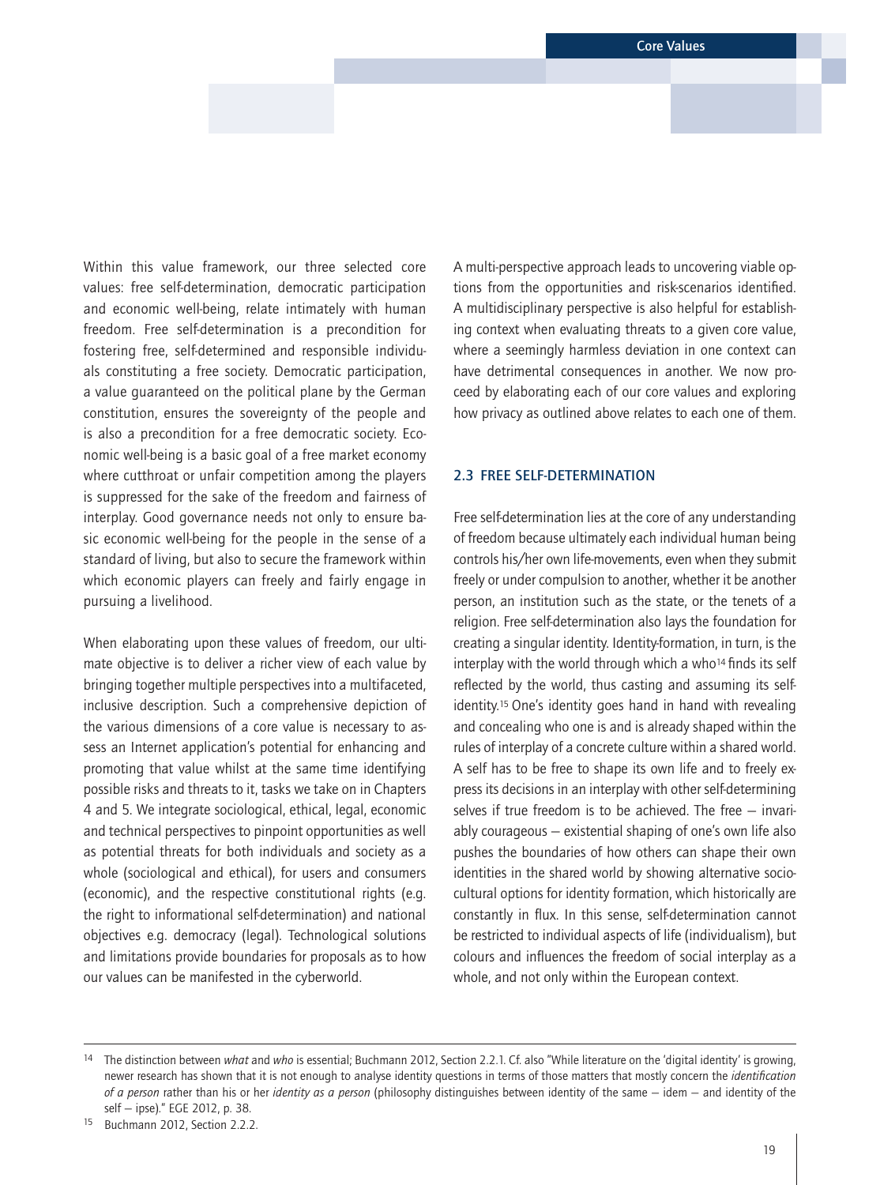Within this value framework, our three selected core values: free self-determination, democratic participation and economic well-being, relate intimately with human freedom. Free self-determination is a precondition for fostering free, self-determined and responsible individuals constituting a free society. Democratic participation, a value guaranteed on the political plane by the German constitution, ensures the sovereignty of the people and is also a precondition for a free democratic society. Economic well-being is a basic goal of a free market economy where cutthroat or unfair competition among the players is suppressed for the sake of the freedom and fairness of interplay. Good governance needs not only to ensure basic economic well-being for the people in the sense of a standard of living, but also to secure the framework within which economic players can freely and fairly engage in pursuing a livelihood.

When elaborating upon these values of freedom, our ultimate objective is to deliver a richer view of each value by bringing together multiple perspectives into a multifaceted, inclusive description. Such a comprehensive depiction of the various dimensions of a core value is necessary to assess an Internet application's potential for enhancing and promoting that value whilst at the same time identifying possible risks and threats to it, tasks we take on in Chapters 4 and 5. We integrate sociological, ethical, legal, economic and technical perspectives to pinpoint opportunities as well as potential threats for both individuals and society as a whole (sociological and ethical), for users and consumers (economic), and the respective constitutional rights (e.g. the right to informational self-determination) and national objectives e.g. democracy (legal). Technological solutions and limitations provide boundaries for proposals as to how our values can be manifested in the cyberworld.

A multi-perspective approach leads to uncovering viable options from the opportunities and risk-scenarios identified. A multidisciplinary perspective is also helpful for establishing context when evaluating threats to a given core value, where a seemingly harmless deviation in one context can have detrimental consequences in another. We now proceed by elaborating each of our core values and exploring how privacy as outlined above relates to each one of them.

## 2.3 FREE SELF-DETERMINATION

Free self-determination lies at the core of any understanding of freedom because ultimately each individual human being controls his/her own life-movements, even when they submit freely or under compulsion to another, whether it be another person, an institution such as the state, or the tenets of a religion. Free self-determination also lays the foundation for creating a singular identity. Identity-formation, in turn, is the interplay with the world through which a who[14] finds its self reflected by the world, thus casting and assuming its self-identity.[15] One's identity goes hand in hand with revealing and concealing who one is and is already shaped within the rules of interplay of a concrete culture within a shared world. A self has to be free to shape its own life and to freely express its decisions in an interplay with other self-determining selves if true freedom is to be achieved. The free – invariably courageous – existential shaping of one's own life also pushes the boundaries of how others can shape their own identities in the shared world by showing alternative socio-cultural options for identity formation, which historically are constantly in flux. In this sense, self-determination cannot be restricted to individual aspects of life (individualism), but colours and influences the freedom of social interplay as a whole, and not only within the European context.

---

[14] The distinction between *what* and *who* is essential; Buchmann 2012, Section 2.2.1. Cf. also "While literature on the 'digital identity' is growing, newer research has shown that it is not enough to analyse identity questions in terms of those matters that mostly concern the *identification of a person* rather than his or her *identity as a person* (philosophy distinguishes between identity of the same – idem – and identity of the self – ipse)." EGE 2012, p. 38.

[15] Buchmann 2012, Section 2.2.2.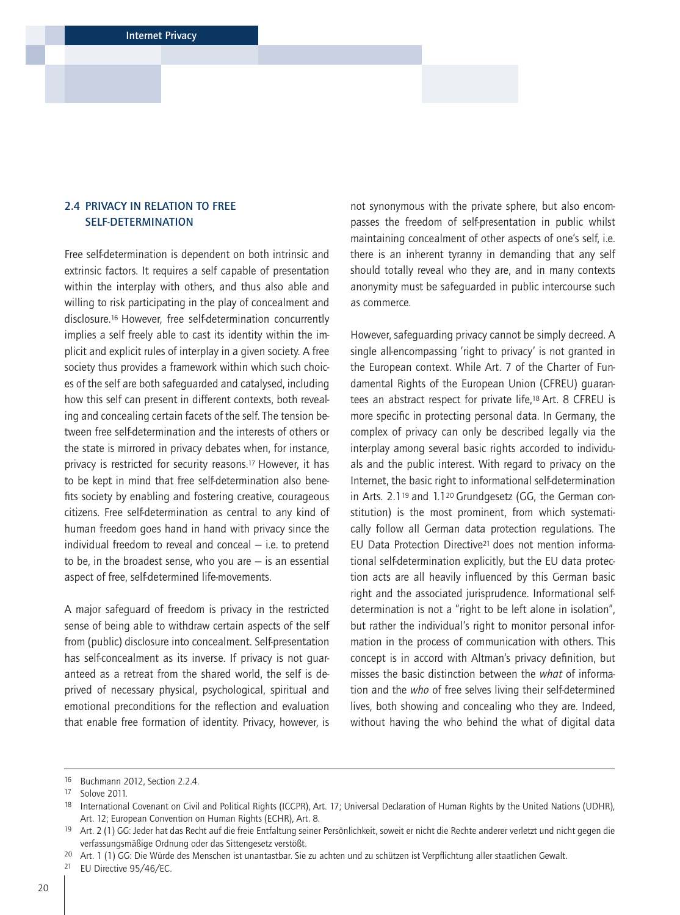## 2.4 PRIVACY IN RELATION TO FREE SELF-DETERMINATION

Free self-determination is dependent on both intrinsic and extrinsic factors. It requires a self capable of presentation within the interplay with others, and thus also able and willing to risk participating in the play of concealment and disclosure.[16] However, free self-determination concurrently implies a self freely able to cast its identity within the implicit and explicit rules of interplay in a given society. A free society thus provides a framework within which such choices of the self are both safeguarded and catalysed, including how this self can present in different contexts, both revealing and concealing certain facets of the self. The tension between free self-determination and the interests of others or the state is mirrored in privacy debates when, for instance, privacy is restricted for security reasons.[17] However, it has to be kept in mind that free self-determination also benefits society by enabling and fostering creative, courageous citizens. Free self-determination as central to any kind of human freedom goes hand in hand with privacy since the individual freedom to reveal and conceal – i.e. to pretend to be, in the broadest sense, who you are – is an essential aspect of free, self-determined life-movements.

A major safeguard of freedom is privacy in the restricted sense of being able to withdraw certain aspects of the self from (public) disclosure into concealment. Self-presentation has self-concealment as its inverse. If privacy is not guaranteed as a retreat from the shared world, the self is deprived of necessary physical, psychological, spiritual and emotional preconditions for the reflection and evaluation that enable free formation of identity. Privacy, however, is not synonymous with the private sphere, but also encompasses the freedom of self-presentation in public whilst maintaining concealment of other aspects of one's self, i.e. there is an inherent tyranny in demanding that any self should totally reveal who they are, and in many contexts anonymity must be safeguarded in public intercourse such as commerce.

However, safeguarding privacy cannot be simply decreed. A single all-encompassing 'right to privacy' is not granted in the European context. While Art. 7 of the Charter of Fundamental Rights of the European Union (CFREU) guarantees an abstract respect for private life,[18] Art. 8 CFREU is more specific in protecting personal data. In Germany, the complex of privacy can only be described legally via the interplay among several basic rights accorded to individuals and the public interest. With regard to privacy on the Internet, the basic right to informational self-determination in Arts. 2.1[19] and 1.1[20] Grundgesetz (GG, the German constitution) is the most prominent, from which systematically follow all German data protection regulations. The EU Data Protection Directive[21] does not mention informational self-determination explicitly, but the EU data protection acts are all heavily influenced by this German basic right and the associated jurisprudence. Informational self-determination is not a "right to be left alone in isolation", but rather the individual's right to monitor personal information in the process of communication with others. This concept is in accord with Altman's privacy definition, but misses the basic distinction between the *what* of information and the *who* of free selves living their self-determined lives, both showing and concealing who they are. Indeed, without having the who behind the what of digital data

---

[16] Buchmann 2012, Section 2.2.4.

[17] Solove 2011.

[18] International Covenant on Civil and Political Rights (ICCPR), Art. 17; Universal Declaration of Human Rights by the United Nations (UDHR), Art. 12; European Convention on Human Rights (ECHR), Art. 8.

[19] Art. 2 (1) GG: Jeder hat das Recht auf die freie Entfaltung seiner Persönlichkeit, soweit er nicht die Rechte anderer verletzt und nicht gegen die verfassungsmäßige Ordnung oder das Sittengesetz verstößt.

[20] Art. 1 (1) GG: Die Würde des Menschen ist unantastbar. Sie zu achten und zu schützen ist Verpflichtung aller staatlichen Gewalt.

[21] EU Directive 95/46/EC.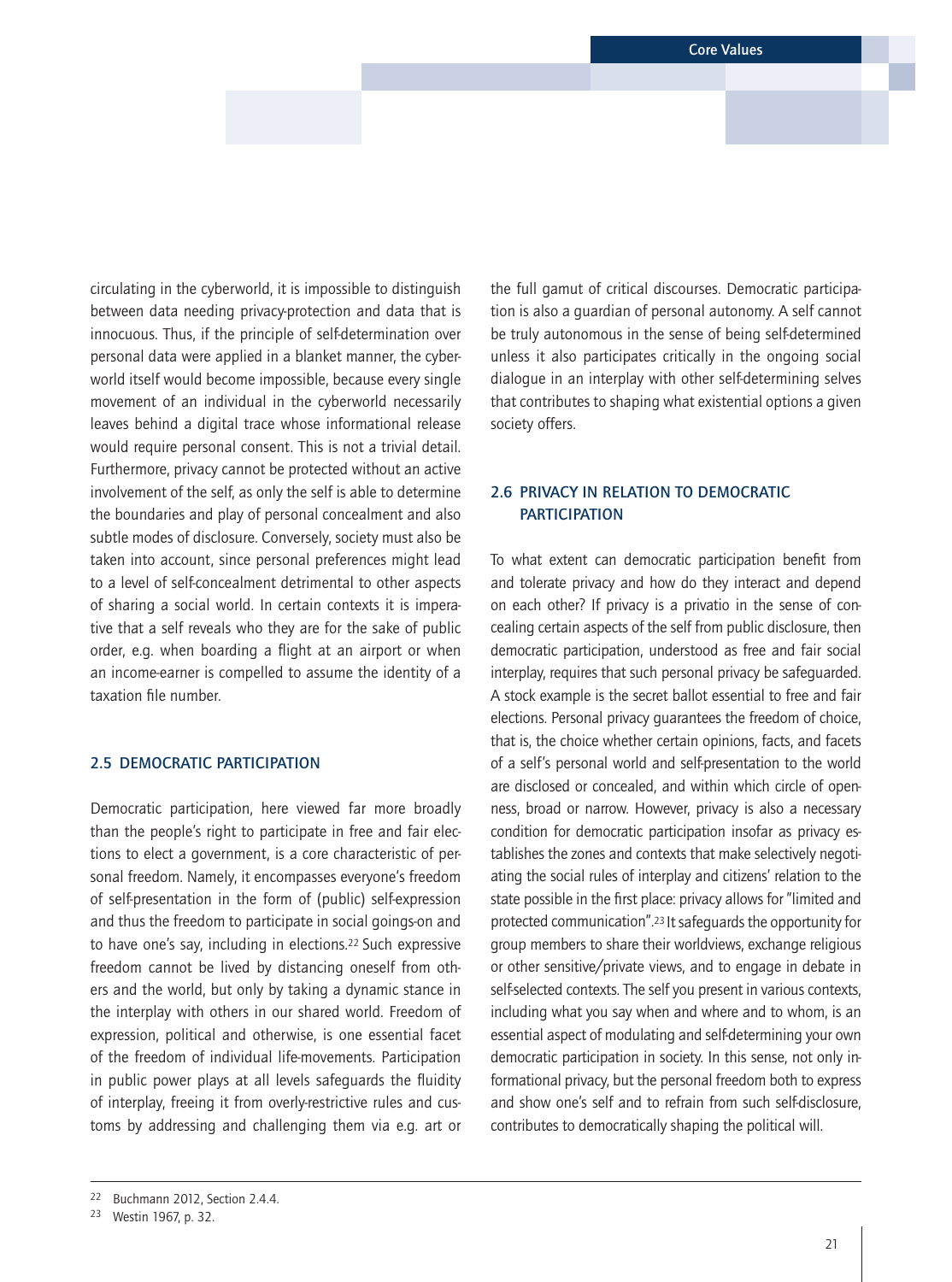circulating in the cyberworld, it is impossible to distinguish between data needing privacy-protection and data that is innocuous. Thus, if the principle of self-determination over personal data were applied in a blanket manner, the cyberworld itself would become impossible, because every single movement of an individual in the cyberworld necessarily leaves behind a digital trace whose informational release would require personal consent. This is not a trivial detail. Furthermore, privacy cannot be protected without an active involvement of the self, as only the self is able to determine the boundaries and play of personal concealment and also subtle modes of disclosure. Conversely, society must also be taken into account, since personal preferences might lead to a level of self-concealment detrimental to other aspects of sharing a social world. In certain contexts it is imperative that a self reveals who they are for the sake of public order, e.g. when boarding a flight at an airport or when an income-earner is compelled to assume the identity of a taxation file number.

## 2.5 DEMOCRATIC PARTICIPATION

Democratic participation, here viewed far more broadly than the people's right to participate in free and fair elections to elect a government, is a core characteristic of personal freedom. Namely, it encompasses everyone's freedom of self-presentation in the form of (public) self-expression and thus the freedom to participate in social goings-on and to have one's say, including in elections.[22] Such expressive freedom cannot be lived by distancing oneself from others and the world, but only by taking a dynamic stance in the interplay with others in our shared world. Freedom of expression, political and otherwise, is one essential facet of the freedom of individual life-movements. Participation in public power plays at all levels safeguards the fluidity of interplay, freeing it from overly-restrictive rules and customs by addressing and challenging them via e.g. art or the full gamut of critical discourses. Democratic participation is also a guardian of personal autonomy. A self cannot be truly autonomous in the sense of being self-determined unless it also participates critically in the ongoing social dialogue in an interplay with other self-determining selves that contributes to shaping what existential options a given society offers.

## 2.6 PRIVACY IN RELATION TO DEMOCRATIC PARTICIPATION

To what extent can democratic participation benefit from and tolerate privacy and how do they interact and depend on each other? If privacy is a privatio in the sense of concealing certain aspects of the self from public disclosure, then democratic participation, understood as free and fair social interplay, requires that such personal privacy be safeguarded. A stock example is the secret ballot essential to free and fair elections. Personal privacy guarantees the freedom of choice, that is, the choice whether certain opinions, facts, and facets of a self's personal world and self-presentation to the world are disclosed or concealed, and within which circle of openness, broad or narrow. However, privacy is also a necessary condition for democratic participation insofar as privacy establishes the zones and contexts that make selectively negotiating the social rules of interplay and citizens' relation to the state possible in the first place: privacy allows for "limited and protected communication".[23] It safeguards the opportunity for group members to share their worldviews, exchange religious or other sensitive/private views, and to engage in debate in self-selected contexts. The self you present in various contexts, including what you say when and where and to whom, is an essential aspect of modulating and self-determining your own democratic participation in society. In this sense, not only informational privacy, but the personal freedom both to express and show one's self and to refrain from such self-disclosure, contributes to democratically shaping the political will.

---

[22] Buchmann 2012, Section 2.4.4.

[23] Westin 1967, p. 32.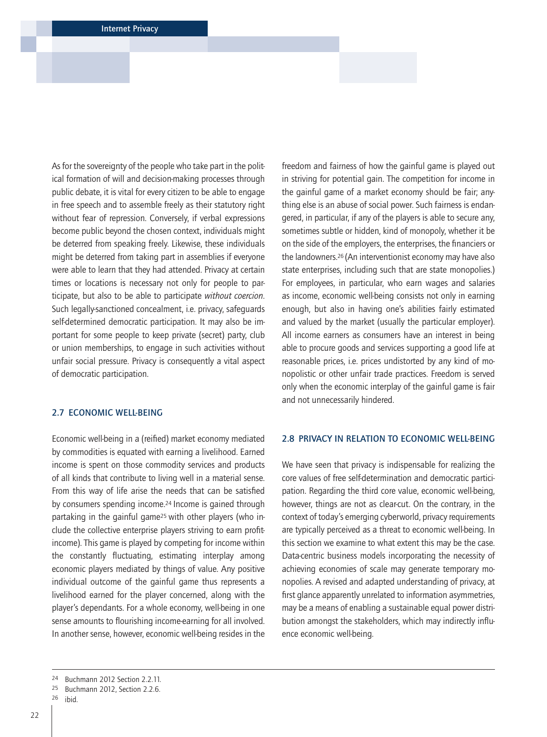As for the sovereignty of the people who take part in the political formation of will and decision-making processes through public debate, it is vital for every citizen to be able to engage in free speech and to assemble freely as their statutory right without fear of repression. Conversely, if verbal expressions become public beyond the chosen context, individuals might be deterred from speaking freely. Likewise, these individuals might be deterred from taking part in assemblies if everyone were able to learn that they had attended. Privacy at certain times or locations is necessary not only for people to participate, but also to be able to participate *without coercion*. Such legally-sanctioned concealment, i.e. privacy, safeguards self-determined democratic participation. It may also be important for some people to keep private (secret) party, club or union memberships, to engage in such activities without unfair social pressure. Privacy is consequently a vital aspect of democratic participation.

## 2.7 ECONOMIC WELL-BEING

Economic well-being in a (reified) market economy mediated by commodities is equated with earning a livelihood. Earned income is spent on those commodity services and products of all kinds that contribute to living well in a material sense. From this way of life arise the needs that can be satisfied by consumers spending income.[24] Income is gained through partaking in the gainful game[25] with other players (who include the collective enterprise players striving to earn profit-income). This game is played by competing for income within the constantly fluctuating, estimating interplay among economic players mediated by things of value. Any positive individual outcome of the gainful game thus represents a livelihood earned for the player concerned, along with the player's dependants. For a whole economy, well-being in one sense amounts to flourishing income-earning for all involved. In another sense, however, economic well-being resides in the freedom and fairness of how the gainful game is played out in striving for potential gain. The competition for income in the gainful game of a market economy should be fair; anything else is an abuse of social power. Such fairness is endangered, in particular, if any of the players is able to secure any, sometimes subtle or hidden, kind of monopoly, whether it be on the side of the employers, the enterprises, the financiers or the landowners.[26] (An interventionist economy may have also state enterprises, including such that are state monopolies.) For employees, in particular, who earn wages and salaries as income, economic well-being consists not only in earning enough, but also in having one's abilities fairly estimated and valued by the market (usually the particular employer). All income earners as consumers have an interest in being able to procure goods and services supporting a good life at reasonable prices, i.e. prices undistorted by any kind of monopolistic or other unfair trade practices. Freedom is served only when the economic interplay of the gainful game is fair and not unnecessarily hindered.

## 2.8 PRIVACY IN RELATION TO ECONOMIC WELL-BEING

We have seen that privacy is indispensable for realizing the core values of free self-determination and democratic participation. Regarding the third core value, economic well-being, however, things are not as clear-cut. On the contrary, in the context of today's emerging cyberworld, privacy requirements are typically perceived as a threat to economic well-being. In this section we examine to what extent this may be the case. Data-centric business models incorporating the necessity of achieving economies of scale may generate temporary monopolies. A revised and adapted understanding of privacy, at first glance apparently unrelated to information asymmetries, may be a means of enabling a sustainable equal power distribution amongst the stakeholders, which may indirectly influence economic well-being.

---

[24] Buchmann 2012 Section 2.2.11.

[25] Buchmann 2012, Section 2.2.6.

[26] ibid.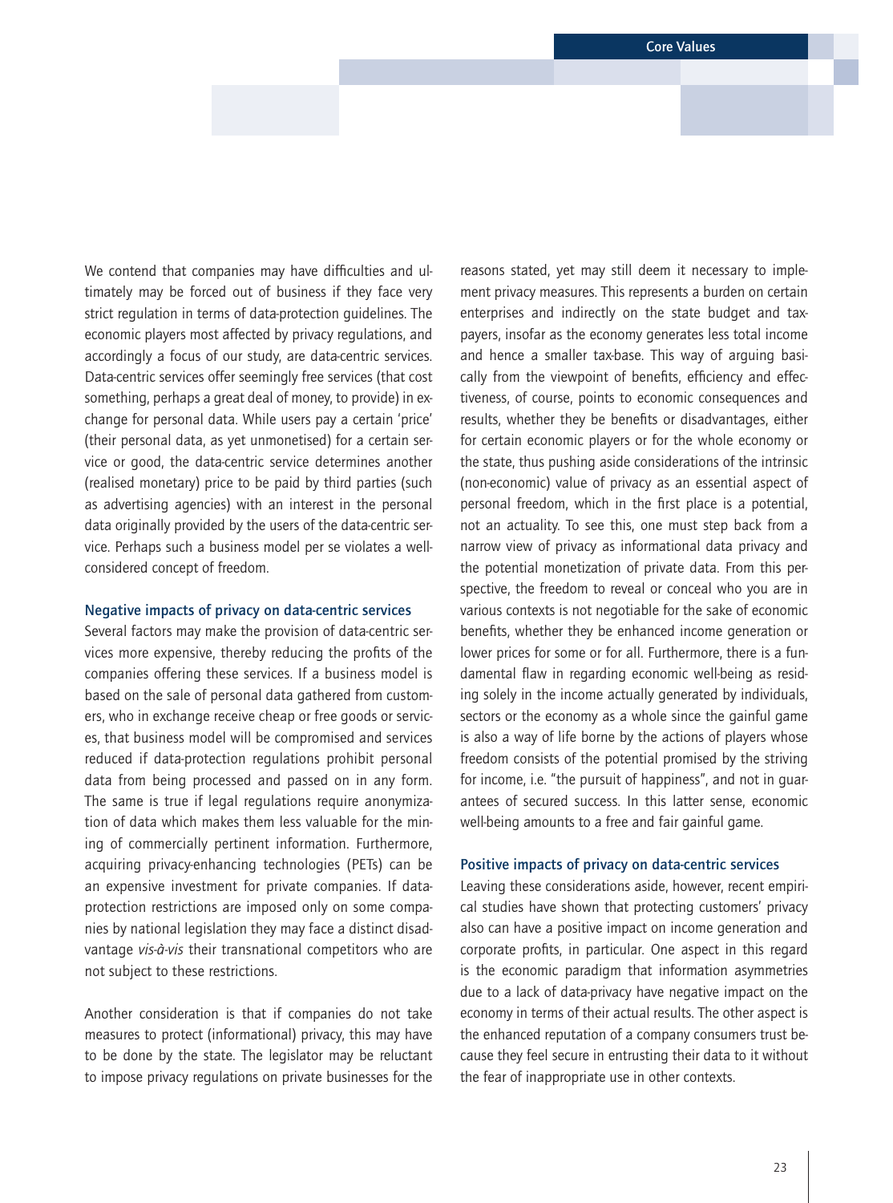We contend that companies may have difficulties and ultimately may be forced out of business if they face very strict regulation in terms of data-protection guidelines. The economic players most affected by privacy regulations, and accordingly a focus of our study, are data-centric services. Data-centric services offer seemingly free services (that cost something, perhaps a great deal of money, to provide) in exchange for personal data. While users pay a certain 'price' (their personal data, as yet unmonetised) for a certain service or good, the data-centric service determines another (realised monetary) price to be paid by third parties (such as advertising agencies) with an interest in the personal data originally provided by the users of the data-centric service. Perhaps such a business model per se violates a well-considered concept of freedom.

### Negative impacts of privacy on data-centric services

Several factors may make the provision of data-centric services more expensive, thereby reducing the profits of the companies offering these services. If a business model is based on the sale of personal data gathered from customers, who in exchange receive cheap or free goods or services, that business model will be compromised and services reduced if data-protection regulations prohibit personal data from being processed and passed on in any form. The same is true if legal regulations require anonymization of data which makes them less valuable for the mining of commercially pertinent information. Furthermore, acquiring privacy-enhancing technologies (PETs) can be an expensive investment for private companies. If data-protection restrictions are imposed only on some companies by national legislation they may face a distinct disadvantage *vis-à-vis* their transnational competitors who are not subject to these restrictions.

Another consideration is that if companies do not take measures to protect (informational) privacy, this may have to be done by the state. The legislator may be reluctant to impose privacy regulations on private businesses for the reasons stated, yet may still deem it necessary to implement privacy measures. This represents a burden on certain enterprises and indirectly on the state budget and taxpayers, insofar as the economy generates less total income and hence a smaller tax-base. This way of arguing basically from the viewpoint of benefits, efficiency and effectiveness, of course, points to economic consequences and results, whether they be benefits or disadvantages, either for certain economic players or for the whole economy or the state, thus pushing aside considerations of the intrinsic (non-economic) value of privacy as an essential aspect of personal freedom, which in the first place is a potential, not an actuality. To see this, one must step back from a narrow view of privacy as informational data privacy and the potential monetization of private data. From this perspective, the freedom to reveal or conceal who you are in various contexts is not negotiable for the sake of economic benefits, whether they be enhanced income generation or lower prices for some or for all. Furthermore, there is a fundamental flaw in regarding economic well-being as residing solely in the income actually generated by individuals, sectors or the economy as a whole since the gainful game is also a way of life borne by the actions of players whose freedom consists of the potential promised by the striving for income, i.e. "the pursuit of happiness", and not in guarantees of secured success. In this latter sense, economic well-being amounts to a free and fair gainful game.

### Positive impacts of privacy on data-centric services

Leaving these considerations aside, however, recent empirical studies have shown that protecting customers' privacy also can have a positive impact on income generation and corporate profits, in particular. One aspect in this regard is the economic paradigm that information asymmetries due to a lack of data-privacy have negative impact on the economy in terms of their actual results. The other aspect is the enhanced reputation of a company consumers trust because they feel secure in entrusting their data to it without the fear of inappropriate use in other contexts.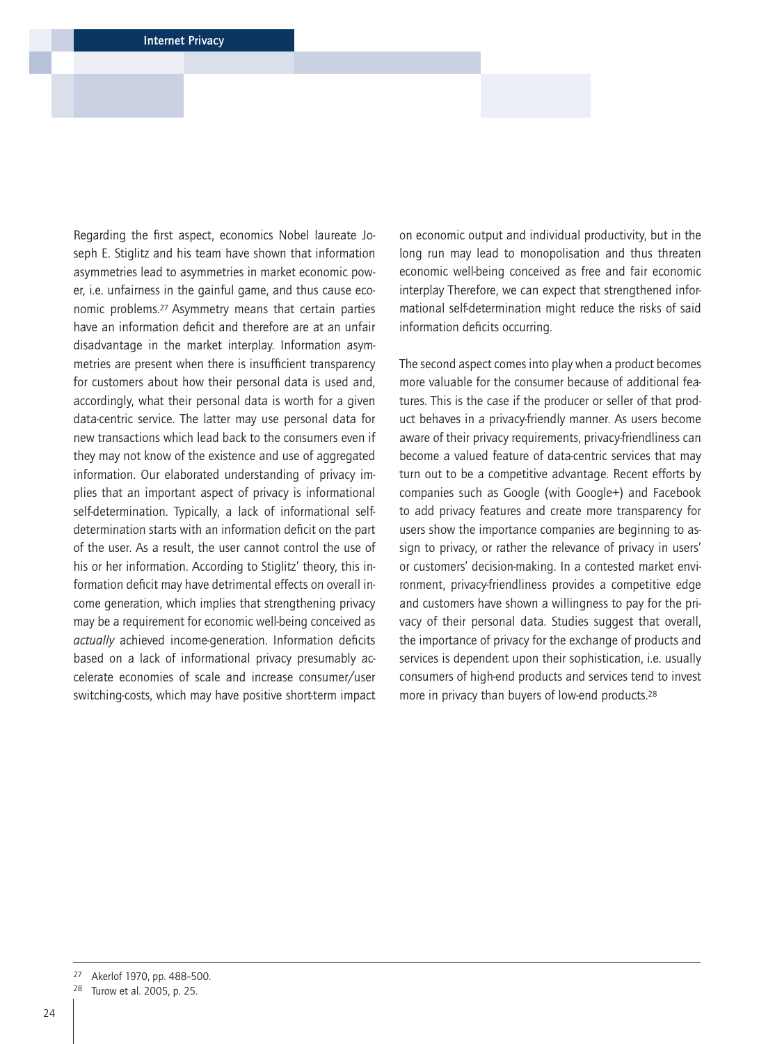Regarding the first aspect, economics Nobel laureate Joseph E. Stiglitz and his team have shown that information asymmetries lead to asymmetries in market economic power, i.e. unfairness in the gainful game, and thus cause economic problems.[27] Asymmetry means that certain parties have an information deficit and therefore are at an unfair disadvantage in the market interplay. Information asymmetries are present when there is insufficient transparency for customers about how their personal data is used and, accordingly, what their personal data is worth for a given data-centric service. The latter may use personal data for new transactions which lead back to the consumers even if they may not know of the existence and use of aggregated information. Our elaborated understanding of privacy implies that an important aspect of privacy is informational self-determination. Typically, a lack of informational self-determination starts with an information deficit on the part of the user. As a result, the user cannot control the use of his or her information. According to Stiglitz' theory, this information deficit may have detrimental effects on overall income generation, which implies that strengthening privacy may be a requirement for economic well-being conceived as *actually* achieved income-generation. Information deficits based on a lack of informational privacy presumably accelerate economies of scale and increase consumer/user switching-costs, which may have positive short-term impact on economic output and individual productivity, but in the long run may lead to monopolisation and thus threaten economic well-being conceived as free and fair economic interplay Therefore, we can expect that strengthened informational self-determination might reduce the risks of said information deficits occurring.

The second aspect comes into play when a product becomes more valuable for the consumer because of additional features. This is the case if the producer or seller of that product behaves in a privacy-friendly manner. As users become aware of their privacy requirements, privacy-friendliness can become a valued feature of data-centric services that may turn out to be a competitive advantage. Recent efforts by companies such as Google (with Google+) and Facebook to add privacy features and create more transparency for users show the importance companies are beginning to assign to privacy, or rather the relevance of privacy in users' or customers' decision-making. In a contested market environment, privacy-friendliness provides a competitive edge and customers have shown a willingness to pay for the privacy of their personal data. Studies suggest that overall, the importance of privacy for the exchange of products and services is dependent upon their sophistication, i.e. usually consumers of high-end products and services tend to invest more in privacy than buyers of low-end products.[28]

---

[27] Akerlof 1970, pp. 488–500.

[28] Turow et al. 2005, p. 25.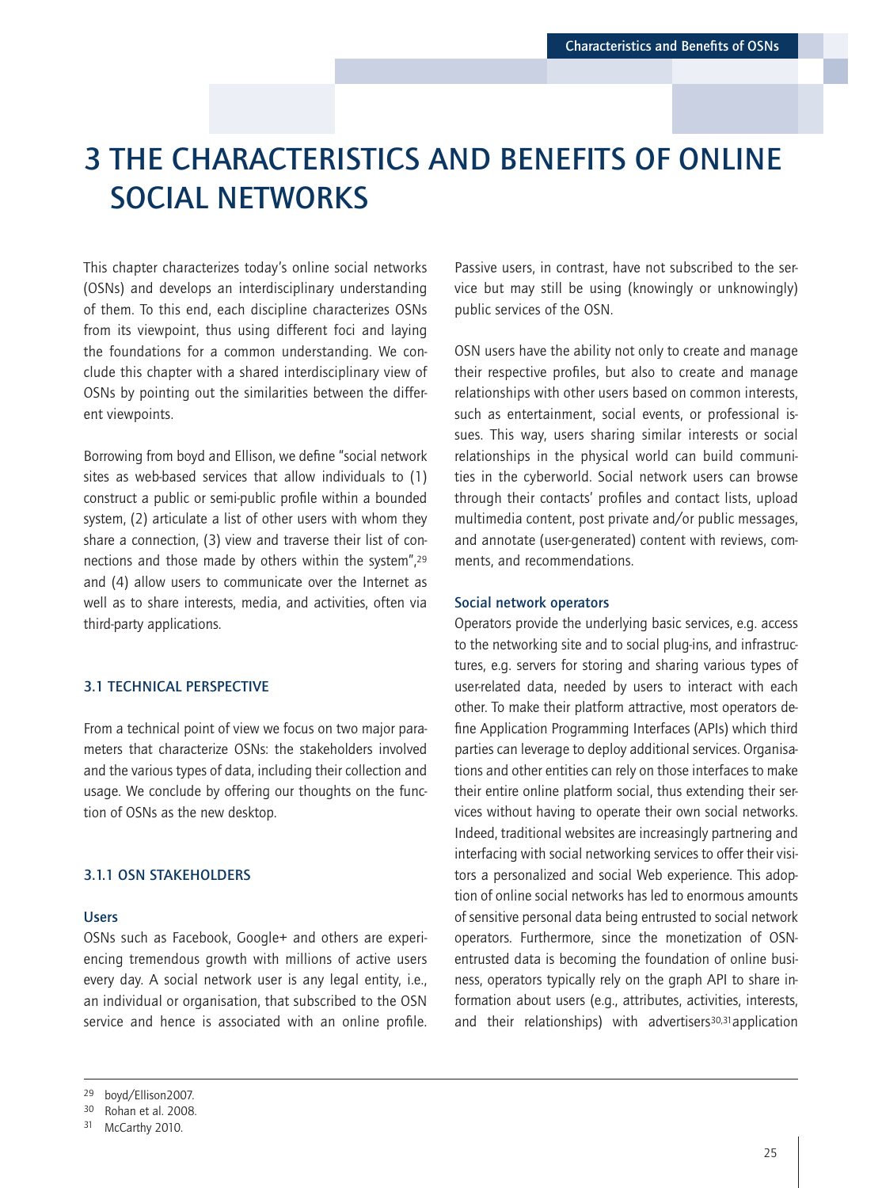# 3 THE CHARACTERISTICS AND BENEFITS OF ONLINE SOCIAL NETWORKS

This chapter characterizes today's online social networks (OSNs) and develops an interdisciplinary understanding of them. To this end, each discipline characterizes OSNs from its viewpoint, thus using different foci and laying the foundations for a common understanding. We conclude this chapter with a shared interdisciplinary view of OSNs by pointing out the similarities between the different viewpoints.

Borrowing from boyd and Ellison, we define "social network sites as web-based services that allow individuals to (1) construct a public or semi-public profile within a bounded system, (2) articulate a list of other users with whom they share a connection, (3) view and traverse their list of connections and those made by others within the system",[29] and (4) allow users to communicate over the Internet as well as to share interests, media, and activities, often via third-party applications.

## 3.1 TECHNICAL PERSPECTIVE

From a technical point of view we focus on two major parameters that characterize OSNs: the stakeholders involved and the various types of data, including their collection and usage. We conclude by offering our thoughts on the function of OSNs as the new desktop.

### 3.1.1 OSN STAKEHOLDERS

#### Users

OSNs such as Facebook, Google+ and others are experiencing tremendous growth with millions of active users every day. A social network user is any legal entity, i.e., an individual or organisation, that subscribed to the OSN service and hence is associated with an online profile. Passive users, in contrast, have not subscribed to the service but may still be using (knowingly or unknowingly) public services of the OSN.

OSN users have the ability not only to create and manage their respective profiles, but also to create and manage relationships with other users based on common interests, such as entertainment, social events, or professional issues. This way, users sharing similar interests or social relationships in the physical world can build communities in the cyberworld. Social network users can browse through their contacts' profiles and contact lists, upload multimedia content, post private and/or public messages, and annotate (user-generated) content with reviews, comments, and recommendations.

#### Social network operators

Operators provide the underlying basic services, e.g. access to the networking site and to social plug-ins, and infrastructures, e.g. servers for storing and sharing various types of user-related data, needed by users to interact with each other. To make their platform attractive, most operators define Application Programming Interfaces (APIs) which third parties can leverage to deploy additional services. Organisations and other entities can rely on those interfaces to make their entire online platform social, thus extending their services without having to operate their own social networks. Indeed, traditional websites are increasingly partnering and interfacing with social networking services to offer their visitors a personalized and social Web experience. This adoption of online social networks has led to enormous amounts of sensitive personal data being entrusted to social network operators. Furthermore, since the monetization of OSN-entrusted data is becoming the foundation of online business, operators typically rely on the graph API to share information about users (e.g., attributes, activities, interests, and their relationships) with advertisers[30,31] application

---

29 boyd/Ellison2007.

30 Rohan et al. 2008.

31 McCarthy 2010.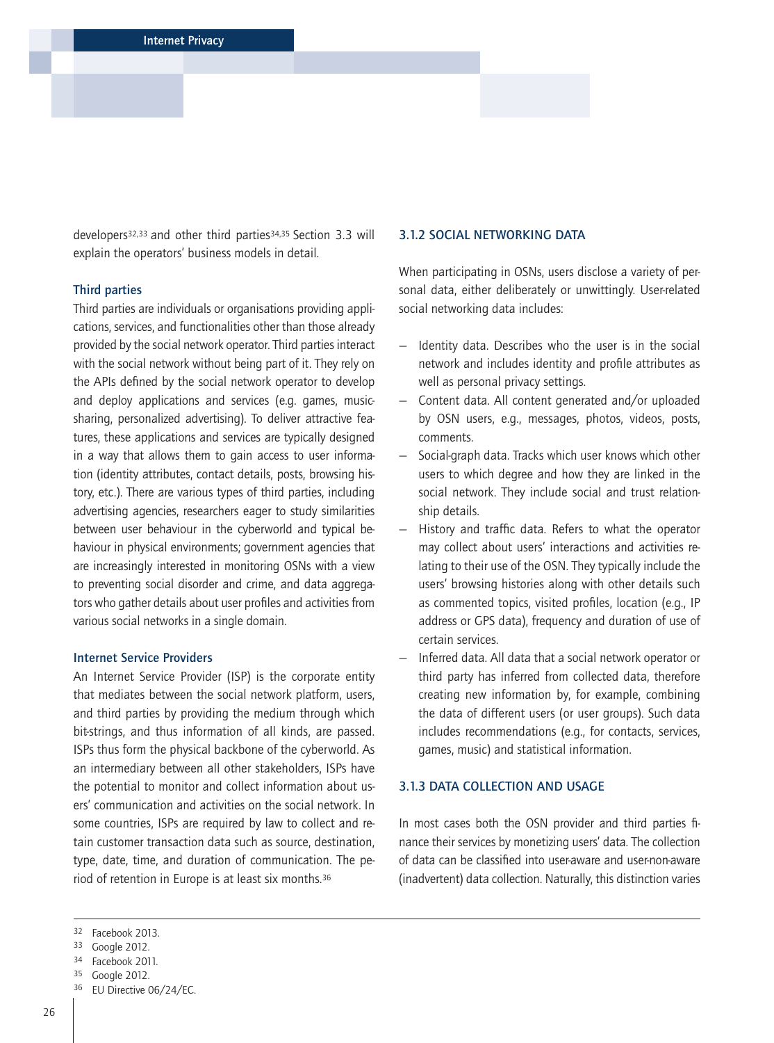developers[32,33] and other third parties[34,35] Section 3.3 will explain the operators' business models in detail.

#### Third parties

Third parties are individuals or organisations providing applications, services, and functionalities other than those already provided by the social network operator. Third parties interact with the social network without being part of it. They rely on the APIs defined by the social network operator to develop and deploy applications and services (e.g. games, music-sharing, personalized advertising). To deliver attractive features, these applications and services are typically designed in a way that allows them to gain access to user information (identity attributes, contact details, posts, browsing history, etc.). There are various types of third parties, including advertising agencies, researchers eager to study similarities between user behaviour in the cyberworld and typical behaviour in physical environments; government agencies that are increasingly interested in monitoring OSNs with a view to preventing social disorder and crime, and data aggregators who gather details about user profiles and activities from various social networks in a single domain.

#### Internet Service Providers

An Internet Service Provider (ISP) is the corporate entity that mediates between the social network platform, users, and third parties by providing the medium through which bit-strings, and thus information of all kinds, are passed. ISPs thus form the physical backbone of the cyberworld. As an intermediary between all other stakeholders, ISPs have the potential to monitor and collect information about users' communication and activities on the social network. In some countries, ISPs are required by law to collect and retain customer transaction data such as source, destination, type, date, time, and duration of communication. The period of retention in Europe is at least six months.[36]

### 3.1.2 SOCIAL NETWORKING DATA

When participating in OSNs, users disclose a variety of personal data, either deliberately or unwittingly. User-related social networking data includes:

- Identity data. Describes who the user is in the social network and includes identity and profile attributes as well as personal privacy settings.
- Content data. All content generated and/or uploaded by OSN users, e.g., messages, photos, videos, posts, comments.
- Social-graph data. Tracks which user knows which other users to which degree and how they are linked in the social network. They include social and trust relationship details.
- History and traffic data. Refers to what the operator may collect about users' interactions and activities relating to their use of the OSN. They typically include the users' browsing histories along with other details such as commented topics, visited profiles, location (e.g., IP address or GPS data), frequency and duration of use of certain services.
- Inferred data. All data that a social network operator or third party has inferred from collected data, therefore creating new information by, for example, combining the data of different users (or user groups). Such data includes recommendations (e.g., for contacts, services, games, music) and statistical information.

### 3.1.3 DATA COLLECTION AND USAGE

In most cases both the OSN provider and third parties finance their services by monetizing users' data. The collection of data can be classified into user-aware and user-non-aware (inadvertent) data collection. Naturally, this distinction varies

---

[32] Facebook 2013.
[33] Google 2012.
[34] Facebook 2011.
[35] Google 2012.
[36] EU Directive 06/24/EC.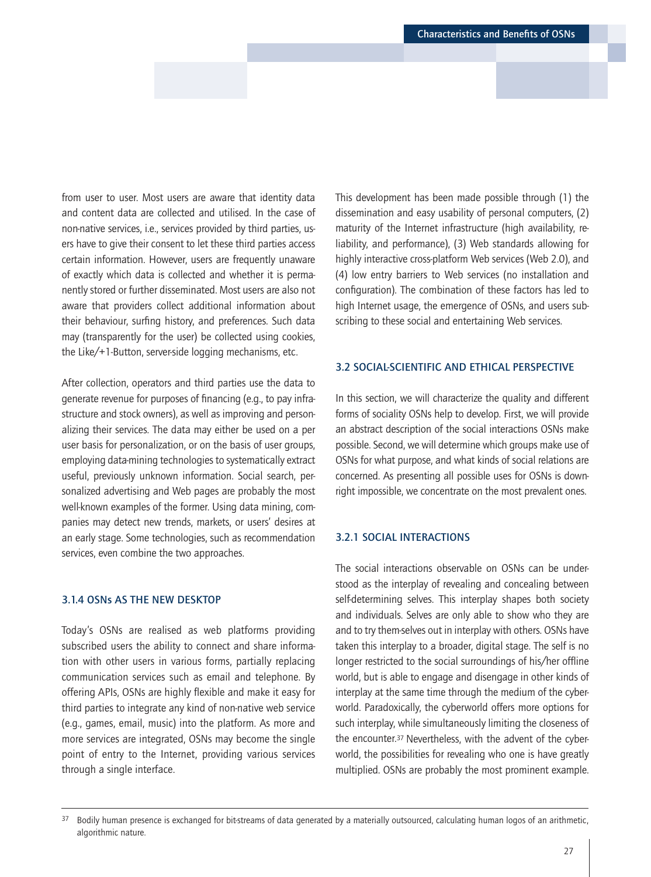from user to user. Most users are aware that identity data and content data are collected and utilised. In the case of non-native services, i.e., services provided by third parties, users have to give their consent to let these third parties access certain information. However, users are frequently unaware of exactly which data is collected and whether it is permanently stored or further disseminated. Most users are also not aware that providers collect additional information about their behaviour, surfing history, and preferences. Such data may (transparently for the user) be collected using cookies, the Like/+1-Button, server-side logging mechanisms, etc.

After collection, operators and third parties use the data to generate revenue for purposes of financing (e.g., to pay infrastructure and stock owners), as well as improving and personalizing their services. The data may either be used on a per user basis for personalization, or on the basis of user groups, employing data-mining technologies to systematically extract useful, previously unknown information. Social search, personalized advertising and Web pages are probably the most well-known examples of the former. Using data mining, companies may detect new trends, markets, or users' desires at an early stage. Some technologies, such as recommendation services, even combine the two approaches.

### 3.1.4 OSNs AS THE NEW DESKTOP

Today's OSNs are realised as web platforms providing subscribed users the ability to connect and share information with other users in various forms, partially replacing communication services such as email and telephone. By offering APIs, OSNs are highly flexible and make it easy for third parties to integrate any kind of non-native web service (e.g., games, email, music) into the platform. As more and more services are integrated, OSNs may become the single point of entry to the Internet, providing various services through a single interface.

This development has been made possible through (1) the dissemination and easy usability of personal computers, (2) maturity of the Internet infrastructure (high availability, reliability, and performance), (3) Web standards allowing for highly interactive cross-platform Web services (Web 2.0), and (4) low entry barriers to Web services (no installation and configuration). The combination of these factors has led to high Internet usage, the emergence of OSNs, and users subscribing to these social and entertaining Web services.

## 3.2 SOCIAL-SCIENTIFIC AND ETHICAL PERSPECTIVE

In this section, we will characterize the quality and different forms of sociality OSNs help to develop. First, we will provide an abstract description of the social interactions OSNs make possible. Second, we will determine which groups make use of OSNs for what purpose, and what kinds of social relations are concerned. As presenting all possible uses for OSNs is downright impossible, we concentrate on the most prevalent ones.

### 3.2.1 SOCIAL INTERACTIONS

The social interactions observable on OSNs can be understood as the interplay of revealing and concealing between self-determining selves. This interplay shapes both society and individuals. Selves are only able to show who they are and to try them-selves out in interplay with others. OSNs have taken this interplay to a broader, digital stage. The self is no longer restricted to the social surroundings of his/her offline world, but is able to engage and disengage in other kinds of interplay at the same time through the medium of the cyberworld. Paradoxically, the cyberworld offers more options for such interplay, while simultaneously limiting the closeness of the encounter.[37] Nevertheless, with the advent of the cyberworld, the possibilities for revealing who one is have greatly multiplied. OSNs are probably the most prominent example.

---

[37] Bodily human presence is exchanged for bit-streams of data generated by a materially outsourced, calculating human logos of an arithmetic, algorithmic nature.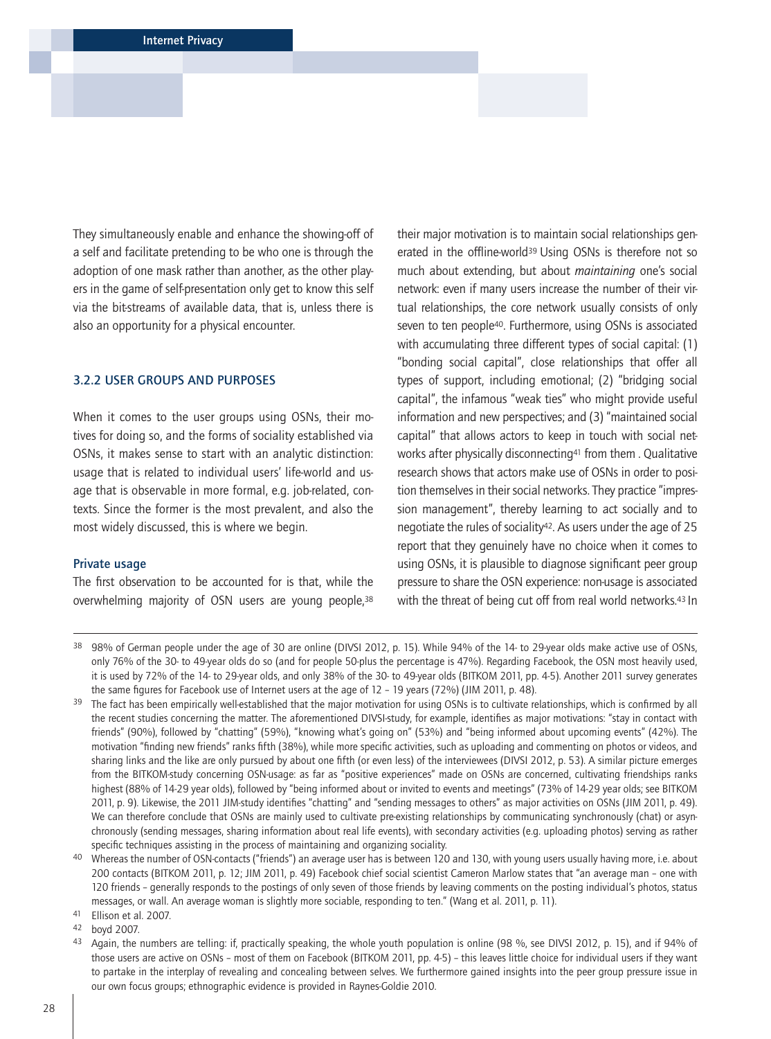They simultaneously enable and enhance the showing-off of a self and facilitate pretending to be who one is through the adoption of one mask rather than another, as the other players in the game of self-presentation only get to know this self via the bit-streams of available data, that is, unless there is also an opportunity for a physical encounter.

### 3.2.2 USER GROUPS AND PURPOSES

When it comes to the user groups using OSNs, their motives for doing so, and the forms of sociality established via OSNs, it makes sense to start with an analytic distinction: usage that is related to individual users' life-world and usage that is observable in more formal, e.g. job-related, contexts. Since the former is the most prevalent, and also the most widely discussed, this is where we begin.

#### Private usage

The first observation to be accounted for is that, while the overwhelming majority of OSN users are young people,[38] their major motivation is to maintain social relationships generated in the offline-world[39] Using OSNs is therefore not so much about extending, but about *maintaining* one's social network: even if many users increase the number of their virtual relationships, the core network usually consists of only seven to ten people[40]. Furthermore, using OSNs is associated with accumulating three different types of social capital: (1) "bonding social capital", close relationships that offer all types of support, including emotional; (2) "bridging social capital", the infamous "weak ties" who might provide useful information and new perspectives; and (3) "maintained social capital" that allows actors to keep in touch with social networks after physically disconnecting[41] from them . Qualitative research shows that actors make use of OSNs in order to position themselves in their social networks. They practice "impression management", thereby learning to act socially and to negotiate the rules of sociality[42]. As users under the age of 25 report that they genuinely have no choice when it comes to using OSNs, it is plausible to diagnose significant peer group pressure to share the OSN experience: non-usage is associated with the threat of being cut off from real world networks.[43] In

---

[38] 98% of German people under the age of 30 are online (DIVSI 2012, p. 15). While 94% of the 14- to 29-year olds make active use of OSNs, only 76% of the 30- to 49-year olds do so (and for people 50-plus the percentage is 47%). Regarding Facebook, the OSN most heavily used, it is used by 72% of the 14- to 29-year olds, and only 38% of the 30- to 49-year olds (BITKOM 2011, pp. 4-5). Another 2011 survey generates the same figures for Facebook use of Internet users at the age of 12 – 19 years (72%) (JIM 2011, p. 48).

[39] The fact has been empirically well-established that the major motivation for using OSNs is to cultivate relationships, which is confirmed by all the recent studies concerning the matter. The aforementioned DIVSI-study, for example, identifies as major motivations: "stay in contact with friends" (90%), followed by "chatting" (59%), "knowing what's going on" (53%) and "being informed about upcoming events" (42%). The motivation "finding new friends" ranks fifth (38%), while more specific activities, such as uploading and commenting on photos or videos, and sharing links and the like are only pursued by about one fifth (or even less) of the interviewees (DIVSI 2012, p. 53). A similar picture emerges from the BITKOM-study concerning OSN-usage: as far as "positive experiences" made on OSNs are concerned, cultivating friendships ranks highest (88% of 14-29 year olds), followed by "being informed about or invited to events and meetings" (73% of 14-29 year olds; see BITKOM 2011, p. 9). Likewise, the 2011 JIM-study identifies "chatting" and "sending messages to others" as major activities on OSNs (JIM 2011, p. 49). We can therefore conclude that OSNs are mainly used to cultivate pre-existing relationships by communicating synchronously (chat) or asynchronously (sending messages, sharing information about real life events), with secondary activities (e.g. uploading photos) serving as rather specific techniques assisting in the process of maintaining and organizing sociality.

[40] Whereas the number of OSN-contacts ("friends") an average user has is between 120 and 130, with young users usually having more, i.e. about 200 contacts (BITKOM 2011, p. 12; JIM 2011, p. 49) Facebook chief social scientist Cameron Marlow states that "an average man – one with 120 friends – generally responds to the postings of only seven of those friends by leaving comments on the posting individual's photos, status messages, or wall. An average woman is slightly more sociable, responding to ten." (Wang et al. 2011, p. 11).

[41] Ellison et al. 2007.

[42] boyd 2007.

[43] Again, the numbers are telling: if, practically speaking, the whole youth population is online (98 %, see DIVSI 2012, p. 15), and if 94% of those users are active on OSNs – most of them on Facebook (BITKOM 2011, pp. 4-5) – this leaves little choice for individual users if they want to partake in the interplay of revealing and concealing between selves. We furthermore gained insights into the peer group pressure issue in our own focus groups; ethnographic evidence is provided in Raynes-Goldie 2010.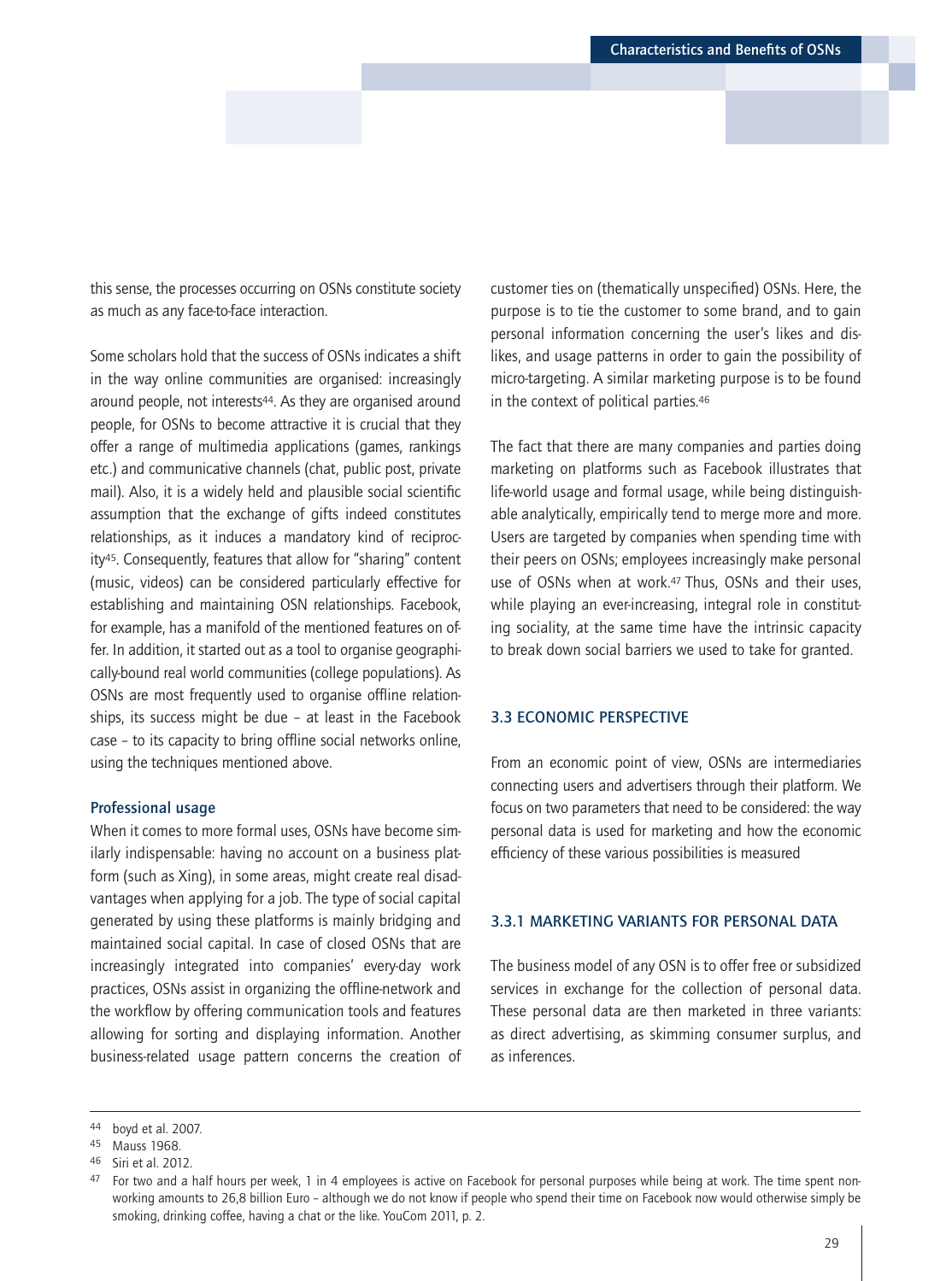this sense, the processes occurring on OSNs constitute society as much as any face-to-face interaction.

Some scholars hold that the success of OSNs indicates a shift in the way online communities are organised: increasingly around people, not interests[44]. As they are organised around people, for OSNs to become attractive it is crucial that they offer a range of multimedia applications (games, rankings etc.) and communicative channels (chat, public post, private mail). Also, it is a widely held and plausible social scientific assumption that the exchange of gifts indeed constitutes relationships, as it induces a mandatory kind of reciprocity[45]. Consequently, features that allow for "sharing" content (music, videos) can be considered particularly effective for establishing and maintaining OSN relationships. Facebook, for example, has a manifold of the mentioned features on offer. In addition, it started out as a tool to organise geographically-bound real world communities (college populations). As OSNs are most frequently used to organise offline relationships, its success might be due – at least in the Facebook case – to its capacity to bring offline social networks online, using the techniques mentioned above.

#### Professional usage

When it comes to more formal uses, OSNs have become similarly indispensable: having no account on a business platform (such as Xing), in some areas, might create real disadvantages when applying for a job. The type of social capital generated by using these platforms is mainly bridging and maintained social capital. In case of closed OSNs that are increasingly integrated into companies' every-day work practices, OSNs assist in organizing the offline-network and the workflow by offering communication tools and features allowing for sorting and displaying information. Another business-related usage pattern concerns the creation of customer ties on (thematically unspecified) OSNs. Here, the purpose is to tie the customer to some brand, and to gain personal information concerning the user's likes and dislikes, and usage patterns in order to gain the possibility of micro-targeting. A similar marketing purpose is to be found in the context of political parties.[46]

The fact that there are many companies and parties doing marketing on platforms such as Facebook illustrates that life-world usage and formal usage, while being distinguishable analytically, empirically tend to merge more and more. Users are targeted by companies when spending time with their peers on OSNs; employees increasingly make personal use of OSNs when at work.[47] Thus, OSNs and their uses, while playing an ever-increasing, integral role in constituting sociality, at the same time have the intrinsic capacity to break down social barriers we used to take for granted.

## 3.3 ECONOMIC PERSPECTIVE

From an economic point of view, OSNs are intermediaries connecting users and advertisers through their platform. We focus on two parameters that need to be considered: the way personal data is used for marketing and how the economic efficiency of these various possibilities is measured

### 3.3.1 MARKETING VARIANTS FOR PERSONAL DATA

The business model of any OSN is to offer free or subsidized services in exchange for the collection of personal data. These personal data are then marketed in three variants: as direct advertising, as skimming consumer surplus, and as inferences.

---

[44] boyd et al. 2007.

[45] Mauss 1968.

[46] Siri et al. 2012.

[47] For two and a half hours per week, 1 in 4 employees is active on Facebook for personal purposes while being at work. The time spent non-working amounts to 26,8 billion Euro – although we do not know if people who spend their time on Facebook now would otherwise simply be smoking, drinking coffee, having a chat or the like. YouCom 2011, p. 2.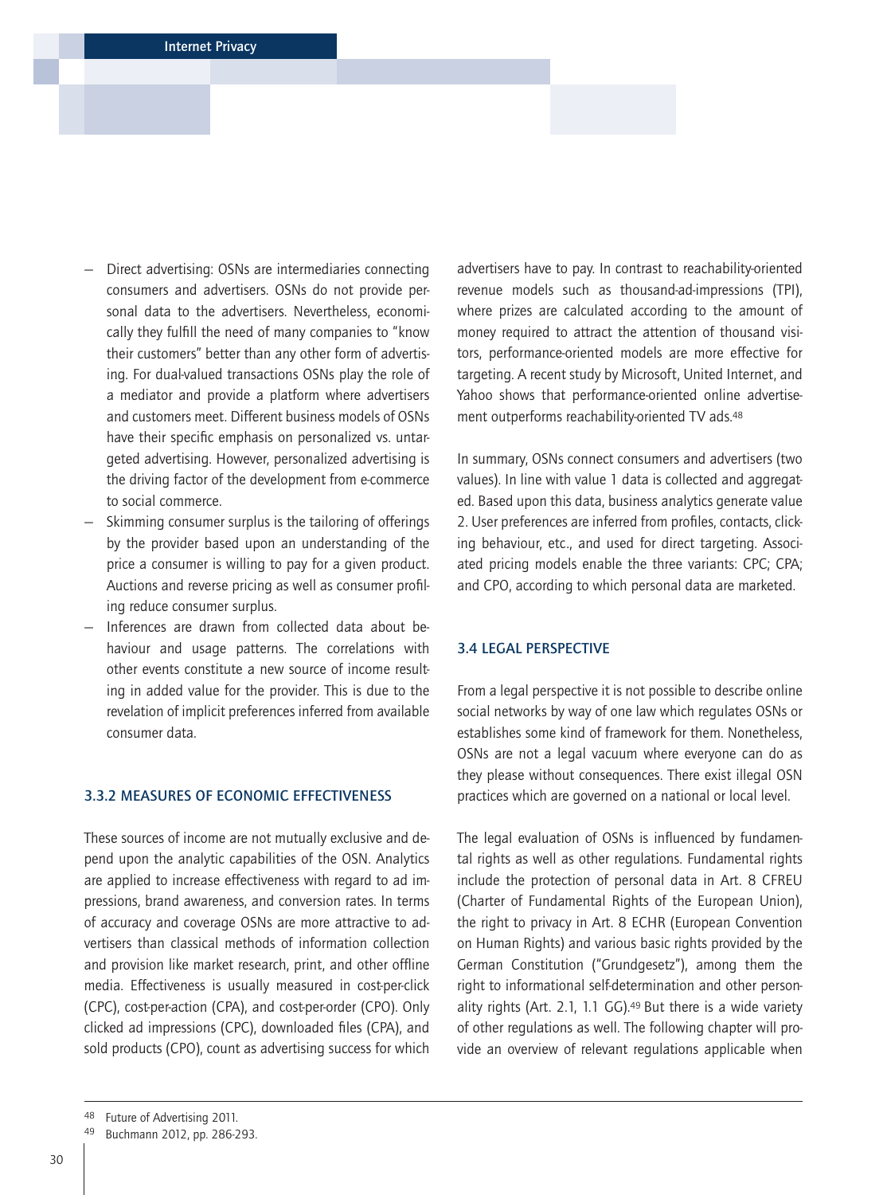- Direct advertising: OSNs are intermediaries connecting consumers and advertisers. OSNs do not provide personal data to the advertisers. Nevertheless, economically they fulfill the need of many companies to "know their customers" better than any other form of advertising. For dual-valued transactions OSNs play the role of a mediator and provide a platform where advertisers and customers meet. Different business models of OSNs have their specific emphasis on personalized vs. untargeted advertising. However, personalized advertising is the driving factor of the development from e-commerce to social commerce.
- Skimming consumer surplus is the tailoring of offerings by the provider based upon an understanding of the price a consumer is willing to pay for a given product. Auctions and reverse pricing as well as consumer profiling reduce consumer surplus.
- Inferences are drawn from collected data about behaviour and usage patterns. The correlations with other events constitute a new source of income resulting in added value for the provider. This is due to the revelation of implicit preferences inferred from available consumer data.

### 3.3.2 MEASURES OF ECONOMIC EFFECTIVENESS

These sources of income are not mutually exclusive and depend upon the analytic capabilities of the OSN. Analytics are applied to increase effectiveness with regard to ad impressions, brand awareness, and conversion rates. In terms of accuracy and coverage OSNs are more attractive to advertisers than classical methods of information collection and provision like market research, print, and other offline media. Effectiveness is usually measured in cost-per-click (CPC), cost-per-action (CPA), and cost-per-order (CPO). Only clicked ad impressions (CPC), downloaded files (CPA), and sold products (CPO), count as advertising success for which advertisers have to pay. In contrast to reachability-oriented revenue models such as thousand-ad-impressions (TPI), where prizes are calculated according to the amount of money required to attract the attention of thousand visitors, performance-oriented models are more effective for targeting. A recent study by Microsoft, United Internet, and Yahoo shows that performance-oriented online advertisement outperforms reachability-oriented TV ads.[48]

In summary, OSNs connect consumers and advertisers (two values). In line with value 1 data is collected and aggregated. Based upon this data, business analytics generate value 2. User preferences are inferred from profiles, contacts, clicking behaviour, etc., and used for direct targeting. Associated pricing models enable the three variants: CPC; CPA; and CPO, according to which personal data are marketed.

## 3.4 LEGAL PERSPECTIVE

From a legal perspective it is not possible to describe online social networks by way of one law which regulates OSNs or establishes some kind of framework for them. Nonetheless, OSNs are not a legal vacuum where everyone can do as they please without consequences. There exist illegal OSN practices which are governed on a national or local level.

The legal evaluation of OSNs is influenced by fundamental rights as well as other regulations. Fundamental rights include the protection of personal data in Art. 8 CFREU (Charter of Fundamental Rights of the European Union), the right to privacy in Art. 8 ECHR (European Convention on Human Rights) and various basic rights provided by the German Constitution ("Grundgesetz"), among them the right to informational self-determination and other personality rights (Art. 2.1, 1.1 GG).[49] But there is a wide variety of other regulations as well. The following chapter will provide an overview of relevant regulations applicable when

---

[48] Future of Advertising 2011.

[49] Buchmann 2012, pp. 286-293.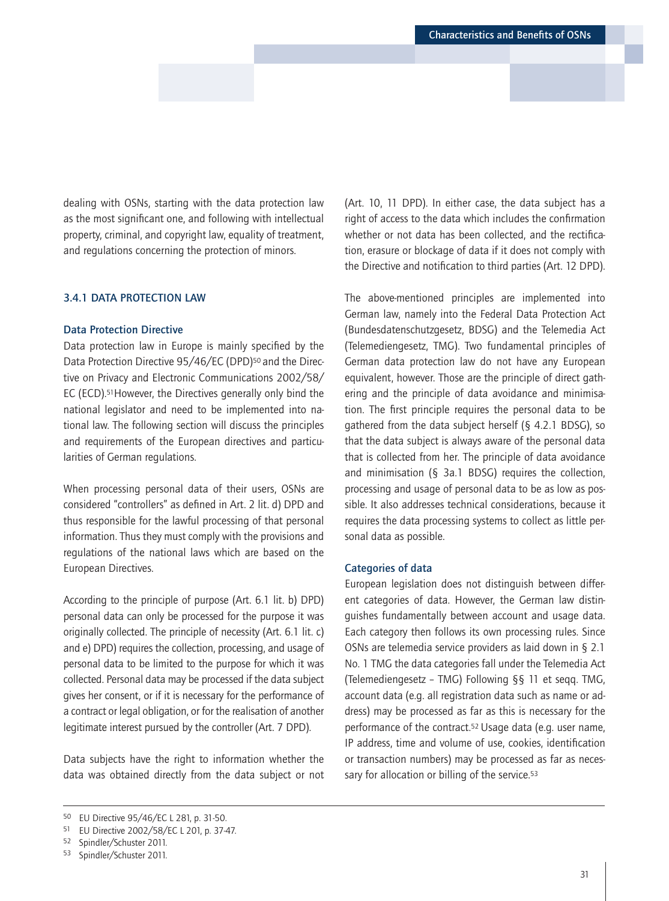dealing with OSNs, starting with the data protection law as the most significant one, and following with intellectual property, criminal, and copyright law, equality of treatment, and regulations concerning the protection of minors.

### 3.4.1 DATA PROTECTION LAW

#### Data Protection Directive

Data protection law in Europe is mainly specified by the Data Protection Directive 95/46/EC (DPD)[50] and the Directive on Privacy and Electronic Communications 2002/58/EC (ECD).[51] However, the Directives generally only bind the national legislator and need to be implemented into national law. The following section will discuss the principles and requirements of the European directives and particularities of German regulations.

When processing personal data of their users, OSNs are considered "controllers" as defined in Art. 2 lit. d) DPD and thus responsible for the lawful processing of that personal information. Thus they must comply with the provisions and regulations of the national laws which are based on the European Directives.

According to the principle of purpose (Art. 6.1 lit. b) DPD) personal data can only be processed for the purpose it was originally collected. The principle of necessity (Art. 6.1 lit. c) and e) DPD) requires the collection, processing, and usage of personal data to be limited to the purpose for which it was collected. Personal data may be processed if the data subject gives her consent, or if it is necessary for the performance of a contract or legal obligation, or for the realisation of another legitimate interest pursued by the controller (Art. 7 DPD).

Data subjects have the right to information whether the data was obtained directly from the data subject or not (Art. 10, 11 DPD). In either case, the data subject has a right of access to the data which includes the confirmation whether or not data has been collected, and the rectification, erasure or blockage of data if it does not comply with the Directive and notification to third parties (Art. 12 DPD).

The above-mentioned principles are implemented into German law, namely into the Federal Data Protection Act (Bundesdatenschutzgesetz, BDSG) and the Telemedia Act (Telemediengesetz, TMG). Two fundamental principles of German data protection law do not have any European equivalent, however. Those are the principle of direct gathering and the principle of data avoidance and minimisation. The first principle requires the personal data to be gathered from the data subject herself (§ 4.2.1 BDSG), so that the data subject is always aware of the personal data that is collected from her. The principle of data avoidance and minimisation (§ 3a.1 BDSG) requires the collection, processing and usage of personal data to be as low as possible. It also addresses technical considerations, because it requires the data processing systems to collect as little personal data as possible.

#### Categories of data

European legislation does not distinguish between different categories of data. However, the German law distinguishes fundamentally between account and usage data. Each category then follows its own processing rules. Since OSNs are telemedia service providers as laid down in § 2.1 No. 1 TMG the data categories fall under the Telemedia Act (Telemediengesetz – TMG) Following §§ 11 et seqq. TMG, account data (e.g. all registration data such as name or address) may be processed as far as this is necessary for the performance of the contract.[52] Usage data (e.g. user name, IP address, time and volume of use, cookies, identification or transaction numbers) may be processed as far as necessary for allocation or billing of the service.[53]

---

[50] EU Directive 95/46/EC L 281, p. 31-50.

[51] EU Directive 2002/58/EC L 201, p. 37-47.

[52] Spindler/Schuster 2011.

[53] Spindler/Schuster 2011.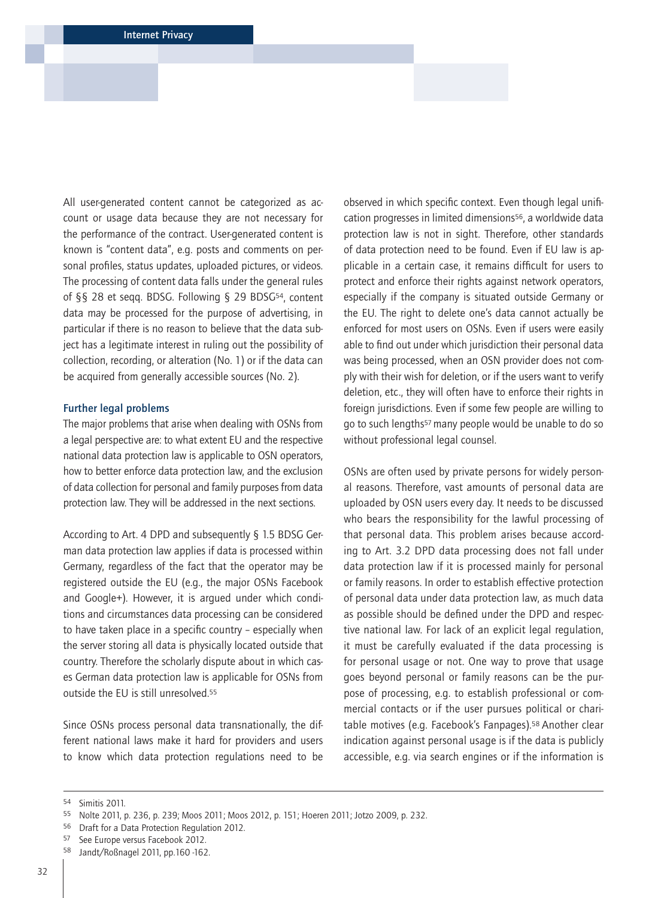All user-generated content cannot be categorized as account or usage data because they are not necessary for the performance of the contract. User-generated content is known is "content data", e.g. posts and comments on personal profiles, status updates, uploaded pictures, or videos. The processing of content data falls under the general rules of §§ 28 et seqq. BDSG. Following § 29 BDSG[54], content data may be processed for the purpose of advertising, in particular if there is no reason to believe that the data subject has a legitimate interest in ruling out the possibility of collection, recording, or alteration (No. 1) or if the data can be acquired from generally accessible sources (No. 2).

### Further legal problems

The major problems that arise when dealing with OSNs from a legal perspective are: to what extent EU and the respective national data protection law is applicable to OSN operators, how to better enforce data protection law, and the exclusion of data collection for personal and family purposes from data protection law. They will be addressed in the next sections.

According to Art. 4 DPD and subsequently § 1.5 BDSG German data protection law applies if data is processed within Germany, regardless of the fact that the operator may be registered outside the EU (e.g., the major OSNs Facebook and Google+). However, it is argued under which conditions and circumstances data processing can be considered to have taken place in a specific country – especially when the server storing all data is physically located outside that country. Therefore the scholarly dispute about in which cases German data protection law is applicable for OSNs from outside the EU is still unresolved.[55]

Since OSNs process personal data transnationally, the different national laws make it hard for providers and users to know which data protection regulations need to be observed in which specific context. Even though legal unification progresses in limited dimensions[56], a worldwide data protection law is not in sight. Therefore, other standards of data protection need to be found. Even if EU law is applicable in a certain case, it remains difficult for users to protect and enforce their rights against network operators, especially if the company is situated outside Germany or the EU. The right to delete one's data cannot actually be enforced for most users on OSNs. Even if users were easily able to find out under which jurisdiction their personal data was being processed, when an OSN provider does not comply with their wish for deletion, or if the users want to verify deletion, etc., they will often have to enforce their rights in foreign jurisdictions. Even if some few people are willing to go to such lengths[57] many people would be unable to do so without professional legal counsel.

OSNs are often used by private persons for widely personal reasons. Therefore, vast amounts of personal data are uploaded by OSN users every day. It needs to be discussed who bears the responsibility for the lawful processing of that personal data. This problem arises because according to Art. 3.2 DPD data processing does not fall under data protection law if it is processed mainly for personal or family reasons. In order to establish effective protection of personal data under data protection law, as much data as possible should be defined under the DPD and respective national law. For lack of an explicit legal regulation, it must be carefully evaluated if the data processing is for personal usage or not. One way to prove that usage goes beyond personal or family reasons can be the purpose of processing, e.g. to establish professional or commercial contacts or if the user pursues political or charitable motives (e.g. Facebook's Fanpages).[58] Another clear indication against personal usage is if the data is publicly accessible, e.g. via search engines or if the information is

---

[54] Simitis 2011.

[55] Nolte 2011, p. 236, p. 239; Moos 2011; Moos 2012, p. 151; Hoeren 2011; Jotzo 2009, p. 232.

[56] Draft for a Data Protection Regulation 2012.

[57] See Europe versus Facebook 2012.

[58] Jandt/Roßnagel 2011, pp.160 -162.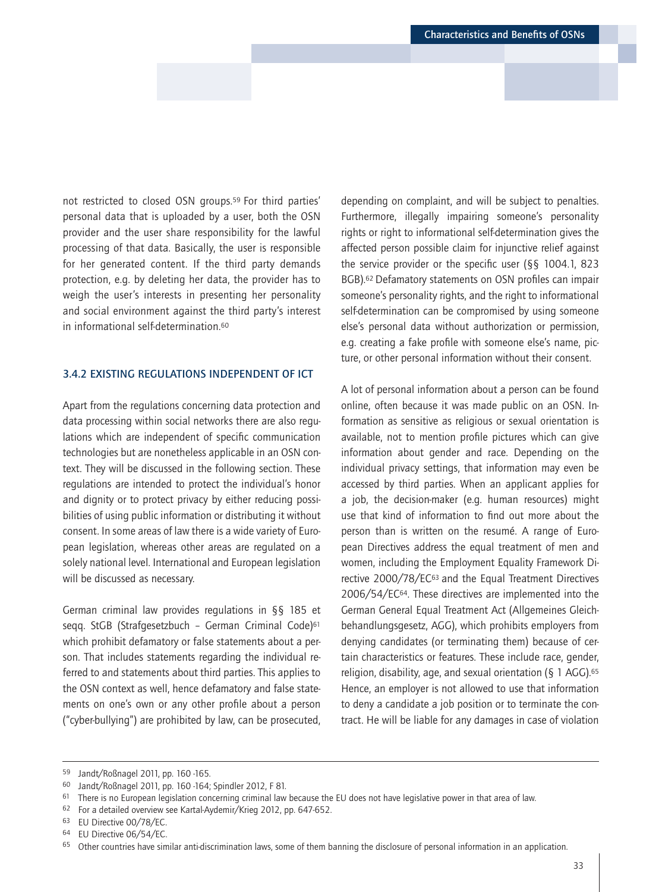not restricted to closed OSN groups.[59] For third parties' personal data that is uploaded by a user, both the OSN provider and the user share responsibility for the lawful processing of that data. Basically, the user is responsible for her generated content. If the third party demands protection, e.g. by deleting her data, the provider has to weigh the user's interests in presenting her personality and social environment against the third party's interest in informational self-determination.[60]

### 3.4.2 EXISTING REGULATIONS INDEPENDENT OF ICT

Apart from the regulations concerning data protection and data processing within social networks there are also regulations which are independent of specific communication technologies but are nonetheless applicable in an OSN context. They will be discussed in the following section. These regulations are intended to protect the individual's honor and dignity or to protect privacy by either reducing possibilities of using public information or distributing it without consent. In some areas of law there is a wide variety of European legislation, whereas other areas are regulated on a solely national level. International and European legislation will be discussed as necessary.

German criminal law provides regulations in §§ 185 et seqq. StGB (Strafgesetzbuch – German Criminal Code)[61] which prohibit defamatory or false statements about a person. That includes statements regarding the individual referred to and statements about third parties. This applies to the OSN context as well, hence defamatory and false statements on one's own or any other profile about a person ("cyber-bullying") are prohibited by law, can be prosecuted, depending on complaint, and will be subject to penalties. Furthermore, illegally impairing someone's personality rights or right to informational self-determination gives the affected person possible claim for injunctive relief against the service provider or the specific user (§§ 1004.1, 823 BGB).[62] Defamatory statements on OSN profiles can impair someone's personality rights, and the right to informational self-determination can be compromised by using someone else's personal data without authorization or permission, e.g. creating a fake profile with someone else's name, picture, or other personal information without their consent.

A lot of personal information about a person can be found online, often because it was made public on an OSN. Information as sensitive as religious or sexual orientation is available, not to mention profile pictures which can give information about gender and race. Depending on the individual privacy settings, that information may even be accessed by third parties. When an applicant applies for a job, the decision-maker (e.g. human resources) might use that kind of information to find out more about the person than is written on the resumé. A range of European Directives address the equal treatment of men and women, including the Employment Equality Framework Directive 2000/78/EC[63] and the Equal Treatment Directives 2006/54/EC[64]. These directives are implemented into the German General Equal Treatment Act (Allgemeines Gleichbehandlungsgesetz, AGG), which prohibits employers from denying candidates (or terminating them) because of certain characteristics or features. These include race, gender, religion, disability, age, and sexual orientation (§ 1 AGG).[65] Hence, an employer is not allowed to use that information to deny a candidate a job position or to terminate the contract. He will be liable for any damages in case of violation

---

[59] Jandt/Roßnagel 2011, pp. 160 -165.

[60] Jandt/Roßnagel 2011, pp. 160 -164; Spindler 2012, F 81.

[61] There is no European legislation concerning criminal law because the EU does not have legislative power in that area of law.

[62] For a detailed overview see Kartal-Aydemir/Krieg 2012, pp. 647-652.

[63] EU Directive 00/78/EC.

[64] EU Directive 06/54/EC.

[65] Other countries have similar anti-discrimination laws, some of them banning the disclosure of personal information in an application.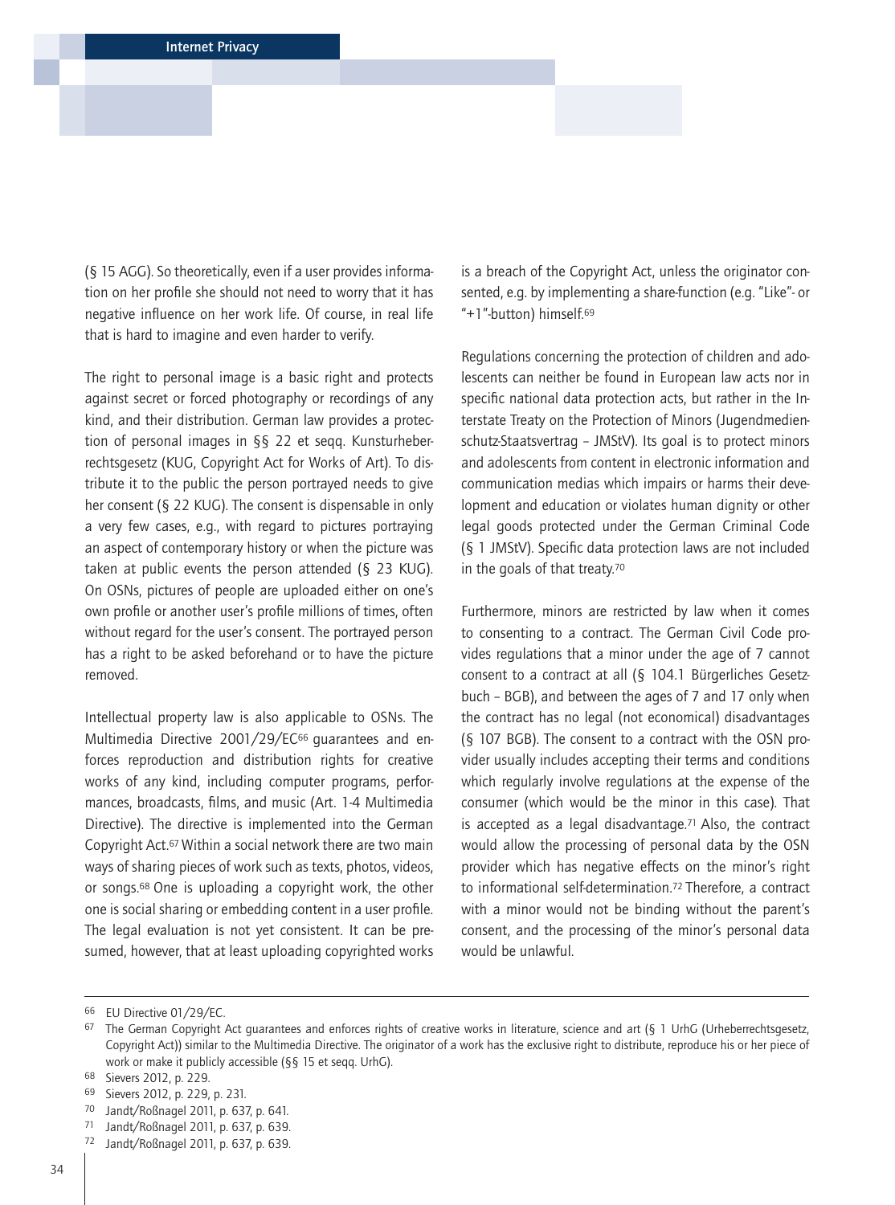(§ 15 AGG). So theoretically, even if a user provides information on her profile she should not need to worry that it has negative influence on her work life. Of course, in real life that is hard to imagine and even harder to verify.

The right to personal image is a basic right and protects against secret or forced photography or recordings of any kind, and their distribution. German law provides a protection of personal images in §§ 22 et seqq. Kunsturheberrechtsgesetz (KUG, Copyright Act for Works of Art). To distribute it to the public the person portrayed needs to give her consent (§ 22 KUG). The consent is dispensable in only a very few cases, e.g., with regard to pictures portraying an aspect of contemporary history or when the picture was taken at public events the person attended (§ 23 KUG). On OSNs, pictures of people are uploaded either on one's own profile or another user's profile millions of times, often without regard for the user's consent. The portrayed person has a right to be asked beforehand or to have the picture removed.

Intellectual property law is also applicable to OSNs. The Multimedia Directive 2001/29/EC[66] guarantees and enforces reproduction and distribution rights for creative works of any kind, including computer programs, performances, broadcasts, films, and music (Art. 1-4 Multimedia Directive). The directive is implemented into the German Copyright Act.[67] Within a social network there are two main ways of sharing pieces of work such as texts, photos, videos, or songs.[68] One is uploading a copyright work, the other one is social sharing or embedding content in a user profile. The legal evaluation is not yet consistent. It can be presumed, however, that at least uploading copyrighted works is a breach of the Copyright Act, unless the originator consented, e.g. by implementing a share-function (e.g. "Like"- or "+1"-button) himself.[69]

Regulations concerning the protection of children and adolescents can neither be found in European law acts nor in specific national data protection acts, but rather in the Interstate Treaty on the Protection of Minors (Jugendmedienschutz-Staatsvertrag – JMStV). Its goal is to protect minors and adolescents from content in electronic information and communication medias which impairs or harms their development and education or violates human dignity or other legal goods protected under the German Criminal Code (§ 1 JMStV). Specific data protection laws are not included in the goals of that treaty.[70]

Furthermore, minors are restricted by law when it comes to consenting to a contract. The German Civil Code provides regulations that a minor under the age of 7 cannot consent to a contract at all (§ 104.1 Bürgerliches Gesetzbuch – BGB), and between the ages of 7 and 17 only when the contract has no legal (not economical) disadvantages (§ 107 BGB). The consent to a contract with the OSN provider usually includes accepting their terms and conditions which regularly involve regulations at the expense of the consumer (which would be the minor in this case). That is accepted as a legal disadvantage.[71] Also, the contract would allow the processing of personal data by the OSN provider which has negative effects on the minor's right to informational self-determination.[72] Therefore, a contract with a minor would not be binding without the parent's consent, and the processing of the minor's personal data would be unlawful.

---

[66] EU Directive 01/29/EC.

[67] The German Copyright Act guarantees and enforces rights of creative works in literature, science and art (§ 1 UrhG (Urheberrechtsgesetz, Copyright Act)) similar to the Multimedia Directive. The originator of a work has the exclusive right to distribute, reproduce his or her piece of work or make it publicly accessible (§§ 15 et seqq. UrhG).

[68] Sievers 2012, p. 229.

[69] Sievers 2012, p. 229, p. 231.

[70] Jandt/Roßnagel 2011, p. 637, p. 641.

[71] Jandt/Roßnagel 2011, p. 637, p. 639.

[72] Jandt/Roßnagel 2011, p. 637, p. 639.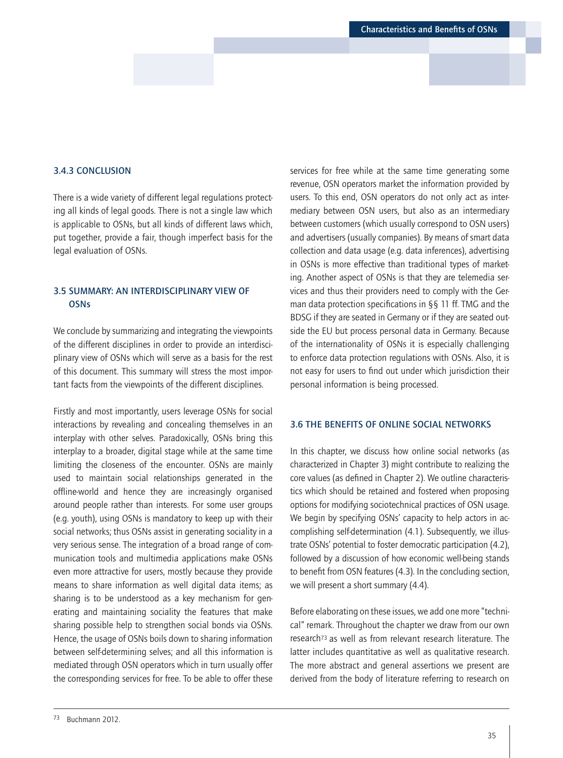### 3.4.3 CONCLUSION

There is a wide variety of different legal regulations protecting all kinds of legal goods. There is not a single law which is applicable to OSNs, but all kinds of different laws which, put together, provide a fair, though imperfect basis for the legal evaluation of OSNs.

## 3.5 SUMMARY: AN INTERDISCIPLINARY VIEW OF OSNs

We conclude by summarizing and integrating the viewpoints of the different disciplines in order to provide an interdisciplinary view of OSNs which will serve as a basis for the rest of this document. This summary will stress the most important facts from the viewpoints of the different disciplines.

Firstly and most importantly, users leverage OSNs for social interactions by revealing and concealing themselves in an interplay with other selves. Paradoxically, OSNs bring this interplay to a broader, digital stage while at the same time limiting the closeness of the encounter. OSNs are mainly used to maintain social relationships generated in the offline-world and hence they are increasingly organised around people rather than interests. For some user groups (e.g. youth), using OSNs is mandatory to keep up with their social networks; thus OSNs assist in generating sociality in a very serious sense. The integration of a broad range of communication tools and multimedia applications make OSNs even more attractive for users, mostly because they provide means to share information as well digital data items; as sharing is to be understood as a key mechanism for generating and maintaining sociality the features that make sharing possible help to strengthen social bonds via OSNs. Hence, the usage of OSNs boils down to sharing information between self-determining selves; and all this information is mediated through OSN operators which in turn usually offer the corresponding services for free. To be able to offer these services for free while at the same time generating some revenue, OSN operators market the information provided by users. To this end, OSN operators do not only act as intermediary between OSN users, but also as an intermediary between customers (which usually correspond to OSN users) and advertisers (usually companies). By means of smart data collection and data usage (e.g. data inferences), advertising in OSNs is more effective than traditional types of marketing. Another aspect of OSNs is that they are telemedia services and thus their providers need to comply with the German data protection specifications in §§ 11 ff. TMG and the BDSG if they are seated in Germany or if they are seated outside the EU but process personal data in Germany. Because of the internationality of OSNs it is especially challenging to enforce data protection regulations with OSNs. Also, it is not easy for users to find out under which jurisdiction their personal information is being processed.

## 3.6 THE BENEFITS OF ONLINE SOCIAL NETWORKS

In this chapter, we discuss how online social networks (as characterized in Chapter 3) might contribute to realizing the core values (as defined in Chapter 2). We outline characteristics which should be retained and fostered when proposing options for modifying sociotechnical practices of OSN usage. We begin by specifying OSNs' capacity to help actors in accomplishing self-determination (4.1). Subsequently, we illustrate OSNs' potential to foster democratic participation (4.2), followed by a discussion of how economic well-being stands to benefit from OSN features (4.3). In the concluding section, we will present a short summary (4.4).

Before elaborating on these issues, we add one more "technical" remark. Throughout the chapter we draw from our own research[73] as well as from relevant research literature. The latter includes quantitative as well as qualitative research. The more abstract and general assertions we present are derived from the body of literature referring to research on

---

[73] Buchmann 2012.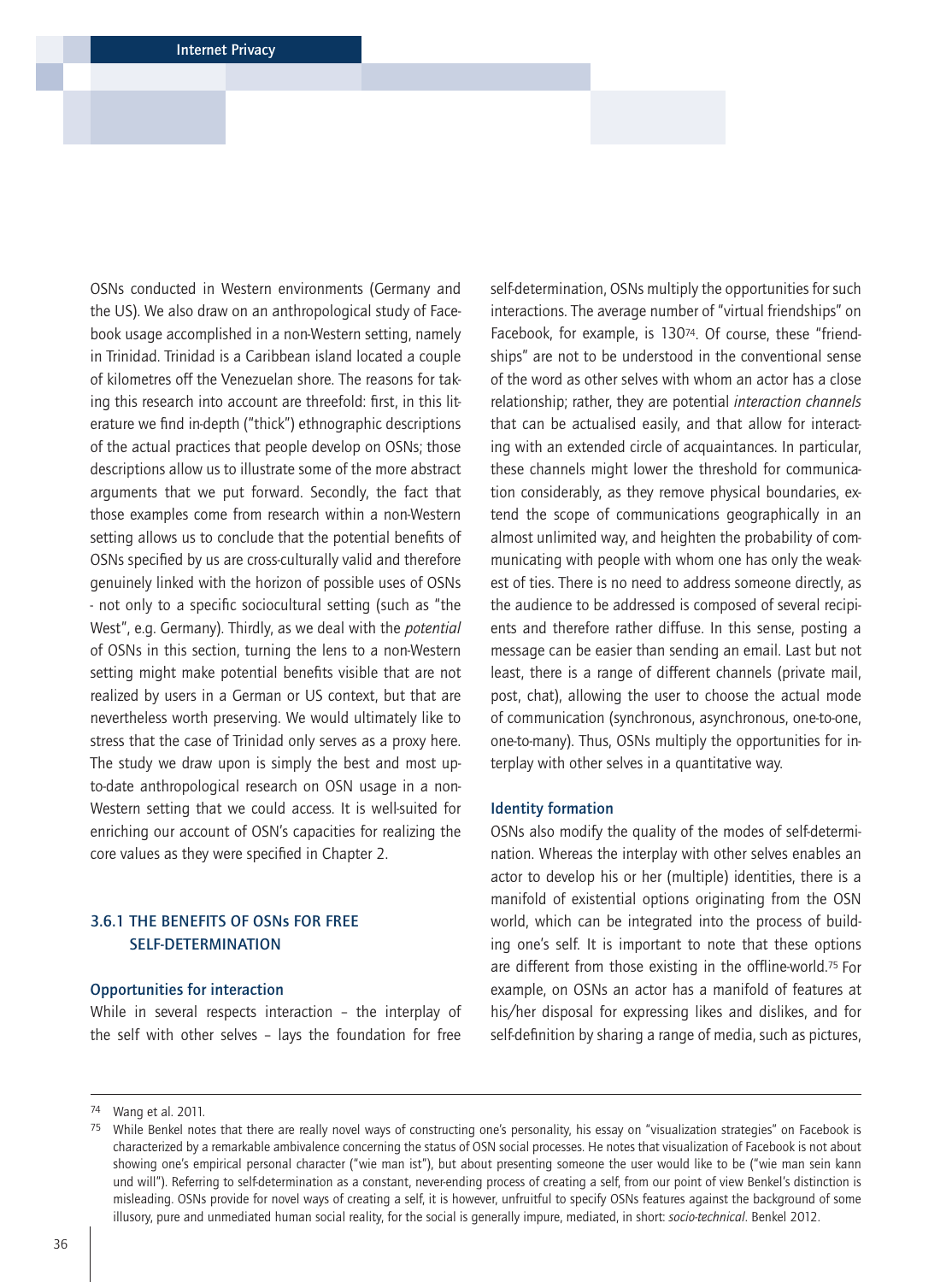OSNs conducted in Western environments (Germany and the US). We also draw on an anthropological study of Facebook usage accomplished in a non-Western setting, namely in Trinidad. Trinidad is a Caribbean island located a couple of kilometres off the Venezuelan shore. The reasons for taking this research into account are threefold: first, in this literature we find in-depth ("thick") ethnographic descriptions of the actual practices that people develop on OSNs; those descriptions allow us to illustrate some of the more abstract arguments that we put forward. Secondly, the fact that those examples come from research within a non-Western setting allows us to conclude that the potential benefits of OSNs specified by us are cross-culturally valid and therefore genuinely linked with the horizon of possible uses of OSNs - not only to a specific sociocultural setting (such as "the West", e.g. Germany). Thirdly, as we deal with the *potential* of OSNs in this section, turning the lens to a non-Western setting might make potential benefits visible that are not realized by users in a German or US context, but that are nevertheless worth preserving. We would ultimately like to stress that the case of Trinidad only serves as a proxy here. The study we draw upon is simply the best and most up-to-date anthropological research on OSN usage in a non-Western setting that we could access. It is well-suited for enriching our account of OSN's capacities for realizing the core values as they were specified in Chapter 2.

### 3.6.1 THE BENEFITS OF OSNs FOR FREE SELF-DETERMINATION

#### Opportunities for interaction

While in several respects interaction – the interplay of the self with other selves – lays the foundation for free self-determination, OSNs multiply the opportunities for such interactions. The average number of "virtual friendships" on Facebook, for example, is 130[74]. Of course, these "friendships" are not to be understood in the conventional sense of the word as other selves with whom an actor has a close relationship; rather, they are potential *interaction channels* that can be actualised easily, and that allow for interacting with an extended circle of acquaintances. In particular, these channels might lower the threshold for communication considerably, as they remove physical boundaries, extend the scope of communications geographically in an almost unlimited way, and heighten the probability of communicating with people with whom one has only the weakest of ties. There is no need to address someone directly, as the audience to be addressed is composed of several recipients and therefore rather diffuse. In this sense, posting a message can be easier than sending an email. Last but not least, there is a range of different channels (private mail, post, chat), allowing the user to choose the actual mode of communication (synchronous, asynchronous, one-to-one, one-to-many). Thus, OSNs multiply the opportunities for interplay with other selves in a quantitative way.

#### Identity formation

OSNs also modify the quality of the modes of self-determination. Whereas the interplay with other selves enables an actor to develop his or her (multiple) identities, there is a manifold of existential options originating from the OSN world, which can be integrated into the process of building one's self. It is important to note that these options are different from those existing in the offline-world.[75] For example, on OSNs an actor has a manifold of features at his/her disposal for expressing likes and dislikes, and for self-definition by sharing a range of media, such as pictures,

---

[74] Wang et al. 2011.

[75] While Benkel notes that there are really novel ways of constructing one's personality, his essay on "visualization strategies" on Facebook is characterized by a remarkable ambivalence concerning the status of OSN social processes. He notes that visualization of Facebook is not about showing one's empirical personal character ("wie man ist"), but about presenting someone the user would like to be ("wie man sein kann und will"). Referring to self-determination as a constant, never-ending process of creating a self, from our point of view Benkel's distinction is misleading. OSNs provide for novel ways of creating a self, it is however, unfruitful to specify OSNs features against the background of some illusory, pure and unmediated human social reality, for the social is generally impure, mediated, in short: *socio-technical*. Benkel 2012.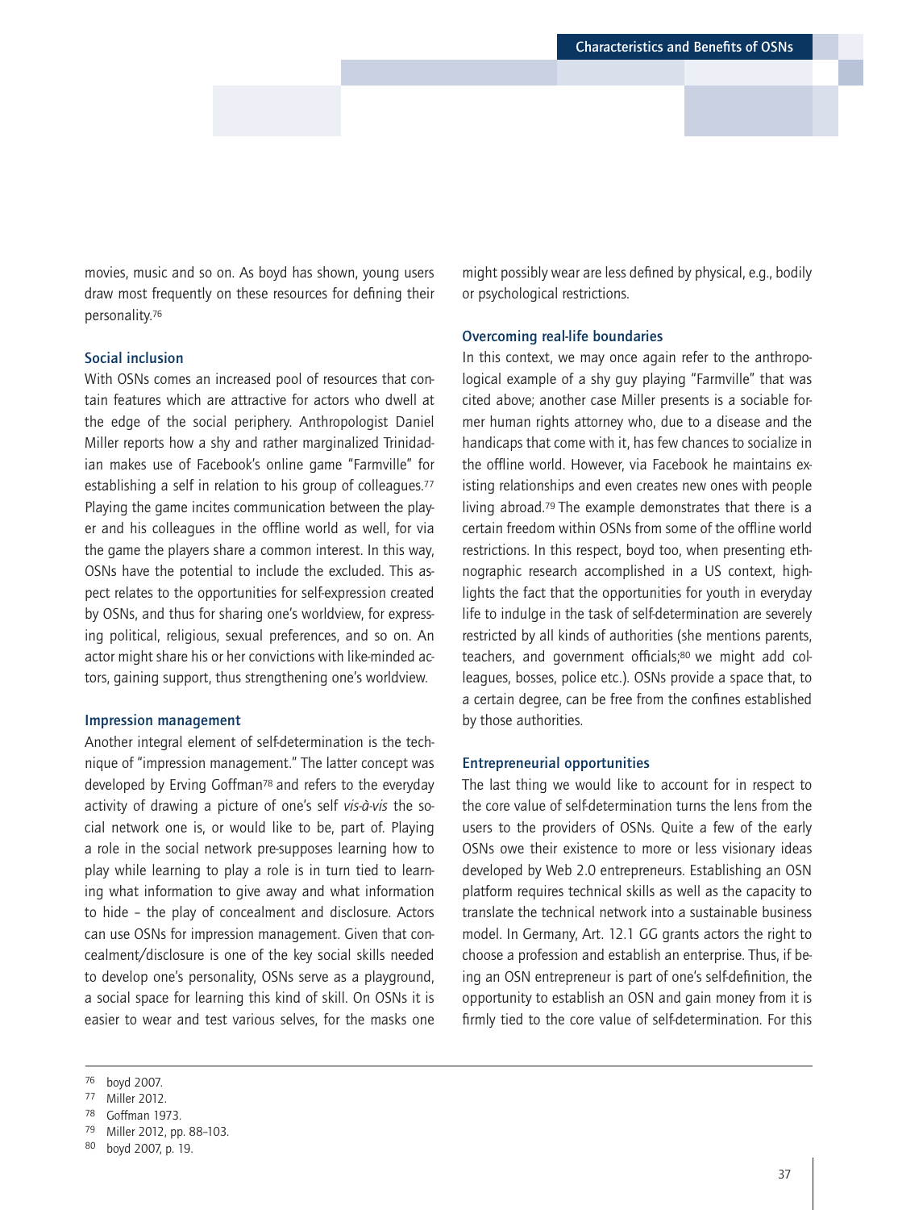movies, music and so on. As boyd has shown, young users draw most frequently on these resources for defining their personality.[76]

### Social inclusion

With OSNs comes an increased pool of resources that contain features which are attractive for actors who dwell at the edge of the social periphery. Anthropologist Daniel Miller reports how a shy and rather marginalized Trinidadian makes use of Facebook's online game "Farmville" for establishing a self in relation to his group of colleagues.[77] Playing the game incites communication between the player and his colleagues in the offline world as well, for via the game the players share a common interest. In this way, OSNs have the potential to include the excluded. This aspect relates to the opportunities for self-expression created by OSNs, and thus for sharing one's worldview, for expressing political, religious, sexual preferences, and so on. An actor might share his or her convictions with like-minded actors, gaining support, thus strengthening one's worldview.

### Impression management

Another integral element of self-determination is the technique of "impression management." The latter concept was developed by Erving Goffman[78] and refers to the everyday activity of drawing a picture of one's self *vis-à-vis* the social network one is, or would like to be, part of. Playing a role in the social network pre-supposes learning how to play while learning to play a role is in turn tied to learning what information to give away and what information to hide – the play of concealment and disclosure. Actors can use OSNs for impression management. Given that concealment/disclosure is one of the key social skills needed to develop one's personality, OSNs serve as a playground, a social space for learning this kind of skill. On OSNs it is easier to wear and test various selves, for the masks one might possibly wear are less defined by physical, e.g., bodily or psychological restrictions.

### Overcoming real-life boundaries

In this context, we may once again refer to the anthropological example of a shy guy playing "Farmville" that was cited above; another case Miller presents is a sociable former human rights attorney who, due to a disease and the handicaps that come with it, has few chances to socialize in the offline world. However, via Facebook he maintains existing relationships and even creates new ones with people living abroad.[79] The example demonstrates that there is a certain freedom within OSNs from some of the offline world restrictions. In this respect, boyd too, when presenting ethnographic research accomplished in a US context, highlights the fact that the opportunities for youth in everyday life to indulge in the task of self-determination are severely restricted by all kinds of authorities (she mentions parents, teachers, and government officials;[80] we might add colleagues, bosses, police etc.). OSNs provide a space that, to a certain degree, can be free from the confines established by those authorities.

### Entrepreneurial opportunities

The last thing we would like to account for in respect to the core value of self-determination turns the lens from the users to the providers of OSNs. Quite a few of the early OSNs owe their existence to more or less visionary ideas developed by Web 2.0 entrepreneurs. Establishing an OSN platform requires technical skills as well as the capacity to translate the technical network into a sustainable business model. In Germany, Art. 12.1 GG grants actors the right to choose a profession and establish an enterprise. Thus, if being an OSN entrepreneur is part of one's self-definition, the opportunity to establish an OSN and gain money from it is firmly tied to the core value of self-determination. For this

---

[76] boyd 2007.

[77] Miller 2012.

[78] Goffman 1973.

[79] Miller 2012, pp. 88–103.

[80] boyd 2007, p. 19.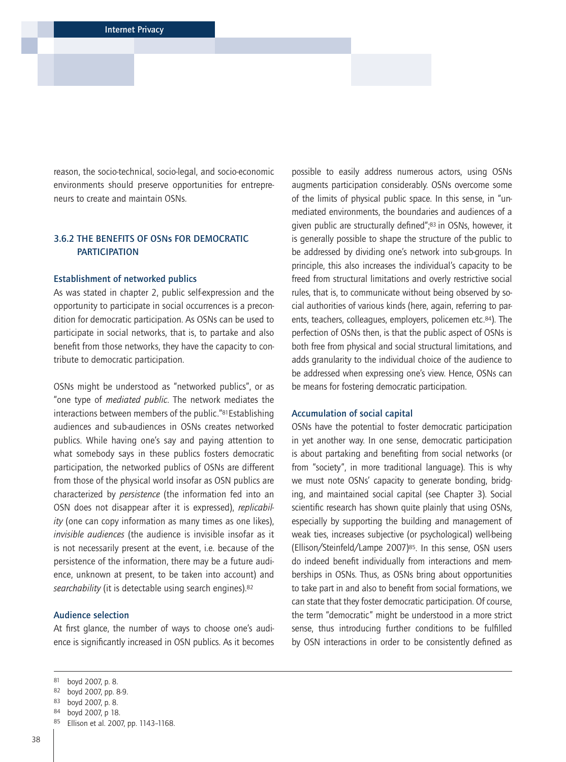reason, the socio-technical, socio-legal, and socio-economic environments should preserve opportunities for entrepreneurs to create and maintain OSNs.

### 3.6.2 THE BENEFITS OF OSNs FOR DEMOCRATIC PARTICIPATION

#### Establishment of networked publics

As was stated in chapter 2, public self-expression and the opportunity to participate in social occurrences is a precondition for democratic participation. As OSNs can be used to participate in social networks, that is, to partake and also benefit from those networks, they have the capacity to contribute to democratic participation.

OSNs might be understood as "networked publics", or as "one type of *mediated public*. The network mediates the interactions between members of the public."[81] Establishing audiences and sub-audiences in OSNs creates networked publics. While having one's say and paying attention to what somebody says in these publics fosters democratic participation, the networked publics of OSNs are different from those of the physical world insofar as OSN publics are characterized by *persistence* (the information fed into an OSN does not disappear after it is expressed), *replicability* (one can copy information as many times as one likes), *invisible audiences* (the audience is invisible insofar as it is not necessarily present at the event, i.e. because of the persistence of the information, there may be a future audience, unknown at present, to be taken into account) and *searchability* (it is detectable using search engines).[82]

#### Audience selection

At first glance, the number of ways to choose one's audience is significantly increased in OSN publics. As it becomes possible to easily address numerous actors, using OSNs augments participation considerably. OSNs overcome some of the limits of physical public space. In this sense, in "unmediated environments, the boundaries and audiences of a given public are structurally defined";[83] in OSNs, however, it is generally possible to shape the structure of the public to be addressed by dividing one's network into sub-groups. In principle, this also increases the individual's capacity to be freed from structural limitations and overly restrictive social rules, that is, to communicate without being observed by social authorities of various kinds (here, again, referring to parents, teachers, colleagues, employers, policemen etc.[84]). The perfection of OSNs then, is that the public aspect of OSNs is both free from physical and social structural limitations, and adds granularity to the individual choice of the audience to be addressed when expressing one's view. Hence, OSNs can be means for fostering democratic participation.

#### Accumulation of social capital

OSNs have the potential to foster democratic participation in yet another way. In one sense, democratic participation is about partaking and benefiting from social networks (or from "society", in more traditional language). This is why we must note OSNs' capacity to generate bonding, bridging, and maintained social capital (see Chapter 3). Social scientific research has shown quite plainly that using OSNs, especially by supporting the building and management of weak ties, increases subjective (or psychological) well-being (Ellison/Steinfeld/Lampe 2007)[85]. In this sense, OSN users do indeed benefit individually from interactions and memberships in OSNs. Thus, as OSNs bring about opportunities to take part in and also to benefit from social formations, we can state that they foster democratic participation. Of course, the term "democratic" might be understood in a more strict sense, thus introducing further conditions to be fulfilled by OSN interactions in order to be consistently defined as

---

[81] boyd 2007, p. 8.

[82] boyd 2007, pp. 8-9.

[83] boyd 2007, p. 8.

[84] boyd 2007, p 18.

[85] Ellison et al. 2007, pp. 1143–1168.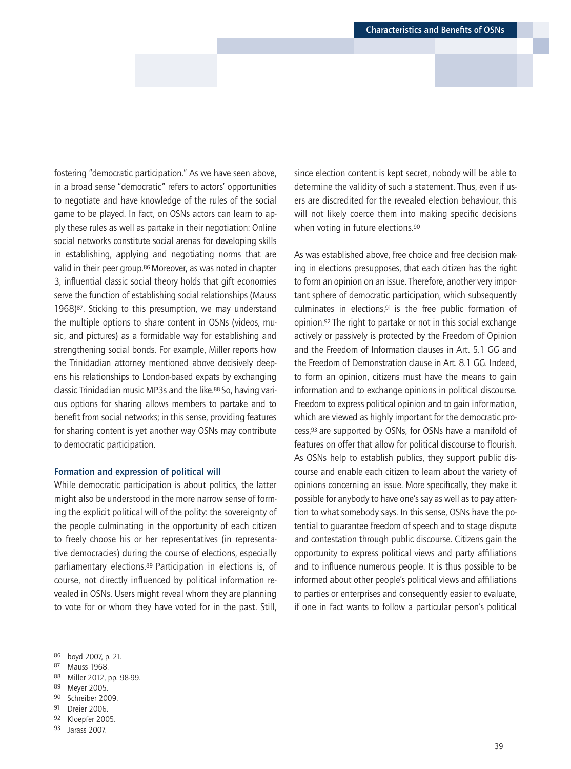fostering "democratic participation." As we have seen above, in a broad sense "democratic" refers to actors' opportunities to negotiate and have knowledge of the rules of the social game to be played. In fact, on OSNs actors can learn to apply these rules as well as partake in their negotiation: Online social networks constitute social arenas for developing skills in establishing, applying and negotiating norms that are valid in their peer group.[86] Moreover, as was noted in chapter 3, influential classic social theory holds that gift economies serve the function of establishing social relationships (Mauss 1968)[87]. Sticking to this presumption, we may understand the multiple options to share content in OSNs (videos, music, and pictures) as a formidable way for establishing and strengthening social bonds. For example, Miller reports how the Trinidadian attorney mentioned above decisively deepens his relationships to London-based expats by exchanging classic Trinidadian music MP3s and the like.[88] So, having various options for sharing allows members to partake and to benefit from social networks; in this sense, providing features for sharing content is yet another way OSNs may contribute to democratic participation.

### Formation and expression of political will

While democratic participation is about politics, the latter might also be understood in the more narrow sense of forming the explicit political will of the polity: the sovereignty of the people culminating in the opportunity of each citizen to freely choose his or her representatives (in representative democracies) during the course of elections, especially parliamentary elections.[89] Participation in elections is, of course, not directly influenced by political information revealed in OSNs. Users might reveal whom they are planning to vote for or whom they have voted for in the past. Still, since election content is kept secret, nobody will be able to determine the validity of such a statement. Thus, even if users are discredited for the revealed election behaviour, this will not likely coerce them into making specific decisions when voting in future elections.[90]

As was established above, free choice and free decision making in elections presupposes, that each citizen has the right to form an opinion on an issue. Therefore, another very important sphere of democratic participation, which subsequently culminates in elections,[91] is the free public formation of opinion.[92] The right to partake or not in this social exchange actively or passively is protected by the Freedom of Opinion and the Freedom of Information clauses in Art. 5.1 GG and the Freedom of Demonstration clause in Art. 8.1 GG. Indeed, to form an opinion, citizens must have the means to gain information and to exchange opinions in political discourse. Freedom to express political opinion and to gain information, which are viewed as highly important for the democratic process,[93] are supported by OSNs, for OSNs have a manifold of features on offer that allow for political discourse to flourish. As OSNs help to establish publics, they support public discourse and enable each citizen to learn about the variety of opinions concerning an issue. More specifically, they make it possible for anybody to have one's say as well as to pay attention to what somebody says. In this sense, OSNs have the potential to guarantee freedom of speech and to stage dispute and contestation through public discourse. Citizens gain the opportunity to express political views and party affiliations and to influence numerous people. It is thus possible to be informed about other people's political views and affiliations to parties or enterprises and consequently easier to evaluate, if one in fact wants to follow a particular person's political

---

[86] boyd 2007, p. 21.

[87] Mauss 1968.

[88] Miller 2012, pp. 98-99.

[89] Meyer 2005.

[90] Schreiber 2009.

[91] Dreier 2006.

[92] Kloepfer 2005.

[93] Jarass 2007.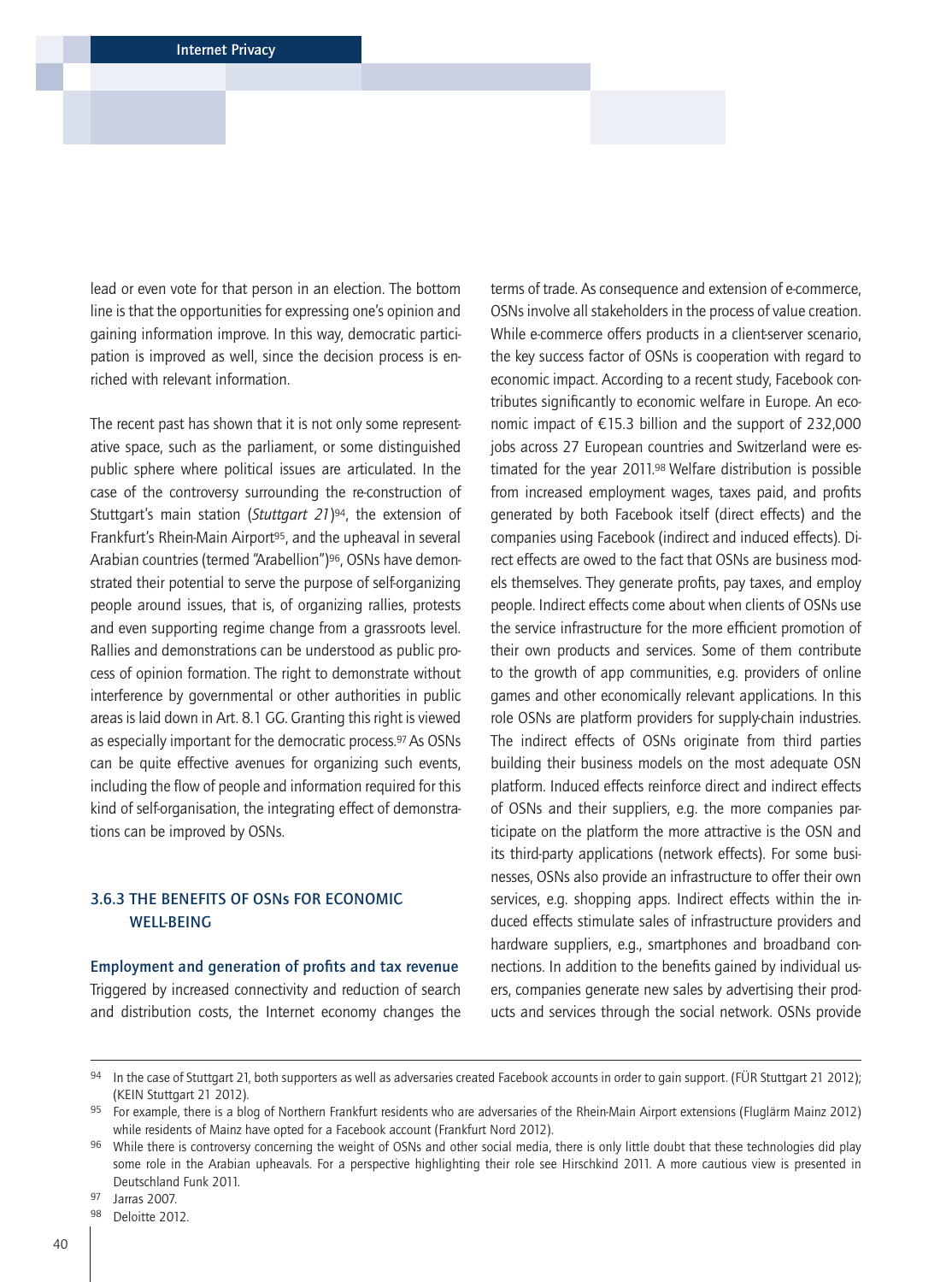lead or even vote for that person in an election. The bottom line is that the opportunities for expressing one's opinion and gaining information improve. In this way, democratic participation is improved as well, since the decision process is enriched with relevant information.

The recent past has shown that it is not only some representative space, such as the parliament, or some distinguished public sphere where political issues are articulated. In the case of the controversy surrounding the re-construction of Stuttgart's main station (*Stuttgart 21*)[94], the extension of Frankfurt's Rhein-Main Airport[95], and the upheaval in several Arabian countries (termed "Arabellion")[96], OSNs have demonstrated their potential to serve the purpose of self-organizing people around issues, that is, of organizing rallies, protests and even supporting regime change from a grassroots level. Rallies and demonstrations can be understood as public process of opinion formation. The right to demonstrate without interference by governmental or other authorities in public areas is laid down in Art. 8.1 GG. Granting this right is viewed as especially important for the democratic process.[97] As OSNs can be quite effective avenues for organizing such events, including the flow of people and information required for this kind of self-organisation, the integrating effect of demonstrations can be improved by OSNs.

### 3.6.3 THE BENEFITS OF OSNs FOR ECONOMIC WELL-BEING

**Employment and generation of profits and tax revenue**

Triggered by increased connectivity and reduction of search and distribution costs, the Internet economy changes the terms of trade. As consequence and extension of e-commerce, OSNs involve all stakeholders in the process of value creation. While e-commerce offers products in a client-server scenario, the key success factor of OSNs is cooperation with regard to economic impact. According to a recent study, Facebook contributes significantly to economic welfare in Europe. An economic impact of €15.3 billion and the support of 232,000 jobs across 27 European countries and Switzerland were estimated for the year 2011.[98] Welfare distribution is possible from increased employment wages, taxes paid, and profits generated by both Facebook itself (direct effects) and the companies using Facebook (indirect and induced effects). Direct effects are owed to the fact that OSNs are business models themselves. They generate profits, pay taxes, and employ people. Indirect effects come about when clients of OSNs use the service infrastructure for the more efficient promotion of their own products and services. Some of them contribute to the growth of app communities, e.g. providers of online games and other economically relevant applications. In this role OSNs are platform providers for supply-chain industries. The indirect effects of OSNs originate from third parties building their business models on the most adequate OSN platform. Induced effects reinforce direct and indirect effects of OSNs and their suppliers, e.g. the more companies participate on the platform the more attractive is the OSN and its third-party applications (network effects). For some businesses, OSNs also provide an infrastructure to offer their own services, e.g. shopping apps. Indirect effects within the induced effects stimulate sales of infrastructure providers and hardware suppliers, e.g., smartphones and broadband connections. In addition to the benefits gained by individual users, companies generate new sales by advertising their products and services through the social network. OSNs provide

---

[94] In the case of Stuttgart 21, both supporters as well as adversaries created Facebook accounts in order to gain support. (FÜR Stuttgart 21 2012); (KEIN Stuttgart 21 2012).

[95] For example, there is a blog of Northern Frankfurt residents who are adversaries of the Rhein-Main Airport extensions (Fluglärm Mainz 2012) while residents of Mainz have opted for a Facebook account (Frankfurt Nord 2012).

[96] While there is controversy concerning the weight of OSNs and other social media, there is only little doubt that these technologies did play some role in the Arabian upheavals. For a perspective highlighting their role see Hirschkind 2011. A more cautious view is presented in Deutschland Funk 2011.

[97] Jarras 2007.

[98] Deloitte 2012.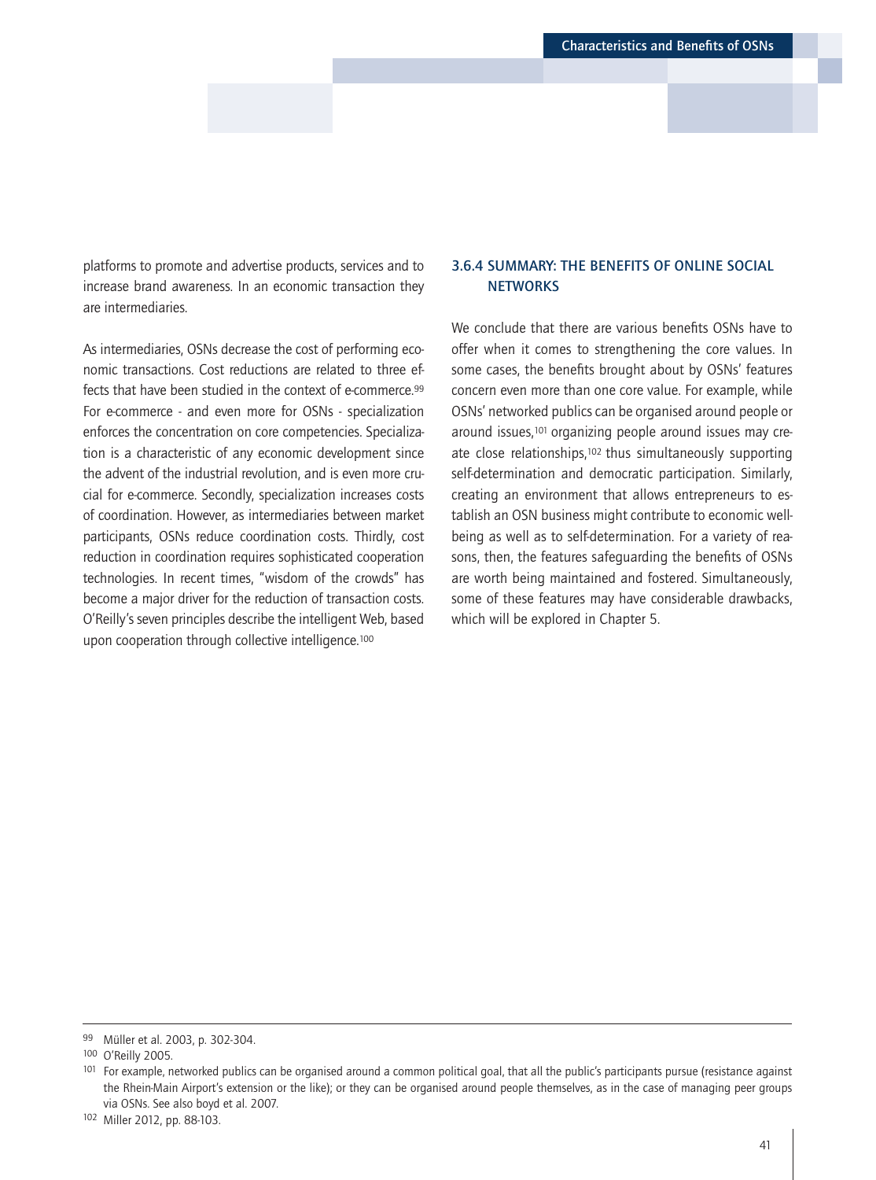platforms to promote and advertise products, services and to increase brand awareness. In an economic transaction they are intermediaries.

As intermediaries, OSNs decrease the cost of performing economic transactions. Cost reductions are related to three effects that have been studied in the context of e-commerce.[99] For e-commerce - and even more for OSNs - specialization enforces the concentration on core competencies. Specialization is a characteristic of any economic development since the advent of the industrial revolution, and is even more crucial for e-commerce. Secondly, specialization increases costs of coordination. However, as intermediaries between market participants, OSNs reduce coordination costs. Thirdly, cost reduction in coordination requires sophisticated cooperation technologies. In recent times, "wisdom of the crowds" has become a major driver for the reduction of transaction costs. O'Reilly's seven principles describe the intelligent Web, based upon cooperation through collective intelligence.[100]

### 3.6.4 SUMMARY: THE BENEFITS OF ONLINE SOCIAL NETWORKS

We conclude that there are various benefits OSNs have to offer when it comes to strengthening the core values. In some cases, the benefits brought about by OSNs' features concern even more than one core value. For example, while OSNs' networked publics can be organised around people or around issues,[101] organizing people around issues may create close relationships,[102] thus simultaneously supporting self-determination and democratic participation. Similarly, creating an environment that allows entrepreneurs to establish an OSN business might contribute to economic well-being as well as to self-determination. For a variety of reasons, then, the features safeguarding the benefits of OSNs are worth being maintained and fostered. Simultaneously, some of these features may have considerable drawbacks, which will be explored in Chapter 5.

---

[99] Müller et al. 2003, p. 302-304.

[100] O'Reilly 2005.

[101] For example, networked publics can be organised around a common political goal, that all the public's participants pursue (resistance against the Rhein-Main Airport's extension or the like); or they can be organised around people themselves, as in the case of managing peer groups via OSNs. See also boyd et al. 2007.

[102] Miller 2012, pp. 88-103.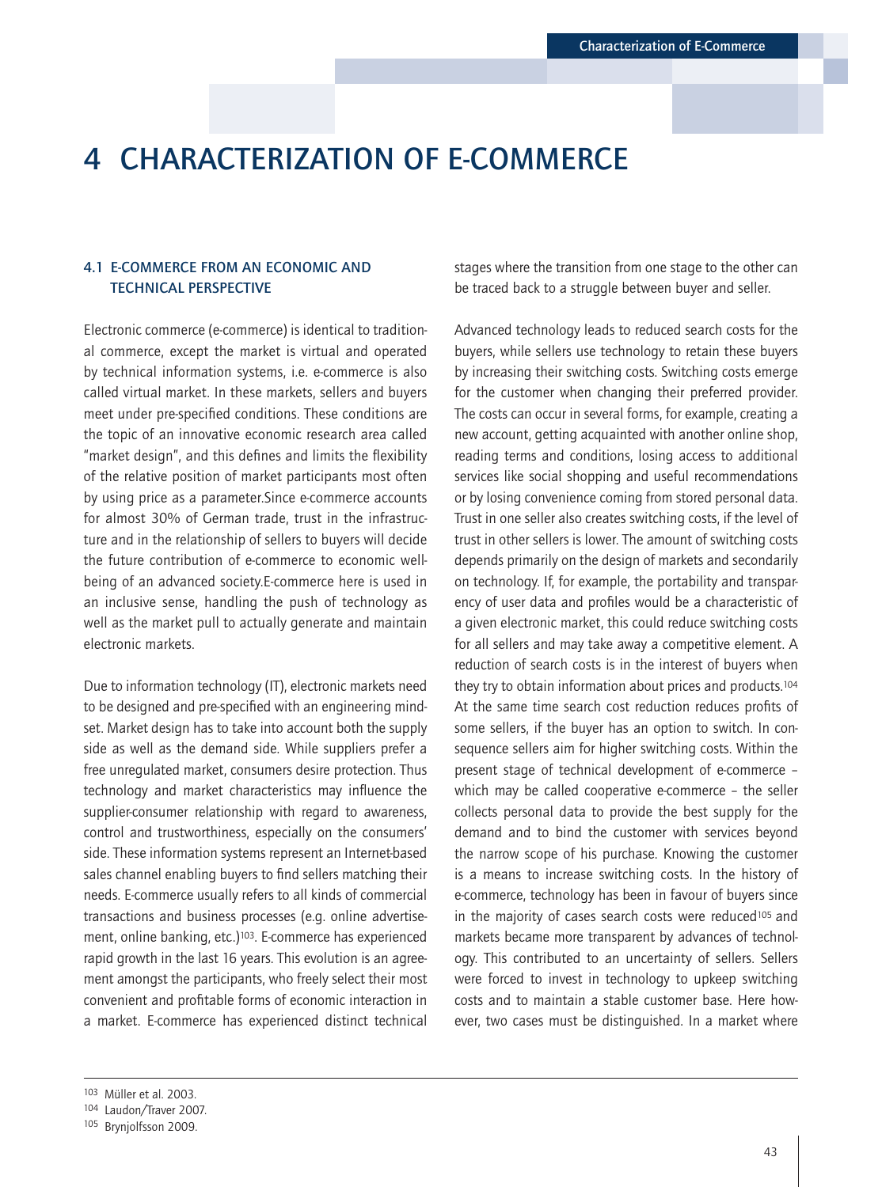# 4 CHARACTERIZATION OF E-COMMERCE

## 4.1 E-COMMERCE FROM AN ECONOMIC AND TECHNICAL PERSPECTIVE

Electronic commerce (e-commerce) is identical to traditional commerce, except the market is virtual and operated by technical information systems, i.e. e-commerce is also called virtual market. In these markets, sellers and buyers meet under pre-specified conditions. These conditions are the topic of an innovative economic research area called "market design", and this defines and limits the flexibility of the relative position of market participants most often by using price as a parameter.Since e-commerce accounts for almost 30% of German trade, trust in the infrastructure and in the relationship of sellers to buyers will decide the future contribution of e-commerce to economic well-being of an advanced society.E-commerce here is used in an inclusive sense, handling the push of technology as well as the market pull to actually generate and maintain electronic markets.

Due to information technology (IT), electronic markets need to be designed and pre-specified with an engineering mindset. Market design has to take into account both the supply side as well as the demand side. While suppliers prefer a free unregulated market, consumers desire protection. Thus technology and market characteristics may influence the supplier-consumer relationship with regard to awareness, control and trustworthiness, especially on the consumers' side. These information systems represent an Internet-based sales channel enabling buyers to find sellers matching their needs. E-commerce usually refers to all kinds of commercial transactions and business processes (e.g. online advertisement, online banking, etc.)[103]. E-commerce has experienced rapid growth in the last 16 years. This evolution is an agreement amongst the participants, who freely select their most convenient and profitable forms of economic interaction in a market. E-commerce has experienced distinct technical stages where the transition from one stage to the other can be traced back to a struggle between buyer and seller.

Advanced technology leads to reduced search costs for the buyers, while sellers use technology to retain these buyers by increasing their switching costs. Switching costs emerge for the customer when changing their preferred provider. The costs can occur in several forms, for example, creating a new account, getting acquainted with another online shop, reading terms and conditions, losing access to additional services like social shopping and useful recommendations or by losing convenience coming from stored personal data. Trust in one seller also creates switching costs, if the level of trust in other sellers is lower. The amount of switching costs depends primarily on the design of markets and secondarily on technology. If, for example, the portability and transparency of user data and profiles would be a characteristic of a given electronic market, this could reduce switching costs for all sellers and may take away a competitive element. A reduction of search costs is in the interest of buyers when they try to obtain information about prices and products.[104] At the same time search cost reduction reduces profits of some sellers, if the buyer has an option to switch. In consequence sellers aim for higher switching costs. Within the present stage of technical development of e-commerce – which may be called cooperative e-commerce – the seller collects personal data to provide the best supply for the demand and to bind the customer with services beyond the narrow scope of his purchase. Knowing the customer is a means to increase switching costs. In the history of e-commerce, technology has been in favour of buyers since in the majority of cases search costs were reduced[105] and markets became more transparent by advances of technology. This contributed to an uncertainty of sellers. Sellers were forced to invest in technology to upkeep switching costs and to maintain a stable customer base. Here however, two cases must be distinguished. In a market where

---

[103] Müller et al. 2003.
[104] Laudon/Traver 2007.
[105] Brynjolfsson 2009.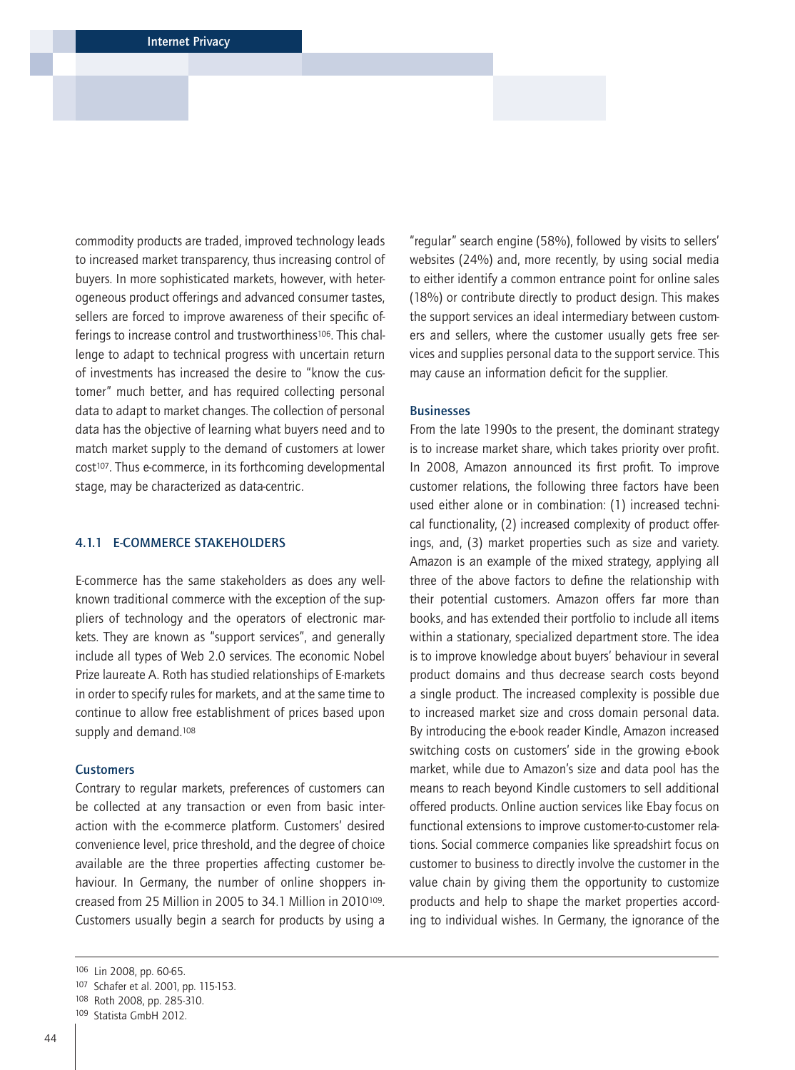commodity products are traded, improved technology leads to increased market transparency, thus increasing control of buyers. In more sophisticated markets, however, with heterogeneous product offerings and advanced consumer tastes, sellers are forced to improve awareness of their specific offerings to increase control and trustworthiness[106]. This challenge to adapt to technical progress with uncertain return of investments has increased the desire to "know the customer" much better, and has required collecting personal data to adapt to market changes. The collection of personal data has the objective of learning what buyers need and to match market supply to the demand of customers at lower cost[107]. Thus e-commerce, in its forthcoming developmental stage, may be characterized as data-centric.

### 4.1.1 E-COMMERCE STAKEHOLDERS

E-commerce has the same stakeholders as does any well-known traditional commerce with the exception of the suppliers of technology and the operators of electronic markets. They are known as "support services", and generally include all types of Web 2.0 services. The economic Nobel Prize laureate A. Roth has studied relationships of E-markets in order to specify rules for markets, and at the same time to continue to allow free establishment of prices based upon supply and demand.[108]

#### Customers

Contrary to regular markets, preferences of customers can be collected at any transaction or even from basic interaction with the e-commerce platform. Customers' desired convenience level, price threshold, and the degree of choice available are the three properties affecting customer behaviour. In Germany, the number of online shoppers increased from 25 Million in 2005 to 34.1 Million in 2010[109]. Customers usually begin a search for products by using a "regular" search engine (58%), followed by visits to sellers' websites (24%) and, more recently, by using social media to either identify a common entrance point for online sales (18%) or contribute directly to product design. This makes the support services an ideal intermediary between customers and sellers, where the customer usually gets free services and supplies personal data to the support service. This may cause an information deficit for the supplier.

#### Businesses

From the late 1990s to the present, the dominant strategy is to increase market share, which takes priority over profit. In 2008, Amazon announced its first profit. To improve customer relations, the following three factors have been used either alone or in combination: (1) increased technical functionality, (2) increased complexity of product offerings, and, (3) market properties such as size and variety. Amazon is an example of the mixed strategy, applying all three of the above factors to define the relationship with their potential customers. Amazon offers far more than books, and has extended their portfolio to include all items within a stationary, specialized department store. The idea is to improve knowledge about buyers' behaviour in several product domains and thus decrease search costs beyond a single product. The increased complexity is possible due to increased market size and cross domain personal data. By introducing the e-book reader Kindle, Amazon increased switching costs on customers' side in the growing e-book market, while due to Amazon's size and data pool has the means to reach beyond Kindle customers to sell additional offered products. Online auction services like Ebay focus on functional extensions to improve customer-to-customer relations. Social commerce companies like spreadshirt focus on customer to business to directly involve the customer in the value chain by giving them the opportunity to customize products and help to shape the market properties according to individual wishes. In Germany, the ignorance of the

---

106 Lin 2008, pp. 60-65.

107 Schafer et al. 2001, pp. 115-153.

108 Roth 2008, pp. 285-310.

109 Statista GmbH 2012.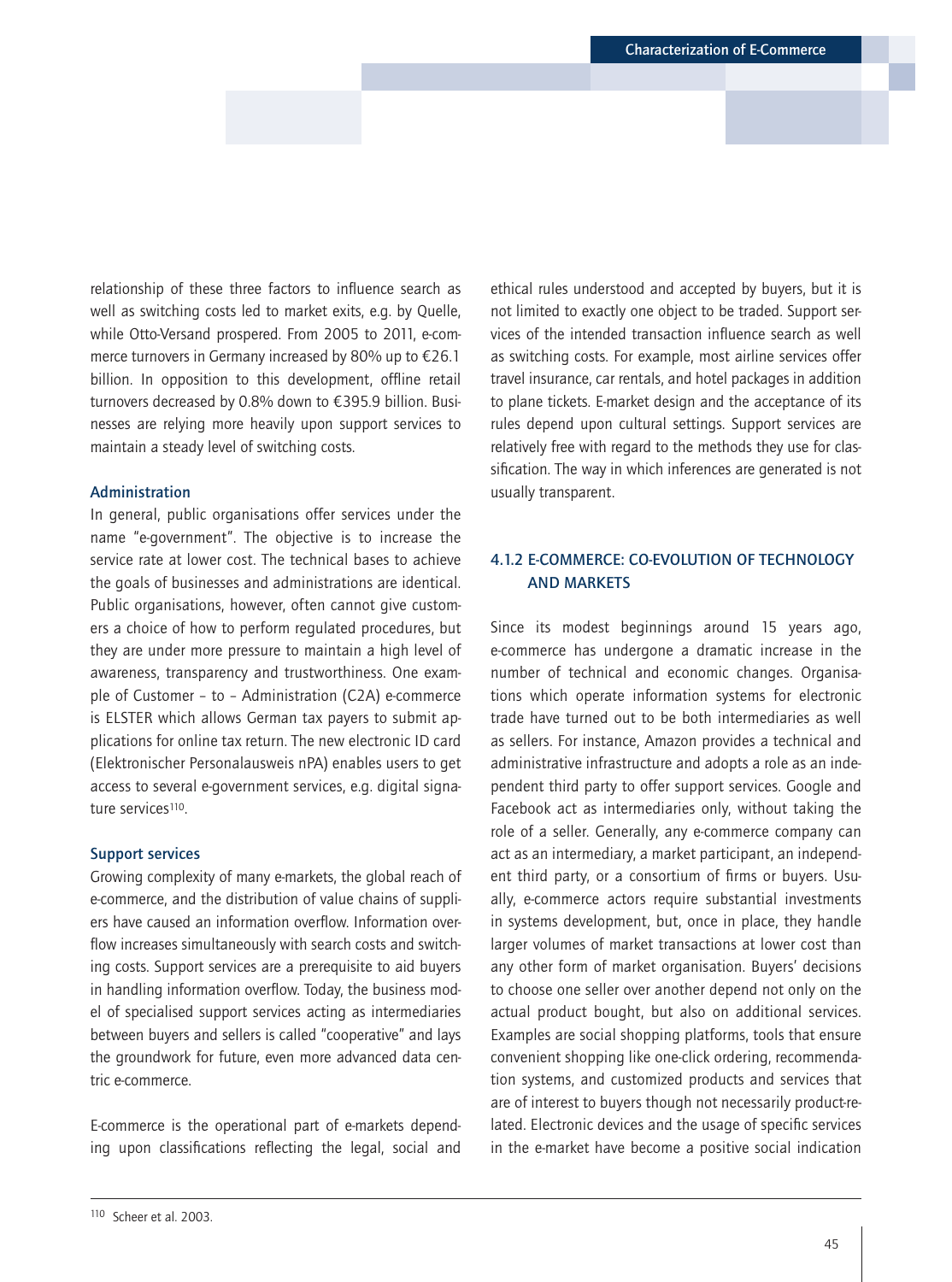relationship of these three factors to influence search as well as switching costs led to market exits, e.g. by Quelle, while Otto-Versand prospered. From 2005 to 2011, e-commerce turnovers in Germany increased by 80% up to €26.1 billion. In opposition to this development, offline retail turnovers decreased by 0.8% down to €395.9 billion. Businesses are relying more heavily upon support services to maintain a steady level of switching costs.

### Administration

In general, public organisations offer services under the name "e-government". The objective is to increase the service rate at lower cost. The technical bases to achieve the goals of businesses and administrations are identical. Public organisations, however, often cannot give customers a choice of how to perform regulated procedures, but they are under more pressure to maintain a high level of awareness, transparency and trustworthiness. One example of Customer – to – Administration (C2A) e-commerce is ELSTER which allows German tax payers to submit applications for online tax return. The new electronic ID card (Elektronischer Personalausweis nPA) enables users to get access to several e-government services, e.g. digital signature services[110].

### Support services

Growing complexity of many e-markets, the global reach of e-commerce, and the distribution of value chains of suppliers have caused an information overflow. Information overflow increases simultaneously with search costs and switching costs. Support services are a prerequisite to aid buyers in handling information overflow. Today, the business model of specialised support services acting as intermediaries between buyers and sellers is called "cooperative" and lays the groundwork for future, even more advanced data centric e-commerce.

E-commerce is the operational part of e-markets depending upon classifications reflecting the legal, social and ethical rules understood and accepted by buyers, but it is not limited to exactly one object to be traded. Support services of the intended transaction influence search as well as switching costs. For example, most airline services offer travel insurance, car rentals, and hotel packages in addition to plane tickets. E-market design and the acceptance of its rules depend upon cultural settings. Support services are relatively free with regard to the methods they use for classification. The way in which inferences are generated is not usually transparent.

## 4.1.2 E-COMMERCE: CO-EVOLUTION OF TECHNOLOGY AND MARKETS

Since its modest beginnings around 15 years ago, e-commerce has undergone a dramatic increase in the number of technical and economic changes. Organisations which operate information systems for electronic trade have turned out to be both intermediaries as well as sellers. For instance, Amazon provides a technical and administrative infrastructure and adopts a role as an independent third party to offer support services. Google and Facebook act as intermediaries only, without taking the role of a seller. Generally, any e-commerce company can act as an intermediary, a market participant, an independent third party, or a consortium of firms or buyers. Usually, e-commerce actors require substantial investments in systems development, but, once in place, they handle larger volumes of market transactions at lower cost than any other form of market organisation. Buyers' decisions to choose one seller over another depend not only on the actual product bought, but also on additional services. Examples are social shopping platforms, tools that ensure convenient shopping like one-click ordering, recommendation systems, and customized products and services that are of interest to buyers though not necessarily product-related. Electronic devices and the usage of specific services in the e-market have become a positive social indication

[110] Scheer et al. 2003.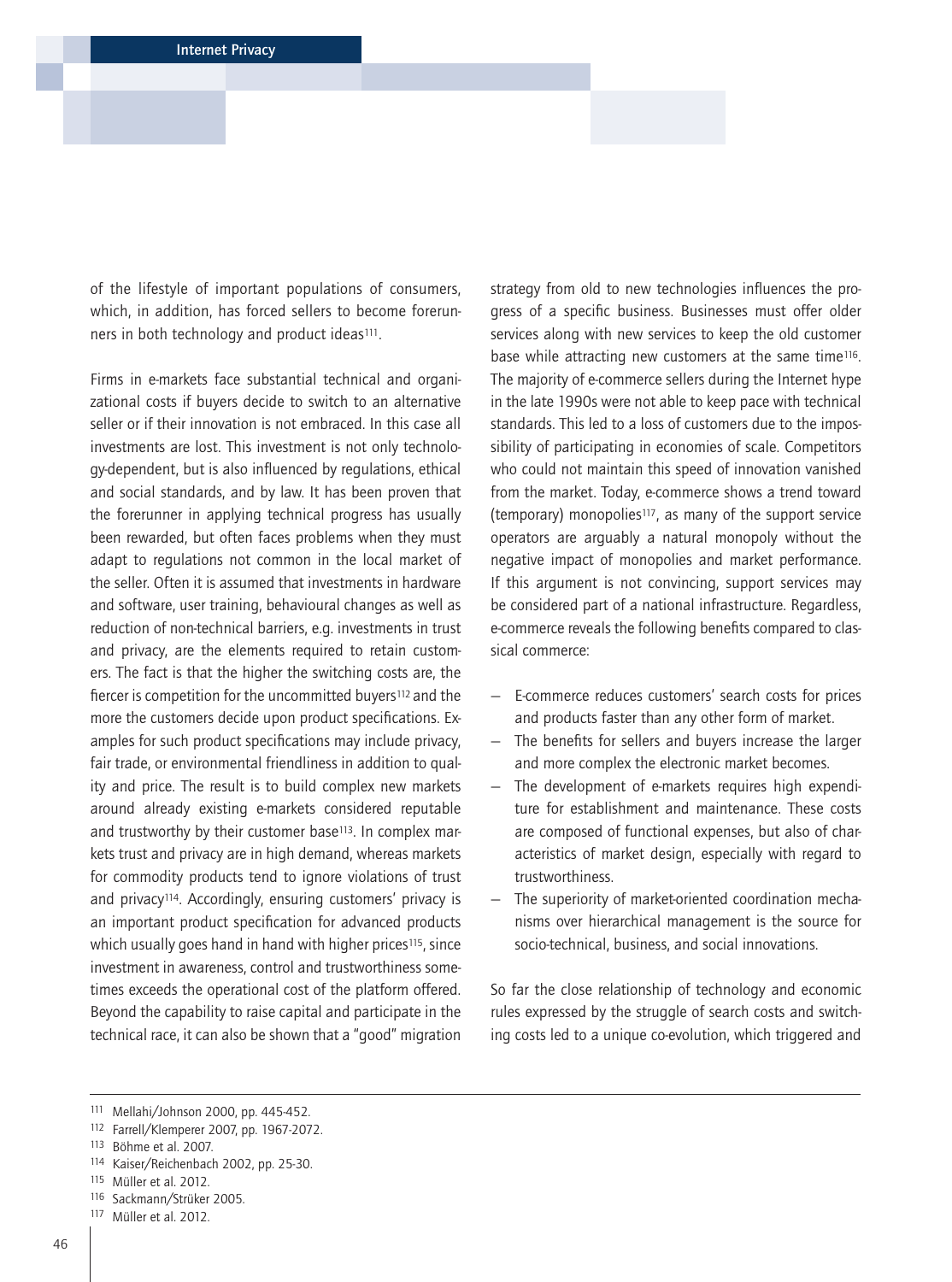of the lifestyle of important populations of consumers, which, in addition, has forced sellers to become forerunners in both technology and product ideas[111].

Firms in e-markets face substantial technical and organizational costs if buyers decide to switch to an alternative seller or if their innovation is not embraced. In this case all investments are lost. This investment is not only technology-dependent, but is also influenced by regulations, ethical and social standards, and by law. It has been proven that the forerunner in applying technical progress has usually been rewarded, but often faces problems when they must adapt to regulations not common in the local market of the seller. Often it is assumed that investments in hardware and software, user training, behavioural changes as well as reduction of non-technical barriers, e.g. investments in trust and privacy, are the elements required to retain customers. The fact is that the higher the switching costs are, the fiercer is competition for the uncommitted buyers[112] and the more the customers decide upon product specifications. Examples for such product specifications may include privacy, fair trade, or environmental friendliness in addition to quality and price. The result is to build complex new markets around already existing e-markets considered reputable and trustworthy by their customer base[113]. In complex markets trust and privacy are in high demand, whereas markets for commodity products tend to ignore violations of trust and privacy[114]. Accordingly, ensuring customers' privacy is an important product specification for advanced products which usually goes hand in hand with higher prices[115], since investment in awareness, control and trustworthiness sometimes exceeds the operational cost of the platform offered. Beyond the capability to raise capital and participate in the technical race, it can also be shown that a "good" migration strategy from old to new technologies influences the progress of a specific business. Businesses must offer older services along with new services to keep the old customer base while attracting new customers at the same time[116]. The majority of e-commerce sellers during the Internet hype in the late 1990s were not able to keep pace with technical standards. This led to a loss of customers due to the impossibility of participating in economies of scale. Competitors who could not maintain this speed of innovation vanished from the market. Today, e-commerce shows a trend toward (temporary) monopolies[117], as many of the support service operators are arguably a natural monopoly without the negative impact of monopolies and market performance. If this argument is not convincing, support services may be considered part of a national infrastructure. Regardless, e-commerce reveals the following benefits compared to classical commerce:

- E-commerce reduces customers' search costs for prices and products faster than any other form of market.
- The benefits for sellers and buyers increase the larger and more complex the electronic market becomes.
- The development of e-markets requires high expenditure for establishment and maintenance. These costs are composed of functional expenses, but also of characteristics of market design, especially with regard to trustworthiness.
- The superiority of market-oriented coordination mechanisms over hierarchical management is the source for socio-technical, business, and social innovations.

So far the close relationship of technology and economic rules expressed by the struggle of search costs and switching costs led to a unique co-evolution, which triggered and

---

[111] Mellahi/Johnson 2000, pp. 445-452.

[112] Farrell/Klemperer 2007, pp. 1967-2072.

[113] Böhme et al. 2007.

[114] Kaiser/Reichenbach 2002, pp. 25-30.

[115] Müller et al. 2012.

[116] Sackmann/Strüker 2005.

[117] Müller et al. 2012.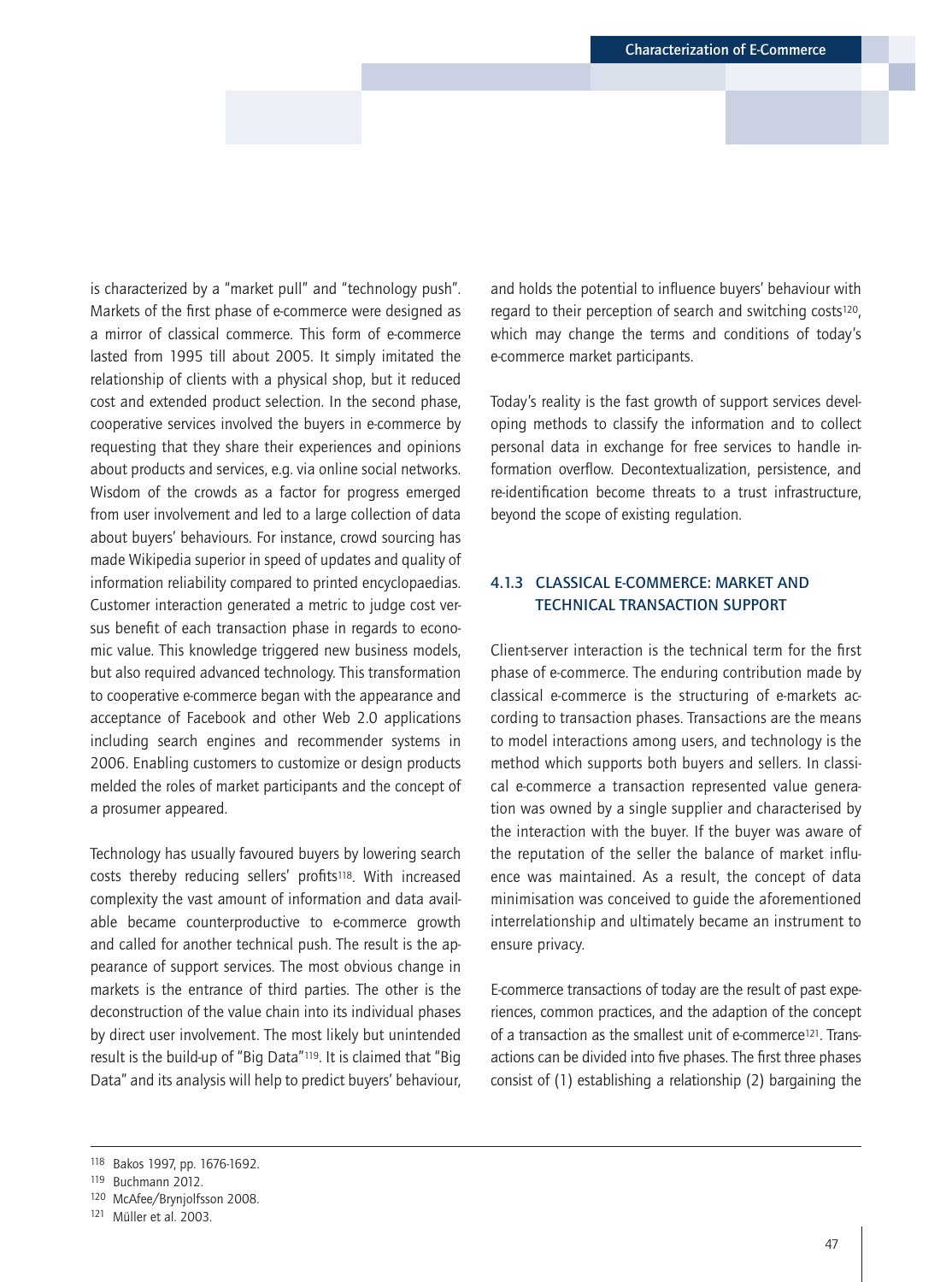is characterized by a "market pull" and "technology push". Markets of the first phase of e-commerce were designed as a mirror of classical commerce. This form of e-commerce lasted from 1995 till about 2005. It simply imitated the relationship of clients with a physical shop, but it reduced cost and extended product selection. In the second phase, cooperative services involved the buyers in e-commerce by requesting that they share their experiences and opinions about products and services, e.g. via online social networks. Wisdom of the crowds as a factor for progress emerged from user involvement and led to a large collection of data about buyers' behaviours. For instance, crowd sourcing has made Wikipedia superior in speed of updates and quality of information reliability compared to printed encyclopaedias. Customer interaction generated a metric to judge cost versus benefit of each transaction phase in regards to economic value. This knowledge triggered new business models, but also required advanced technology. This transformation to cooperative e-commerce began with the appearance and acceptance of Facebook and other Web 2.0 applications including search engines and recommender systems in 2006. Enabling customers to customize or design products melded the roles of market participants and the concept of a prosumer appeared.

Technology has usually favoured buyers by lowering search costs thereby reducing sellers' profits[118]. With increased complexity the vast amount of information and data available became counterproductive to e-commerce growth and called for another technical push. The result is the appearance of support services. The most obvious change in markets is the entrance of third parties. The other is the deconstruction of the value chain into its individual phases by direct user involvement. The most likely but unintended result is the build-up of "Big Data"[119]. It is claimed that "Big Data" and its analysis will help to predict buyers' behaviour, and holds the potential to influence buyers' behaviour with regard to their perception of search and switching costs[120], which may change the terms and conditions of today's e-commerce market participants.

Today's reality is the fast growth of support services developing methods to classify the information and to collect personal data in exchange for free services to handle information overflow. Decontextualization, persistence, and re-identification become threats to a trust infrastructure, beyond the scope of existing regulation.

### 4.1.3 CLASSICAL E-COMMERCE: MARKET AND TECHNICAL TRANSACTION SUPPORT

Client-server interaction is the technical term for the first phase of e-commerce. The enduring contribution made by classical e-commerce is the structuring of e-markets according to transaction phases. Transactions are the means to model interactions among users, and technology is the method which supports both buyers and sellers. In classical e-commerce a transaction represented value generation was owned by a single supplier and characterised by the interaction with the buyer. If the buyer was aware of the reputation of the seller the balance of market influence was maintained. As a result, the concept of data minimisation was conceived to guide the aforementioned interrelationship and ultimately became an instrument to ensure privacy.

E-commerce transactions of today are the result of past experiences, common practices, and the adaption of the concept of a transaction as the smallest unit of e-commerce[121]. Transactions can be divided into five phases. The first three phases consist of (1) establishing a relationship (2) bargaining the

---

[118] Bakos 1997, pp. 1676-1692.

[119] Buchmann 2012.

[120] McAfee/Brynjolfsson 2008.

[121] Müller et al. 2003.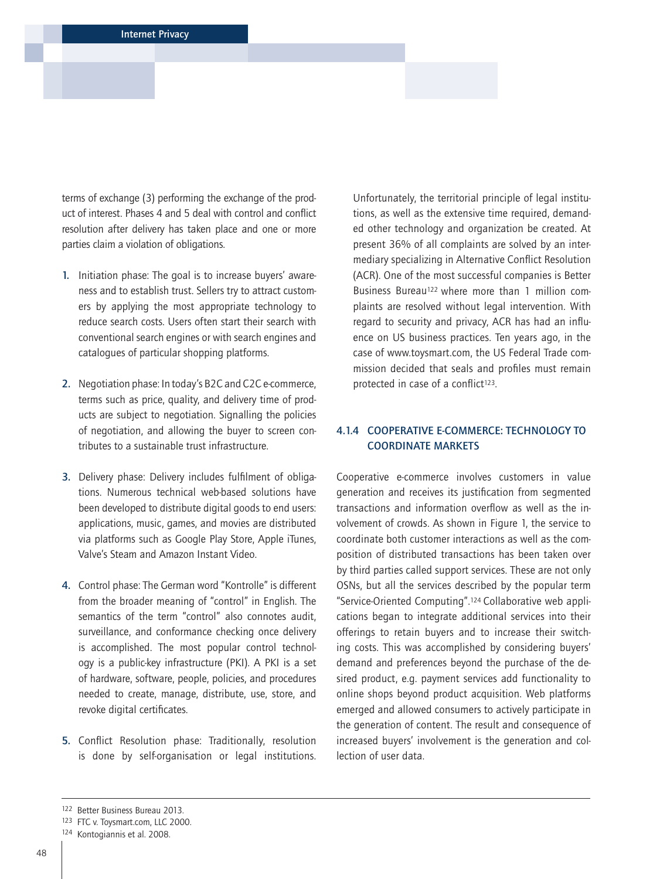terms of exchange (3) performing the exchange of the product of interest. Phases 4 and 5 deal with control and conflict resolution after delivery has taken place and one or more parties claim a violation of obligations.

1. Initiation phase: The goal is to increase buyers' awareness and to establish trust. Sellers try to attract customers by applying the most appropriate technology to reduce search costs. Users often start their search with conventional search engines or with search engines and catalogues of particular shopping platforms.

2. Negotiation phase: In today's B2C and C2C e-commerce, terms such as price, quality, and delivery time of products are subject to negotiation. Signalling the policies of negotiation, and allowing the buyer to screen contributes to a sustainable trust infrastructure.

3. Delivery phase: Delivery includes fulfilment of obligations. Numerous technical web-based solutions have been developed to distribute digital goods to end users: applications, music, games, and movies are distributed via platforms such as Google Play Store, Apple iTunes, Valve's Steam and Amazon Instant Video.

4. Control phase: The German word "Kontrolle" is different from the broader meaning of "control" in English. The semantics of the term "control" also connotes audit, surveillance, and conformance checking once delivery is accomplished. The most popular control technology is a public-key infrastructure (PKI). A PKI is a set of hardware, software, people, policies, and procedures needed to create, manage, distribute, use, store, and revoke digital certificates.

5. Conflict Resolution phase: Traditionally, resolution is done by self-organisation or legal institutions. Unfortunately, the territorial principle of legal institutions, as well as the extensive time required, demanded other technology and organization be created. At present 36% of all complaints are solved by an intermediary specializing in Alternative Conflict Resolution (ACR). One of the most successful companies is Better Business Bureau[122] where more than 1 million complaints are resolved without legal intervention. With regard to security and privacy, ACR has had an influence on US business practices. Ten years ago, in the case of www.toysmart.com, the US Federal Trade commission decided that seals and profiles must remain protected in case of a conflict[123].

### 4.1.4 COOPERATIVE E-COMMERCE: TECHNOLOGY TO COORDINATE MARKETS

Cooperative e-commerce involves customers in value generation and receives its justification from segmented transactions and information overflow as well as the involvement of crowds. As shown in Figure 1, the service to coordinate both customer interactions as well as the composition of distributed transactions has been taken over by third parties called support services. These are not only OSNs, but all the services described by the popular term "Service-Oriented Computing".[124] Collaborative web applications began to integrate additional services into their offerings to retain buyers and to increase their switching costs. This was accomplished by considering buyers' demand and preferences beyond the purchase of the desired product, e.g. payment services add functionality to online shops beyond product acquisition. Web platforms emerged and allowed consumers to actively participate in the generation of content. The result and consequence of increased buyers' involvement is the generation and collection of user data.

---

[122] Better Business Bureau 2013.

[123] FTC v. Toysmart.com, LLC 2000.

[124] Kontogiannis et al. 2008.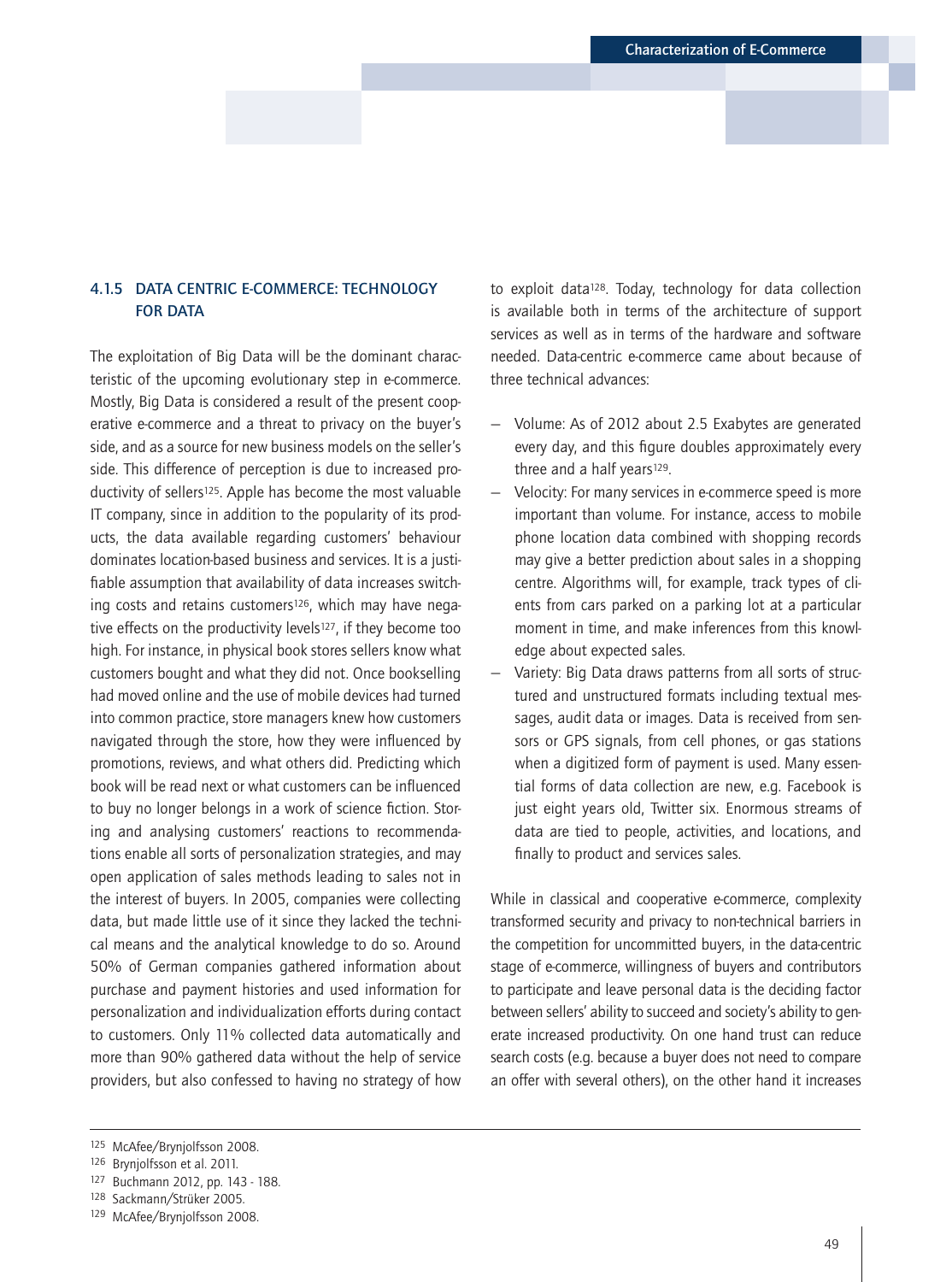### 4.1.5 DATA CENTRIC E-COMMERCE: TECHNOLOGY FOR DATA

The exploitation of Big Data will be the dominant characteristic of the upcoming evolutionary step in e-commerce. Mostly, Big Data is considered a result of the present cooperative e-commerce and a threat to privacy on the buyer's side, and as a source for new business models on the seller's side. This difference of perception is due to increased productivity of sellers[125]. Apple has become the most valuable IT company, since in addition to the popularity of its products, the data available regarding customers' behaviour dominates location-based business and services. It is a justifiable assumption that availability of data increases switching costs and retains customers[126], which may have negative effects on the productivity levels[127], if they become too high. For instance, in physical book stores sellers know what customers bought and what they did not. Once bookselling had moved online and the use of mobile devices had turned into common practice, store managers knew how customers navigated through the store, how they were influenced by promotions, reviews, and what others did. Predicting which book will be read next or what customers can be influenced to buy no longer belongs in a work of science fiction. Storing and analysing customers' reactions to recommendations enable all sorts of personalization strategies, and may open application of sales methods leading to sales not in the interest of buyers. In 2005, companies were collecting data, but made little use of it since they lacked the technical means and the analytical knowledge to do so. Around 50% of German companies gathered information about purchase and payment histories and used information for personalization and individualization efforts during contact to customers. Only 11% collected data automatically and more than 90% gathered data without the help of service providers, but also confessed to having no strategy of how to exploit data[128]. Today, technology for data collection is available both in terms of the architecture of support services as well as in terms of the hardware and software needed. Data-centric e-commerce came about because of three technical advances:

- Volume: As of 2012 about 2.5 Exabytes are generated every day, and this figure doubles approximately every three and a half years[129].
- Velocity: For many services in e-commerce speed is more important than volume. For instance, access to mobile phone location data combined with shopping records may give a better prediction about sales in a shopping centre. Algorithms will, for example, track types of clients from cars parked on a parking lot at a particular moment in time, and make inferences from this knowledge about expected sales.
- Variety: Big Data draws patterns from all sorts of structured and unstructured formats including textual messages, audit data or images. Data is received from sensors or GPS signals, from cell phones, or gas stations when a digitized form of payment is used. Many essential forms of data collection are new, e.g. Facebook is just eight years old, Twitter six. Enormous streams of data are tied to people, activities, and locations, and finally to product and services sales.

While in classical and cooperative e-commerce, complexity transformed security and privacy to non-technical barriers in the competition for uncommitted buyers, in the data-centric stage of e-commerce, willingness of buyers and contributors to participate and leave personal data is the deciding factor between sellers' ability to succeed and society's ability to generate increased productivity. On one hand trust can reduce search costs (e.g. because a buyer does not need to compare an offer with several others), on the other hand it increases

[125] McAfee/Brynjolfsson 2008.
[126] Brynjolfsson et al. 2011.
[127] Buchmann 2012, pp. 143 - 188.
[128] Sackmann/Strüker 2005.
[129] McAfee/Brynjolfsson 2008.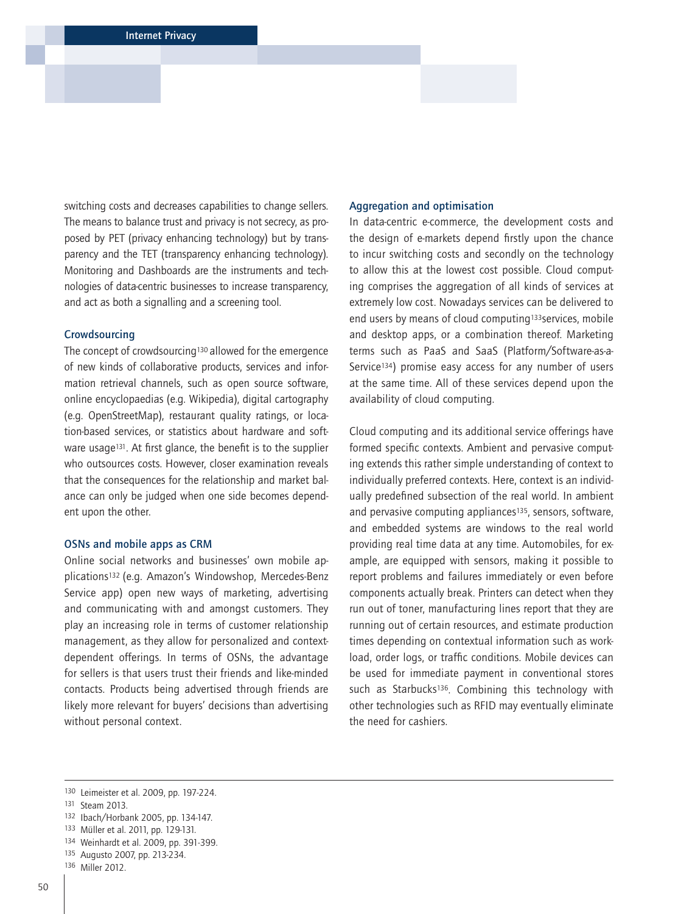switching costs and decreases capabilities to change sellers. The means to balance trust and privacy is not secrecy, as proposed by PET (privacy enhancing technology) but by transparency and the TET (transparency enhancing technology). Monitoring and Dashboards are the instruments and technologies of data-centric businesses to increase transparency, and act as both a signalling and a screening tool.

### Crowdsourcing

The concept of crowdsourcing[130] allowed for the emergence of new kinds of collaborative products, services and information retrieval channels, such as open source software, online encyclopaedias (e.g. Wikipedia), digital cartography (e.g. OpenStreetMap), restaurant quality ratings, or location-based services, or statistics about hardware and software usage[131]. At first glance, the benefit is to the supplier who outsources costs. However, closer examination reveals that the consequences for the relationship and market balance can only be judged when one side becomes dependent upon the other.

### OSNs and mobile apps as CRM

Online social networks and businesses' own mobile applications[132] (e.g. Amazon's Windowshop, Mercedes-Benz Service app) open new ways of marketing, advertising and communicating with and amongst customers. They play an increasing role in terms of customer relationship management, as they allow for personalized and context-dependent offerings. In terms of OSNs, the advantage for sellers is that users trust their friends and like-minded contacts. Products being advertised through friends are likely more relevant for buyers' decisions than advertising without personal context.

### Aggregation and optimisation

In data-centric e-commerce, the development costs and the design of e-markets depend firstly upon the chance to incur switching costs and secondly on the technology to allow this at the lowest cost possible. Cloud computing comprises the aggregation of all kinds of services at extremely low cost. Nowadays services can be delivered to end users by means of cloud computing[133]services, mobile and desktop apps, or a combination thereof. Marketing terms such as PaaS and SaaS (Platform/Software-as-a-Service[134]) promise easy access for any number of users at the same time. All of these services depend upon the availability of cloud computing.

Cloud computing and its additional service offerings have formed specific contexts. Ambient and pervasive computing extends this rather simple understanding of context to individually preferred contexts. Here, context is an individually predefined subsection of the real world. In ambient and pervasive computing appliances[135], sensors, software, and embedded systems are windows to the real world providing real time data at any time. Automobiles, for example, are equipped with sensors, making it possible to report problems and failures immediately or even before components actually break. Printers can detect when they run out of toner, manufacturing lines report that they are running out of certain resources, and estimate production times depending on contextual information such as workload, order logs, or traffic conditions. Mobile devices can be used for immediate payment in conventional stores such as Starbucks[136]. Combining this technology with other technologies such as RFID may eventually eliminate the need for cashiers.

---

[130] Leimeister et al. 2009, pp. 197-224.
[131] Steam 2013.
[132] Ibach/Horbank 2005, pp. 134-147.
[133] Müller et al. 2011, pp. 129-131.
[134] Weinhardt et al. 2009, pp. 391-399.
[135] Augusto 2007, pp. 213-234.
[136] Miller 2012.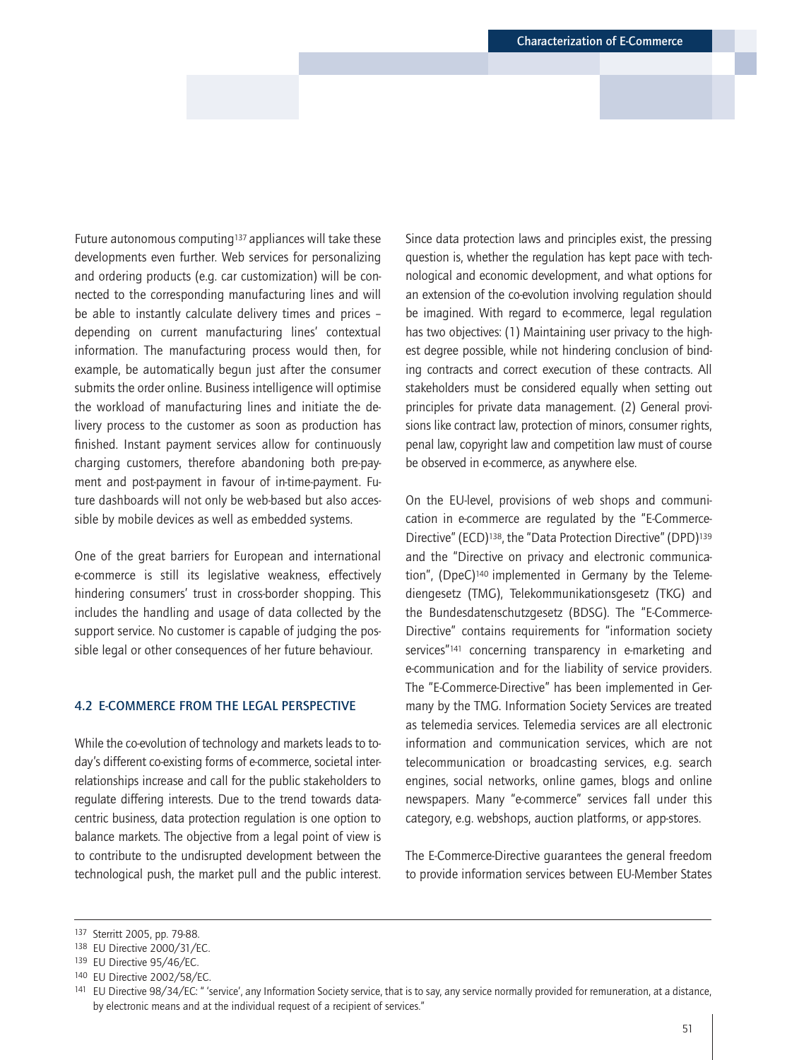Future autonomous computing[137] appliances will take these developments even further. Web services for personalizing and ordering products (e.g. car customization) will be connected to the corresponding manufacturing lines and will be able to instantly calculate delivery times and prices – depending on current manufacturing lines' contextual information. The manufacturing process would then, for example, be automatically begun just after the consumer submits the order online. Business intelligence will optimise the workload of manufacturing lines and initiate the delivery process to the customer as soon as production has finished. Instant payment services allow for continuously charging customers, therefore abandoning both pre-payment and post-payment in favour of in-time-payment. Future dashboards will not only be web-based but also accessible by mobile devices as well as embedded systems.

One of the great barriers for European and international e-commerce is still its legislative weakness, effectively hindering consumers' trust in cross-border shopping. This includes the handling and usage of data collected by the support service. No customer is capable of judging the possible legal or other consequences of her future behaviour.

## 4.2 E-COMMERCE FROM THE LEGAL PERSPECTIVE

While the co-evolution of technology and markets leads to today's different co-existing forms of e-commerce, societal interrelationships increase and call for the public stakeholders to regulate differing interests. Due to the trend towards data-centric business, data protection regulation is one option to balance markets. The objective from a legal point of view is to contribute to the undisrupted development between the technological push, the market pull and the public interest. Since data protection laws and principles exist, the pressing question is, whether the regulation has kept pace with technological and economic development, and what options for an extension of the co-evolution involving regulation should be imagined. With regard to e-commerce, legal regulation has two objectives: (1) Maintaining user privacy to the highest degree possible, while not hindering conclusion of binding contracts and correct execution of these contracts. All stakeholders must be considered equally when setting out principles for private data management. (2) General provisions like contract law, protection of minors, consumer rights, penal law, copyright law and competition law must of course be observed in e-commerce, as anywhere else.

On the EU-level, provisions of web shops and communication in e-commerce are regulated by the "E-Commerce-Directive" (ECD)[138], the "Data Protection Directive" (DPD)[139] and the "Directive on privacy and electronic communication", (DpeC)[140] implemented in Germany by the Telemediengesetz (TMG), Telekommunikationsgesetz (TKG) and the Bundesdatenschutzgesetz (BDSG). The "E-Commerce-Directive" contains requirements for "information society services"[141] concerning transparency in e-marketing and e-communication and for the liability of service providers. The "E-Commerce-Directive" has been implemented in Germany by the TMG. Information Society Services are treated as telemedia services. Telemedia services are all electronic information and communication services, which are not telecommunication or broadcasting services, e.g. search engines, social networks, online games, blogs and online newspapers. Many "e-commerce" services fall under this category, e.g. webshops, auction platforms, or app-stores.

The E-Commerce-Directive guarantees the general freedom to provide information services between EU-Member States

---

[137] Sterritt 2005, pp. 79-88.

[138] EU Directive 2000/31/EC.

[139] EU Directive 95/46/EC.

[140] EU Directive 2002/58/EC.

[141] EU Directive 98/34/EC: " 'service', any Information Society service, that is to say, any service normally provided for remuneration, at a distance, by electronic means and at the individual request of a recipient of services."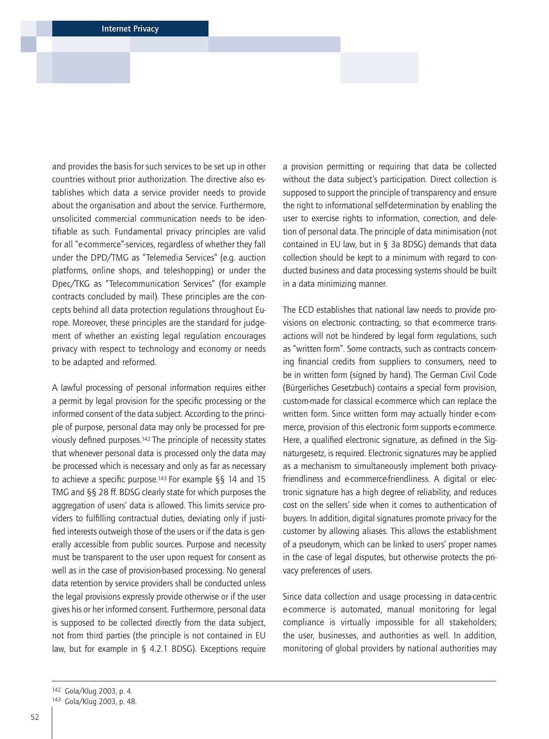and provides the basis for such services to be set up in other countries without prior authorization. The directive also establishes which data a service provider needs to provide about the organisation and about the service. Furthermore, unsolicited commercial communication needs to be identifiable as such. Fundamental privacy principles are valid for all "e-commerce"-services, regardless of whether they fall under the DPD/TMG as "Telemedia Services" (e.g. auction platforms, online shops, and teleshopping) or under the Dpec/TKG as "Telecommunication Services" (for example contracts concluded by mail). These principles are the concepts behind all data protection regulations throughout Europe. Moreover, these principles are the standard for judgement of whether an existing legal regulation encourages privacy with respect to technology and economy or needs to be adapted and reformed.

A lawful processing of personal information requires either a permit by legal provision for the specific processing or the informed consent of the data subject. According to the principle of purpose, personal data may only be processed for previously defined purposes.[142] The principle of necessity states that whenever personal data is processed only the data may be processed which is necessary and only as far as necessary to achieve a specific purpose.[143] For example §§ 14 and 15 TMG and §§ 28 ff. BDSG clearly state for which purposes the aggregation of users' data is allowed. This limits service providers to fulfilling contractual duties, deviating only if justified interests outweigh those of the users or if the data is generally accessible from public sources. Purpose and necessity must be transparent to the user upon request for consent as well as in the case of provision-based processing. No general data retention by service providers shall be conducted unless the legal provisions expressly provide otherwise or if the user gives his or her informed consent. Furthermore, personal data is supposed to be collected directly from the data subject, not from third parties (the principle is not contained in EU law, but for example in § 4.2.1 BDSG). Exceptions require a provision permitting or requiring that data be collected without the data subject's participation. Direct collection is supposed to support the principle of transparency and ensure the right to informational self-determination by enabling the user to exercise rights to information, correction, and deletion of personal data. The principle of data minimisation (not contained in EU law, but in § 3a BDSG) demands that data collection should be kept to a minimum with regard to conducted business and data processing systems should be built in a data minimizing manner.

The ECD establishes that national law needs to provide provisions on electronic contracting, so that e-commerce transactions will not be hindered by legal form regulations, such as "written form". Some contracts, such as contracts concerning financial credits from suppliers to consumers, need to be in written form (signed by hand). The German Civil Code (Bürgerliches Gesetzbuch) contains a special form provision, custom-made for classical e-commerce which can replace the written form. Since written form may actually hinder e-commerce, provision of this electronic form supports e-commerce. Here, a qualified electronic signature, as defined in the Signaturgesetz, is required. Electronic signatures may be applied as a mechanism to simultaneously implement both privacy-friendliness and e-commerce-friendliness. A digital or electronic signature has a high degree of reliability, and reduces cost on the sellers' side when it comes to authentication of buyers. In addition, digital signatures promote privacy for the customer by allowing aliases. This allows the establishment of a pseudonym, which can be linked to users' proper names in the case of legal disputes, but otherwise protects the privacy preferences of users.

Since data collection and usage processing in data-centric e-commerce is automated, manual monitoring for legal compliance is virtually impossible for all stakeholders; the user, businesses, and authorities as well. In addition, monitoring of global providers by national authorities may

---

[142] Gola/Klug 2003, p. 4.

[143] Gola/Klug 2003, p. 48.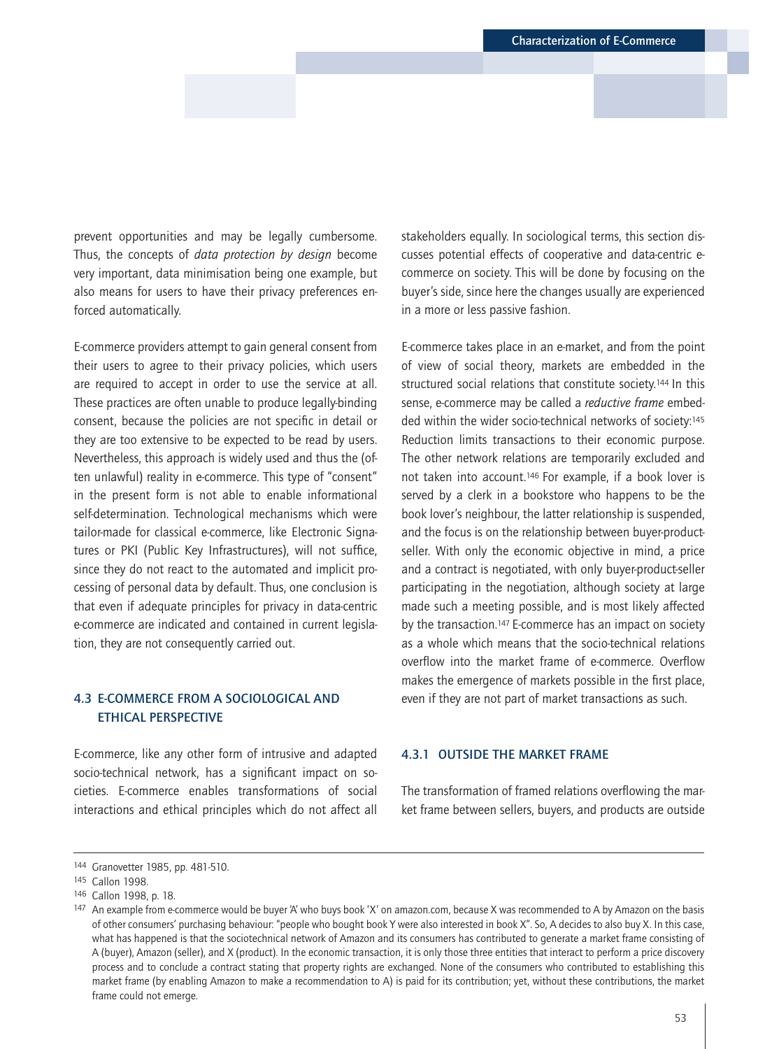prevent opportunities and may be legally cumbersome. Thus, the concepts of *data protection by design* become very important, data minimisation being one example, but also means for users to have their privacy preferences enforced automatically.

E-commerce providers attempt to gain general consent from their users to agree to their privacy policies, which users are required to accept in order to use the service at all. These practices are often unable to produce legally-binding consent, because the policies are not specific in detail or they are too extensive to be expected to be read by users. Nevertheless, this approach is widely used and thus the (often unlawful) reality in e-commerce. This type of "consent" in the present form is not able to enable informational self-determination. Technological mechanisms which were tailor-made for classical e-commerce, like Electronic Signatures or PKI (Public Key Infrastructures), will not suffice, since they do not react to the automated and implicit processing of personal data by default. Thus, one conclusion is that even if adequate principles for privacy in data-centric e-commerce are indicated and contained in current legislation, they are not consequently carried out.

## 4.3 E-COMMERCE FROM A SOCIOLOGICAL AND ETHICAL PERSPECTIVE

E-commerce, like any other form of intrusive and adapted socio-technical network, has a significant impact on societies. E-commerce enables transformations of social interactions and ethical principles which do not affect all stakeholders equally. In sociological terms, this section discusses potential effects of cooperative and data-centric e-commerce on society. This will be done by focusing on the buyer's side, since here the changes usually are experienced in a more or less passive fashion.

E-commerce takes place in an e-market, and from the point of view of social theory, markets are embedded in the structured social relations that constitute society.[144] In this sense, e-commerce may be called a *reductive frame* embedded within the wider socio-technical networks of society:[145] Reduction limits transactions to their economic purpose. The other network relations are temporarily excluded and not taken into account.[146] For example, if a book lover is served by a clerk in a bookstore who happens to be the book lover's neighbour, the latter relationship is suspended, and the focus is on the relationship between buyer-product-seller. With only the economic objective in mind, a price and a contract is negotiated, with only buyer-product-seller participating in the negotiation, although society at large made such a meeting possible, and is most likely affected by the transaction.[147] E-commerce has an impact on society as a whole which means that the socio-technical relations overflow into the market frame of e-commerce. Overflow makes the emergence of markets possible in the first place, even if they are not part of market transactions as such.

### 4.3.1 OUTSIDE THE MARKET FRAME

The transformation of framed relations overflowing the market frame between sellers, buyers, and products are outside

---

[144] Granovetter 1985, pp. 481-510.

[145] Callon 1998.

[146] Callon 1998, p. 18.

[147] An example from e-commerce would be buyer 'A' who buys book 'X' on amazon.com, because X was recommended to A by Amazon on the basis of other consumers' purchasing behaviour: "people who bought book Y were also interested in book X". So, A decides to also buy X. In this case, what has happened is that the sociotechnical network of Amazon and its consumers has contributed to generate a market frame consisting of A (buyer), Amazon (seller), and X (product). In the economic transaction, it is only those three entities that interact to perform a price discovery process and to conclude a contract stating that property rights are exchanged. None of the consumers who contributed to establishing this market frame (by enabling Amazon to make a recommendation to A) is paid for its contribution; yet, without these contributions, the market frame could not emerge.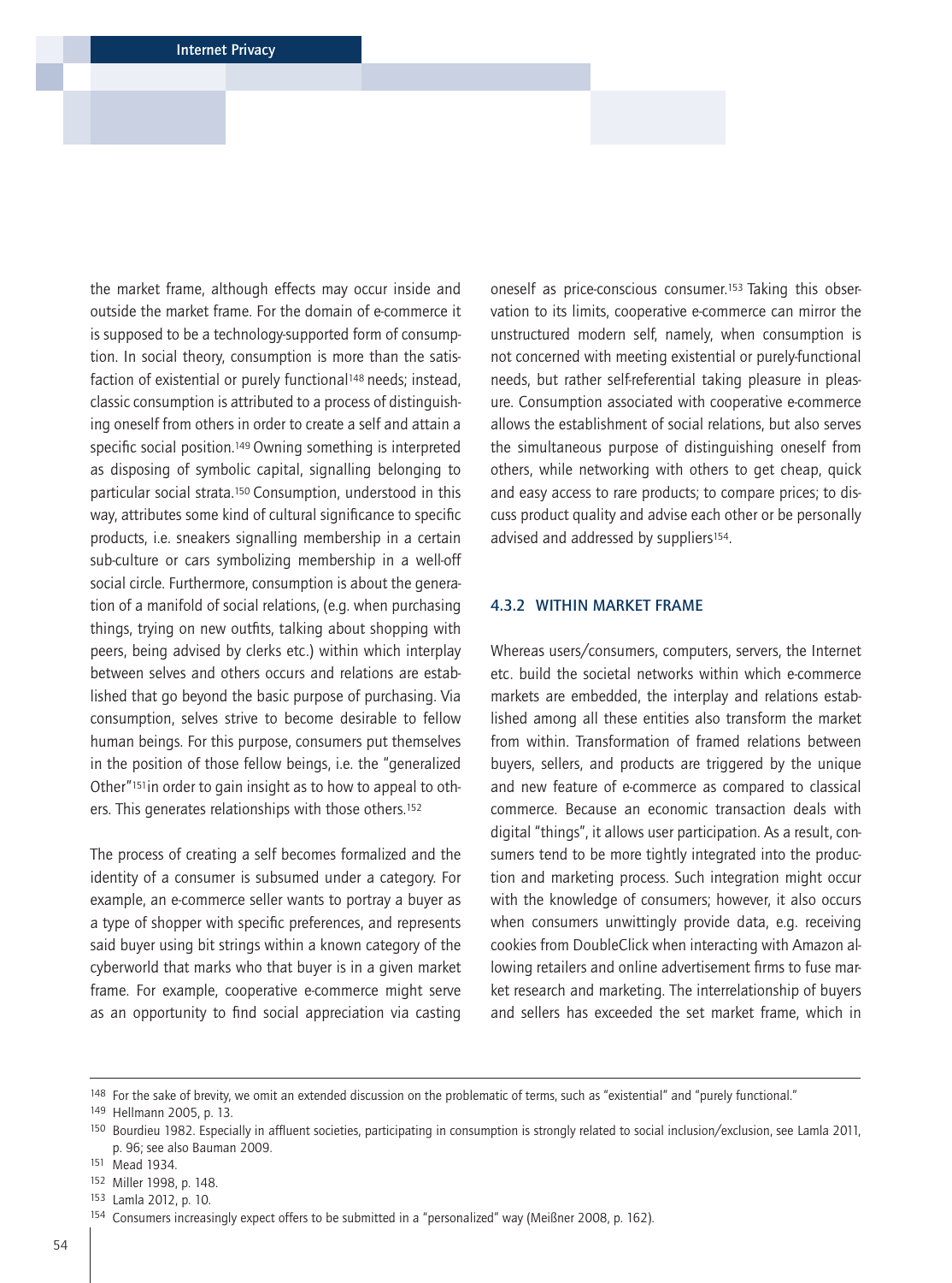the market frame, although effects may occur inside and outside the market frame. For the domain of e-commerce it is supposed to be a technology-supported form of consumption. In social theory, consumption is more than the satisfaction of existential or purely functional[148] needs; instead, classic consumption is attributed to a process of distinguishing oneself from others in order to create a self and attain a specific social position.[149] Owning something is interpreted as disposing of symbolic capital, signalling belonging to particular social strata.[150] Consumption, understood in this way, attributes some kind of cultural significance to specific products, i.e. sneakers signalling membership in a certain sub-culture or cars symbolizing membership in a well-off social circle. Furthermore, consumption is about the generation of a manifold of social relations, (e.g. when purchasing things, trying on new outfits, talking about shopping with peers, being advised by clerks etc.) within which interplay between selves and others occurs and relations are established that go beyond the basic purpose of purchasing. Via consumption, selves strive to become desirable to fellow human beings. For this purpose, consumers put themselves in the position of those fellow beings, i.e. the "generalized Other"[151] in order to gain insight as to how to appeal to others. This generates relationships with those others.[152]

The process of creating a self becomes formalized and the identity of a consumer is subsumed under a category. For example, an e-commerce seller wants to portray a buyer as a type of shopper with specific preferences, and represents said buyer using bit strings within a known category of the cyberworld that marks who that buyer is in a given market frame. For example, cooperative e-commerce might serve as an opportunity to find social appreciation via casting oneself as price-conscious consumer.[153] Taking this observation to its limits, cooperative e-commerce can mirror the unstructured modern self, namely, when consumption is not concerned with meeting existential or purely-functional needs, but rather self-referential taking pleasure in pleasure. Consumption associated with cooperative e-commerce allows the establishment of social relations, but also serves the simultaneous purpose of distinguishing oneself from others, while networking with others to get cheap, quick and easy access to rare products; to compare prices; to discuss product quality and advise each other or be personally advised and addressed by suppliers[154].

### 4.3.2 WITHIN MARKET FRAME

Whereas users/consumers, computers, servers, the Internet etc. build the societal networks within which e-commerce markets are embedded, the interplay and relations established among all these entities also transform the market from within. Transformation of framed relations between buyers, sellers, and products are triggered by the unique and new feature of e-commerce as compared to classical commerce. Because an economic transaction deals with digital "things", it allows user participation. As a result, consumers tend to be more tightly integrated into the production and marketing process. Such integration might occur with the knowledge of consumers; however, it also occurs when consumers unwittingly provide data, e.g. receiving cookies from DoubleClick when interacting with Amazon allowing retailers and online advertisement firms to fuse market research and marketing. The interrelationship of buyers and sellers has exceeded the set market frame, which in

---

[148] For the sake of brevity, we omit an extended discussion on the problematic of terms, such as "existential" and "purely functional."

[149] Hellmann 2005, p. 13.

[150] Bourdieu 1982. Especially in affluent societies, participating in consumption is strongly related to social inclusion/exclusion, see Lamla 2011, p. 96; see also Bauman 2009.

[151] Mead 1934.

[152] Miller 1998, p. 148.

[153] Lamla 2012, p. 10.

[154] Consumers increasingly expect offers to be submitted in a "personalized" way (Meißner 2008, p. 162).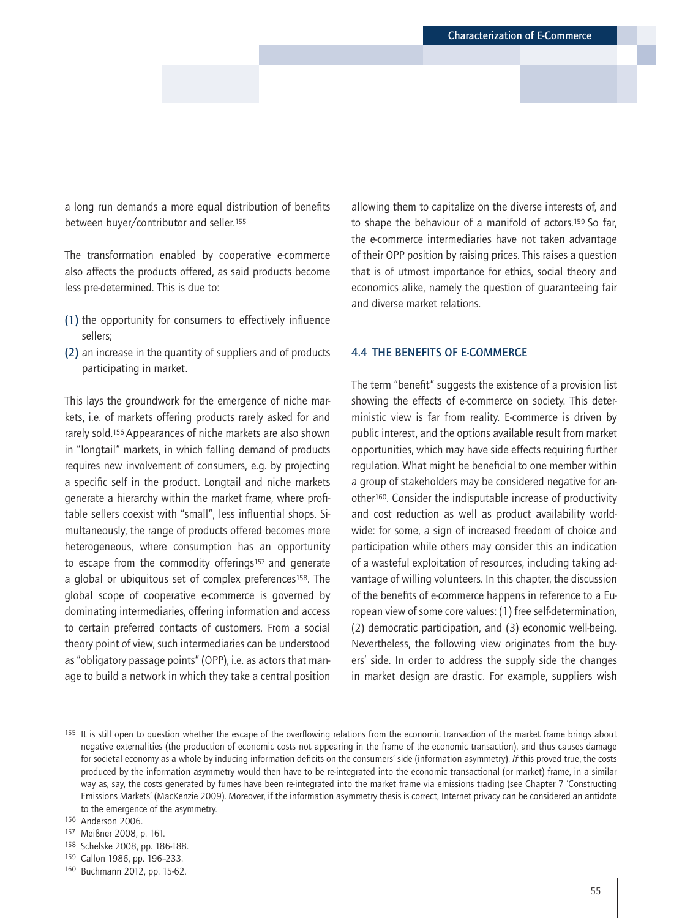a long run demands a more equal distribution of benefits between buyer/contributor and seller.[155]

The transformation enabled by cooperative e-commerce also affects the products offered, as said products become less pre-determined. This is due to:

(1) the opportunity for consumers to effectively influence sellers;
(2) an increase in the quantity of suppliers and of products participating in market.

This lays the groundwork for the emergence of niche markets, i.e. of markets offering products rarely asked for and rarely sold.[156] Appearances of niche markets are also shown in "longtail" markets, in which falling demand of products requires new involvement of consumers, e.g. by projecting a specific self in the product. Longtail and niche markets generate a hierarchy within the market frame, where profitable sellers coexist with "small", less influential shops. Simultaneously, the range of products offered becomes more heterogeneous, where consumption has an opportunity to escape from the commodity offerings[157] and generate a global or ubiquitous set of complex preferences[158]. The global scope of cooperative e-commerce is governed by dominating intermediaries, offering information and access to certain preferred contacts of customers. From a social theory point of view, such intermediaries can be understood as "obligatory passage points" (OPP), i.e. as actors that manage to build a network in which they take a central position allowing them to capitalize on the diverse interests of, and to shape the behaviour of a manifold of actors.[159] So far, the e-commerce intermediaries have not taken advantage of their OPP position by raising prices. This raises a question that is of utmost importance for ethics, social theory and economics alike, namely the question of guaranteeing fair and diverse market relations.

### 4.4 THE BENEFITS OF E-COMMERCE

The term "benefit" suggests the existence of a provision list showing the effects of e-commerce on society. This deterministic view is far from reality. E-commerce is driven by public interest, and the options available result from market opportunities, which may have side effects requiring further regulation. What might be beneficial to one member within a group of stakeholders may be considered negative for another[160]. Consider the indisputable increase of productivity and cost reduction as well as product availability worldwide: for some, a sign of increased freedom of choice and participation while others may consider this an indication of a wasteful exploitation of resources, including taking advantage of willing volunteers. In this chapter, the discussion of the benefits of e-commerce happens in reference to a European view of some core values: (1) free self-determination, (2) democratic participation, and (3) economic well-being. Nevertheless, the following view originates from the buyers' side. In order to address the supply side the changes in market design are drastic. For example, suppliers wish

---

[155] It is still open to question whether the escape of the overflowing relations from the economic transaction of the market frame brings about negative externalities (the production of economic costs not appearing in the frame of the economic transaction), and thus causes damage for societal economy as a whole by inducing information deficits on the consumers' side (information asymmetry). *If* this proved true, the costs produced by the information asymmetry would then have to be re-integrated into the economic transactional (or market) frame, in a similar way as, say, the costs generated by fumes have been re-integrated into the market frame via emissions trading (see Chapter 7 'Constructing Emissions Markets' (MacKenzie 2009). Moreover, if the information asymmetry thesis is correct, Internet privacy can be considered an antidote to the emergence of the asymmetry.

[156] Anderson 2006.

[157] Meißner 2008, p. 161.

[158] Schelske 2008, pp. 186-188.

[159] Callon 1986, pp. 196–233.

[160] Buchmann 2012, pp. 15-62.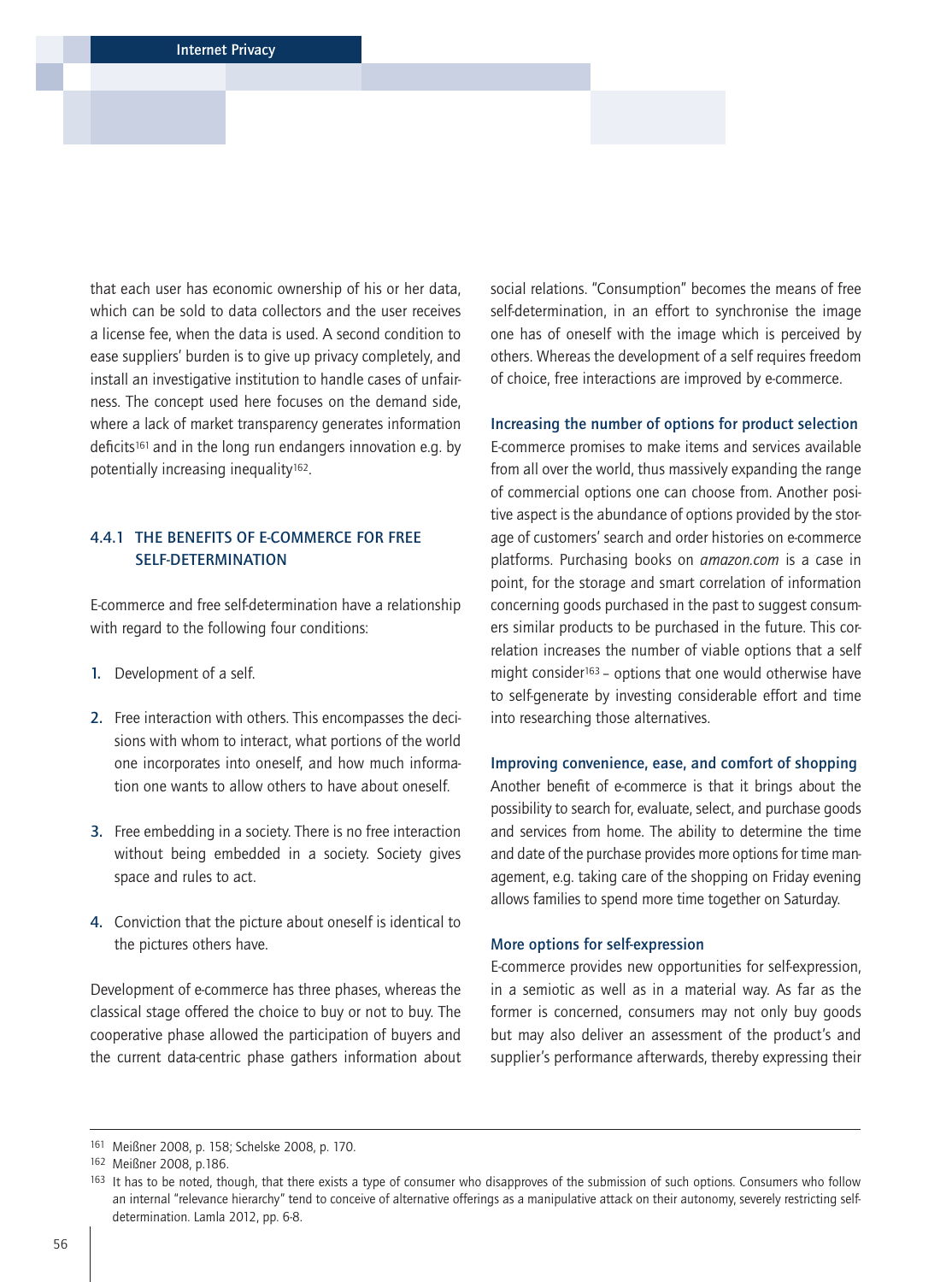that each user has economic ownership of his or her data, which can be sold to data collectors and the user receives a license fee, when the data is used. A second condition to ease suppliers' burden is to give up privacy completely, and install an investigative institution to handle cases of unfairness. The concept used here focuses on the demand side, where a lack of market transparency generates information deficits[161] and in the long run endangers innovation e.g. by potentially increasing inequality[162].

### 4.4.1 THE BENEFITS OF E-COMMERCE FOR FREE SELF-DETERMINATION

E-commerce and free self-determination have a relationship with regard to the following four conditions:

1. Development of a self.
2. Free interaction with others. This encompasses the decisions with whom to interact, what portions of the world one incorporates into oneself, and how much information one wants to allow others to have about oneself.
3. Free embedding in a society. There is no free interaction without being embedded in a society. Society gives space and rules to act.
4. Conviction that the picture about oneself is identical to the pictures others have.

Development of e-commerce has three phases, whereas the classical stage offered the choice to buy or not to buy. The cooperative phase allowed the participation of buyers and the current data-centric phase gathers information about social relations. "Consumption" becomes the means of free self-determination, in an effort to synchronise the image one has of oneself with the image which is perceived by others. Whereas the development of a self requires freedom of choice, free interactions are improved by e-commerce.

#### Increasing the number of options for product selection

E-commerce promises to make items and services available from all over the world, thus massively expanding the range of commercial options one can choose from. Another positive aspect is the abundance of options provided by the storage of customers' search and order histories on e-commerce platforms. Purchasing books on *amazon.com* is a case in point, for the storage and smart correlation of information concerning goods purchased in the past to suggest consumers similar products to be purchased in the future. This correlation increases the number of viable options that a self might consider[163] – options that one would otherwise have to self-generate by investing considerable effort and time into researching those alternatives.

#### Improving convenience, ease, and comfort of shopping

Another benefit of e-commerce is that it brings about the possibility to search for, evaluate, select, and purchase goods and services from home. The ability to determine the time and date of the purchase provides more options for time management, e.g. taking care of the shopping on Friday evening allows families to spend more time together on Saturday.

#### More options for self-expression

E-commerce provides new opportunities for self-expression, in a semiotic as well as in a material way. As far as the former is concerned, consumers may not only buy goods but may also deliver an assessment of the product's and supplier's performance afterwards, thereby expressing their

---

[161] Meißner 2008, p. 158; Schelske 2008, p. 170.

[162] Meißner 2008, p.186.

[163] It has to be noted, though, that there exists a type of consumer who disapproves of the submission of such options. Consumers who follow an internal "relevance hierarchy" tend to conceive of alternative offerings as a manipulative attack on their autonomy, severely restricting self-determination. Lamla 2012, pp. 6-8.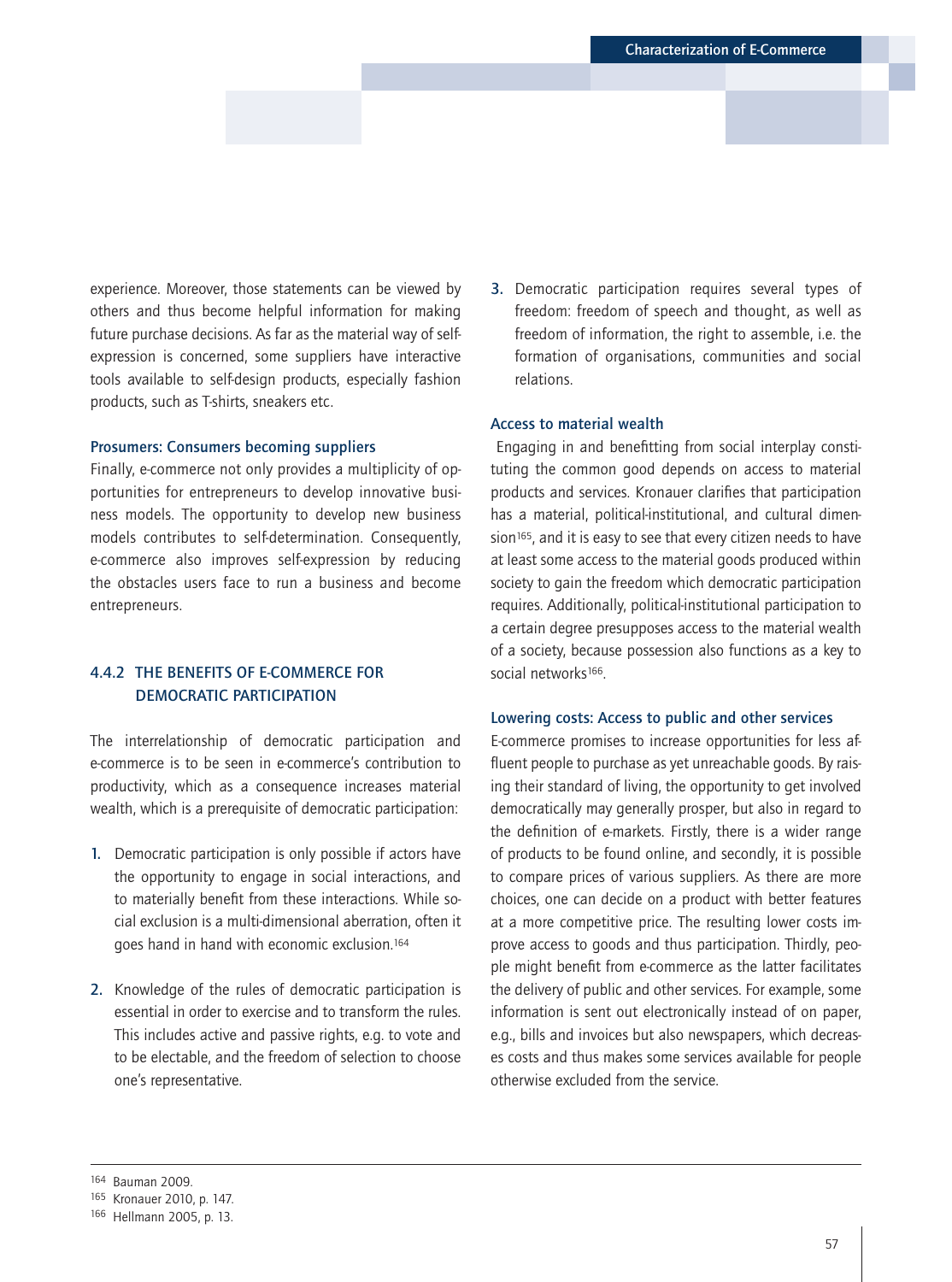experience. Moreover, those statements can be viewed by others and thus become helpful information for making future purchase decisions. As far as the material way of self-expression is concerned, some suppliers have interactive tools available to self-design products, especially fashion products, such as T-shirts, sneakers etc.

#### Prosumers: Consumers becoming suppliers

Finally, e-commerce not only provides a multiplicity of opportunities for entrepreneurs to develop innovative business models. The opportunity to develop new business models contributes to self-determination. Consequently, e-commerce also improves self-expression by reducing the obstacles users face to run a business and become entrepreneurs.

### 4.4.2 THE BENEFITS OF E-COMMERCE FOR DEMOCRATIC PARTICIPATION

The interrelationship of democratic participation and e-commerce is to be seen in e-commerce's contribution to productivity, which as a consequence increases material wealth, which is a prerequisite of democratic participation:

1. Democratic participation is only possible if actors have the opportunity to engage in social interactions, and to materially benefit from these interactions. While social exclusion is a multi-dimensional aberration, often it goes hand in hand with economic exclusion.[164]

2. Knowledge of the rules of democratic participation is essential in order to exercise and to transform the rules. This includes active and passive rights, e.g. to vote and to be electable, and the freedom of selection to choose one's representative.

3. Democratic participation requires several types of freedom: freedom of speech and thought, as well as freedom of information, the right to assemble, i.e. the formation of organisations, communities and social relations.

#### Access to material wealth

Engaging in and benefitting from social interplay constituting the common good depends on access to material products and services. Kronauer clarifies that participation has a material, political-institutional, and cultural dimension[165], and it is easy to see that every citizen needs to have at least some access to the material goods produced within society to gain the freedom which democratic participation requires. Additionally, political-institutional participation to a certain degree presupposes access to the material wealth of a society, because possession also functions as a key to social networks[166].

#### Lowering costs: Access to public and other services

E-commerce promises to increase opportunities for less affluent people to purchase as yet unreachable goods. By raising their standard of living, the opportunity to get involved democratically may generally prosper, but also in regard to the definition of e-markets. Firstly, there is a wider range of products to be found online, and secondly, it is possible to compare prices of various suppliers. As there are more choices, one can decide on a product with better features at a more competitive price. The resulting lower costs improve access to goods and thus participation. Thirdly, people might benefit from e-commerce as the latter facilitates the delivery of public and other services. For example, some information is sent out electronically instead of on paper, e.g., bills and invoices but also newspapers, which decreases costs and thus makes some services available for people otherwise excluded from the service.

---

[164] Bauman 2009.

[165] Kronauer 2010, p. 147.

[166] Hellmann 2005, p. 13.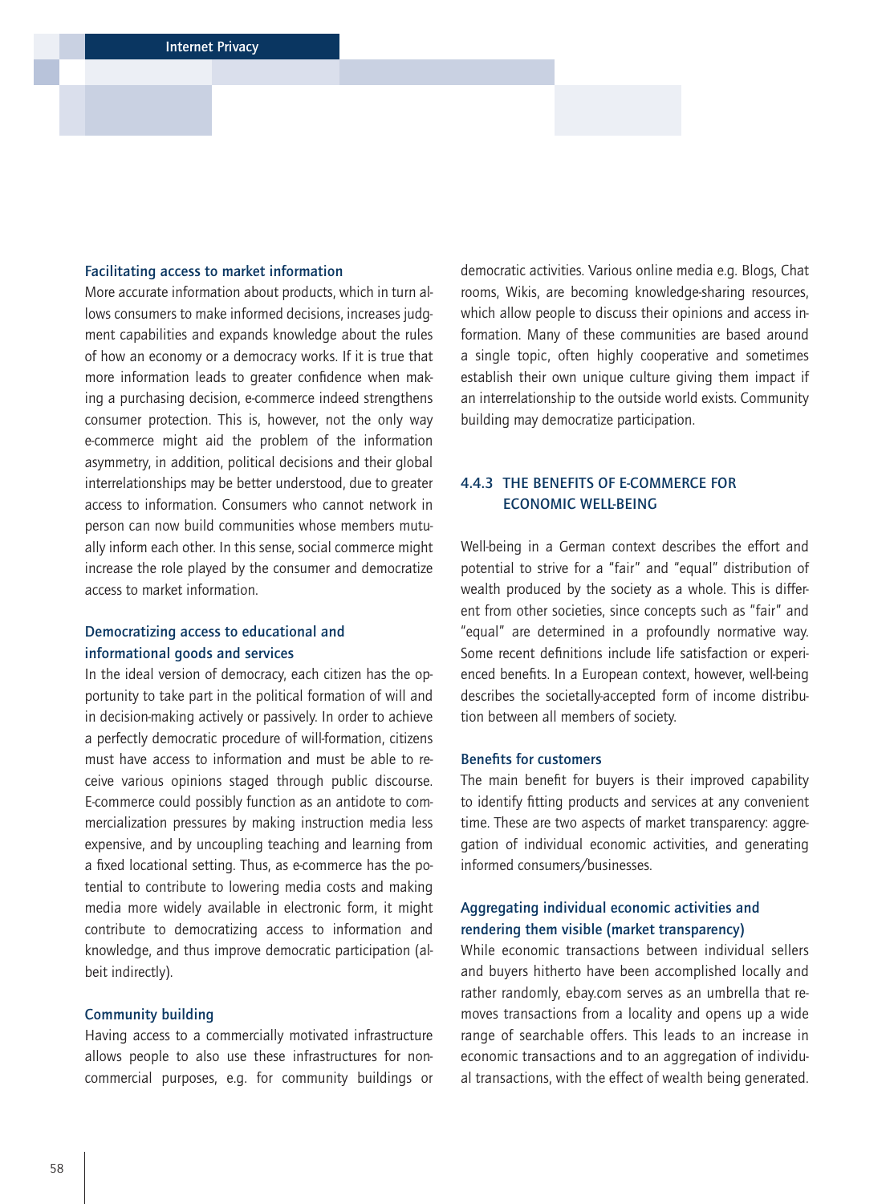#### Facilitating access to market information

More accurate information about products, which in turn allows consumers to make informed decisions, increases judgment capabilities and expands knowledge about the rules of how an economy or a democracy works. If it is true that more information leads to greater confidence when making a purchasing decision, e-commerce indeed strengthens consumer protection. This is, however, not the only way e-commerce might aid the problem of the information asymmetry, in addition, political decisions and their global interrelationships may be better understood, due to greater access to information. Consumers who cannot network in person can now build communities whose members mutually inform each other. In this sense, social commerce might increase the role played by the consumer and democratize access to market information.

#### Democratizing access to educational and informational goods and services

In the ideal version of democracy, each citizen has the opportunity to take part in the political formation of will and in decision-making actively or passively. In order to achieve a perfectly democratic procedure of will-formation, citizens must have access to information and must be able to receive various opinions staged through public discourse. E-commerce could possibly function as an antidote to commercialization pressures by making instruction media less expensive, and by uncoupling teaching and learning from a fixed locational setting. Thus, as e-commerce has the potential to contribute to lowering media costs and making media more widely available in electronic form, it might contribute to democratizing access to information and knowledge, and thus improve democratic participation (albeit indirectly).

#### Community building

Having access to a commercially motivated infrastructure allows people to also use these infrastructures for non-commercial purposes, e.g. for community buildings or democratic activities. Various online media e.g. Blogs, Chat rooms, Wikis, are becoming knowledge-sharing resources, which allow people to discuss their opinions and access information. Many of these communities are based around a single topic, often highly cooperative and sometimes establish their own unique culture giving them impact if an interrelationship to the outside world exists. Community building may democratize participation.

### 4.4.3 THE BENEFITS OF E-COMMERCE FOR ECONOMIC WELL-BEING

Well-being in a German context describes the effort and potential to strive for a "fair" and "equal" distribution of wealth produced by the society as a whole. This is different from other societies, since concepts such as "fair" and "equal" are determined in a profoundly normative way. Some recent definitions include life satisfaction or experienced benefits. In a European context, however, well-being describes the societally-accepted form of income distribution between all members of society.

#### Benefits for customers

The main benefit for buyers is their improved capability to identify fitting products and services at any convenient time. These are two aspects of market transparency: aggregation of individual economic activities, and generating informed consumers/businesses.

#### Aggregating individual economic activities and rendering them visible (market transparency)

While economic transactions between individual sellers and buyers hitherto have been accomplished locally and rather randomly, ebay.com serves as an umbrella that removes transactions from a locality and opens up a wide range of searchable offers. This leads to an increase in economic transactions and to an aggregation of individual transactions, with the effect of wealth being generated.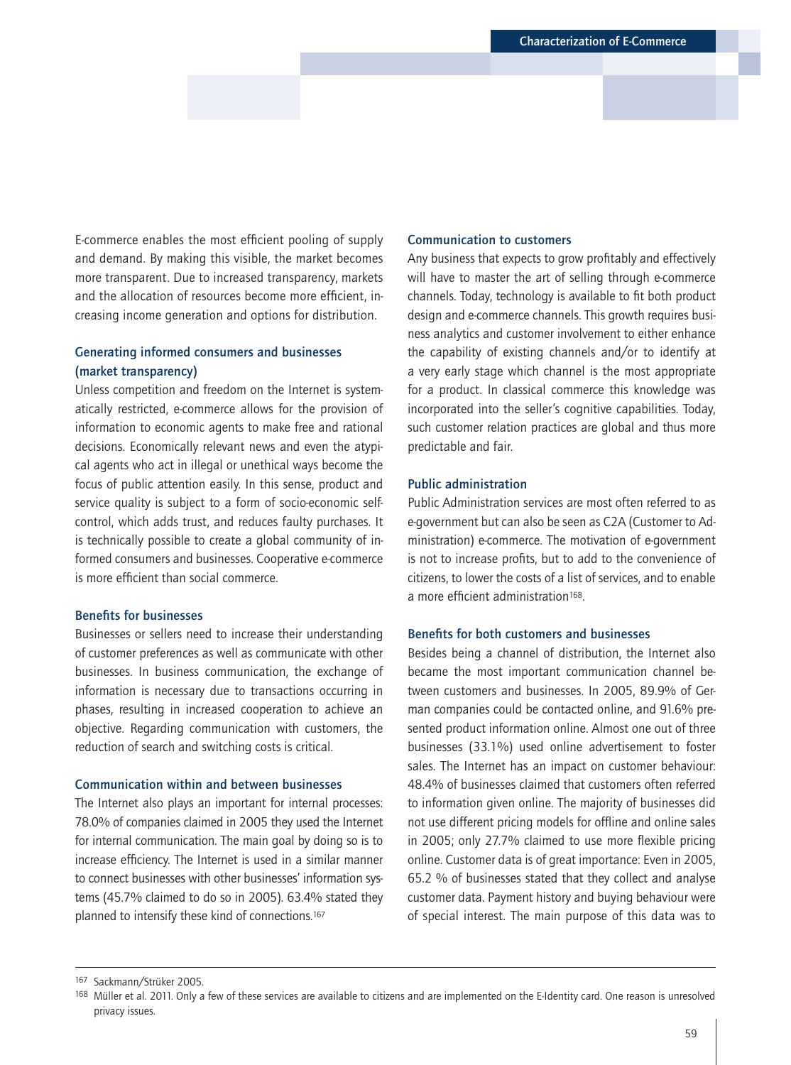E-commerce enables the most efficient pooling of supply and demand. By making this visible, the market becomes more transparent. Due to increased transparency, markets and the allocation of resources become more efficient, increasing income generation and options for distribution.

### Generating informed consumers and businesses (market transparency)

Unless competition and freedom on the Internet is systematically restricted, e-commerce allows for the provision of information to economic agents to make free and rational decisions. Economically relevant news and even the atypical agents who act in illegal or unethical ways become the focus of public attention easily. In this sense, product and service quality is subject to a form of socio-economic self-control, which adds trust, and reduces faulty purchases. It is technically possible to create a global community of informed consumers and businesses. Cooperative e-commerce is more efficient than social commerce.

### Benefits for businesses

Businesses or sellers need to increase their understanding of customer preferences as well as communicate with other businesses. In business communication, the exchange of information is necessary due to transactions occurring in phases, resulting in increased cooperation to achieve an objective. Regarding communication with customers, the reduction of search and switching costs is critical.

### Communication within and between businesses

The Internet also plays an important for internal processes: 78.0% of companies claimed in 2005 they used the Internet for internal communication. The main goal by doing so is to increase efficiency. The Internet is used in a similar manner to connect businesses with other businesses' information systems (45.7% claimed to do so in 2005). 63.4% stated they planned to intensify these kind of connections.[167]

### Communication to customers

Any business that expects to grow profitably and effectively will have to master the art of selling through e-commerce channels. Today, technology is available to fit both product design and e-commerce channels. This growth requires business analytics and customer involvement to either enhance the capability of existing channels and/or to identify at a very early stage which channel is the most appropriate for a product. In classical commerce this knowledge was incorporated into the seller's cognitive capabilities. Today, such customer relation practices are global and thus more predictable and fair.

### Public administration

Public Administration services are most often referred to as e-government but can also be seen as C2A (Customer to Administration) e-commerce. The motivation of e-government is not to increase profits, but to add to the convenience of citizens, to lower the costs of a list of services, and to enable a more efficient administration[168].

### Benefits for both customers and businesses

Besides being a channel of distribution, the Internet also became the most important communication channel between customers and businesses. In 2005, 89.9% of German companies could be contacted online, and 91.6% presented product information online. Almost one out of three businesses (33.1%) used online advertisement to foster sales. The Internet has an impact on customer behaviour: 48.4% of businesses claimed that customers often referred to information given online. The majority of businesses did not use different pricing models for offline and online sales in 2005; only 27.7% claimed to use more flexible pricing online. Customer data is of great importance: Even in 2005, 65.2 % of businesses stated that they collect and analyse customer data. Payment history and buying behaviour were of special interest. The main purpose of this data was to

---

[167] Sackmann/Strüker 2005.

[168] Müller et al. 2011. Only a few of these services are available to citizens and are implemented on the E-Identity card. One reason is unresolved privacy issues.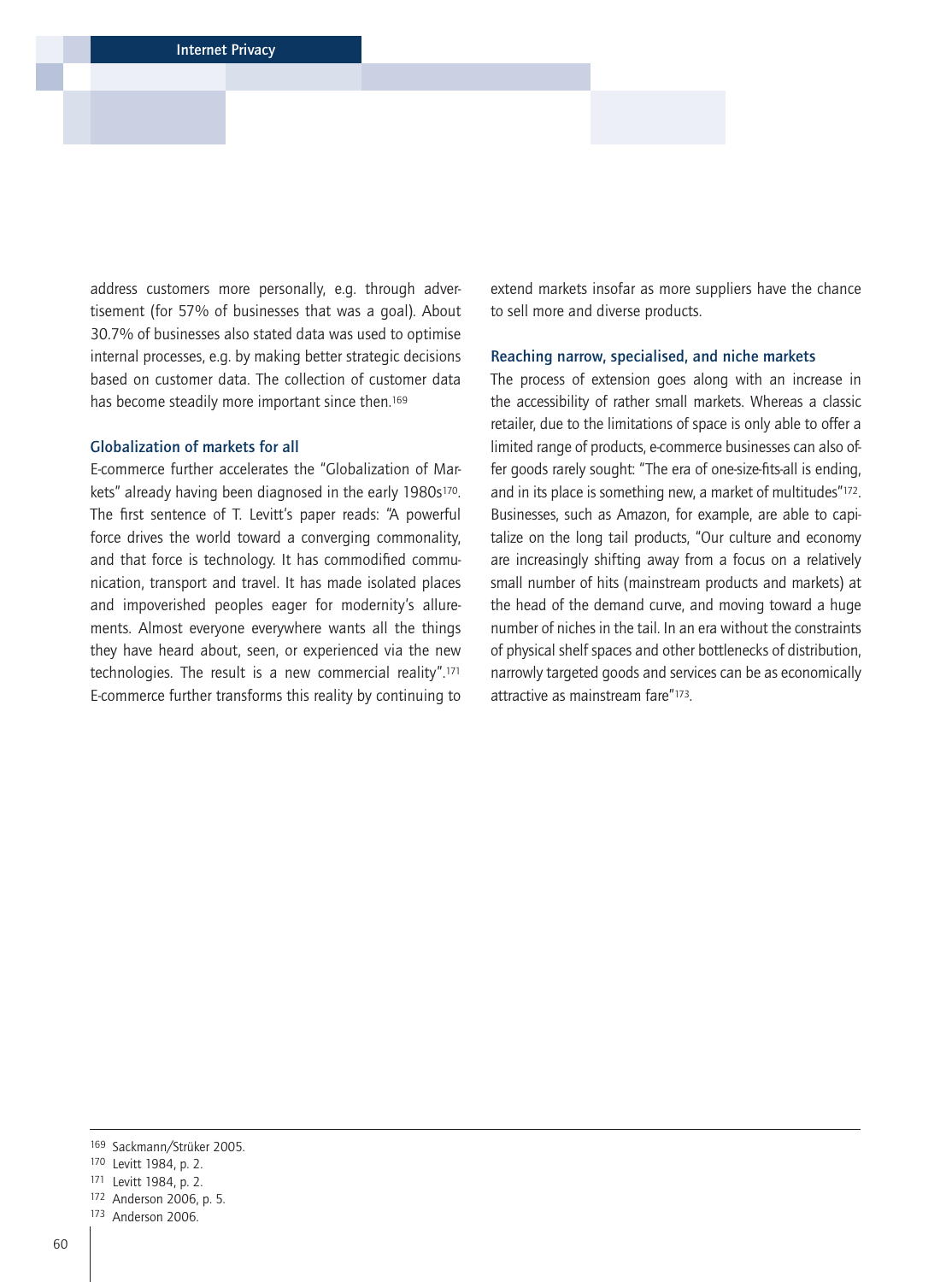address customers more personally, e.g. through advertisement (for 57% of businesses that was a goal). About 30.7% of businesses also stated data was used to optimise internal processes, e.g. by making better strategic decisions based on customer data. The collection of customer data has become steadily more important since then.[169]

### Globalization of markets for all

E-commerce further accelerates the "Globalization of Markets" already having been diagnosed in the early 1980s[170]. The first sentence of T. Levitt's paper reads: "A powerful force drives the world toward a converging commonality, and that force is technology. It has commodified communication, transport and travel. It has made isolated places and impoverished peoples eager for modernity's allurements. Almost everyone everywhere wants all the things they have heard about, seen, or experienced via the new technologies. The result is a new commercial reality".[171] E-commerce further transforms this reality by continuing to extend markets insofar as more suppliers have the chance to sell more and diverse products.

### Reaching narrow, specialised, and niche markets

The process of extension goes along with an increase in the accessibility of rather small markets. Whereas a classic retailer, due to the limitations of space is only able to offer a limited range of products, e-commerce businesses can also offer goods rarely sought: "The era of one-size-fits-all is ending, and in its place is something new, a market of multitudes"[172]. Businesses, such as Amazon, for example, are able to capitalize on the long tail products, "Our culture and economy are increasingly shifting away from a focus on a relatively small number of hits (mainstream products and markets) at the head of the demand curve, and moving toward a huge number of niches in the tail. In an era without the constraints of physical shelf spaces and other bottlenecks of distribution, narrowly targeted goods and services can be as economically attractive as mainstream fare"[173].

---

[169] Sackmann/Strüker 2005.
[170] Levitt 1984, p. 2.
[171] Levitt 1984, p. 2.
[172] Anderson 2006, p. 5.
[173] Anderson 2006.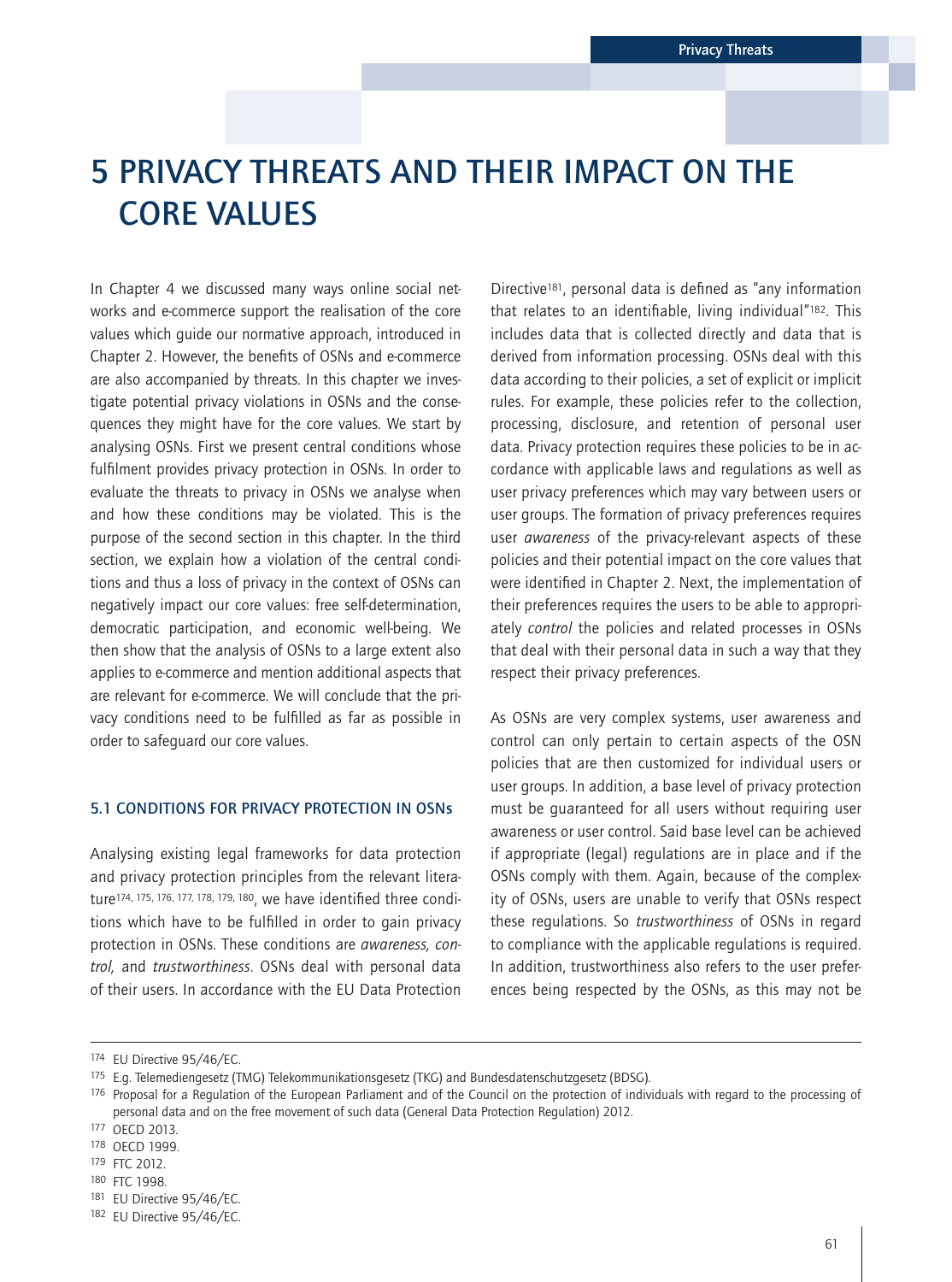# 5 PRIVACY THREATS AND THEIR IMPACT ON THE CORE VALUES

In Chapter 4 we discussed many ways online social networks and e-commerce support the realisation of the core values which guide our normative approach, introduced in Chapter 2. However, the benefits of OSNs and e-commerce are also accompanied by threats. In this chapter we investigate potential privacy violations in OSNs and the consequences they might have for the core values. We start by analysing OSNs. First we present central conditions whose fulfilment provides privacy protection in OSNs. In order to evaluate the threats to privacy in OSNs we analyse when and how these conditions may be violated. This is the purpose of the second section in this chapter. In the third section, we explain how a violation of the central conditions and thus a loss of privacy in the context of OSNs can negatively impact our core values: free self-determination, democratic participation, and economic well-being. We then show that the analysis of OSNs to a large extent also applies to e-commerce and mention additional aspects that are relevant for e-commerce. We will conclude that the privacy conditions need to be fulfilled as far as possible in order to safeguard our core values.

## 5.1 CONDITIONS FOR PRIVACY PROTECTION IN OSNs

Analysing existing legal frameworks for data protection and privacy protection principles from the relevant literature[174, 175, 176, 177, 178, 179, 180], we have identified three conditions which have to be fulfilled in order to gain privacy protection in OSNs. These conditions are *awareness, control,* and *trustworthiness*. OSNs deal with personal data of their users. In accordance with the EU Data Protection Directive[181], personal data is defined as "any information that relates to an identifiable, living individual"[182]. This includes data that is collected directly and data that is derived from information processing. OSNs deal with this data according to their policies, a set of explicit or implicit rules. For example, these policies refer to the collection, processing, disclosure, and retention of personal user data. Privacy protection requires these policies to be in accordance with applicable laws and regulations as well as user privacy preferences which may vary between users or user groups. The formation of privacy preferences requires user *awareness* of the privacy-relevant aspects of these policies and their potential impact on the core values that were identified in Chapter 2. Next, the implementation of their preferences requires the users to be able to appropriately *control* the policies and related processes in OSNs that deal with their personal data in such a way that they respect their privacy preferences.

As OSNs are very complex systems, user awareness and control can only pertain to certain aspects of the OSN policies that are then customized for individual users or user groups. In addition, a base level of privacy protection must be guaranteed for all users without requiring user awareness or user control. Said base level can be achieved if appropriate (legal) regulations are in place and if the OSNs comply with them. Again, because of the complexity of OSNs, users are unable to verify that OSNs respect these regulations. So *trustworthiness* of OSNs in regard to compliance with the applicable regulations is required. In addition, trustworthiness also refers to the user preferences being respected by the OSNs, as this may not be

---

[174] EU Directive 95/46/EC.

[175] E.g. Telemediengesetz (TMG) Telekommunikationsgesetz (TKG) and Bundesdatenschutzgesetz (BDSG).

[176] Proposal for a Regulation of the European Parliament and of the Council on the protection of individuals with regard to the processing of personal data and on the free movement of such data (General Data Protection Regulation) 2012.

[177] OECD 2013.

[178] OECD 1999.

[179] FTC 2012.

[180] FTC 1998.

[181] EU Directive 95/46/EC.

[182] EU Directive 95/46/EC.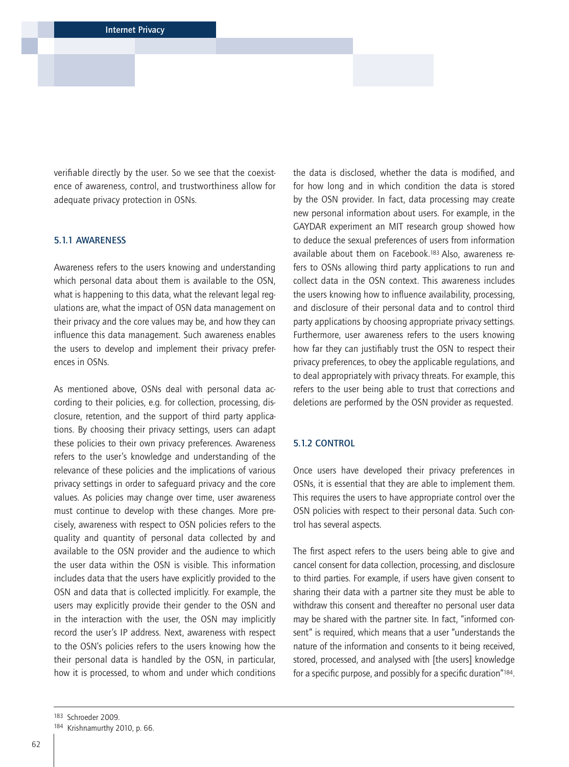verifiable directly by the user. So we see that the coexistence of awareness, control, and trustworthiness allow for adequate privacy protection in OSNs.

### 5.1.1 AWARENESS

Awareness refers to the users knowing and understanding which personal data about them is available to the OSN, what is happening to this data, what the relevant legal regulations are, what the impact of OSN data management on their privacy and the core values may be, and how they can influence this data management. Such awareness enables the users to develop and implement their privacy preferences in OSNs.

As mentioned above, OSNs deal with personal data according to their policies, e.g. for collection, processing, disclosure, retention, and the support of third party applications. By choosing their privacy settings, users can adapt these policies to their own privacy preferences. Awareness refers to the user's knowledge and understanding of the relevance of these policies and the implications of various privacy settings in order to safeguard privacy and the core values. As policies may change over time, user awareness must continue to develop with these changes. More precisely, awareness with respect to OSN policies refers to the quality and quantity of personal data collected by and available to the OSN provider and the audience to which the user data within the OSN is visible. This information includes data that the users have explicitly provided to the OSN and data that is collected implicitly. For example, the users may explicitly provide their gender to the OSN and in the interaction with the user, the OSN may implicitly record the user's IP address. Next, awareness with respect to the OSN's policies refers to the users knowing how the their personal data is handled by the OSN, in particular, how it is processed, to whom and under which conditions the data is disclosed, whether the data is modified, and for how long and in which condition the data is stored by the OSN provider. In fact, data processing may create new personal information about users. For example, in the GAYDAR experiment an MIT research group showed how to deduce the sexual preferences of users from information available about them on Facebook.[183] Also, awareness refers to OSNs allowing third party applications to run and collect data in the OSN context. This awareness includes the users knowing how to influence availability, processing, and disclosure of their personal data and to control third party applications by choosing appropriate privacy settings. Furthermore, user awareness refers to the users knowing how far they can justifiably trust the OSN to respect their privacy preferences, to obey the applicable regulations, and to deal appropriately with privacy threats. For example, this refers to the user being able to trust that corrections and deletions are performed by the OSN provider as requested.

### 5.1.2 CONTROL

Once users have developed their privacy preferences in OSNs, it is essential that they are able to implement them. This requires the users to have appropriate control over the OSN policies with respect to their personal data. Such control has several aspects.

The first aspect refers to the users being able to give and cancel consent for data collection, processing, and disclosure to third parties. For example, if users have given consent to sharing their data with a partner site they must be able to withdraw this consent and thereafter no personal user data may be shared with the partner site. In fact, "informed consent" is required, which means that a user "understands the nature of the information and consents to it being received, stored, processed, and analysed with [the users] knowledge for a specific purpose, and possibly for a specific duration"[184].

---

[183] Schroeder 2009.

[184] Krishnamurthy 2010, p. 66.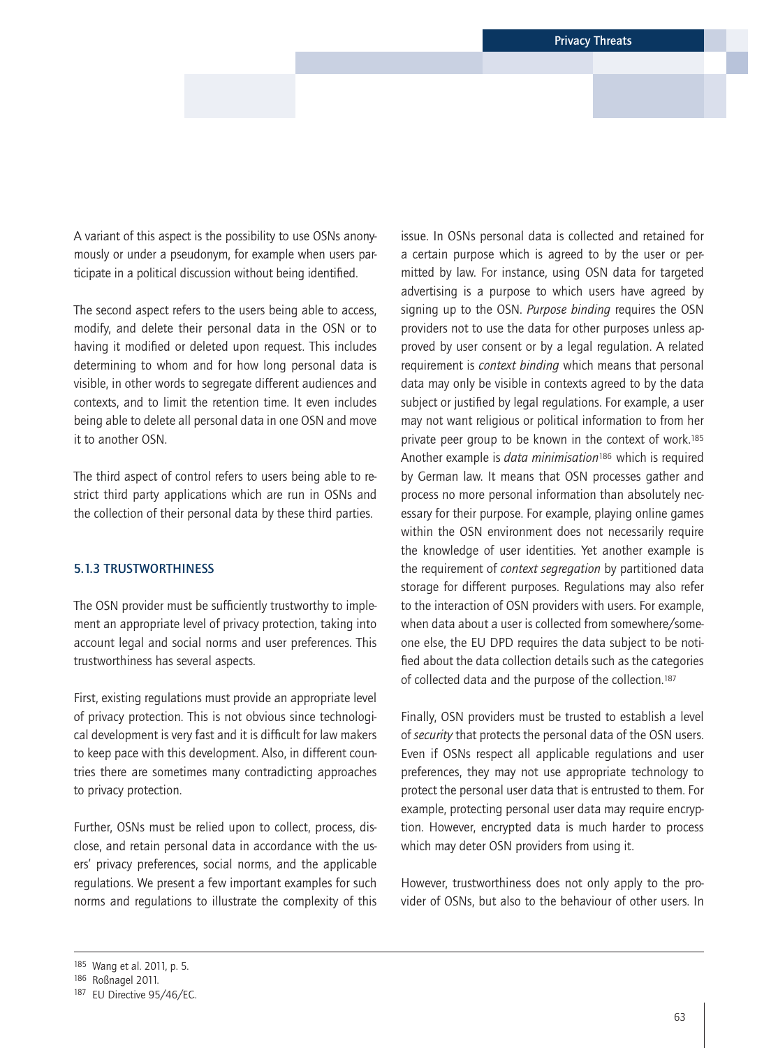A variant of this aspect is the possibility to use OSNs anonymously or under a pseudonym, for example when users participate in a political discussion without being identified.

The second aspect refers to the users being able to access, modify, and delete their personal data in the OSN or to having it modified or deleted upon request. This includes determining to whom and for how long personal data is visible, in other words to segregate different audiences and contexts, and to limit the retention time. It even includes being able to delete all personal data in one OSN and move it to another OSN.

The third aspect of control refers to users being able to restrict third party applications which are run in OSNs and the collection of their personal data by these third parties.

### 5.1.3 TRUSTWORTHINESS

The OSN provider must be sufficiently trustworthy to implement an appropriate level of privacy protection, taking into account legal and social norms and user preferences. This trustworthiness has several aspects.

First, existing regulations must provide an appropriate level of privacy protection. This is not obvious since technological development is very fast and it is difficult for law makers to keep pace with this development. Also, in different countries there are sometimes many contradicting approaches to privacy protection.

Further, OSNs must be relied upon to collect, process, disclose, and retain personal data in accordance with the users' privacy preferences, social norms, and the applicable regulations. We present a few important examples for such norms and regulations to illustrate the complexity of this issue. In OSNs personal data is collected and retained for a certain purpose which is agreed to by the user or permitted by law. For instance, using OSN data for targeted advertising is a purpose to which users have agreed by signing up to the OSN. *Purpose binding* requires the OSN providers not to use the data for other purposes unless approved by user consent or by a legal regulation. A related requirement is *context binding* which means that personal data may only be visible in contexts agreed to by the data subject or justified by legal regulations. For example, a user may not want religious or political information to from her private peer group to be known in the context of work.[185] Another example is *data minimisation*[186] which is required by German law. It means that OSN processes gather and process no more personal information than absolutely necessary for their purpose. For example, playing online games within the OSN environment does not necessarily require the knowledge of user identities. Yet another example is the requirement of *context segregation* by partitioned data storage for different purposes. Regulations may also refer to the interaction of OSN providers with users. For example, when data about a user is collected from somewhere/someone else, the EU DPD requires the data subject to be notified about the data collection details such as the categories of collected data and the purpose of the collection.[187]

Finally, OSN providers must be trusted to establish a level of *security* that protects the personal data of the OSN users. Even if OSNs respect all applicable regulations and user preferences, they may not use appropriate technology to protect the personal user data that is entrusted to them. For example, protecting personal user data may require encryption. However, encrypted data is much harder to process which may deter OSN providers from using it.

However, trustworthiness does not only apply to the provider of OSNs, but also to the behaviour of other users. In

---

[185] Wang et al. 2011, p. 5.

[186] Roßnagel 2011.

[187] EU Directive 95/46/EC.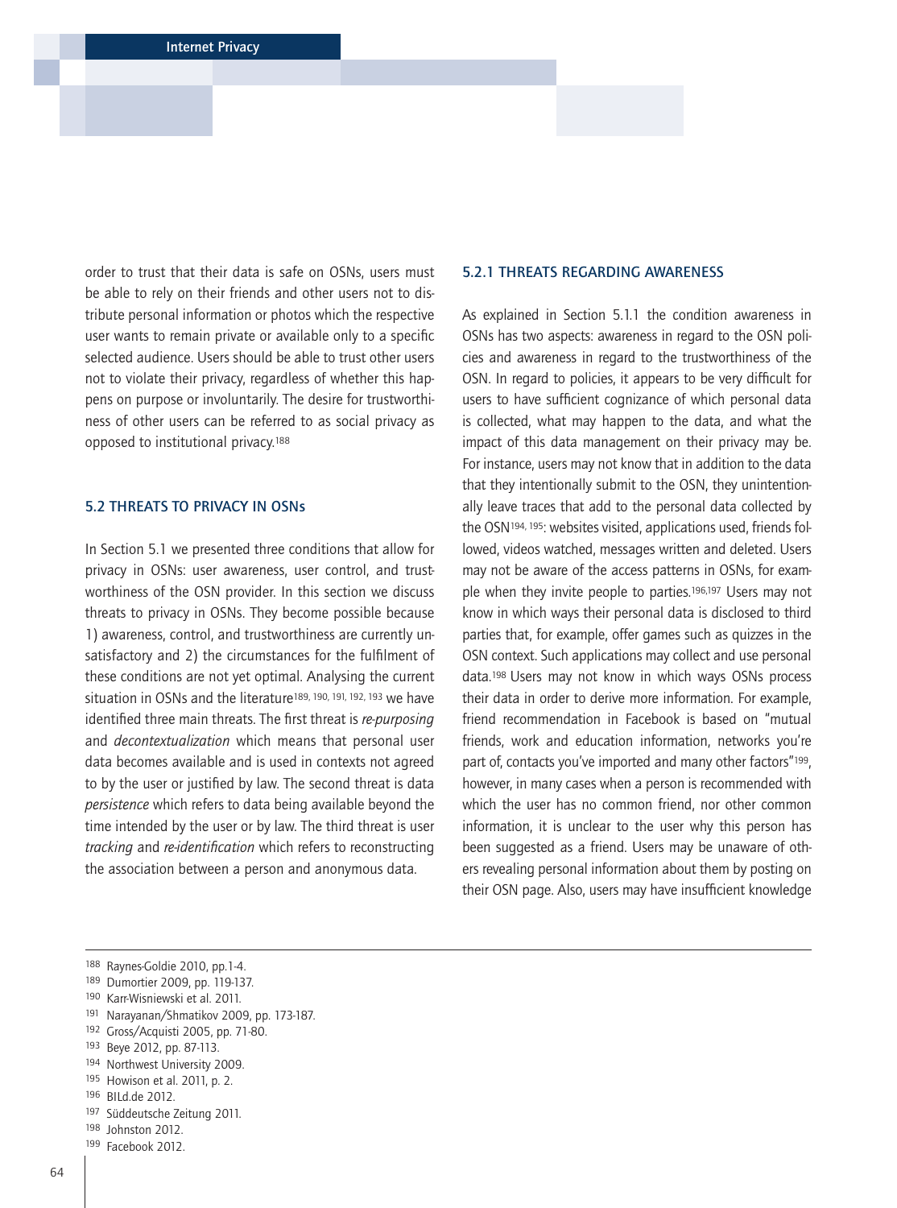order to trust that their data is safe on OSNs, users must be able to rely on their friends and other users not to distribute personal information or photos which the respective user wants to remain private or available only to a specific selected audience. Users should be able to trust other users not to violate their privacy, regardless of whether this happens on purpose or involuntarily. The desire for trustworthiness of other users can be referred to as social privacy as opposed to institutional privacy.[188]

## 5.2 THREATS TO PRIVACY IN OSNs

In Section 5.1 we presented three conditions that allow for privacy in OSNs: user awareness, user control, and trustworthiness of the OSN provider. In this section we discuss threats to privacy in OSNs. They become possible because 1) awareness, control, and trustworthiness are currently unsatisfactory and 2) the circumstances for the fulfilment of these conditions are not yet optimal. Analysing the current situation in OSNs and the literature[189, 190, 191, 192, 193] we have identified three main threats. The first threat is *re-purposing* and *decontextualization* which means that personal user data becomes available and is used in contexts not agreed to by the user or justified by law. The second threat is data *persistence* which refers to data being available beyond the time intended by the user or by law. The third threat is user *tracking* and *re-identification* which refers to reconstructing the association between a person and anonymous data.

### 5.2.1 THREATS REGARDING AWARENESS

As explained in Section 5.1.1 the condition awareness in OSNs has two aspects: awareness in regard to the OSN policies and awareness in regard to the trustworthiness of the OSN. In regard to policies, it appears to be very difficult for users to have sufficient cognizance of which personal data is collected, what may happen to the data, and what the impact of this data management on their privacy may be. For instance, users may not know that in addition to the data that they intentionally submit to the OSN, they unintentionally leave traces that add to the personal data collected by the OSN[194, 195]: websites visited, applications used, friends followed, videos watched, messages written and deleted. Users may not be aware of the access patterns in OSNs, for example when they invite people to parties.[196,197] Users may not know in which ways their personal data is disclosed to third parties that, for example, offer games such as quizzes in the OSN context. Such applications may collect and use personal data.[198] Users may not know in which ways OSNs process their data in order to derive more information. For example, friend recommendation in Facebook is based on "mutual friends, work and education information, networks you're part of, contacts you've imported and many other factors"[199], however, in many cases when a person is recommended with which the user has no common friend, nor other common information, it is unclear to the user why this person has been suggested as a friend. Users may be unaware of others revealing personal information about them by posting on their OSN page. Also, users may have insufficient knowledge

---

[188] Raynes-Goldie 2010, pp.1-4.
[189] Dumortier 2009, pp. 119-137.
[190] Karr-Wisniewski et al. 2011.
[191] Narayanan/Shmatikov 2009, pp. 173-187.
[192] Gross/Acquisti 2005, pp. 71-80.
[193] Beye 2012, pp. 87-113.
[194] Northwest University 2009.
[195] Howison et al. 2011, p. 2.
[196] BILd.de 2012.
[197] Süddeutsche Zeitung 2011.
[198] Johnston 2012.
[199] Facebook 2012.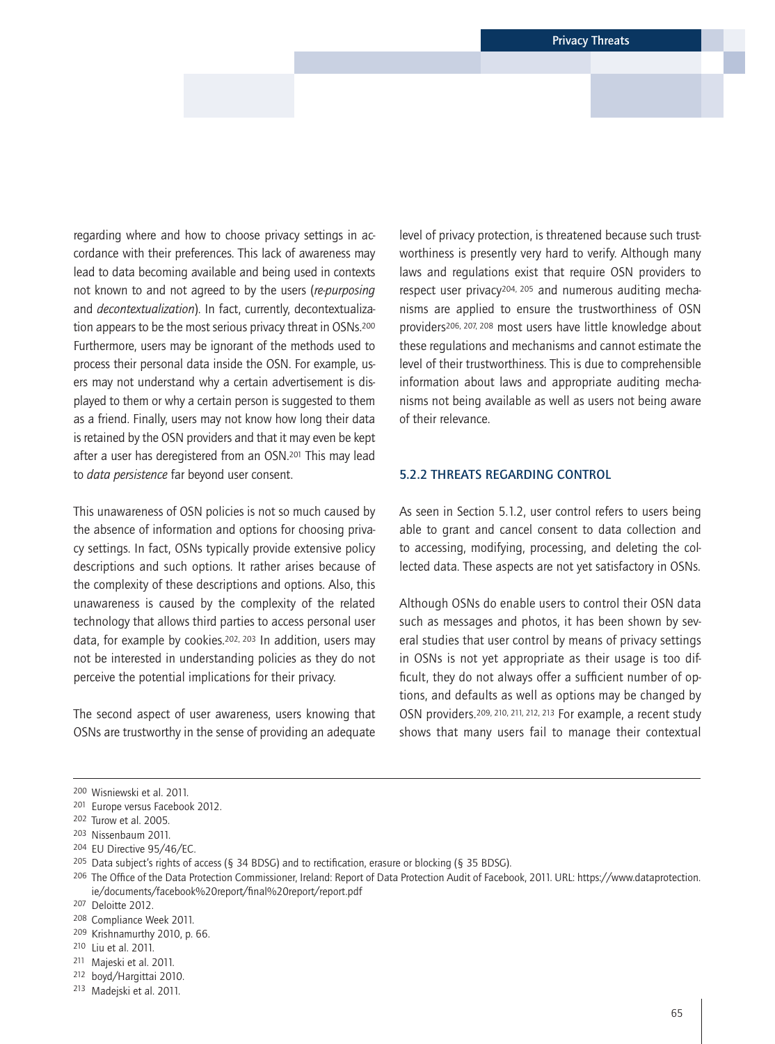regarding where and how to choose privacy settings in accordance with their preferences. This lack of awareness may lead to data becoming available and being used in contexts not known to and not agreed to by the users (*re-purposing* and *decontextualization*). In fact, currently, decontextualization appears to be the most serious privacy threat in OSNs.[200] Furthermore, users may be ignorant of the methods used to process their personal data inside the OSN. For example, users may not understand why a certain advertisement is displayed to them or why a certain person is suggested to them as a friend. Finally, users may not know how long their data is retained by the OSN providers and that it may even be kept after a user has deregistered from an OSN.[201] This may lead to *data persistence* far beyond user consent.

This unawareness of OSN policies is not so much caused by the absence of information and options for choosing privacy settings. In fact, OSNs typically provide extensive policy descriptions and such options. It rather arises because of the complexity of these descriptions and options. Also, this unawareness is caused by the complexity of the related technology that allows third parties to access personal user data, for example by cookies.[202, 203] In addition, users may not be interested in understanding policies as they do not perceive the potential implications for their privacy.

The second aspect of user awareness, users knowing that OSNs are trustworthy in the sense of providing an adequate level of privacy protection, is threatened because such trustworthiness is presently very hard to verify. Although many laws and regulations exist that require OSN providers to respect user privacy[204, 205] and numerous auditing mechanisms are applied to ensure the trustworthiness of OSN providers[206, 207, 208] most users have little knowledge about these regulations and mechanisms and cannot estimate the level of their trustworthiness. This is due to comprehensible information about laws and appropriate auditing mechanisms not being available as well as users not being aware of their relevance.

### 5.2.2 THREATS REGARDING CONTROL

As seen in Section 5.1.2, user control refers to users being able to grant and cancel consent to data collection and to accessing, modifying, processing, and deleting the collected data. These aspects are not yet satisfactory in OSNs.

Although OSNs do enable users to control their OSN data such as messages and photos, it has been shown by several studies that user control by means of privacy settings in OSNs is not yet appropriate as their usage is too difficult, they do not always offer a sufficient number of options, and defaults as well as options may be changed by OSN providers.[209, 210, 211, 212, 213] For example, a recent study shows that many users fail to manage their contextual

---

[200] Wisniewski et al. 2011.
[201] Europe versus Facebook 2012.
[202] Turow et al. 2005.
[203] Nissenbaum 2011.
[204] EU Directive 95/46/EC.
[205] Data subject's rights of access (§ 34 BDSG) and to rectification, erasure or blocking (§ 35 BDSG).
[206] The Office of the Data Protection Commissioner, Ireland: Report of Data Protection Audit of Facebook, 2011. URL: https://www.dataprotection.ie/documents/facebook%20report/final%20report/report.pdf
[207] Deloitte 2012.
[208] Compliance Week 2011.
[209] Krishnamurthy 2010, p. 66.
[210] Liu et al. 2011.
[211] Majeski et al. 2011.
[212] boyd/Hargittai 2010.
[213] Madejski et al. 2011.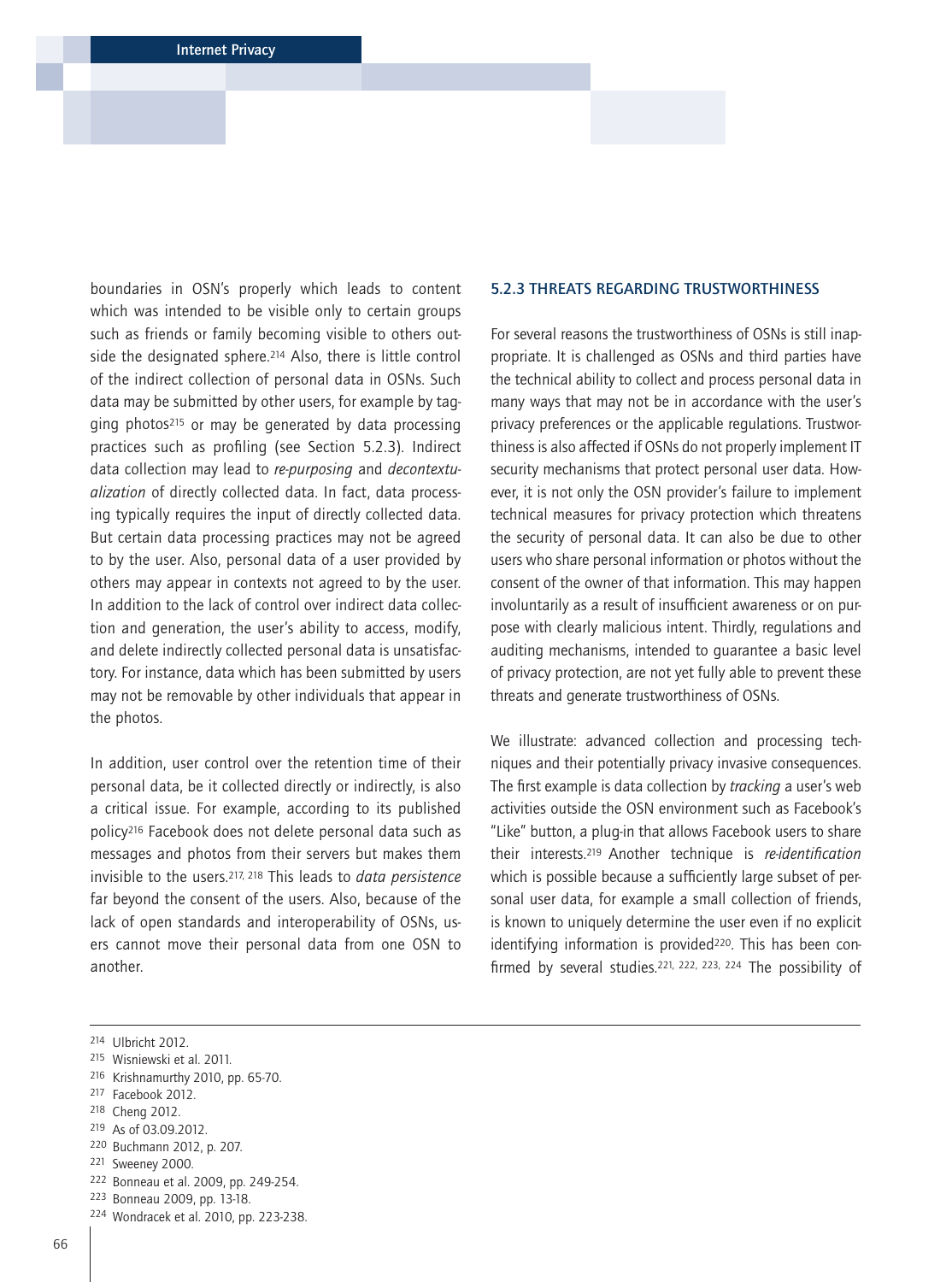boundaries in OSN's properly which leads to content which was intended to be visible only to certain groups such as friends or family becoming visible to others outside the designated sphere.[214] Also, there is little control of the indirect collection of personal data in OSNs. Such data may be submitted by other users, for example by tagging photos[215] or may be generated by data processing practices such as profiling (see Section 5.2.3). Indirect data collection may lead to *re-purposing* and *decontextualization* of directly collected data. In fact, data processing typically requires the input of directly collected data. But certain data processing practices may not be agreed to by the user. Also, personal data of a user provided by others may appear in contexts not agreed to by the user. In addition to the lack of control over indirect data collection and generation, the user's ability to access, modify, and delete indirectly collected personal data is unsatisfactory. For instance, data which has been submitted by users may not be removable by other individuals that appear in the photos.

In addition, user control over the retention time of their personal data, be it collected directly or indirectly, is also a critical issue. For example, according to its published policy[216] Facebook does not delete personal data such as messages and photos from their servers but makes them invisible to the users.[217, 218] This leads to *data persistence* far beyond the consent of the users. Also, because of the lack of open standards and interoperability of OSNs, users cannot move their personal data from one OSN to another.

### 5.2.3 THREATS REGARDING TRUSTWORTHINESS

For several reasons the trustworthiness of OSNs is still inappropriate. It is challenged as OSNs and third parties have the technical ability to collect and process personal data in many ways that may not be in accordance with the user's privacy preferences or the applicable regulations. Trustworthiness is also affected if OSNs do not properly implement IT security mechanisms that protect personal user data. However, it is not only the OSN provider's failure to implement technical measures for privacy protection which threatens the security of personal data. It can also be due to other users who share personal information or photos without the consent of the owner of that information. This may happen involuntarily as a result of insufficient awareness or on purpose with clearly malicious intent. Thirdly, regulations and auditing mechanisms, intended to guarantee a basic level of privacy protection, are not yet fully able to prevent these threats and generate trustworthiness of OSNs.

We illustrate: advanced collection and processing techniques and their potentially privacy invasive consequences. The first example is data collection by *tracking* a user's web activities outside the OSN environment such as Facebook's "Like" button, a plug-in that allows Facebook users to share their interests.[219] Another technique is *re-identification* which is possible because a sufficiently large subset of personal user data, for example a small collection of friends, is known to uniquely determine the user even if no explicit identifying information is provided[220]. This has been confirmed by several studies.[221, 222, 223, 224] The possibility of

---

214 Ulbricht 2012.
215 Wisniewski et al. 2011.
216 Krishnamurthy 2010, pp. 65-70.
217 Facebook 2012.
218 Cheng 2012.
219 As of 03.09.2012.
220 Buchmann 2012, p. 207.
221 Sweeney 2000.
222 Bonneau et al. 2009, pp. 249-254.
223 Bonneau 2009, pp. 13-18.
224 Wondracek et al. 2010, pp. 223-238.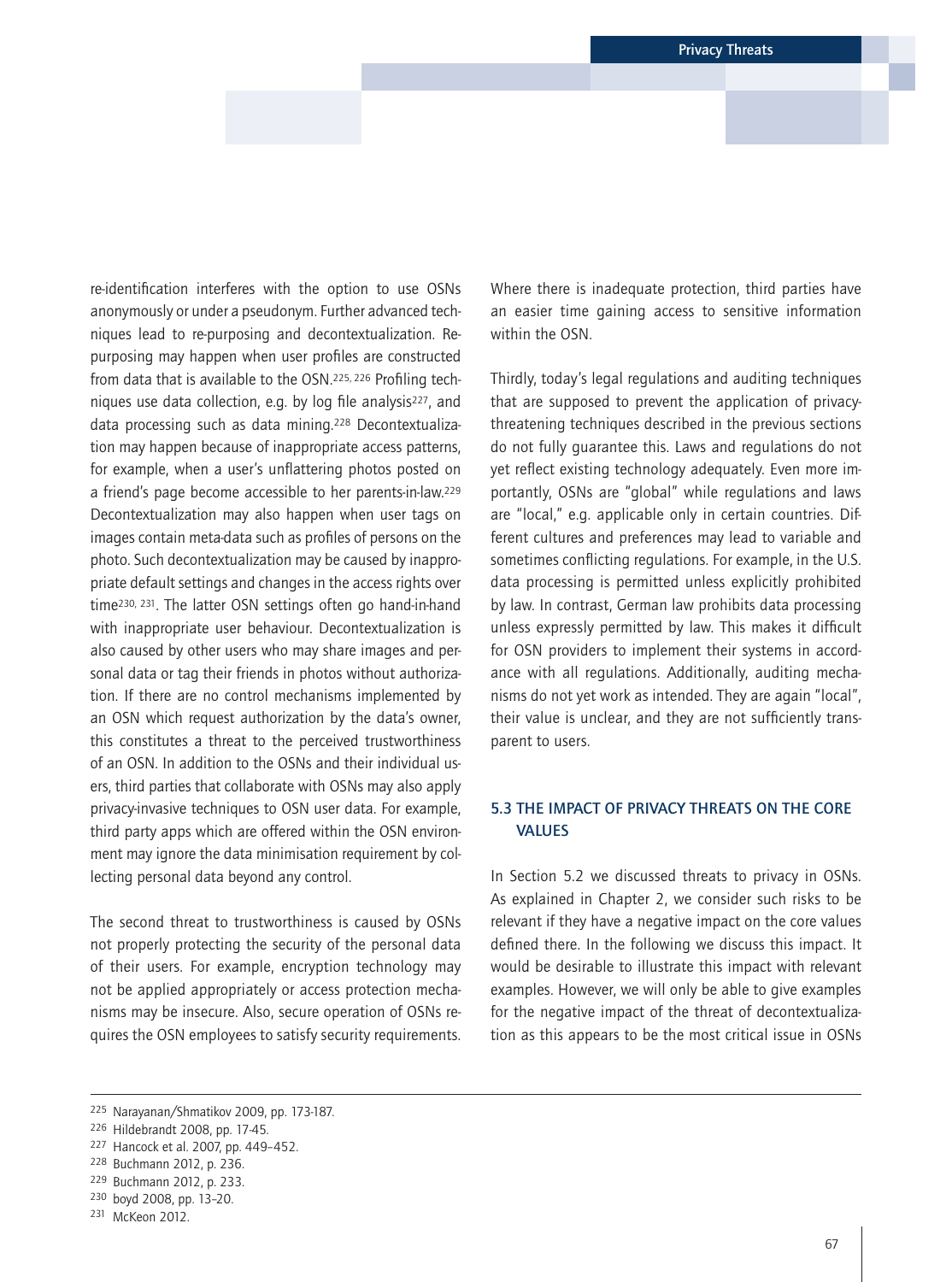re-identification interferes with the option to use OSNs anonymously or under a pseudonym. Further advanced techniques lead to re-purposing and decontextualization. Re-purposing may happen when user profiles are constructed from data that is available to the OSN.[225, 226] Profiling techniques use data collection, e.g. by log file analysis[227], and data processing such as data mining.[228] Decontextualization may happen because of inappropriate access patterns, for example, when a user's unflattering photos posted on a friend's page become accessible to her parents-in-law.[229] Decontextualization may also happen when user tags on images contain meta-data such as profiles of persons on the photo. Such decontextualization may be caused by inappropriate default settings and changes in the access rights over time[230, 231]. The latter OSN settings often go hand-in-hand with inappropriate user behaviour. Decontextualization is also caused by other users who may share images and personal data or tag their friends in photos without authorization. If there are no control mechanisms implemented by an OSN which request authorization by the data's owner, this constitutes a threat to the perceived trustworthiness of an OSN. In addition to the OSNs and their individual users, third parties that collaborate with OSNs may also apply privacy-invasive techniques to OSN user data. For example, third party apps which are offered within the OSN environment may ignore the data minimisation requirement by collecting personal data beyond any control.

The second threat to trustworthiness is caused by OSNs not properly protecting the security of the personal data of their users. For example, encryption technology may not be applied appropriately or access protection mechanisms may be insecure. Also, secure operation of OSNs requires the OSN employees to satisfy security requirements. Where there is inadequate protection, third parties have an easier time gaining access to sensitive information within the OSN.

Thirdly, today's legal regulations and auditing techniques that are supposed to prevent the application of privacy-threatening techniques described in the previous sections do not fully guarantee this. Laws and regulations do not yet reflect existing technology adequately. Even more importantly, OSNs are "global" while regulations and laws are "local," e.g. applicable only in certain countries. Different cultures and preferences may lead to variable and sometimes conflicting regulations. For example, in the U.S. data processing is permitted unless explicitly prohibited by law. In contrast, German law prohibits data processing unless expressly permitted by law. This makes it difficult for OSN providers to implement their systems in accordance with all regulations. Additionally, auditing mechanisms do not yet work as intended. They are again "local", their value is unclear, and they are not sufficiently transparent to users.

## 5.3 THE IMPACT OF PRIVACY THREATS ON THE CORE VALUES

In Section 5.2 we discussed threats to privacy in OSNs. As explained in Chapter 2, we consider such risks to be relevant if they have a negative impact on the core values defined there. In the following we discuss this impact. It would be desirable to illustrate this impact with relevant examples. However, we will only be able to give examples for the negative impact of the threat of decontextualization as this appears to be the most critical issue in OSNs

---

[225] Narayanan/Shmatikov 2009, pp. 173-187.
[226] Hildebrandt 2008, pp. 17-45.
[227] Hancock et al. 2007, pp. 449–452.
[228] Buchmann 2012, p. 236.
[229] Buchmann 2012, p. 233.
[230] boyd 2008, pp. 13–20.
[231] McKeon 2012.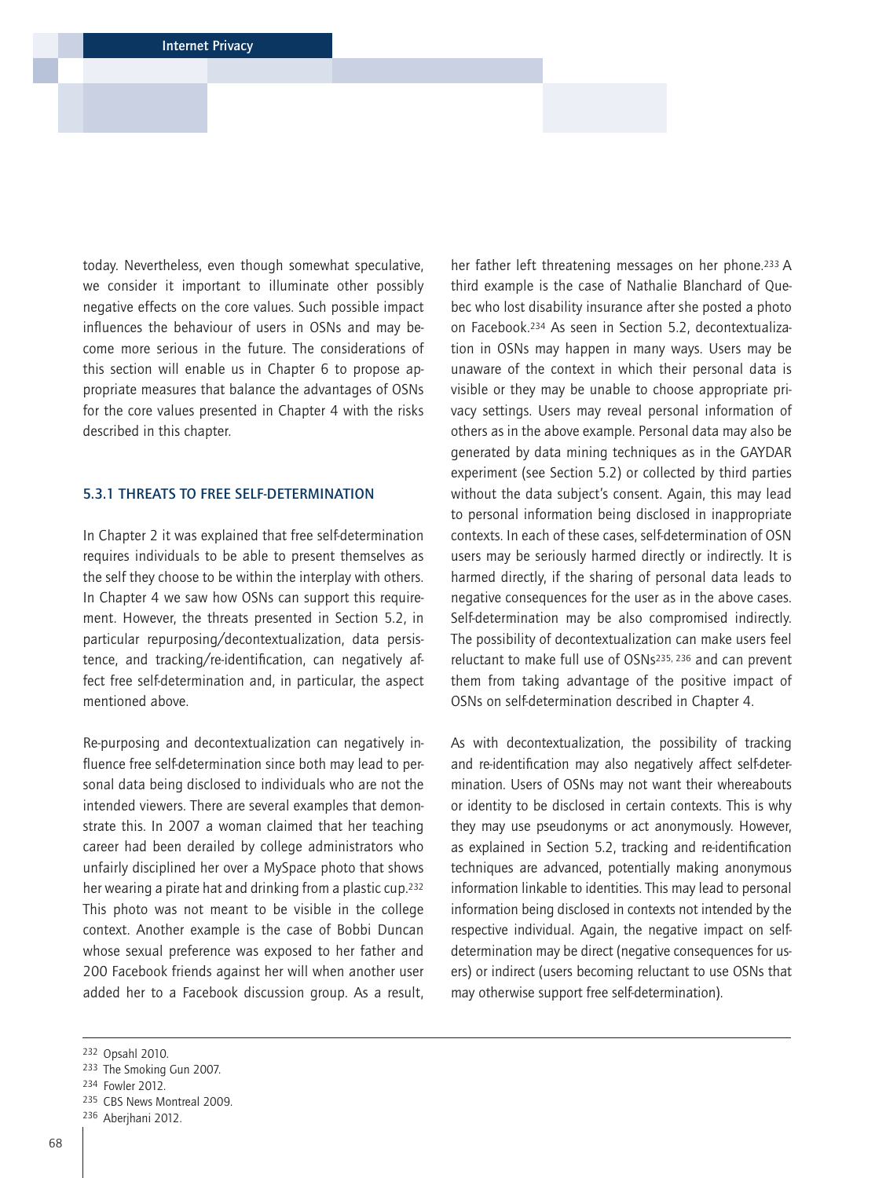today. Nevertheless, even though somewhat speculative, we consider it important to illuminate other possibly negative effects on the core values. Such possible impact influences the behaviour of users in OSNs and may become more serious in the future. The considerations of this section will enable us in Chapter 6 to propose appropriate measures that balance the advantages of OSNs for the core values presented in Chapter 4 with the risks described in this chapter.

### 5.3.1 THREATS TO FREE SELF-DETERMINATION

In Chapter 2 it was explained that free self-determination requires individuals to be able to present themselves as the self they choose to be within the interplay with others. In Chapter 4 we saw how OSNs can support this requirement. However, the threats presented in Section 5.2, in particular repurposing/decontextualization, data persistence, and tracking/re-identification, can negatively affect free self-determination and, in particular, the aspect mentioned above.

Re-purposing and decontextualization can negatively influence free self-determination since both may lead to personal data being disclosed to individuals who are not the intended viewers. There are several examples that demonstrate this. In 2007 a woman claimed that her teaching career had been derailed by college administrators who unfairly disciplined her over a MySpace photo that shows her wearing a pirate hat and drinking from a plastic cup.[232] This photo was not meant to be visible in the college context. Another example is the case of Bobbi Duncan whose sexual preference was exposed to her father and 200 Facebook friends against her will when another user added her to a Facebook discussion group. As a result, her father left threatening messages on her phone.[233] A third example is the case of Nathalie Blanchard of Quebec who lost disability insurance after she posted a photo on Facebook.[234] As seen in Section 5.2, decontextualization in OSNs may happen in many ways. Users may be unaware of the context in which their personal data is visible or they may be unable to choose appropriate privacy settings. Users may reveal personal information of others as in the above example. Personal data may also be generated by data mining techniques as in the GAYDAR experiment (see Section 5.2) or collected by third parties without the data subject's consent. Again, this may lead to personal information being disclosed in inappropriate contexts. In each of these cases, self-determination of OSN users may be seriously harmed directly or indirectly. It is harmed directly, if the sharing of personal data leads to negative consequences for the user as in the above cases. Self-determination may be also compromised indirectly. The possibility of decontextualization can make users feel reluctant to make full use of OSNs[235, 236] and can prevent them from taking advantage of the positive impact of OSNs on self-determination described in Chapter 4.

As with decontextualization, the possibility of tracking and re-identification may also negatively affect self-determination. Users of OSNs may not want their whereabouts or identity to be disclosed in certain contexts. This is why they may use pseudonyms or act anonymously. However, as explained in Section 5.2, tracking and re-identification techniques are advanced, potentially making anonymous information linkable to identities. This may lead to personal information being disclosed in contexts not intended by the respective individual. Again, the negative impact on self-determination may be direct (negative consequences for users) or indirect (users becoming reluctant to use OSNs that may otherwise support free self-determination).

---

[232] Opsahl 2010.
[233] The Smoking Gun 2007.
[234] Fowler 2012.
[235] CBS News Montreal 2009.
[236] Aberjhani 2012.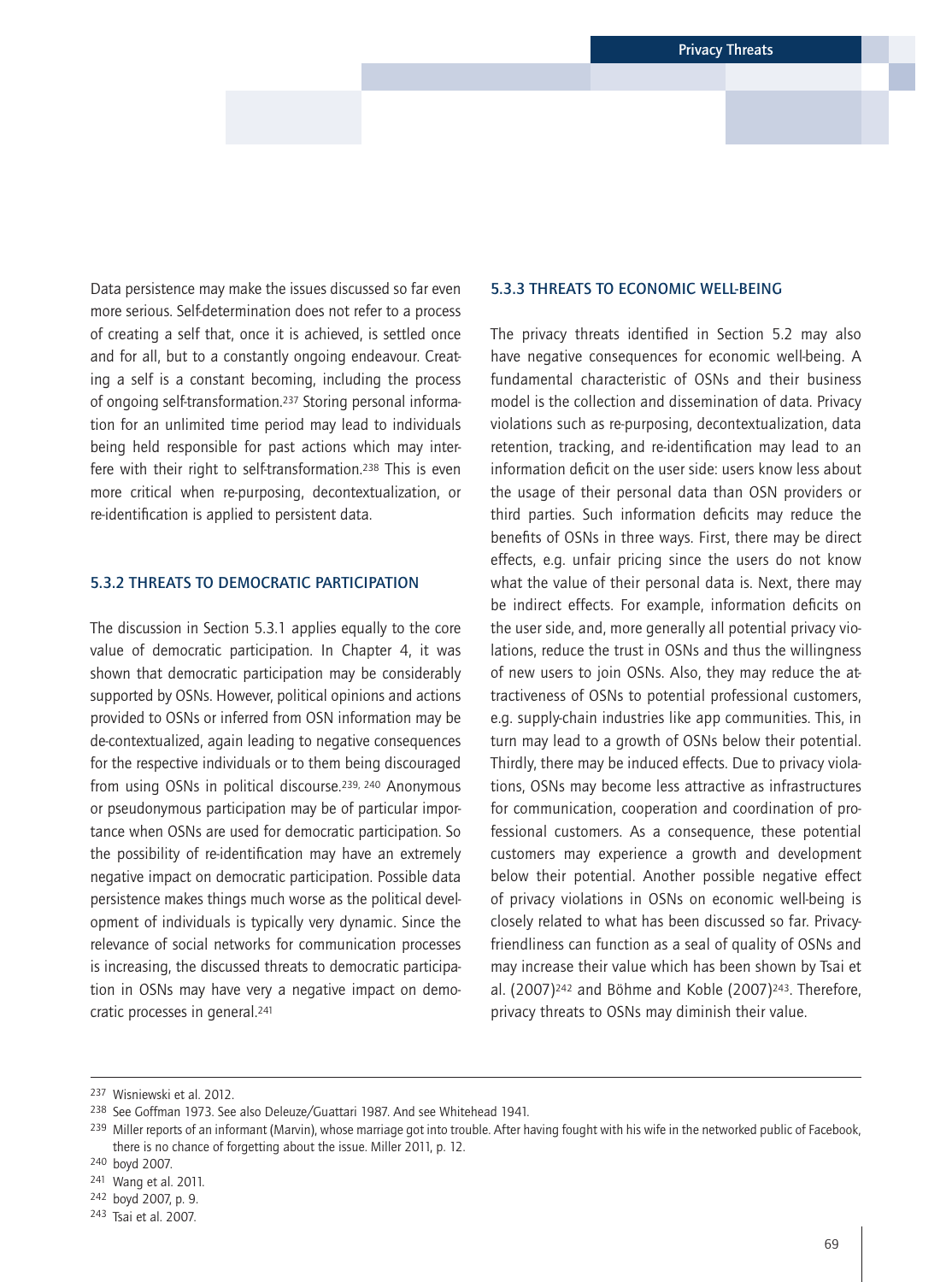Data persistence may make the issues discussed so far even more serious. Self-determination does not refer to a process of creating a self that, once it is achieved, is settled once and for all, but to a constantly ongoing endeavour. Creating a self is a constant becoming, including the process of ongoing self-transformation.[237] Storing personal information for an unlimited time period may lead to individuals being held responsible for past actions which may interfere with their right to self-transformation.[238] This is even more critical when re-purposing, decontextualization, or re-identification is applied to persistent data.

### 5.3.2 THREATS TO DEMOCRATIC PARTICIPATION

The discussion in Section 5.3.1 applies equally to the core value of democratic participation. In Chapter 4, it was shown that democratic participation may be considerably supported by OSNs. However, political opinions and actions provided to OSNs or inferred from OSN information may be de-contextualized, again leading to negative consequences for the respective individuals or to them being discouraged from using OSNs in political discourse.[239, 240] Anonymous or pseudonymous participation may be of particular importance when OSNs are used for democratic participation. So the possibility of re-identification may have an extremely negative impact on democratic participation. Possible data persistence makes things much worse as the political development of individuals is typically very dynamic. Since the relevance of social networks for communication processes is increasing, the discussed threats to democratic participation in OSNs may have very a negative impact on democratic processes in general.[241]

### 5.3.3 THREATS TO ECONOMIC WELL-BEING

The privacy threats identified in Section 5.2 may also have negative consequences for economic well-being. A fundamental characteristic of OSNs and their business model is the collection and dissemination of data. Privacy violations such as re-purposing, decontextualization, data retention, tracking, and re-identification may lead to an information deficit on the user side: users know less about the usage of their personal data than OSN providers or third parties. Such information deficits may reduce the benefits of OSNs in three ways. First, there may be direct effects, e.g. unfair pricing since the users do not know what the value of their personal data is. Next, there may be indirect effects. For example, information deficits on the user side, and, more generally all potential privacy violations, reduce the trust in OSNs and thus the willingness of new users to join OSNs. Also, they may reduce the attractiveness of OSNs to potential professional customers, e.g. supply-chain industries like app communities. This, in turn may lead to a growth of OSNs below their potential. Thirdly, there may be induced effects. Due to privacy violations, OSNs may become less attractive as infrastructures for communication, cooperation and coordination of professional customers. As a consequence, these potential customers may experience a growth and development below their potential. Another possible negative effect of privacy violations in OSNs on economic well-being is closely related to what has been discussed so far. Privacy-friendliness can function as a seal of quality of OSNs and may increase their value which has been shown by Tsai et al. (2007)[242] and Böhme and Koble (2007)[243]. Therefore, privacy threats to OSNs may diminish their value.

---

[237] Wisniewski et al. 2012.

[238] See Goffman 1973. See also Deleuze/Guattari 1987. And see Whitehead 1941.

[239] Miller reports of an informant (Marvin), whose marriage got into trouble. After having fought with his wife in the networked public of Facebook, there is no chance of forgetting about the issue. Miller 2011, p. 12.

[240] boyd 2007.

[241] Wang et al. 2011.

[242] boyd 2007, p. 9.

[243] Tsai et al. 2007.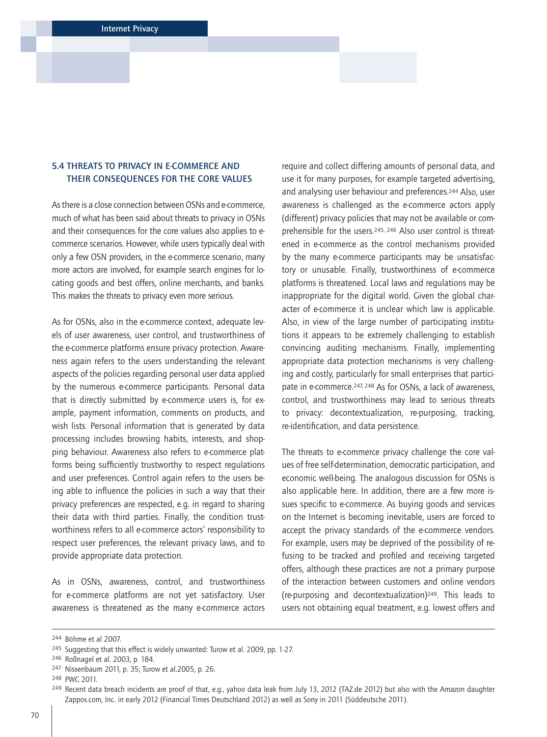## 5.4 THREATS TO PRIVACY IN E-COMMERCE AND THEIR CONSEQUENCES FOR THE CORE VALUES

As there is a close connection between OSNs and e-commerce, much of what has been said about threats to privacy in OSNs and their consequences for the core values also applies to e-commerce scenarios. However, while users typically deal with only a few OSN providers, in the e-commerce scenario, many more actors are involved, for example search engines for locating goods and best offers, online merchants, and banks. This makes the threats to privacy even more serious.

As for OSNs, also in the e-commerce context, adequate levels of user awareness, user control, and trustworthiness of the e-commerce platforms ensure privacy protection. Awareness again refers to the users understanding the relevant aspects of the policies regarding personal user data applied by the numerous e-commerce participants. Personal data that is directly submitted by e-commerce users is, for example, payment information, comments on products, and wish lists. Personal information that is generated by data processing includes browsing habits, interests, and shopping behaviour. Awareness also refers to e-commerce platforms being sufficiently trustworthy to respect regulations and user preferences. Control again refers to the users being able to influence the policies in such a way that their privacy preferences are respected, e.g. in regard to sharing their data with third parties. Finally, the condition trustworthiness refers to all e-commerce actors' responsibility to respect user preferences, the relevant privacy laws, and to provide appropriate data protection.

As in OSNs, awareness, control, and trustworthiness for e-commerce platforms are not yet satisfactory. User awareness is threatened as the many e-commerce actors require and collect differing amounts of personal data, and use it for many purposes, for example targeted advertising, and analysing user behaviour and preferences.[244] Also, user awareness is challenged as the e-commerce actors apply (different) privacy policies that may not be available or comprehensible for the users.[245, 246] Also user control is threatened in e-commerce as the control mechanisms provided by the many e-commerce participants may be unsatisfactory or unusable. Finally, trustworthiness of e-commerce platforms is threatened. Local laws and regulations may be inappropriate for the digital world. Given the global character of e-commerce it is unclear which law is applicable. Also, in view of the large number of participating institutions it appears to be extremely challenging to establish convincing auditing mechanisms. Finally, implementing appropriate data protection mechanisms is very challenging and costly, particularly for small enterprises that participate in e-commerce.[247, 248] As for OSNs, a lack of awareness, control, and trustworthiness may lead to serious threats to privacy: decontextualization, re-purposing, tracking, re-identification, and data persistence.

The threats to e-commerce privacy challenge the core values of free self-determination, democratic participation, and economic well-being. The analogous discussion for OSNs is also applicable here. In addition, there are a few more issues specific to e-commerce. As buying goods and services on the Internet is becoming inevitable, users are forced to accept the privacy standards of the e-commerce vendors. For example, users may be deprived of the possibility of refusing to be tracked and profiled and receiving targeted offers, although these practices are not a primary purpose of the interaction between customers and online vendors (re-purposing and decontextualization)[249]. This leads to users not obtaining equal treatment, e.g. lowest offers and

---

[244] Böhme et al 2007.

[245] Suggesting that this effect is widely unwanted: Turow et al. 2009, pp. 1-27.

[246] Roßnagel et al. 2003, p. 184.

[247] Nissenbaum 2011, p. 35; Turow et al.2005, p. 26.

[248] PWC 2011.

[249] Recent data breach incidents are proof of that, e.g., yahoo data leak from July 13, 2012 (TAZ.de 2012) but also with the Amazon daughter Zappos.com, Inc. in early 2012 (Financial Times Deutschland 2012) as well as Sony in 2011 (Süddeutsche 2011).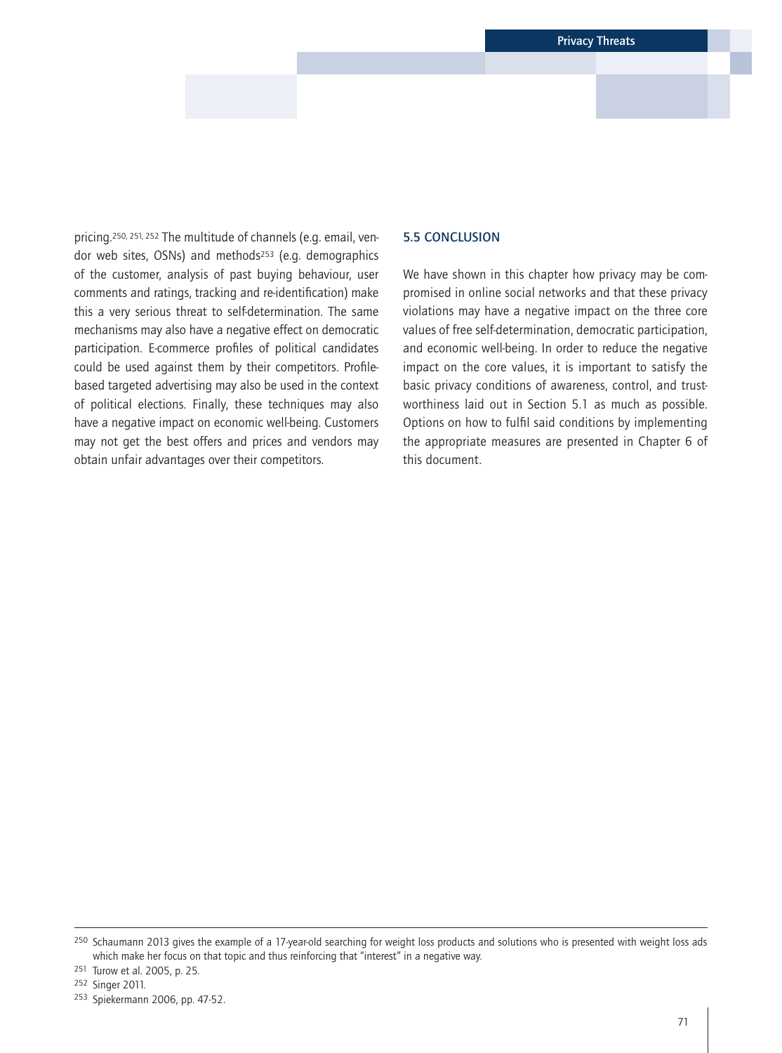pricing.[250, 251, 252] The multitude of channels (e.g. email, vendor web sites, OSNs) and methods[253] (e.g. demographics of the customer, analysis of past buying behaviour, user comments and ratings, tracking and re-identification) make this a very serious threat to self-determination. The same mechanisms may also have a negative effect on democratic participation. E-commerce profiles of political candidates could be used against them by their competitors. Profile-based targeted advertising may also be used in the context of political elections. Finally, these techniques may also have a negative impact on economic well-being. Customers may not get the best offers and prices and vendors may obtain unfair advantages over their competitors.

## 5.5 CONCLUSION

We have shown in this chapter how privacy may be compromised in online social networks and that these privacy violations may have a negative impact on the three core values of free self-determination, democratic participation, and economic well-being. In order to reduce the negative impact on the core values, it is important to satisfy the basic privacy conditions of awareness, control, and trustworthiness laid out in Section 5.1 as much as possible. Options on how to fulfil said conditions by implementing the appropriate measures are presented in Chapter 6 of this document.

---

[250] Schaumann 2013 gives the example of a 17-year-old searching for weight loss products and solutions who is presented with weight loss ads which make her focus on that topic and thus reinforcing that "interest" in a negative way.

[251] Turow et al. 2005, p. 25.

[252] Singer 2011.

[253] Spiekermann 2006, pp. 47-52.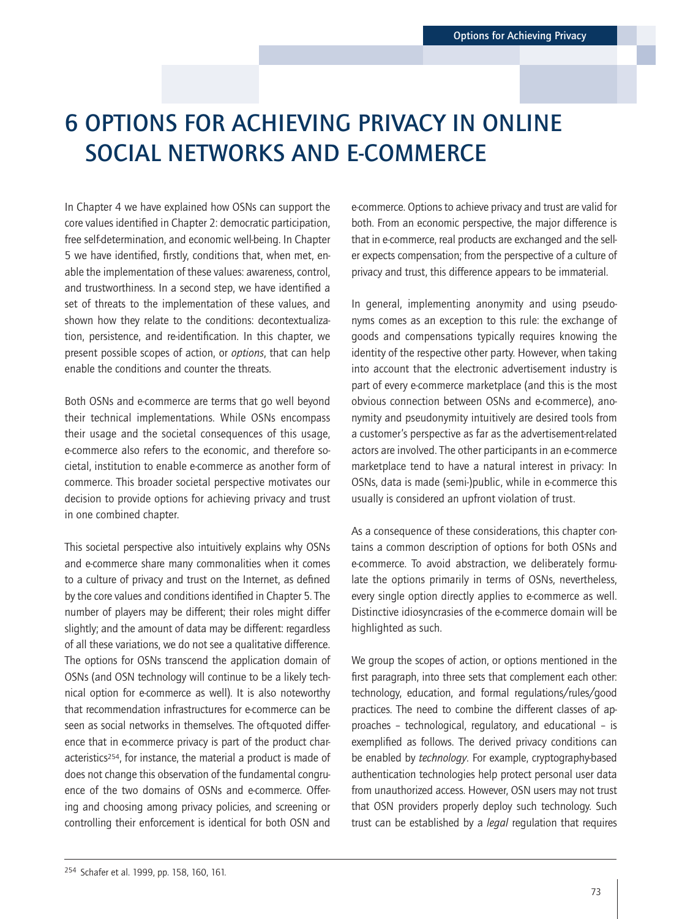# 6 OPTIONS FOR ACHIEVING PRIVACY IN ONLINE SOCIAL NETWORKS AND E-COMMERCE

In Chapter 4 we have explained how OSNs can support the core values identified in Chapter 2: democratic participation, free self-determination, and economic well-being. In Chapter 5 we have identified, firstly, conditions that, when met, enable the implementation of these values: awareness, control, and trustworthiness. In a second step, we have identified a set of threats to the implementation of these values, and shown how they relate to the conditions: decontextualization, persistence, and re-identification. In this chapter, we present possible scopes of action, or *options*, that can help enable the conditions and counter the threats.

Both OSNs and e-commerce are terms that go well beyond their technical implementations. While OSNs encompass their usage and the societal consequences of this usage, e-commerce also refers to the economic, and therefore societal, institution to enable e-commerce as another form of commerce. This broader societal perspective motivates our decision to provide options for achieving privacy and trust in one combined chapter.

This societal perspective also intuitively explains why OSNs and e-commerce share many commonalities when it comes to a culture of privacy and trust on the Internet, as defined by the core values and conditions identified in Chapter 5. The number of players may be different; their roles might differ slightly; and the amount of data may be different: regardless of all these variations, we do not see a qualitative difference. The options for OSNs transcend the application domain of OSNs (and OSN technology will continue to be a likely technical option for e-commerce as well). It is also noteworthy that recommendation infrastructures for e-commerce can be seen as social networks in themselves. The oft-quoted difference that in e-commerce privacy is part of the product characteristics[254], for instance, the material a product is made of does not change this observation of the fundamental congruence of the two domains of OSNs and e-commerce. Offering and choosing among privacy policies, and screening or controlling their enforcement is identical for both OSN and e-commerce. Options to achieve privacy and trust are valid for both. From an economic perspective, the major difference is that in e-commerce, real products are exchanged and the seller expects compensation; from the perspective of a culture of privacy and trust, this difference appears to be immaterial.

In general, implementing anonymity and using pseudonyms comes as an exception to this rule: the exchange of goods and compensations typically requires knowing the identity of the respective other party. However, when taking into account that the electronic advertisement industry is part of every e-commerce marketplace (and this is the most obvious connection between OSNs and e-commerce), anonymity and pseudonymity intuitively are desired tools from a customer's perspective as far as the advertisement-related actors are involved. The other participants in an e-commerce marketplace tend to have a natural interest in privacy: In OSNs, data is made (semi-)public, while in e-commerce this usually is considered an upfront violation of trust.

As a consequence of these considerations, this chapter contains a common description of options for both OSNs and e-commerce. To avoid abstraction, we deliberately formulate the options primarily in terms of OSNs, nevertheless, every single option directly applies to e-commerce as well. Distinctive idiosyncrasies of the e-commerce domain will be highlighted as such.

We group the scopes of action, or options mentioned in the first paragraph, into three sets that complement each other: technology, education, and formal regulations/rules/good practices. The need to combine the different classes of approaches – technological, regulatory, and educational – is exemplified as follows. The derived privacy conditions can be enabled by *technology*. For example, cryptography-based authentication technologies help protect personal user data from unauthorized access. However, OSN users may not trust that OSN providers properly deploy such technology. Such trust can be established by a *legal* regulation that requires

[254] Schafer et al. 1999, pp. 158, 160, 161.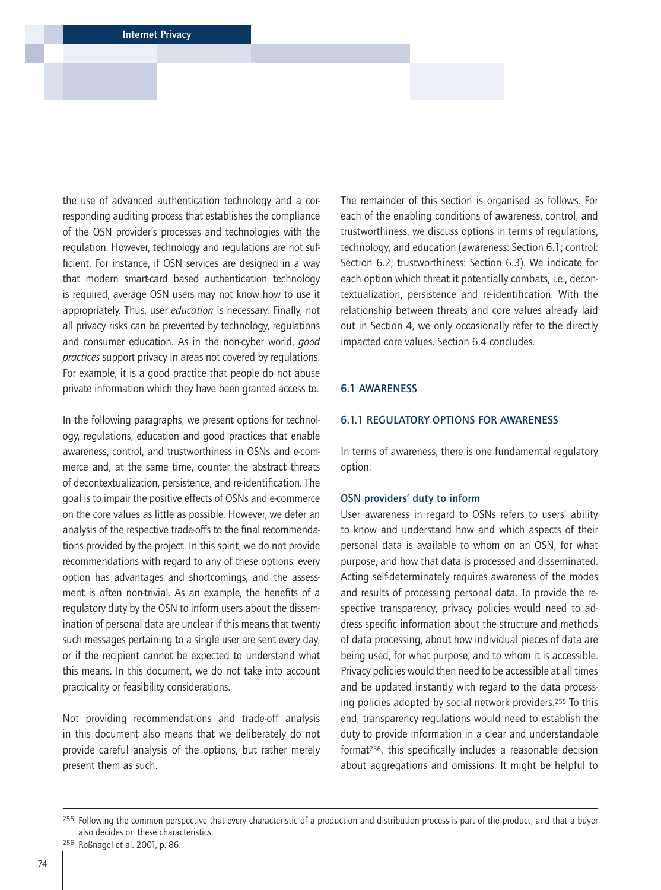the use of advanced authentication technology and a corresponding auditing process that establishes the compliance of the OSN provider's processes and technologies with the regulation. However, technology and regulations are not sufficient. For instance, if OSN services are designed in a way that modern smart-card based authentication technology is required, average OSN users may not know how to use it appropriately. Thus, user *education* is necessary. Finally, not all privacy risks can be prevented by technology, regulations and consumer education. As in the non-cyber world, *good practices* support privacy in areas not covered by regulations. For example, it is a good practice that people do not abuse private information which they have been granted access to.

In the following paragraphs, we present options for technology, regulations, education and good practices that enable awareness, control, and trustworthiness in OSNs and e-commerce and, at the same time, counter the abstract threats of decontextualization, persistence, and re-identification. The goal is to impair the positive effects of OSNs and e-commerce on the core values as little as possible. However, we defer an analysis of the respective trade-offs to the final recommendations provided by the project. In this spirit, we do not provide recommendations with regard to any of these options: every option has advantages and shortcomings, and the assessment is often non-trivial. As an example, the benefits of a regulatory duty by the OSN to inform users about the dissemination of personal data are unclear if this means that twenty such messages pertaining to a single user are sent every day, or if the recipient cannot be expected to understand what this means. In this document, we do not take into account practicality or feasibility considerations.

Not providing recommendations and trade-off analysis in this document also means that we deliberately do not provide careful analysis of the options, but rather merely present them as such.

The remainder of this section is organised as follows. For each of the enabling conditions of awareness, control, and trustworthiness, we discuss options in terms of regulations, technology, and education (awareness: Section 6.1; control: Section 6.2; trustworthiness: Section 6.3). We indicate for each option which threat it potentially combats, i.e., decontextualization, persistence and re-identification. With the relationship between threats and core values already laid out in Section 4, we only occasionally refer to the directly impacted core values. Section 6.4 concludes.

## 6.1 AWARENESS

### 6.1.1 REGULATORY OPTIONS FOR AWARENESS

In terms of awareness, there is one fundamental regulatory option:

#### OSN providers' duty to inform

User awareness in regard to OSNs refers to users' ability to know and understand how and which aspects of their personal data is available to whom on an OSN, for what purpose, and how that data is processed and disseminated. Acting self-determinately requires awareness of the modes and results of processing personal data. To provide the respective transparency, privacy policies would need to address specific information about the structure and methods of data processing, about how individual pieces of data are being used, for what purpose; and to whom it is accessible. Privacy policies would then need to be accessible at all times and be updated instantly with regard to the data processing policies adopted by social network providers.[255] To this end, transparency regulations would need to establish the duty to provide information in a clear and understandable format[256], this specifically includes a reasonable decision about aggregations and omissions. It might be helpful to

[255] Following the common perspective that every characteristic of a production and distribution process is part of the product, and that a buyer also decides on these characteristics.

[256] Roßnagel et al. 2001, p. 86.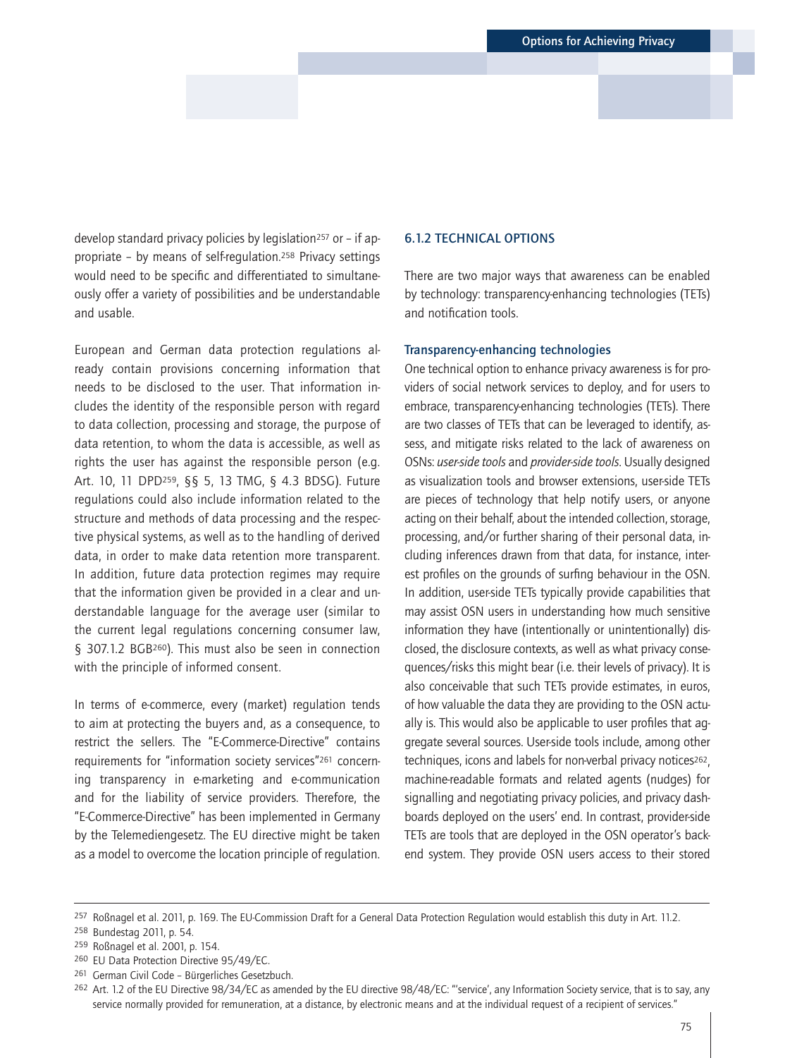develop standard privacy policies by legislation[257] or – if appropriate – by means of self-regulation.[258] Privacy settings would need to be specific and differentiated to simultaneously offer a variety of possibilities and be understandable and usable.

European and German data protection regulations already contain provisions concerning information that needs to be disclosed to the user. That information includes the identity of the responsible person with regard to data collection, processing and storage, the purpose of data retention, to whom the data is accessible, as well as rights the user has against the responsible person (e.g. Art. 10, 11 DPD[259], §§ 5, 13 TMG, § 4.3 BDSG). Future regulations could also include information related to the structure and methods of data processing and the respective physical systems, as well as to the handling of derived data, in order to make data retention more transparent. In addition, future data protection regimes may require that the information given be provided in a clear and understandable language for the average user (similar to the current legal regulations concerning consumer law, § 307.1.2 BGB[260]). This must also be seen in connection with the principle of informed consent.

In terms of e-commerce, every (market) regulation tends to aim at protecting the buyers and, as a consequence, to restrict the sellers. The "E-Commerce-Directive" contains requirements for "information society services"[261] concerning transparency in e-marketing and e-communication and for the liability of service providers. Therefore, the "E-Commerce-Directive" has been implemented in Germany by the Telemediengesetz. The EU directive might be taken as a model to overcome the location principle of regulation.

### 6.1.2 TECHNICAL OPTIONS

There are two major ways that awareness can be enabled by technology: transparency-enhancing technologies (TETs) and notification tools.

#### Transparency-enhancing technologies

One technical option to enhance privacy awareness is for providers of social network services to deploy, and for users to embrace, transparency-enhancing technologies (TETs). There are two classes of TETs that can be leveraged to identify, assess, and mitigate risks related to the lack of awareness on OSNs: *user-side tools* and *provider-side tools*. Usually designed as visualization tools and browser extensions, user-side TETs are pieces of technology that help notify users, or anyone acting on their behalf, about the intended collection, storage, processing, and/or further sharing of their personal data, including inferences drawn from that data, for instance, interest profiles on the grounds of surfing behaviour in the OSN. In addition, user-side TETs typically provide capabilities that may assist OSN users in understanding how much sensitive information they have (intentionally or unintentionally) disclosed, the disclosure contexts, as well as what privacy consequences/risks this might bear (i.e. their levels of privacy). It is also conceivable that such TETs provide estimates, in euros, of how valuable the data they are providing to the OSN actually is. This would also be applicable to user profiles that aggregate several sources. User-side tools include, among other techniques, icons and labels for non-verbal privacy notices[262], machine-readable formats and related agents (nudges) for signalling and negotiating privacy policies, and privacy dashboards deployed on the users' end. In contrast, provider-side TETs are tools that are deployed in the OSN operator's backend system. They provide OSN users access to their stored

---

[257] Roßnagel et al. 2011, p. 169. The EU-Commission Draft for a General Data Protection Regulation would establish this duty in Art. 11.2.

[258] Bundestag 2011, p. 54.

[259] Roßnagel et al. 2001, p. 154.

[260] EU Data Protection Directive 95/49/EC.

[261] German Civil Code – Bürgerliches Gesetzbuch.

[262] Art. 1.2 of the EU Directive 98/34/EC as amended by the EU directive 98/48/EC: "'service', any Information Society service, that is to say, any service normally provided for remuneration, at a distance, by electronic means and at the individual request of a recipient of services."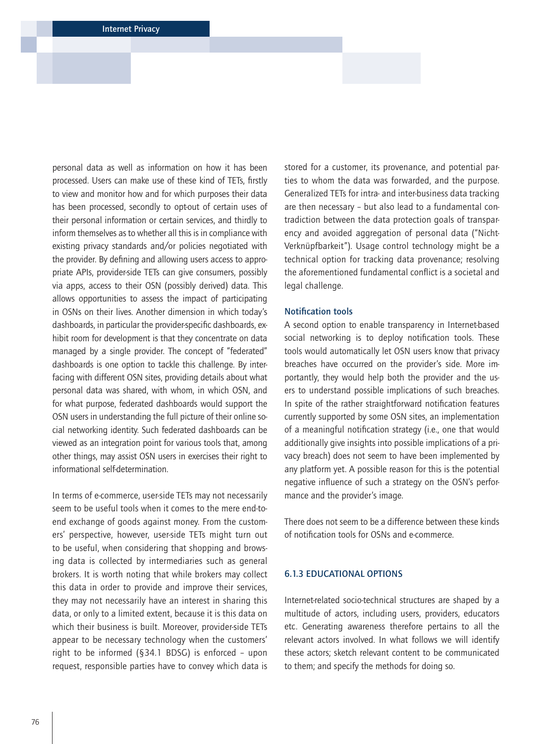personal data as well as information on how it has been processed. Users can make use of these kind of TETs, firstly to view and monitor how and for which purposes their data has been processed, secondly to opt-out of certain uses of their personal information or certain services, and thirdly to inform themselves as to whether all this is in compliance with existing privacy standards and/or policies negotiated with the provider. By defining and allowing users access to appropriate APIs, provider-side TETs can give consumers, possibly via apps, access to their OSN (possibly derived) data. This allows opportunities to assess the impact of participating in OSNs on their lives. Another dimension in which today's dashboards, in particular the provider-specific dashboards, exhibit room for development is that they concentrate on data managed by a single provider. The concept of "federated" dashboards is one option to tackle this challenge. By interfacing with different OSN sites, providing details about what personal data was shared, with whom, in which OSN, and for what purpose, federated dashboards would support the OSN users in understanding the full picture of their online social networking identity. Such federated dashboards can be viewed as an integration point for various tools that, among other things, may assist OSN users in exercises their right to informational self-determination.

In terms of e-commerce, user-side TETs may not necessarily seem to be useful tools when it comes to the mere end-to-end exchange of goods against money. From the customers' perspective, however, user-side TETs might turn out to be useful, when considering that shopping and browsing data is collected by intermediaries such as general brokers. It is worth noting that while brokers may collect this data in order to provide and improve their services, they may not necessarily have an interest in sharing this data, or only to a limited extent, because it is this data on which their business is built. Moreover, provider-side TETs appear to be necessary technology when the customers' right to be informed (§34.1 BDSG) is enforced – upon request, responsible parties have to convey which data is stored for a customer, its provenance, and potential parties to whom the data was forwarded, and the purpose. Generalized TETs for intra- and inter-business data tracking are then necessary – but also lead to a fundamental contradiction between the data protection goals of transparency and avoided aggregation of personal data ("Nicht-Verknüpfbarkeit"). Usage control technology might be a technical option for tracking data provenance; resolving the aforementioned fundamental conflict is a societal and legal challenge.

#### Notification tools

A second option to enable transparency in Internet-based social networking is to deploy notification tools. These tools would automatically let OSN users know that privacy breaches have occurred on the provider's side. More importantly, they would help both the provider and the users to understand possible implications of such breaches. In spite of the rather straightforward notification features currently supported by some OSN sites, an implementation of a meaningful notification strategy (i.e., one that would additionally give insights into possible implications of a privacy breach) does not seem to have been implemented by any platform yet. A possible reason for this is the potential negative influence of such a strategy on the OSN's performance and the provider's image.

There does not seem to be a difference between these kinds of notification tools for OSNs and e-commerce.

### 6.1.3 EDUCATIONAL OPTIONS

Internet-related socio-technical structures are shaped by a multitude of actors, including users, providers, educators etc. Generating awareness therefore pertains to all the relevant actors involved. In what follows we will identify these actors; sketch relevant content to be communicated to them; and specify the methods for doing so.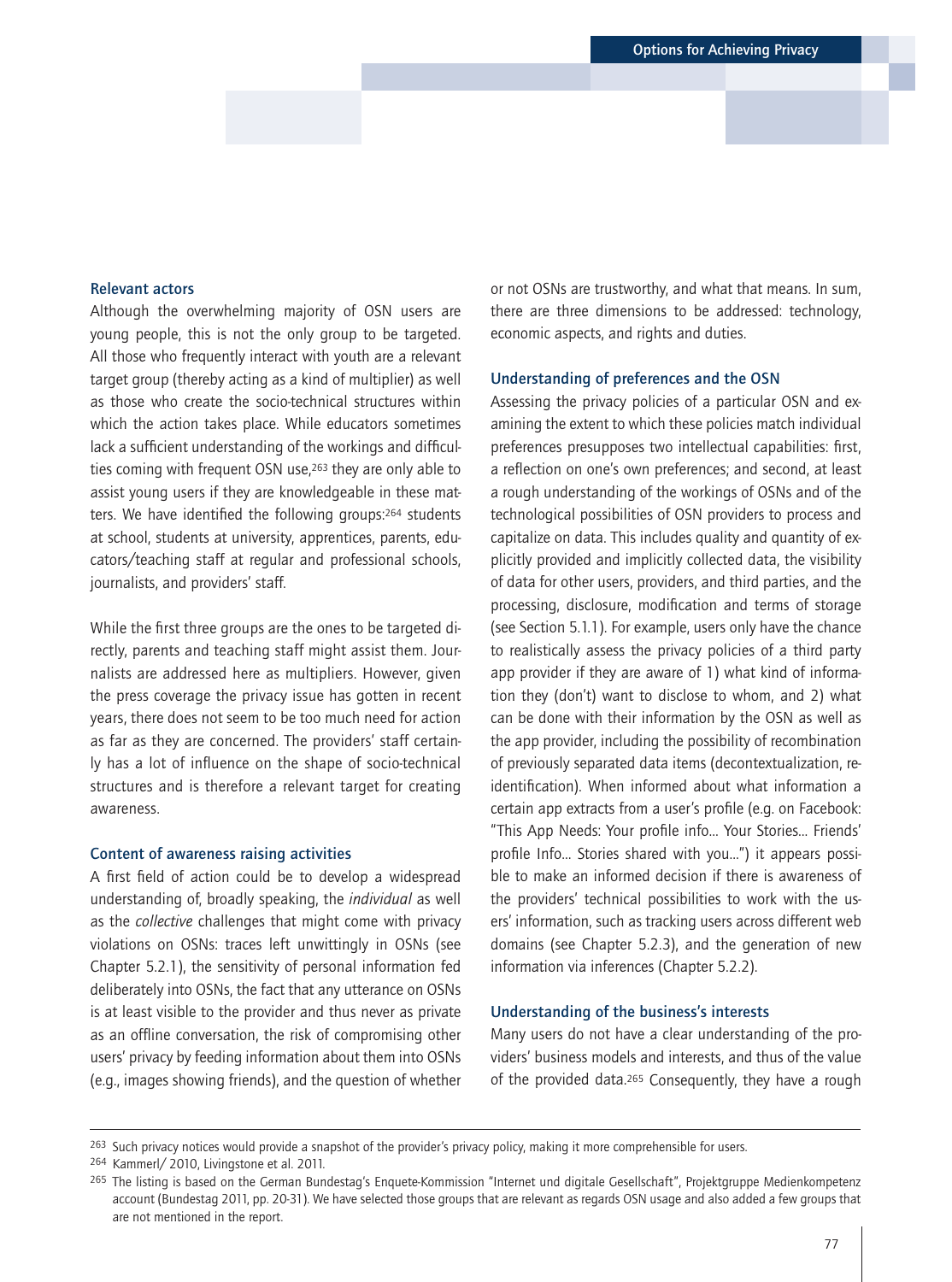### Relevant actors

Although the overwhelming majority of OSN users are young people, this is not the only group to be targeted. All those who frequently interact with youth are a relevant target group (thereby acting as a kind of multiplier) as well as those who create the socio-technical structures within which the action takes place. While educators sometimes lack a sufficient understanding of the workings and difficulties coming with frequent OSN use,[263] they are only able to assist young users if they are knowledgeable in these matters. We have identified the following groups:[264] students at school, students at university, apprentices, parents, educators/teaching staff at regular and professional schools, journalists, and providers' staff.

While the first three groups are the ones to be targeted directly, parents and teaching staff might assist them. Journalists are addressed here as multipliers. However, given the press coverage the privacy issue has gotten in recent years, there does not seem to be too much need for action as far as they are concerned. The providers' staff certainly has a lot of influence on the shape of socio-technical structures and is therefore a relevant target for creating awareness.

### Content of awareness raising activities

A first field of action could be to develop a widespread understanding of, broadly speaking, the *individual* as well as the *collective* challenges that might come with privacy violations on OSNs: traces left unwittingly in OSNs (see Chapter 5.2.1), the sensitivity of personal information fed deliberately into OSNs, the fact that any utterance on OSNs is at least visible to the provider and thus never as private as an offline conversation, the risk of compromising other users' privacy by feeding information about them into OSNs (e.g., images showing friends), and the question of whether or not OSNs are trustworthy, and what that means. In sum, there are three dimensions to be addressed: technology, economic aspects, and rights and duties.

### Understanding of preferences and the OSN

Assessing the privacy policies of a particular OSN and examining the extent to which these policies match individual preferences presupposes two intellectual capabilities: first, a reflection on one's own preferences; and second, at least a rough understanding of the workings of OSNs and of the technological possibilities of OSN providers to process and capitalize on data. This includes quality and quantity of explicitly provided and implicitly collected data, the visibility of data for other users, providers, and third parties, and the processing, disclosure, modification and terms of storage (see Section 5.1.1). For example, users only have the chance to realistically assess the privacy policies of a third party app provider if they are aware of 1) what kind of information they (don't) want to disclose to whom, and 2) what can be done with their information by the OSN as well as the app provider, including the possibility of recombination of previously separated data items (decontextualization, reidentification). When informed about what information a certain app extracts from a user's profile (e.g. on Facebook: "This App Needs: Your profile info... Your Stories... Friends' profile Info... Stories shared with you...") it appears possible to make an informed decision if there is awareness of the providers' technical possibilities to work with the users' information, such as tracking users across different web domains (see Chapter 5.2.3), and the generation of new information via inferences (Chapter 5.2.2).

### Understanding of the business's interests

Many users do not have a clear understanding of the providers' business models and interests, and thus of the value of the provided data.[265] Consequently, they have a rough

---

[263] Such privacy notices would provide a snapshot of the provider's privacy policy, making it more comprehensible for users.

[264] Kammerl/ 2010, Livingstone et al. 2011.

[265] The listing is based on the German Bundestag's Enquete-Kommission "Internet und digitale Gesellschaft", Projektgruppe Medienkompetenz account (Bundestag 2011, pp. 20-31). We have selected those groups that are relevant as regards OSN usage and also added a few groups that are not mentioned in the report.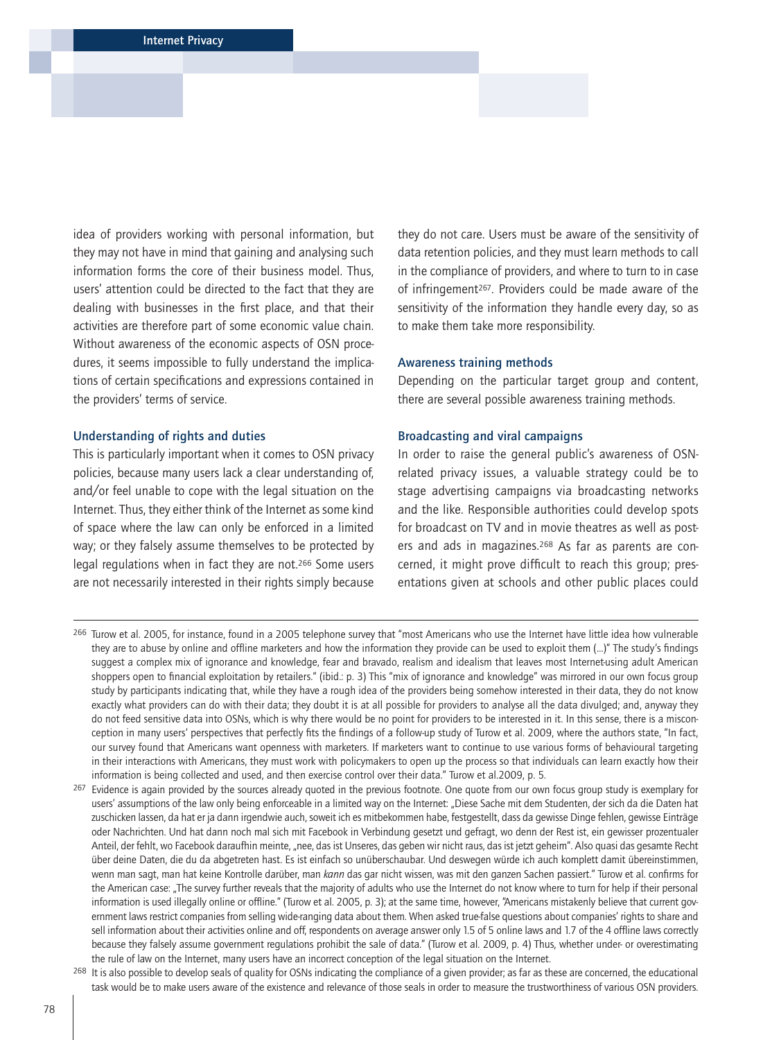idea of providers working with personal information, but they may not have in mind that gaining and analysing such information forms the core of their business model. Thus, users' attention could be directed to the fact that they are dealing with businesses in the first place, and that their activities are therefore part of some economic value chain. Without awareness of the economic aspects of OSN procedures, it seems impossible to fully understand the implications of certain specifications and expressions contained in the providers' terms of service.

### Understanding of rights and duties

This is particularly important when it comes to OSN privacy policies, because many users lack a clear understanding of, and/or feel unable to cope with the legal situation on the Internet. Thus, they either think of the Internet as some kind of space where the law can only be enforced in a limited way; or they falsely assume themselves to be protected by legal regulations when in fact they are not.[266] Some users are not necessarily interested in their rights simply because they do not care. Users must be aware of the sensitivity of data retention policies, and they must learn methods to call in the compliance of providers, and where to turn to in case of infringement[267]. Providers could be made aware of the sensitivity of the information they handle every day, so as to make them take more responsibility.

### Awareness training methods

Depending on the particular target group and content, there are several possible awareness training methods.

### Broadcasting and viral campaigns

In order to raise the general public's awareness of OSN-related privacy issues, a valuable strategy could be to stage advertising campaigns via broadcasting networks and the like. Responsible authorities could develop spots for broadcast on TV and in movie theatres as well as posters and ads in magazines.[268] As far as parents are concerned, it might prove difficult to reach this group; presentations given at schools and other public places could

---

[266] Turow et al. 2005, for instance, found in a 2005 telephone survey that "most Americans who use the Internet have little idea how vulnerable they are to abuse by online and offline marketers and how the information they provide can be used to exploit them (...)" The study's findings suggest a complex mix of ignorance and knowledge, fear and bravado, realism and idealism that leaves most Internet-using adult American shoppers open to financial exploitation by retailers." (ibid.: p. 3) This "mix of ignorance and knowledge" was mirrored in our own focus group study by participants indicating that, while they have a rough idea of the providers being somehow interested in their data, they do not know exactly what providers can do with their data; they doubt it is at all possible for providers to analyse all the data divulged; and, anyway they do not feed sensitive data into OSNs, which is why there would be no point for providers to be interested in it. In this sense, there is a misconception in many users' perspectives that perfectly fits the findings of a follow-up study of Turow et al. 2009, where the authors state, "In fact, our survey found that Americans want openness with marketers. If marketers want to continue to use various forms of behavioural targeting in their interactions with Americans, they must work with policymakers to open up the process so that individuals can learn exactly how their information is being collected and used, and then exercise control over their data." Turow et al.2009, p. 5.

[267] Evidence is again provided by the sources already quoted in the previous footnote. One quote from our own focus group study is exemplary for users' assumptions of the law only being enforceable in a limited way on the Internet: „Diese Sache mit dem Studenten, der sich da die Daten hat zuschicken lassen, da hat er ja dann irgendwie auch, soweit ich es mitbekommen habe, festgestellt, dass da gewisse Dinge fehlen, gewisse Einträge oder Nachrichten. Und hat dann noch mal sich mit Facebook in Verbindung gesetzt und gefragt, wo denn der Rest ist, ein gewisser prozentualer Anteil, der fehlt, wo Facebook daraufhin meinte, „nee, das ist Unseres, das geben wir nicht raus, das ist jetzt geheim". Also quasi das gesamte Recht über deine Daten, die du da abgetreten hast. Es ist einfach so unüberschaubar. Und deswegen würde ich auch komplett damit übereinstimmen, wenn man sagt, man hat keine Kontrolle darüber, man *kann* das gar nicht wissen, was mit den ganzen Sachen passiert." Turow et al. confirms for the American case: „The survey further reveals that the majority of adults who use the Internet do not know where to turn for help if their personal information is used illegally online or offline." (Turow et al. 2005, p. 3); at the same time, however, "Americans mistakenly believe that current government laws restrict companies from selling wide-ranging data about them. When asked true-false questions about companies' rights to share and sell information about their activities online and off, respondents on average answer only 1.5 of 5 online laws and 1.7 of the 4 offline laws correctly because they falsely assume government regulations prohibit the sale of data." (Turow et al. 2009, p. 4) Thus, whether under- or overestimating the rule of law on the Internet, many users have an incorrect conception of the legal situation on the Internet.

[268] It is also possible to develop seals of quality for OSNs indicating the compliance of a given provider; as far as these are concerned, the educational task would be to make users aware of the existence and relevance of those seals in order to measure the trustworthiness of various OSN providers.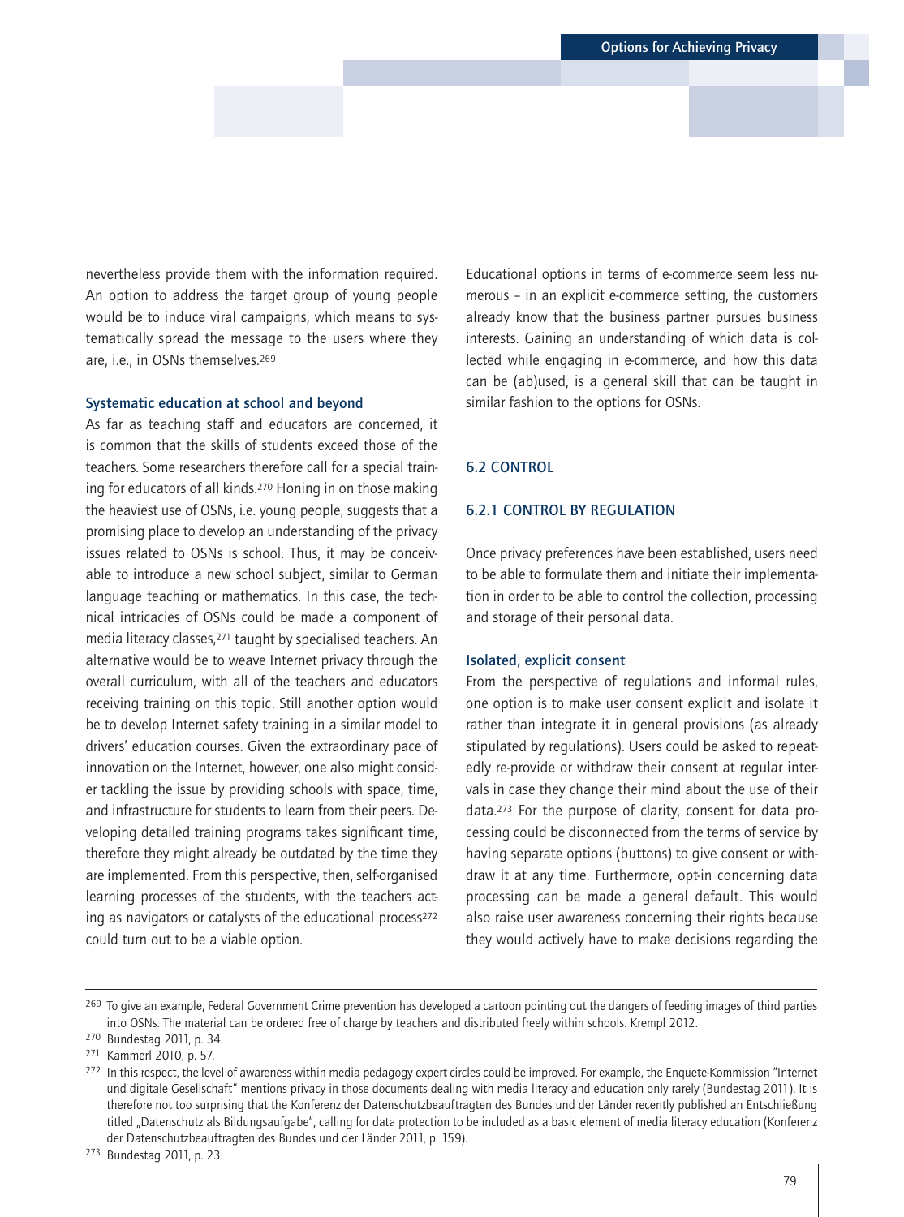nevertheless provide them with the information required. An option to address the target group of young people would be to induce viral campaigns, which means to systematically spread the message to the users where they are, i.e., in OSNs themselves.[269]

### Systematic education at school and beyond

As far as teaching staff and educators are concerned, it is common that the skills of students exceed those of the teachers. Some researchers therefore call for a special training for educators of all kinds.[270] Honing in on those making the heaviest use of OSNs, i.e. young people, suggests that a promising place to develop an understanding of the privacy issues related to OSNs is school. Thus, it may be conceivable to introduce a new school subject, similar to German language teaching or mathematics. In this case, the technical intricacies of OSNs could be made a component of media literacy classes,[271] taught by specialised teachers. An alternative would be to weave Internet privacy through the overall curriculum, with all of the teachers and educators receiving training on this topic. Still another option would be to develop Internet safety training in a similar model to drivers' education courses. Given the extraordinary pace of innovation on the Internet, however, one also might consider tackling the issue by providing schools with space, time, and infrastructure for students to learn from their peers. Developing detailed training programs takes significant time, therefore they might already be outdated by the time they are implemented. From this perspective, then, self-organised learning processes of the students, with the teachers acting as navigators or catalysts of the educational process[272] could turn out to be a viable option.

Educational options in terms of e-commerce seem less numerous – in an explicit e-commerce setting, the customers already know that the business partner pursues business interests. Gaining an understanding of which data is collected while engaging in e-commerce, and how this data can be (ab)used, is a general skill that can be taught in similar fashion to the options for OSNs.

## 6.2 CONTROL

## 6.2.1 CONTROL BY REGULATION

Once privacy preferences have been established, users need to be able to formulate them and initiate their implementation in order to be able to control the collection, processing and storage of their personal data.

### Isolated, explicit consent

From the perspective of regulations and informal rules, one option is to make user consent explicit and isolate it rather than integrate it in general provisions (as already stipulated by regulations). Users could be asked to repeatedly re-provide or withdraw their consent at regular intervals in case they change their mind about the use of their data.[273] For the purpose of clarity, consent for data processing could be disconnected from the terms of service by having separate options (buttons) to give consent or withdraw it at any time. Furthermore, opt-in concerning data processing can be made a general default. This would also raise user awareness concerning their rights because they would actively have to make decisions regarding the

---

[269] To give an example, Federal Government Crime prevention has developed a cartoon pointing out the dangers of feeding images of third parties into OSNs. The material can be ordered free of charge by teachers and distributed freely within schools. Krempl 2012.

[270] Bundestag 2011, p. 34.

[271] Kammerl 2010, p. 57.

[272] In this respect, the level of awareness within media pedagogy expert circles could be improved. For example, the Enquete-Kommission "Internet und digitale Gesellschaft" mentions privacy in those documents dealing with media literacy and education only rarely (Bundestag 2011). It is therefore not too surprising that the Konferenz der Datenschutzbeauftragten des Bundes und der Länder recently published an Entschließung titled „Datenschutz als Bildungsaufgabe", calling for data protection to be included as a basic element of media literacy education (Konferenz der Datenschutzbeauftragten des Bundes und der Länder 2011, p. 159).

[273] Bundestag 2011, p. 23.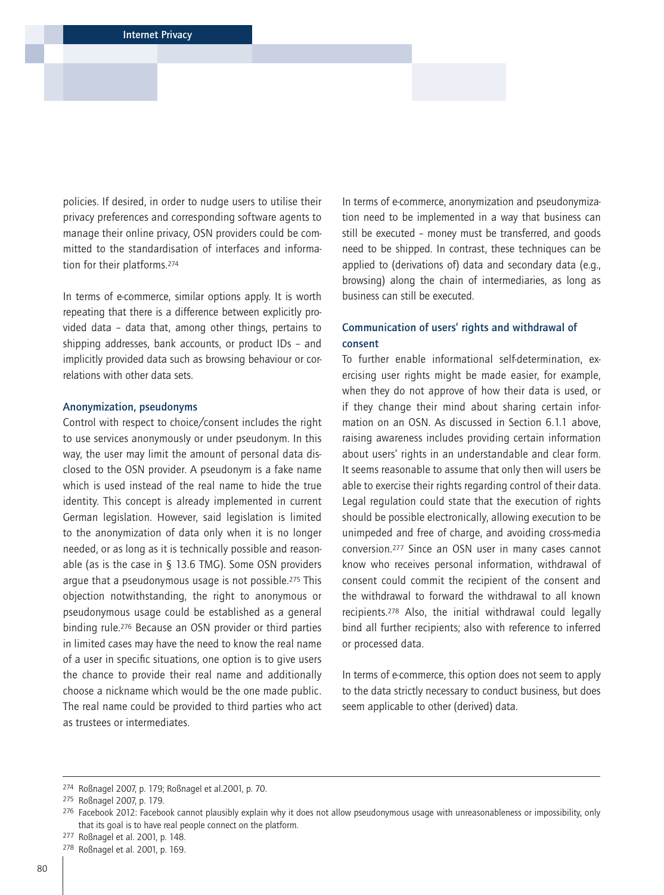policies. If desired, in order to nudge users to utilise their privacy preferences and corresponding software agents to manage their online privacy, OSN providers could be committed to the standardisation of interfaces and information for their platforms.[274]

In terms of e-commerce, similar options apply. It is worth repeating that there is a difference between explicitly provided data – data that, among other things, pertains to shipping addresses, bank accounts, or product IDs – and implicitly provided data such as browsing behaviour or correlations with other data sets.

### Anonymization, pseudonyms

Control with respect to choice/consent includes the right to use services anonymously or under pseudonym. In this way, the user may limit the amount of personal data disclosed to the OSN provider. A pseudonym is a fake name which is used instead of the real name to hide the true identity. This concept is already implemented in current German legislation. However, said legislation is limited to the anonymization of data only when it is no longer needed, or as long as it is technically possible and reasonable (as is the case in § 13.6 TMG). Some OSN providers argue that a pseudonymous usage is not possible.[275] This objection notwithstanding, the right to anonymous or pseudonymous usage could be established as a general binding rule.[276] Because an OSN provider or third parties in limited cases may have the need to know the real name of a user in specific situations, one option is to give users the chance to provide their real name and additionally choose a nickname which would be the one made public. The real name could be provided to third parties who act as trustees or intermediates.

In terms of e-commerce, anonymization and pseudonymization need to be implemented in a way that business can still be executed – money must be transferred, and goods need to be shipped. In contrast, these techniques can be applied to (derivations of) data and secondary data (e.g., browsing) along the chain of intermediaries, as long as business can still be executed.

### Communication of users' rights and withdrawal of consent

To further enable informational self-determination, exercising user rights might be made easier, for example, when they do not approve of how their data is used, or if they change their mind about sharing certain information on an OSN. As discussed in Section 6.1.1 above, raising awareness includes providing certain information about users' rights in an understandable and clear form. It seems reasonable to assume that only then will users be able to exercise their rights regarding control of their data. Legal regulation could state that the execution of rights should be possible electronically, allowing execution to be unimpeded and free of charge, and avoiding cross-media conversion.[277] Since an OSN user in many cases cannot know who receives personal information, withdrawal of consent could commit the recipient of the consent and the withdrawal to forward the withdrawal to all known recipients.[278] Also, the initial withdrawal could legally bind all further recipients; also with reference to inferred or processed data.

In terms of e-commerce, this option does not seem to apply to the data strictly necessary to conduct business, but does seem applicable to other (derived) data.

---

[274] Roßnagel 2007, p. 179; Roßnagel et al.2001, p. 70.

[275] Roßnagel 2007, p. 179.

[276] Facebook 2012: Facebook cannot plausibly explain why it does not allow pseudonymous usage with unreasonableness or impossibility, only that its goal is to have real people connect on the platform.

[277] Roßnagel et al. 2001, p. 148.

[278] Roßnagel et al. 2001, p. 169.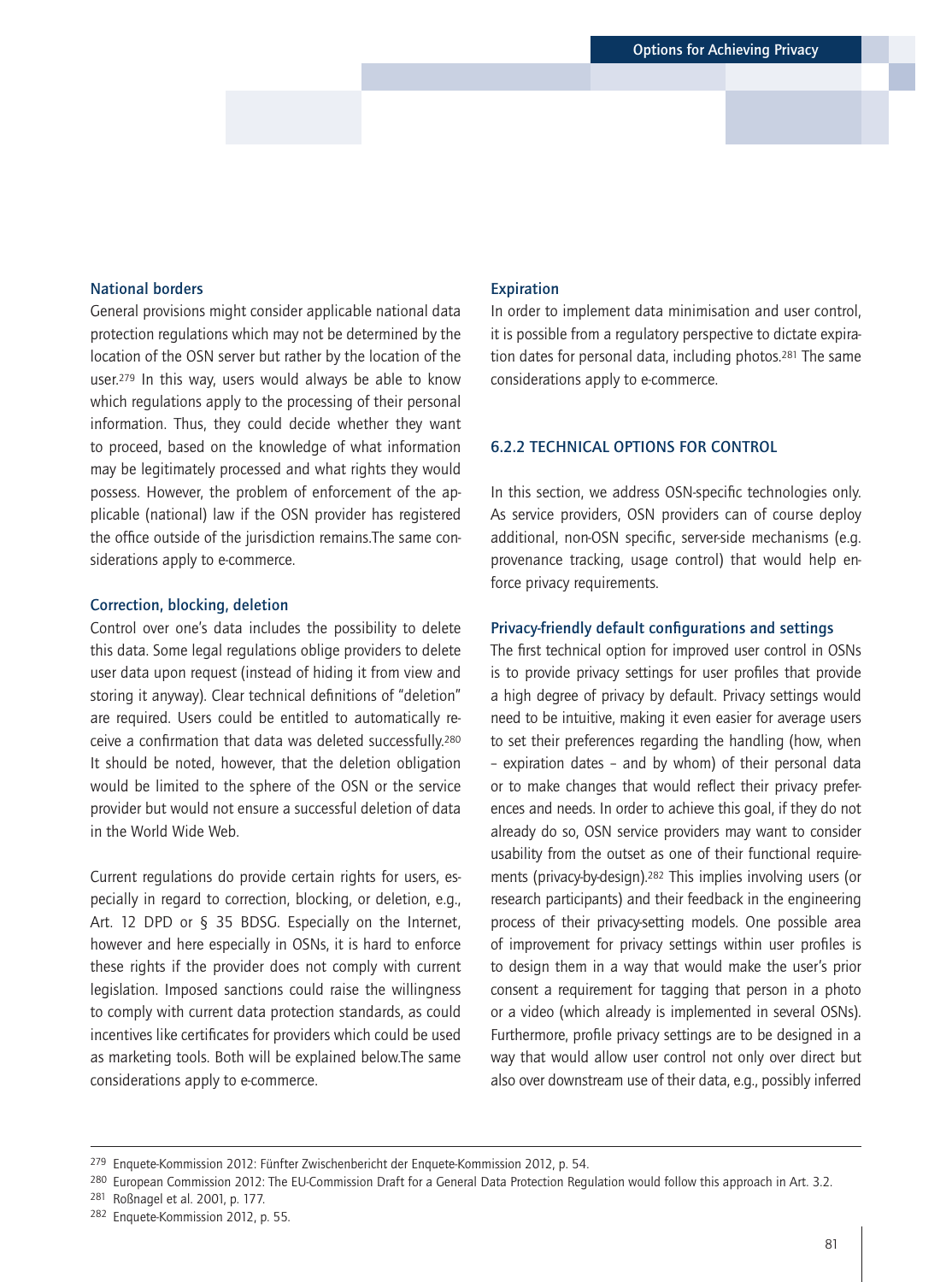#### National borders

General provisions might consider applicable national data protection regulations which may not be determined by the location of the OSN server but rather by the location of the user.[279] In this way, users would always be able to know which regulations apply to the processing of their personal information. Thus, they could decide whether they want to proceed, based on the knowledge of what information may be legitimately processed and what rights they would possess. However, the problem of enforcement of the applicable (national) law if the OSN provider has registered the office outside of the jurisdiction remains.The same considerations apply to e-commerce.

#### Correction, blocking, deletion

Control over one's data includes the possibility to delete this data. Some legal regulations oblige providers to delete user data upon request (instead of hiding it from view and storing it anyway). Clear technical definitions of "deletion" are required. Users could be entitled to automatically receive a confirmation that data was deleted successfully.[280] It should be noted, however, that the deletion obligation would be limited to the sphere of the OSN or the service provider but would not ensure a successful deletion of data in the World Wide Web.

Current regulations do provide certain rights for users, especially in regard to correction, blocking, or deletion, e.g., Art. 12 DPD or § 35 BDSG. Especially on the Internet, however and here especially in OSNs, it is hard to enforce these rights if the provider does not comply with current legislation. Imposed sanctions could raise the willingness to comply with current data protection standards, as could incentives like certificates for providers which could be used as marketing tools. Both will be explained below.The same considerations apply to e-commerce.

#### Expiration

In order to implement data minimisation and user control, it is possible from a regulatory perspective to dictate expiration dates for personal data, including photos.[281] The same considerations apply to e-commerce.

### 6.2.2 TECHNICAL OPTIONS FOR CONTROL

In this section, we address OSN-specific technologies only. As service providers, OSN providers can of course deploy additional, non-OSN specific, server-side mechanisms (e.g. provenance tracking, usage control) that would help enforce privacy requirements.

#### Privacy-friendly default configurations and settings

The first technical option for improved user control in OSNs is to provide privacy settings for user profiles that provide a high degree of privacy by default. Privacy settings would need to be intuitive, making it even easier for average users to set their preferences regarding the handling (how, when – expiration dates – and by whom) of their personal data or to make changes that would reflect their privacy preferences and needs. In order to achieve this goal, if they do not already do so, OSN service providers may want to consider usability from the outset as one of their functional requirements (privacy-by-design).[282] This implies involving users (or research participants) and their feedback in the engineering process of their privacy-setting models. One possible area of improvement for privacy settings within user profiles is to design them in a way that would make the user's prior consent a requirement for tagging that person in a photo or a video (which already is implemented in several OSNs). Furthermore, profile privacy settings are to be designed in a way that would allow user control not only over direct but also over downstream use of their data, e.g., possibly inferred

---

[279] Enquete-Kommission 2012: Fünfter Zwischenbericht der Enquete-Kommission 2012, p. 54.

[280] European Commission 2012: The EU-Commission Draft for a General Data Protection Regulation would follow this approach in Art. 3.2.

[281] Roßnagel et al. 2001, p. 177.

[282] Enquete-Kommission 2012, p. 55.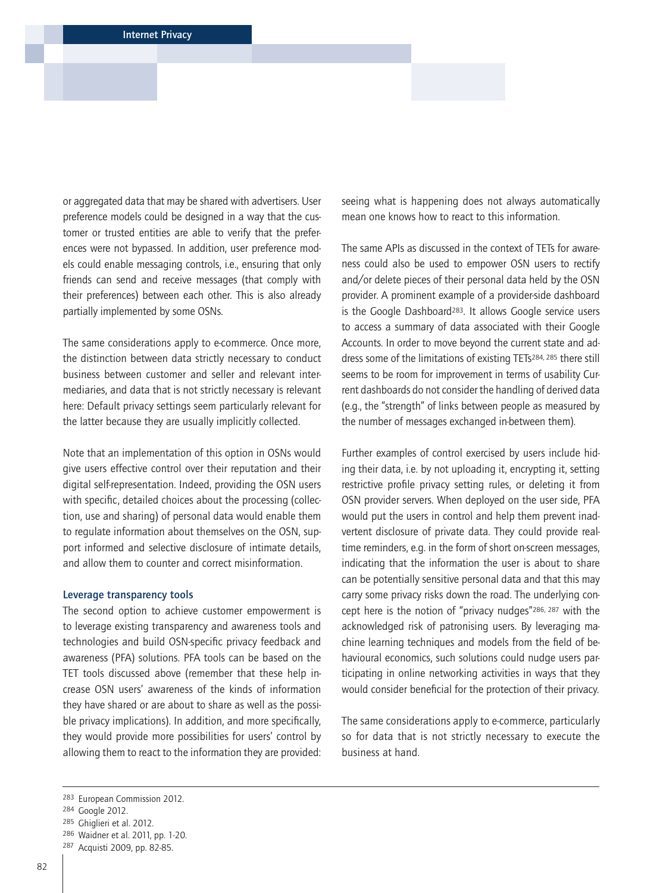or aggregated data that may be shared with advertisers. User preference models could be designed in a way that the customer or trusted entities are able to verify that the preferences were not bypassed. In addition, user preference models could enable messaging controls, i.e., ensuring that only friends can send and receive messages (that comply with their preferences) between each other. This is also already partially implemented by some OSNs.

The same considerations apply to e-commerce. Once more, the distinction between data strictly necessary to conduct business between customer and seller and relevant intermediaries, and data that is not strictly necessary is relevant here: Default privacy settings seem particularly relevant for the latter because they are usually implicitly collected.

Note that an implementation of this option in OSNs would give users effective control over their reputation and their digital self-representation. Indeed, providing the OSN users with specific, detailed choices about the processing (collection, use and sharing) of personal data would enable them to regulate information about themselves on the OSN, support informed and selective disclosure of intimate details, and allow them to counter and correct misinformation.

### Leverage transparency tools

The second option to achieve customer empowerment is to leverage existing transparency and awareness tools and technologies and build OSN-specific privacy feedback and awareness (PFA) solutions. PFA tools can be based on the TET tools discussed above (remember that these help increase OSN users' awareness of the kinds of information they have shared or are about to share as well as the possible privacy implications). In addition, and more specifically, they would provide more possibilities for users' control by allowing them to react to the information they are provided: seeing what is happening does not always automatically mean one knows how to react to this information.

The same APIs as discussed in the context of TETs for awareness could also be used to empower OSN users to rectify and/or delete pieces of their personal data held by the OSN provider. A prominent example of a provider-side dashboard is the Google Dashboard[283]. It allows Google service users to access a summary of data associated with their Google Accounts. In order to move beyond the current state and address some of the limitations of existing TETs[284, 285] there still seems to be room for improvement in terms of usability Current dashboards do not consider the handling of derived data (e.g., the "strength" of links between people as measured by the number of messages exchanged in-between them).

Further examples of control exercised by users include hiding their data, i.e. by not uploading it, encrypting it, setting restrictive profile privacy setting rules, or deleting it from OSN provider servers. When deployed on the user side, PFA would put the users in control and help them prevent inadvertent disclosure of private data. They could provide realtime reminders, e.g. in the form of short on-screen messages, indicating that the information the user is about to share can be potentially sensitive personal data and that this may carry some privacy risks down the road. The underlying concept here is the notion of "privacy nudges"[286, 287] with the acknowledged risk of patronising users. By leveraging machine learning techniques and models from the field of behavioural economics, such solutions could nudge users participating in online networking activities in ways that they would consider beneficial for the protection of their privacy.

The same considerations apply to e-commerce, particularly so for data that is not strictly necessary to execute the business at hand.

---

[283] European Commission 2012.
[284] Google 2012.
[285] Ghiglieri et al. 2012.
[286] Waidner et al. 2011, pp. 1-20.
[287] Acquisti 2009, pp. 82-85.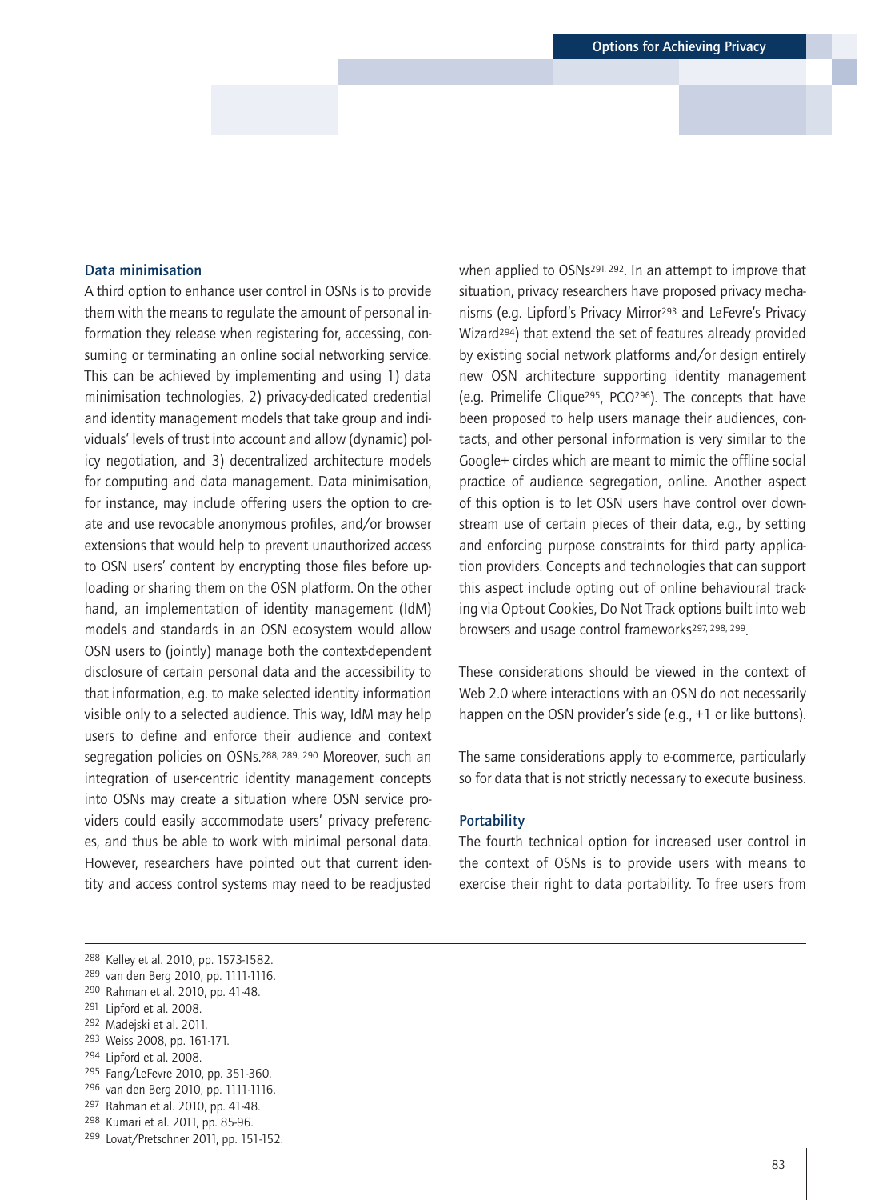### Data minimisation

A third option to enhance user control in OSNs is to provide them with the means to regulate the amount of personal information they release when registering for, accessing, consuming or terminating an online social networking service. This can be achieved by implementing and using 1) data minimisation technologies, 2) privacy-dedicated credential and identity management models that take group and individuals' levels of trust into account and allow (dynamic) policy negotiation, and 3) decentralized architecture models for computing and data management. Data minimisation, for instance, may include offering users the option to create and use revocable anonymous profiles, and/or browser extensions that would help to prevent unauthorized access to OSN users' content by encrypting those files before uploading or sharing them on the OSN platform. On the other hand, an implementation of identity management (IdM) models and standards in an OSN ecosystem would allow OSN users to (jointly) manage both the context-dependent disclosure of certain personal data and the accessibility to that information, e.g. to make selected identity information visible only to a selected audience. This way, IdM may help users to define and enforce their audience and context segregation policies on OSNs.[288, 289, 290] Moreover, such an integration of user-centric identity management concepts into OSNs may create a situation where OSN service providers could easily accommodate users' privacy preferences, and thus be able to work with minimal personal data. However, researchers have pointed out that current identity and access control systems may need to be readjusted when applied to OSNs[291, 292]. In an attempt to improve that situation, privacy researchers have proposed privacy mechanisms (e.g. Lipford's Privacy Mirror[293] and LeFevre's Privacy Wizard[294]) that extend the set of features already provided by existing social network platforms and/or design entirely new OSN architecture supporting identity management (e.g. Primelife Clique[295], PCO[296]). The concepts that have been proposed to help users manage their audiences, contacts, and other personal information is very similar to the Google+ circles which are meant to mimic the offline social practice of audience segregation, online. Another aspect of this option is to let OSN users have control over downstream use of certain pieces of their data, e.g., by setting and enforcing purpose constraints for third party application providers. Concepts and technologies that can support this aspect include opting out of online behavioural tracking via Opt-out Cookies, Do Not Track options built into web browsers and usage control frameworks[297, 298, 299].

These considerations should be viewed in the context of Web 2.0 where interactions with an OSN do not necessarily happen on the OSN provider's side (e.g., +1 or like buttons).

The same considerations apply to e-commerce, particularly so for data that is not strictly necessary to execute business.

### Portability

The fourth technical option for increased user control in the context of OSNs is to provide users with means to exercise their right to data portability. To free users from

---

[288] Kelley et al. 2010, pp. 1573-1582.
[289] van den Berg 2010, pp. 1111-1116.
[290] Rahman et al. 2010, pp. 41-48.
[291] Lipford et al. 2008.
[292] Madejski et al. 2011.
[293] Weiss 2008, pp. 161-171.
[294] Lipford et al. 2008.
[295] Fang/LeFevre 2010, pp. 351-360.
[296] van den Berg 2010, pp. 1111-1116.
[297] Rahman et al. 2010, pp. 41-48.
[298] Kumari et al. 2011, pp. 85-96.
[299] Lovat/Pretschner 2011, pp. 151-152.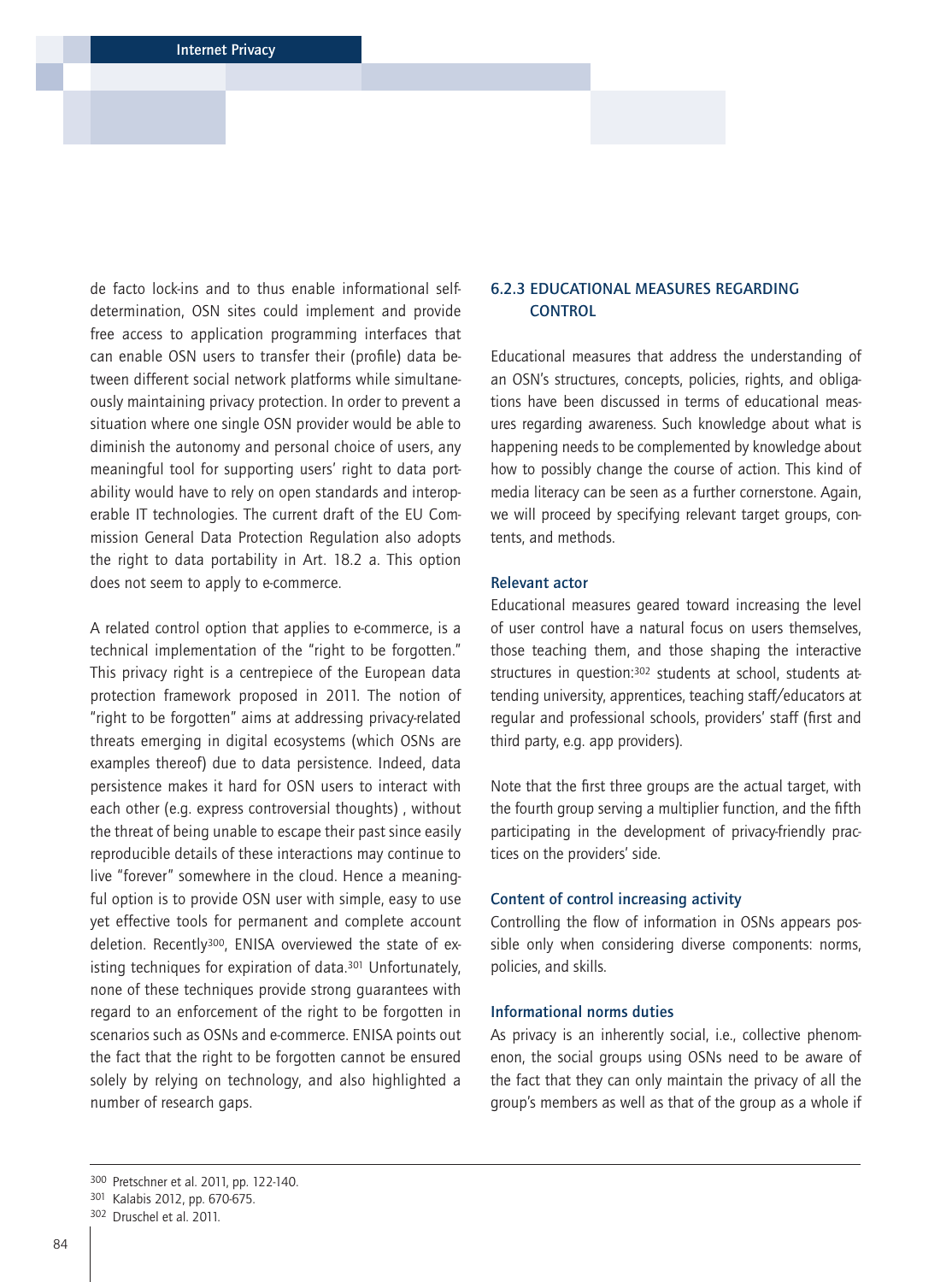de facto lock-ins and to thus enable informational self-determination, OSN sites could implement and provide free access to application programming interfaces that can enable OSN users to transfer their (profile) data between different social network platforms while simultaneously maintaining privacy protection. In order to prevent a situation where one single OSN provider would be able to diminish the autonomy and personal choice of users, any meaningful tool for supporting users' right to data portability would have to rely on open standards and interoperable IT technologies. The current draft of the EU Commission General Data Protection Regulation also adopts the right to data portability in Art. 18.2 a. This option does not seem to apply to e-commerce.

A related control option that applies to e-commerce, is a technical implementation of the "right to be forgotten." This privacy right is a centrepiece of the European data protection framework proposed in 2011. The notion of "right to be forgotten" aims at addressing privacy-related threats emerging in digital ecosystems (which OSNs are examples thereof) due to data persistence. Indeed, data persistence makes it hard for OSN users to interact with each other (e.g. express controversial thoughts) , without the threat of being unable to escape their past since easily reproducible details of these interactions may continue to live "forever" somewhere in the cloud. Hence a meaningful option is to provide OSN user with simple, easy to use yet effective tools for permanent and complete account deletion. Recently[300], ENISA overviewed the state of existing techniques for expiration of data.[301] Unfortunately, none of these techniques provide strong guarantees with regard to an enforcement of the right to be forgotten in scenarios such as OSNs and e-commerce. ENISA points out the fact that the right to be forgotten cannot be ensured solely by relying on technology, and also highlighted a number of research gaps.

### 6.2.3 EDUCATIONAL MEASURES REGARDING CONTROL

Educational measures that address the understanding of an OSN's structures, concepts, policies, rights, and obligations have been discussed in terms of educational measures regarding awareness. Such knowledge about what is happening needs to be complemented by knowledge about how to possibly change the course of action. This kind of media literacy can be seen as a further cornerstone. Again, we will proceed by specifying relevant target groups, contents, and methods.

#### Relevant actor

Educational measures geared toward increasing the level of user control have a natural focus on users themselves, those teaching them, and those shaping the interactive structures in question:[302] students at school, students attending university, apprentices, teaching staff/educators at regular and professional schools, providers' staff (first and third party, e.g. app providers).

Note that the first three groups are the actual target, with the fourth group serving a multiplier function, and the fifth participating in the development of privacy-friendly practices on the providers' side.

#### Content of control increasing activity

Controlling the flow of information in OSNs appears possible only when considering diverse components: norms, policies, and skills.

#### Informational norms duties

As privacy is an inherently social, i.e., collective phenomenon, the social groups using OSNs need to be aware of the fact that they can only maintain the privacy of all the group's members as well as that of the group as a whole if

---

300 Pretschner et al. 2011, pp. 122-140.

301 Kalabis 2012, pp. 670-675.

302 Druschel et al. 2011.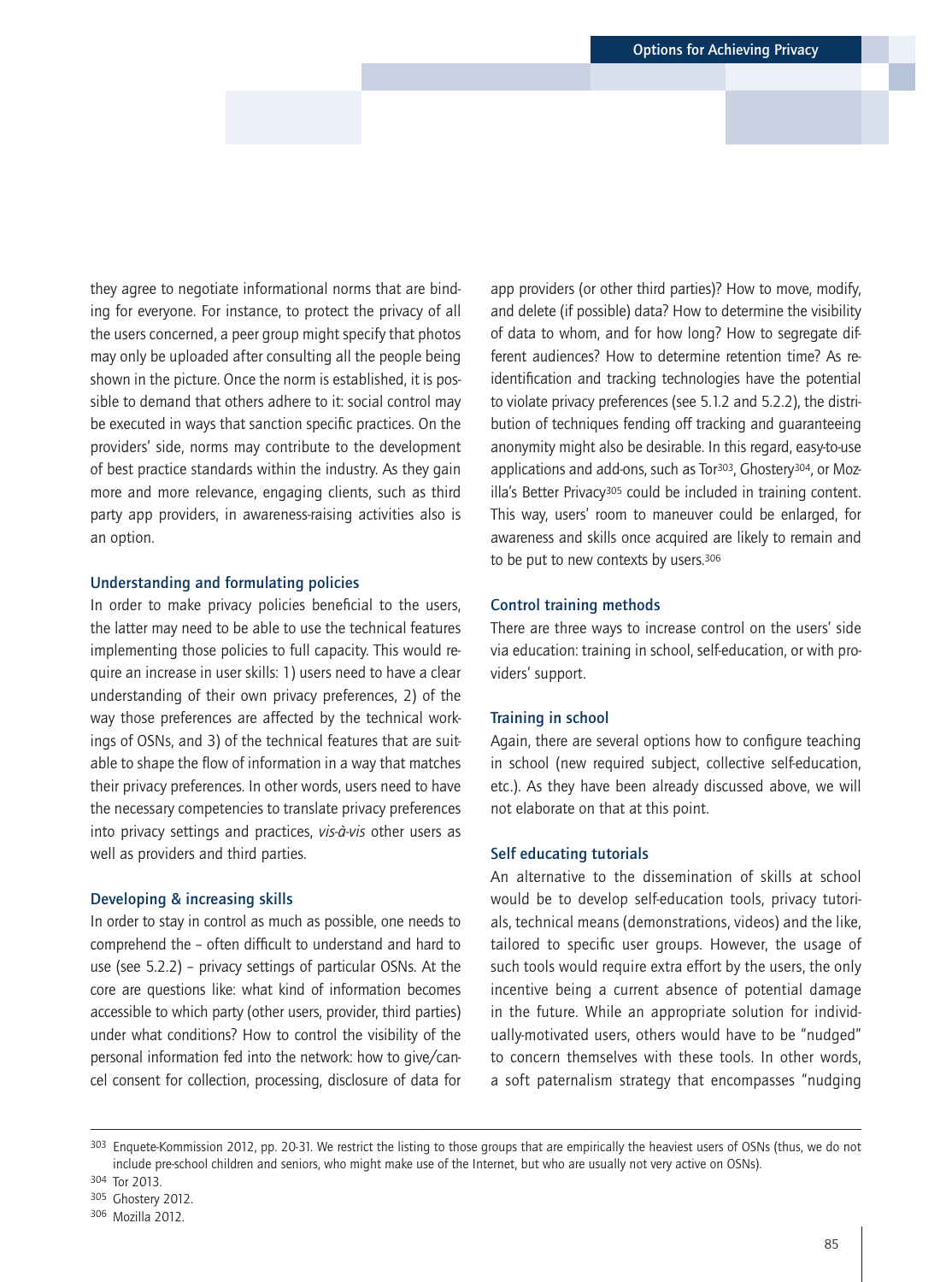they agree to negotiate informational norms that are binding for everyone. For instance, to protect the privacy of all the users concerned, a peer group might specify that photos may only be uploaded after consulting all the people being shown in the picture. Once the norm is established, it is possible to demand that others adhere to it: social control may be executed in ways that sanction specific practices. On the providers' side, norms may contribute to the development of best practice standards within the industry. As they gain more and more relevance, engaging clients, such as third party app providers, in awareness-raising activities also is an option.

### Understanding and formulating policies

In order to make privacy policies beneficial to the users, the latter may need to be able to use the technical features implementing those policies to full capacity. This would require an increase in user skills: 1) users need to have a clear understanding of their own privacy preferences, 2) of the way those preferences are affected by the technical workings of OSNs, and 3) of the technical features that are suitable to shape the flow of information in a way that matches their privacy preferences. In other words, users need to have the necessary competencies to translate privacy preferences into privacy settings and practices, *vis-à-vis* other users as well as providers and third parties.

### Developing & increasing skills

In order to stay in control as much as possible, one needs to comprehend the – often difficult to understand and hard to use (see 5.2.2) – privacy settings of particular OSNs. At the core are questions like: what kind of information becomes accessible to which party (other users, provider, third parties) under what conditions? How to control the visibility of the personal information fed into the network: how to give/cancel consent for collection, processing, disclosure of data for app providers (or other third parties)? How to move, modify, and delete (if possible) data? How to determine the visibility of data to whom, and for how long? How to segregate different audiences? How to determine retention time? As re-identification and tracking technologies have the potential to violate privacy preferences (see 5.1.2 and 5.2.2), the distribution of techniques fending off tracking and guaranteeing anonymity might also be desirable. In this regard, easy-to-use applications and add-ons, such as Tor[303], Ghostery[304], or Mozilla's Better Privacy[305] could be included in training content. This way, users' room to maneuver could be enlarged, for awareness and skills once acquired are likely to remain and to be put to new contexts by users.[306]

### Control training methods

There are three ways to increase control on the users' side via education: training in school, self-education, or with providers' support.

### Training in school

Again, there are several options how to configure teaching in school (new required subject, collective self-education, etc.). As they have been already discussed above, we will not elaborate on that at this point.

### Self educating tutorials

An alternative to the dissemination of skills at school would be to develop self-education tools, privacy tutorials, technical means (demonstrations, videos) and the like, tailored to specific user groups. However, the usage of such tools would require extra effort by the users, the only incentive being a current absence of potential damage in the future. While an appropriate solution for individually-motivated users, others would have to be "nudged" to concern themselves with these tools. In other words, a soft paternalism strategy that encompasses "nudging

---

[303] Enquete-Kommission 2012, pp. 20-31. We restrict the listing to those groups that are empirically the heaviest users of OSNs (thus, we do not include pre-school children and seniors, who might make use of the Internet, but who are usually not very active on OSNs).

[304] Tor 2013.

[305] Ghostery 2012.

[306] Mozilla 2012.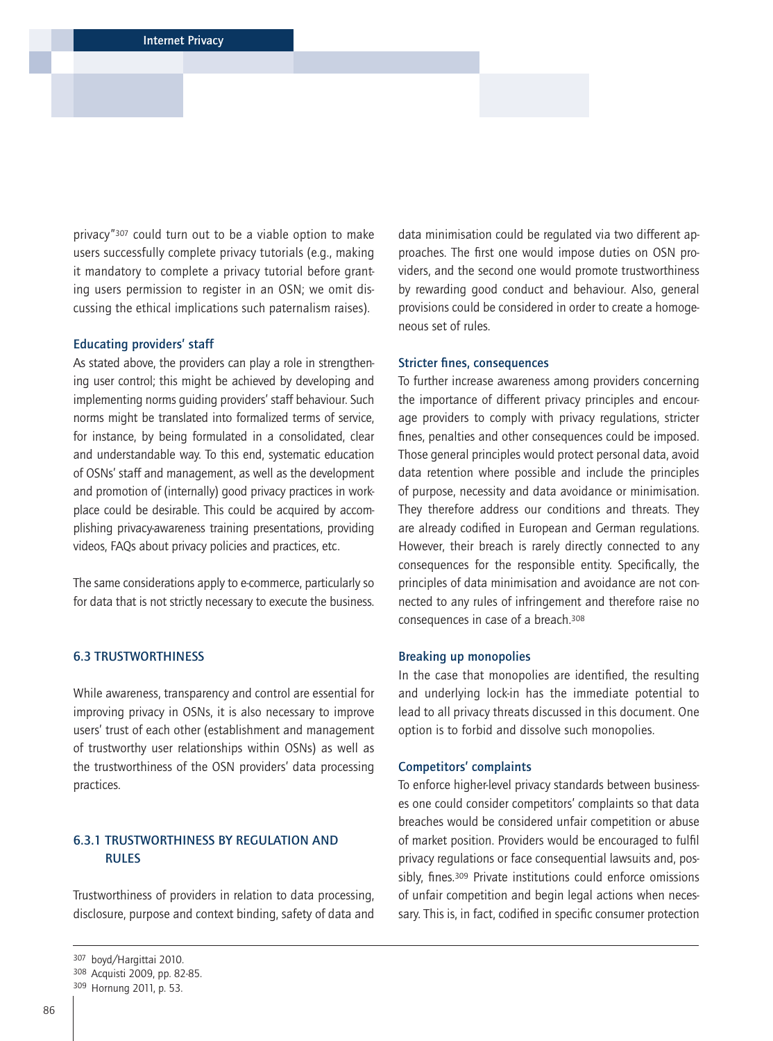privacy"[307] could turn out to be a viable option to make users successfully complete privacy tutorials (e.g., making it mandatory to complete a privacy tutorial before granting users permission to register in an OSN; we omit discussing the ethical implications such paternalism raises).

### Educating providers' staff

As stated above, the providers can play a role in strengthening user control; this might be achieved by developing and implementing norms guiding providers' staff behaviour. Such norms might be translated into formalized terms of service, for instance, by being formulated in a consolidated, clear and understandable way. To this end, systematic education of OSNs' staff and management, as well as the development and promotion of (internally) good privacy practices in workplace could be desirable. This could be acquired by accomplishing privacy-awareness training presentations, providing videos, FAQs about privacy policies and practices, etc.

The same considerations apply to e-commerce, particularly so for data that is not strictly necessary to execute the business.

## 6.3 TRUSTWORTHINESS

While awareness, transparency and control are essential for improving privacy in OSNs, it is also necessary to improve users' trust of each other (establishment and management of trustworthy user relationships within OSNs) as well as the trustworthiness of the OSN providers' data processing practices.

### 6.3.1 TRUSTWORTHINESS BY REGULATION AND RULES

Trustworthiness of providers in relation to data processing, disclosure, purpose and context binding, safety of data and data minimisation could be regulated via two different approaches. The first one would impose duties on OSN providers, and the second one would promote trustworthiness by rewarding good conduct and behaviour. Also, general provisions could be considered in order to create a homogeneous set of rules.

### Stricter fines, consequences

To further increase awareness among providers concerning the importance of different privacy principles and encourage providers to comply with privacy regulations, stricter fines, penalties and other consequences could be imposed. Those general principles would protect personal data, avoid data retention where possible and include the principles of purpose, necessity and data avoidance or minimisation. They therefore address our conditions and threats. They are already codified in European and German regulations. However, their breach is rarely directly connected to any consequences for the responsible entity. Specifically, the principles of data minimisation and avoidance are not connected to any rules of infringement and therefore raise no consequences in case of a breach.[308]

### Breaking up monopolies

In the case that monopolies are identified, the resulting and underlying lock-in has the immediate potential to lead to all privacy threats discussed in this document. One option is to forbid and dissolve such monopolies.

### Competitors' complaints

To enforce higher-level privacy standards between businesses one could consider competitors' complaints so that data breaches would be considered unfair competition or abuse of market position. Providers would be encouraged to fulfil privacy regulations or face consequential lawsuits and, possibly, fines.[309] Private institutions could enforce omissions of unfair competition and begin legal actions when necessary. This is, in fact, codified in specific consumer protection

---

[307] boyd/Hargittai 2010.

[308] Acquisti 2009, pp. 82-85.

[309] Hornung 2011, p. 53.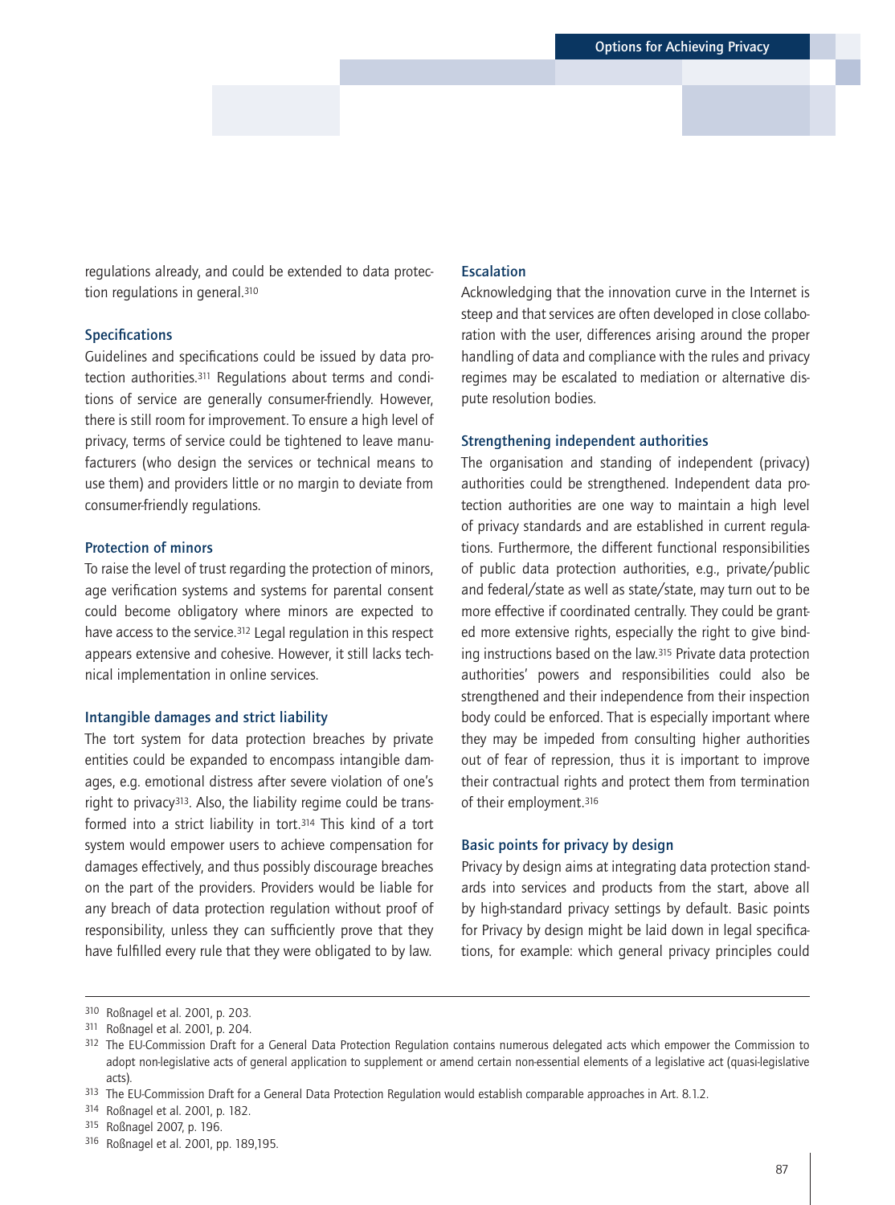regulations already, and could be extended to data protection regulations in general.[310]

### Specifications

Guidelines and specifications could be issued by data protection authorities.[311] Regulations about terms and conditions of service are generally consumer-friendly. However, there is still room for improvement. To ensure a high level of privacy, terms of service could be tightened to leave manufacturers (who design the services or technical means to use them) and providers little or no margin to deviate from consumer-friendly regulations.

### Protection of minors

To raise the level of trust regarding the protection of minors, age verification systems and systems for parental consent could become obligatory where minors are expected to have access to the service.[312] Legal regulation in this respect appears extensive and cohesive. However, it still lacks technical implementation in online services.

### Intangible damages and strict liability

The tort system for data protection breaches by private entities could be expanded to encompass intangible damages, e.g. emotional distress after severe violation of one's right to privacy[313]. Also, the liability regime could be transformed into a strict liability in tort.[314] This kind of a tort system would empower users to achieve compensation for damages effectively, and thus possibly discourage breaches on the part of the providers. Providers would be liable for any breach of data protection regulation without proof of responsibility, unless they can sufficiently prove that they have fulfilled every rule that they were obligated to by law.

### Escalation

Acknowledging that the innovation curve in the Internet is steep and that services are often developed in close collaboration with the user, differences arising around the proper handling of data and compliance with the rules and privacy regimes may be escalated to mediation or alternative dispute resolution bodies.

### Strengthening independent authorities

The organisation and standing of independent (privacy) authorities could be strengthened. Independent data protection authorities are one way to maintain a high level of privacy standards and are established in current regulations. Furthermore, the different functional responsibilities of public data protection authorities, e.g., private/public and federal/state as well as state/state, may turn out to be more effective if coordinated centrally. They could be granted more extensive rights, especially the right to give binding instructions based on the law.[315] Private data protection authorities' powers and responsibilities could also be strengthened and their independence from their inspection body could be enforced. That is especially important where they may be impeded from consulting higher authorities out of fear of repression, thus it is important to improve their contractual rights and protect them from termination of their employment.[316]

### Basic points for privacy by design

Privacy by design aims at integrating data protection standards into services and products from the start, above all by high-standard privacy settings by default. Basic points for Privacy by design might be laid down in legal specifications, for example: which general privacy principles could

---

[310] Roßnagel et al. 2001, p. 203.

[311] Roßnagel et al. 2001, p. 204.

[312] The EU-Commission Draft for a General Data Protection Regulation contains numerous delegated acts which empower the Commission to adopt non-legislative acts of general application to supplement or amend certain non-essential elements of a legislative act (quasi-legislative acts).

[313] The EU-Commission Draft for a General Data Protection Regulation would establish comparable approaches in Art. 8.1.2.

[314] Roßnagel et al. 2001, p. 182.

[315] Roßnagel 2007, p. 196.

[316] Roßnagel et al. 2001, pp. 189,195.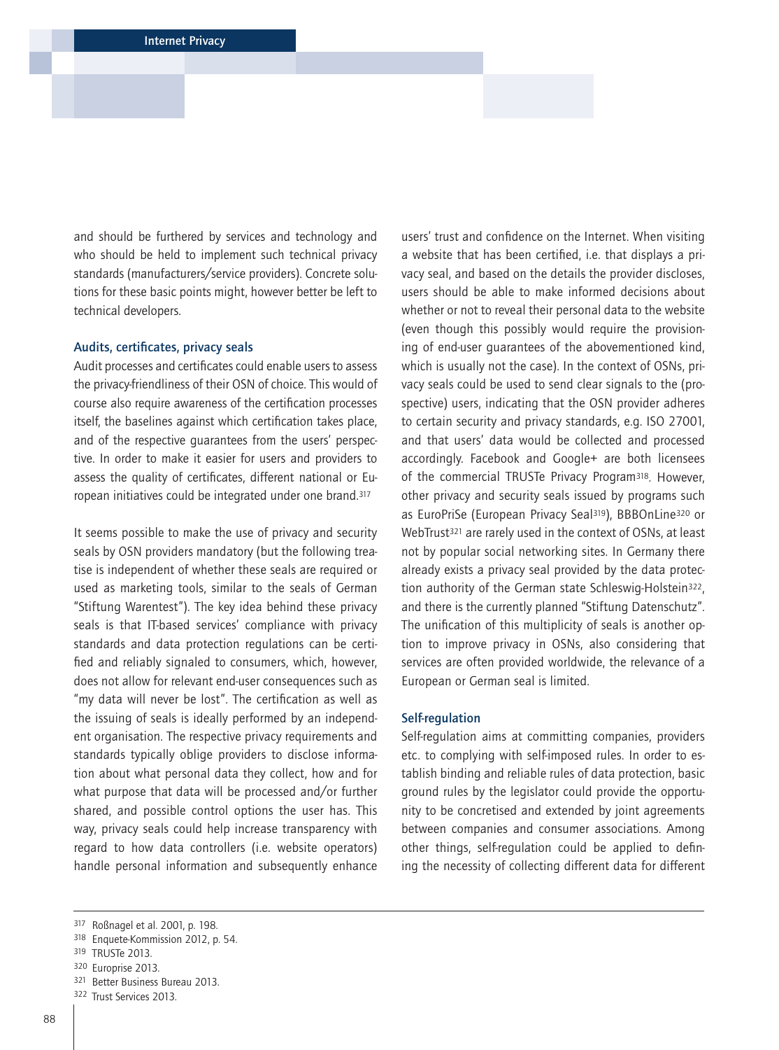and should be furthered by services and technology and who should be held to implement such technical privacy standards (manufacturers/service providers). Concrete solutions for these basic points might, however better be left to technical developers.

### Audits, certificates, privacy seals

Audit processes and certificates could enable users to assess the privacy-friendliness of their OSN of choice. This would of course also require awareness of the certification processes itself, the baselines against which certification takes place, and of the respective guarantees from the users' perspective. In order to make it easier for users and providers to assess the quality of certificates, different national or European initiatives could be integrated under one brand.[317]

It seems possible to make the use of privacy and security seals by OSN providers mandatory (but the following treatise is independent of whether these seals are required or used as marketing tools, similar to the seals of German "Stiftung Warentest"). The key idea behind these privacy seals is that IT-based services' compliance with privacy standards and data protection regulations can be certified and reliably signaled to consumers, which, however, does not allow for relevant end-user consequences such as "my data will never be lost". The certification as well as the issuing of seals is ideally performed by an independent organisation. The respective privacy requirements and standards typically oblige providers to disclose information about what personal data they collect, how and for what purpose that data will be processed and/or further shared, and possible control options the user has. This way, privacy seals could help increase transparency with regard to how data controllers (i.e. website operators) handle personal information and subsequently enhance users' trust and confidence on the Internet. When visiting a website that has been certified, i.e. that displays a privacy seal, and based on the details the provider discloses, users should be able to make informed decisions about whether or not to reveal their personal data to the website (even though this possibly would require the provisioning of end-user guarantees of the abovementioned kind, which is usually not the case). In the context of OSNs, privacy seals could be used to send clear signals to the (prospective) users, indicating that the OSN provider adheres to certain security and privacy standards, e.g. ISO 27001, and that users' data would be collected and processed accordingly. Facebook and Google+ are both licensees of the commercial TRUSTe Privacy Program[318]. However, other privacy and security seals issued by programs such as EuroPriSe (European Privacy Seal[319]), BBBOnLine[320] or WebTrust[321] are rarely used in the context of OSNs, at least not by popular social networking sites. In Germany there already exists a privacy seal provided by the data protection authority of the German state Schleswig-Holstein[322], and there is the currently planned "Stiftung Datenschutz". The unification of this multiplicity of seals is another option to improve privacy in OSNs, also considering that services are often provided worldwide, the relevance of a European or German seal is limited.

### Self-regulation

Self-regulation aims at committing companies, providers etc. to complying with self-imposed rules. In order to establish binding and reliable rules of data protection, basic ground rules by the legislator could provide the opportunity to be concretised and extended by joint agreements between companies and consumer associations. Among other things, self-regulation could be applied to defining the necessity of collecting different data for different

---

[317] Roßnagel et al. 2001, p. 198.

[318] Enquete-Kommission 2012, p. 54.

[319] TRUSTe 2013.

[320] Europrise 2013.

[321] Better Business Bureau 2013.

[322] Trust Services 2013.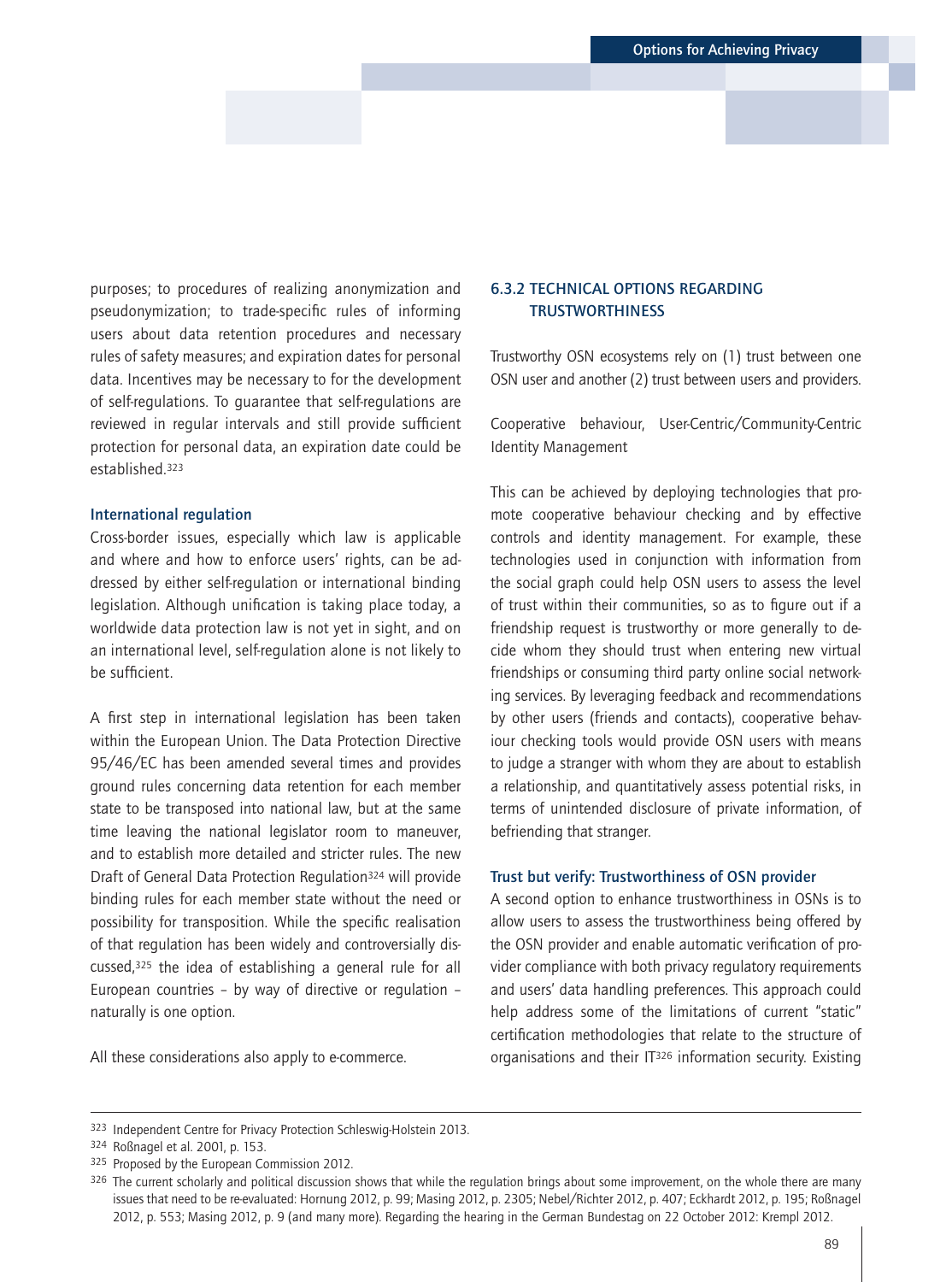purposes; to procedures of realizing anonymization and pseudonymization; to trade-specific rules of informing users about data retention procedures and necessary rules of safety measures; and expiration dates for personal data. Incentives may be necessary to for the development of self-regulations. To guarantee that self-regulations are reviewed in regular intervals and still provide sufficient protection for personal data, an expiration date could be established.[323]

**International regulation**

Cross-border issues, especially which law is applicable and where and how to enforce users' rights, can be addressed by either self-regulation or international binding legislation. Although unification is taking place today, a worldwide data protection law is not yet in sight, and on an international level, self-regulation alone is not likely to be sufficient.

A first step in international legislation has been taken within the European Union. The Data Protection Directive 95/46/EC has been amended several times and provides ground rules concerning data retention for each member state to be transposed into national law, but at the same time leaving the national legislator room to maneuver, and to establish more detailed and stricter rules. The new Draft of General Data Protection Regulation[324] will provide binding rules for each member state without the need or possibility for transposition. While the specific realisation of that regulation has been widely and controversially discussed,[325] the idea of establishing a general rule for all European countries – by way of directive or regulation – naturally is one option.

All these considerations also apply to e-commerce.

### 6.3.2 TECHNICAL OPTIONS REGARDING TRUSTWORTHINESS

Trustworthy OSN ecosystems rely on (1) trust between one OSN user and another (2) trust between users and providers.

Cooperative behaviour, User-Centric/Community-Centric Identity Management

This can be achieved by deploying technologies that promote cooperative behaviour checking and by effective controls and identity management. For example, these technologies used in conjunction with information from the social graph could help OSN users to assess the level of trust within their communities, so as to figure out if a friendship request is trustworthy or more generally to decide whom they should trust when entering new virtual friendships or consuming third party online social networking services. By leveraging feedback and recommendations by other users (friends and contacts), cooperative behaviour checking tools would provide OSN users with means to judge a stranger with whom they are about to establish a relationship, and quantitatively assess potential risks, in terms of unintended disclosure of private information, of befriending that stranger.

**Trust but verify: Trustworthiness of OSN provider**

A second option to enhance trustworthiness in OSNs is to allow users to assess the trustworthiness being offered by the OSN provider and enable automatic verification of provider compliance with both privacy regulatory requirements and users' data handling preferences. This approach could help address some of the limitations of current "static" certification methodologies that relate to the structure of organisations and their IT[326] information security. Existing

---

[323] Independent Centre for Privacy Protection Schleswig-Holstein 2013.

[324] Roßnagel et al. 2001, p. 153.

[325] Proposed by the European Commission 2012.

[326] The current scholarly and political discussion shows that while the regulation brings about some improvement, on the whole there are many issues that need to be re-evaluated: Hornung 2012, p. 99; Masing 2012, p. 2305; Nebel/Richter 2012, p. 407; Eckhardt 2012, p. 195; Roßnagel 2012, p. 553; Masing 2012, p. 9 (and many more). Regarding the hearing in the German Bundestag on 22 October 2012: Krempl 2012.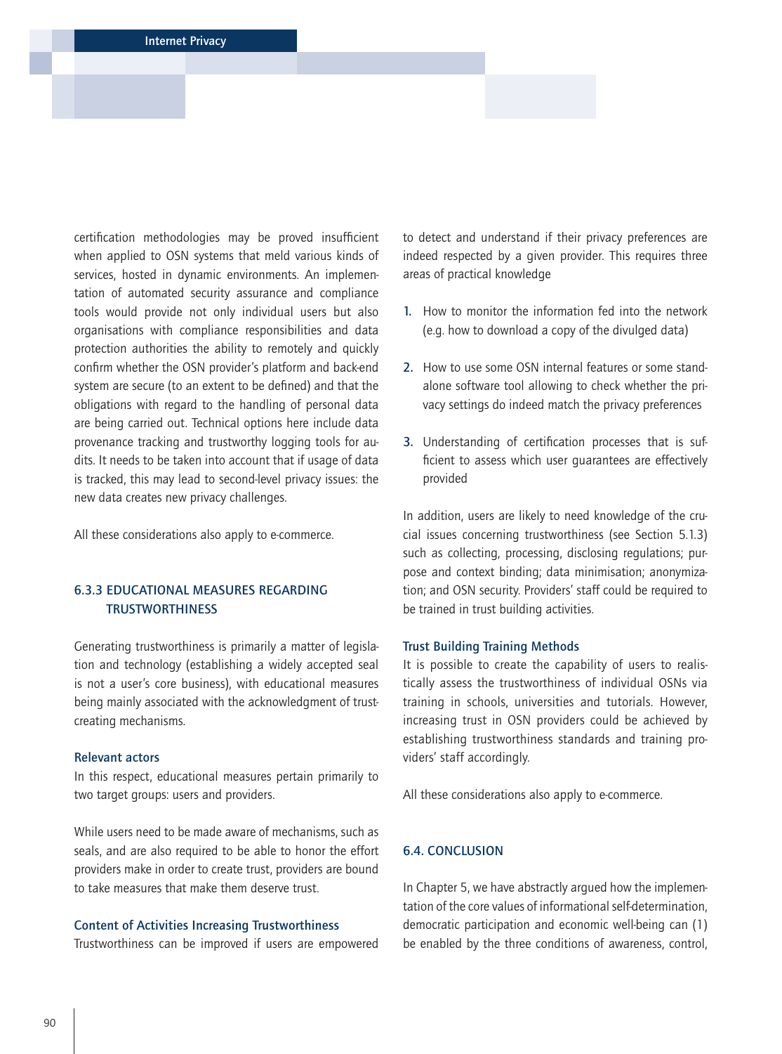certification methodologies may be proved insufficient when applied to OSN systems that meld various kinds of services, hosted in dynamic environments. An implementation of automated security assurance and compliance tools would provide not only individual users but also organisations with compliance responsibilities and data protection authorities the ability to remotely and quickly confirm whether the OSN provider's platform and back-end system are secure (to an extent to be defined) and that the obligations with regard to the handling of personal data are being carried out. Technical options here include data provenance tracking and trustworthy logging tools for audits. It needs to be taken into account that if usage of data is tracked, this may lead to second-level privacy issues: the new data creates new privacy challenges.

All these considerations also apply to e-commerce.

### 6.3.3 EDUCATIONAL MEASURES REGARDING TRUSTWORTHINESS

Generating trustworthiness is primarily a matter of legislation and technology (establishing a widely accepted seal is not a user's core business), with educational measures being mainly associated with the acknowledgment of trust-creating mechanisms.

#### Relevant actors

In this respect, educational measures pertain primarily to two target groups: users and providers.

While users need to be made aware of mechanisms, such as seals, and are also required to be able to honor the effort providers make in order to create trust, providers are bound to take measures that make them deserve trust.

#### Content of Activities Increasing Trustworthiness

Trustworthiness can be improved if users are empowered to detect and understand if their privacy preferences are indeed respected by a given provider. This requires three areas of practical knowledge

1. How to monitor the information fed into the network (e.g. how to download a copy of the divulged data)
2. How to use some OSN internal features or some stand-alone software tool allowing to check whether the privacy settings do indeed match the privacy preferences
3. Understanding of certification processes that is sufficient to assess which user guarantees are effectively provided

In addition, users are likely to need knowledge of the crucial issues concerning trustworthiness (see Section 5.1.3) such as collecting, processing, disclosing regulations; purpose and context binding; data minimisation; anonymization; and OSN security. Providers' staff could be required to be trained in trust building activities.

#### Trust Building Training Methods

It is possible to create the capability of users to realistically assess the trustworthiness of individual OSNs via training in schools, universities and tutorials. However, increasing trust in OSN providers could be achieved by establishing trustworthiness standards and training providers' staff accordingly.

All these considerations also apply to e-commerce.

## 6.4. CONCLUSION

In Chapter 5, we have abstractly argued how the implementation of the core values of informational self-determination, democratic participation and economic well-being can (1) be enabled by the three conditions of awareness, control,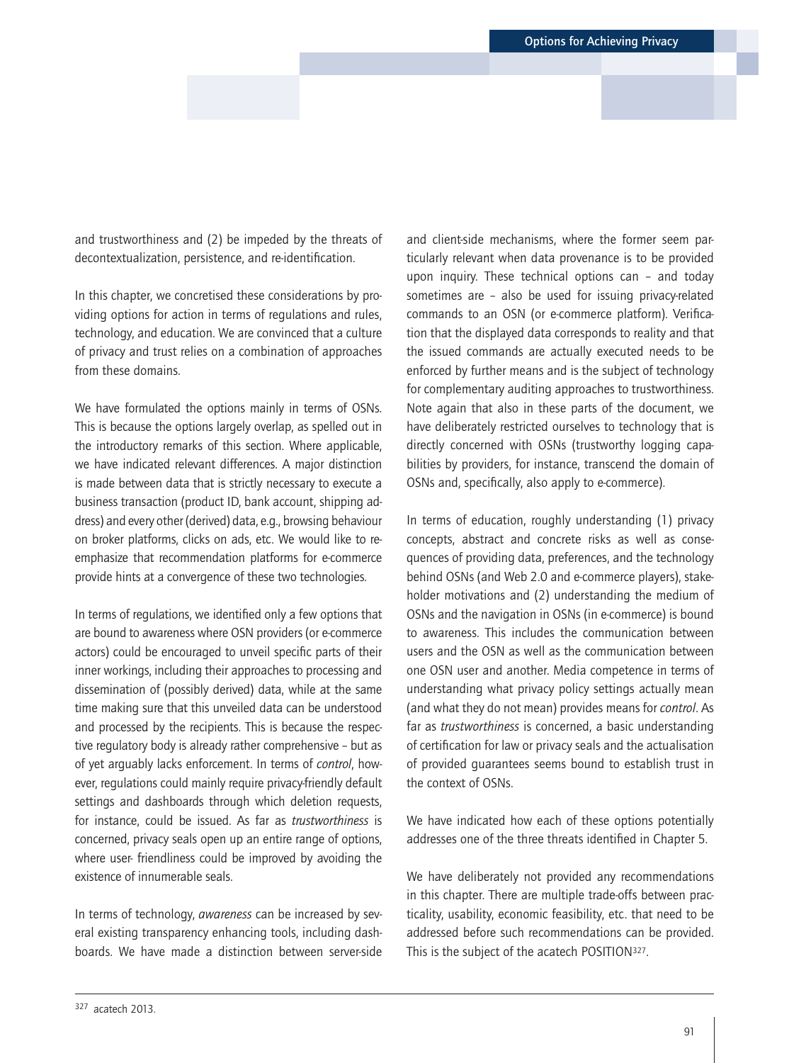and trustworthiness and (2) be impeded by the threats of decontextualization, persistence, and re-identification.

In this chapter, we concretised these considerations by providing options for action in terms of regulations and rules, technology, and education. We are convinced that a culture of privacy and trust relies on a combination of approaches from these domains.

We have formulated the options mainly in terms of OSNs. This is because the options largely overlap, as spelled out in the introductory remarks of this section. Where applicable, we have indicated relevant differences. A major distinction is made between data that is strictly necessary to execute a business transaction (product ID, bank account, shipping address) and every other (derived) data, e.g., browsing behaviour on broker platforms, clicks on ads, etc. We would like to reemphasize that recommendation platforms for e-commerce provide hints at a convergence of these two technologies.

In terms of regulations, we identified only a few options that are bound to awareness where OSN providers (or e-commerce actors) could be encouraged to unveil specific parts of their inner workings, including their approaches to processing and dissemination of (possibly derived) data, while at the same time making sure that this unveiled data can be understood and processed by the recipients. This is because the respective regulatory body is already rather comprehensive – but as of yet arguably lacks enforcement. In terms of *control*, however, regulations could mainly require privacy-friendly default settings and dashboards through which deletion requests, for instance, could be issued. As far as *trustworthiness* is concerned, privacy seals open up an entire range of options, where user- friendliness could be improved by avoiding the existence of innumerable seals.

In terms of technology, *awareness* can be increased by several existing transparency enhancing tools, including dashboards. We have made a distinction between server-side and client-side mechanisms, where the former seem particularly relevant when data provenance is to be provided upon inquiry. These technical options can – and today sometimes are – also be used for issuing privacy-related commands to an OSN (or e-commerce platform). Verification that the displayed data corresponds to reality and that the issued commands are actually executed needs to be enforced by further means and is the subject of technology for complementary auditing approaches to trustworthiness. Note again that also in these parts of the document, we have deliberately restricted ourselves to technology that is directly concerned with OSNs (trustworthy logging capabilities by providers, for instance, transcend the domain of OSNs and, specifically, also apply to e-commerce).

In terms of education, roughly understanding (1) privacy concepts, abstract and concrete risks as well as consequences of providing data, preferences, and the technology behind OSNs (and Web 2.0 and e-commerce players), stakeholder motivations and (2) understanding the medium of OSNs and the navigation in OSNs (in e-commerce) is bound to awareness. This includes the communication between users and the OSN as well as the communication between one OSN user and another. Media competence in terms of understanding what privacy policy settings actually mean (and what they do not mean) provides means for *control*. As far as *trustworthiness* is concerned, a basic understanding of certification for law or privacy seals and the actualisation of provided guarantees seems bound to establish trust in the context of OSNs.

We have indicated how each of these options potentially addresses one of the three threats identified in Chapter 5.

We have deliberately not provided any recommendations in this chapter. There are multiple trade-offs between practicality, usability, economic feasibility, etc. that need to be addressed before such recommendations can be provided. This is the subject of the acatech POSITION[327].

[327] acatech 2013.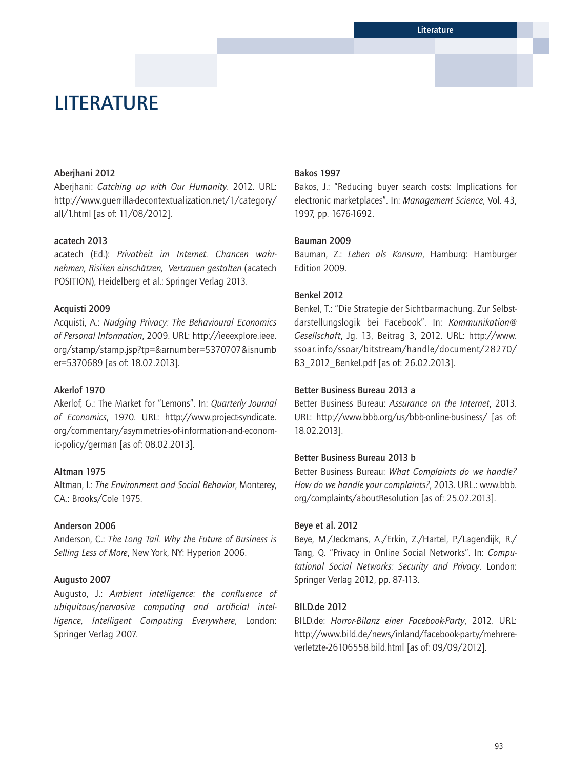# LITERATURE

**Aberjhani 2012**
Aberjhani: *Catching up with Our Humanity*. 2012. URL: http://www.guerrilla-decontextualization.net/1/category/all/1.html [as of: 11/08/2012].

**acatech 2013**
acatech (Ed.): *Privatheit im Internet. Chancen wahrnehmen, Risiken einschätzen, Vertrauen gestalten* (acatech POSITION), Heidelberg et al.: Springer Verlag 2013.

**Acquisti 2009**
Acquisti, A.: *Nudging Privacy: The Behavioural Economics of Personal Information*, 2009. URL: http://ieeexplore.ieee.org/stamp/stamp.jsp?tp=&arnumber=5370707&isnumber=5370689 [as of: 18.02.2013].

**Akerlof 1970**
Akerlof, G.: The Market for "Lemons". In: *Quarterly Journal of Economics*, 1970. URL: http://www.project-syndicate.org/commentary/asymmetries-of-information-and-economic-policy/german [as of: 08.02.2013].

**Altman 1975**
Altman, I.: *The Environment and Social Behavior*, Monterey, CA.: Brooks/Cole 1975.

**Anderson 2006**
Anderson, C.: *The Long Tail. Why the Future of Business is Selling Less of More*, New York, NY: Hyperion 2006.

**Augusto 2007**
Augusto, J.: *Ambient intelligence: the confluence of ubiquitous/pervasive computing and artificial intelligence, Intelligent Computing Everywhere*, London: Springer Verlag 2007.

**Bakos 1997**
Bakos, J.: "Reducing buyer search costs: Implications for electronic marketplaces". In: *Management Science*, Vol. 43, 1997, pp. 1676-1692.

**Bauman 2009**
Bauman, Z.: *Leben als Konsum*, Hamburg: Hamburger Edition 2009.

**Benkel 2012**
Benkel, T.: "Die Strategie der Sichtbarmachung. Zur Selbstdarstellungslogik bei Facebook". In: *Kommunikation@Gesellschaft*, Jg. 13, Beitrag 3, 2012. URL: http://www.ssoar.info/ssoar/bitstream/handle/document/28270/B3_2012_Benkel.pdf [as of: 26.02.2013].

**Better Business Bureau 2013 a**
Better Business Bureau: *Assurance on the Internet*, 2013. URL: http://www.bbb.org/us/bbb-online-business/ [as of: 18.02.2013].

**Better Business Bureau 2013 b**
Better Business Bureau: *What Complaints do we handle? How do we handle your complaints?*, 2013. URL.: www.bbb.org/complaints/aboutResolution [as of: 25.02.2013].

**Beye et al. 2012**
Beye, M./Jeckmans, A./Erkin, Z./Hartel, P./Lagendijk, R./Tang, Q. "Privacy in Online Social Networks". In: *Computational Social Networks: Security and Privacy*. London: Springer Verlag 2012, pp. 87-113.

**BILD.de 2012**
BILD.de: *Horror-Bilanz einer Facebook-Party*, 2012. URL: http://www.bild.de/news/inland/facebook-party/mehrere-verletzte-26106558.bild.html [as of: 09/09/2012].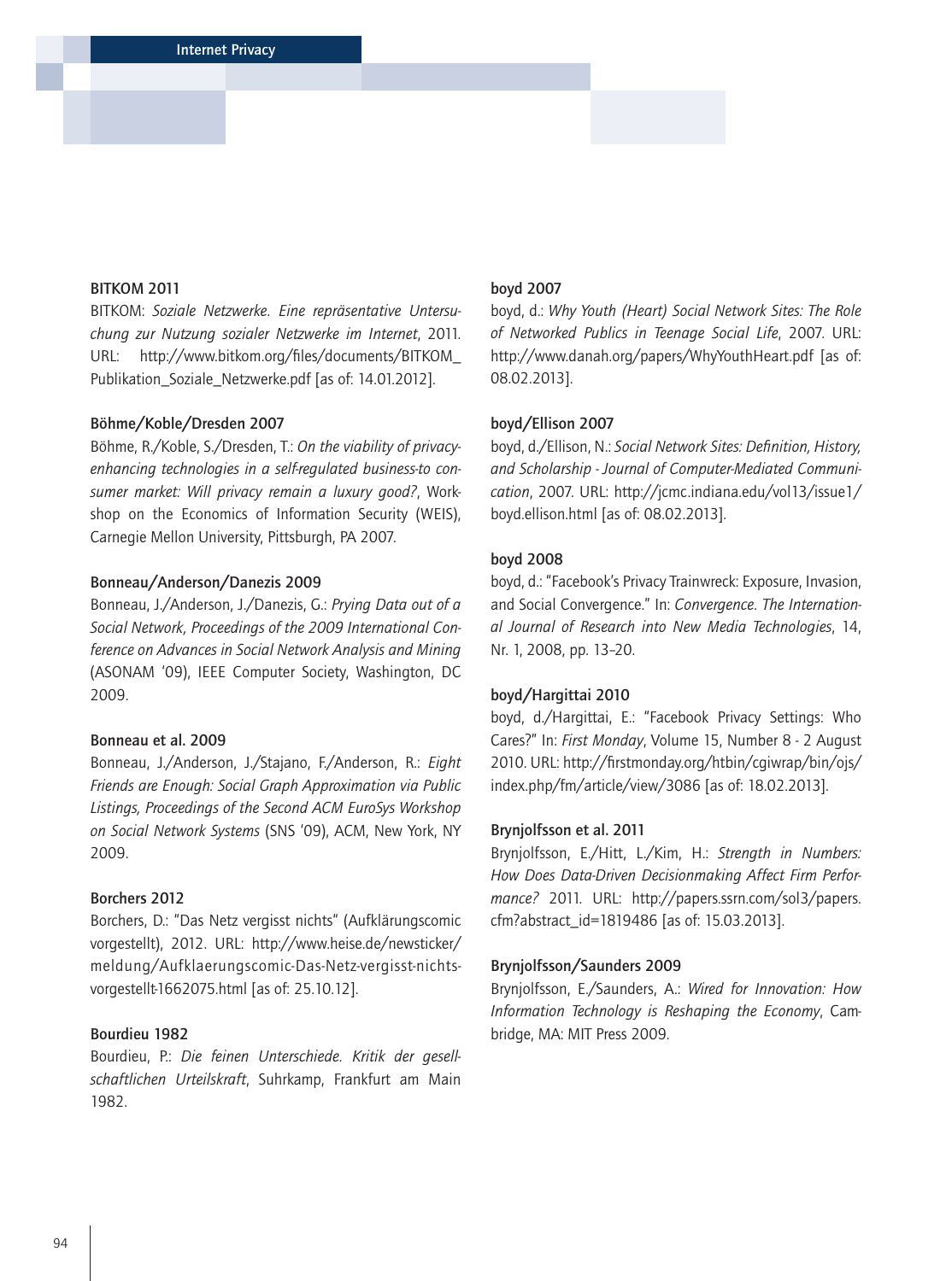**BITKOM 2011**

BITKOM: *Soziale Netzwerke. Eine repräsentative Untersuchung zur Nutzung sozialer Netzwerke im Internet*, 2011. URL: http://www.bitkom.org/files/documents/BITKOM_Publikation_Soziale_Netzwerke.pdf [as of: 14.01.2012].

**Böhme/Koble/Dresden 2007**

Böhme, R./Koble, S./Dresden, T.: *On the viability of privacy-enhancing technologies in a self-regulated business-to consumer market: Will privacy remain a luxury good?*, Workshop on the Economics of Information Security (WEIS), Carnegie Mellon University, Pittsburgh, PA 2007.

**Bonneau/Anderson/Danezis 2009**

Bonneau, J./Anderson, J./Danezis, G.: *Prying Data out of a Social Network, Proceedings of the 2009 International Conference on Advances in Social Network Analysis and Mining* (ASONAM '09), IEEE Computer Society, Washington, DC 2009.

**Bonneau et al. 2009**

Bonneau, J./Anderson, J./Stajano, F./Anderson, R.: *Eight Friends are Enough: Social Graph Approximation via Public Listings, Proceedings of the Second ACM EuroSys Workshop on Social Network Systems* (SNS '09), ACM, New York, NY 2009.

**Borchers 2012**

Borchers, D.: "Das Netz vergisst nichts" (Aufklärungscomic vorgestellt), 2012. URL: http://www.heise.de/newsticker/meldung/Aufklaerungscomic-Das-Netz-vergisst-nichts-vorgestellt-1662075.html [as of: 25.10.12].

**Bourdieu 1982**

Bourdieu, P.: *Die feinen Unterschiede. Kritik der gesellschaftlichen Urteilskraft*, Suhrkamp, Frankfurt am Main 1982.

**boyd 2007**

boyd, d.: *Why Youth (Heart) Social Network Sites: The Role of Networked Publics in Teenage Social Life*, 2007. URL: http://www.danah.org/papers/WhyYouthHeart.pdf [as of: 08.02.2013].

**boyd/Ellison 2007**

boyd, d./Ellison, N.: *Social Network Sites: Definition, History, and Scholarship - Journal of Computer-Mediated Communication*, 2007. URL: http://jcmc.indiana.edu/vol13/issue1/boyd.ellison.html [as of: 08.02.2013].

**boyd 2008**

boyd, d.: "Facebook's Privacy Trainwreck: Exposure, Invasion, and Social Convergence." In: *Convergence. The International Journal of Research into New Media Technologies*, 14, Nr. 1, 2008, pp. 13–20.

**boyd/Hargittai 2010**

boyd, d./Hargittai, E.: "Facebook Privacy Settings: Who Cares?" In: *First Monday*, Volume 15, Number 8 - 2 August 2010. URL: http://firstmonday.org/htbin/cgiwrap/bin/ojs/index.php/fm/article/view/3086 [as of: 18.02.2013].

**Brynjolfsson et al. 2011**

Brynjolfsson, E./Hitt, L./Kim, H.: *Strength in Numbers: How Does Data-Driven Decisionmaking Affect Firm Performance?* 2011. URL: http://papers.ssrn.com/sol3/papers.cfm?abstract_id=1819486 [as of: 15.03.2013].

**Brynjolfsson/Saunders 2009**

Brynjolfsson, E./Saunders, A.: *Wired for Innovation: How Information Technology is Reshaping the Economy*, Cambridge, MA: MIT Press 2009.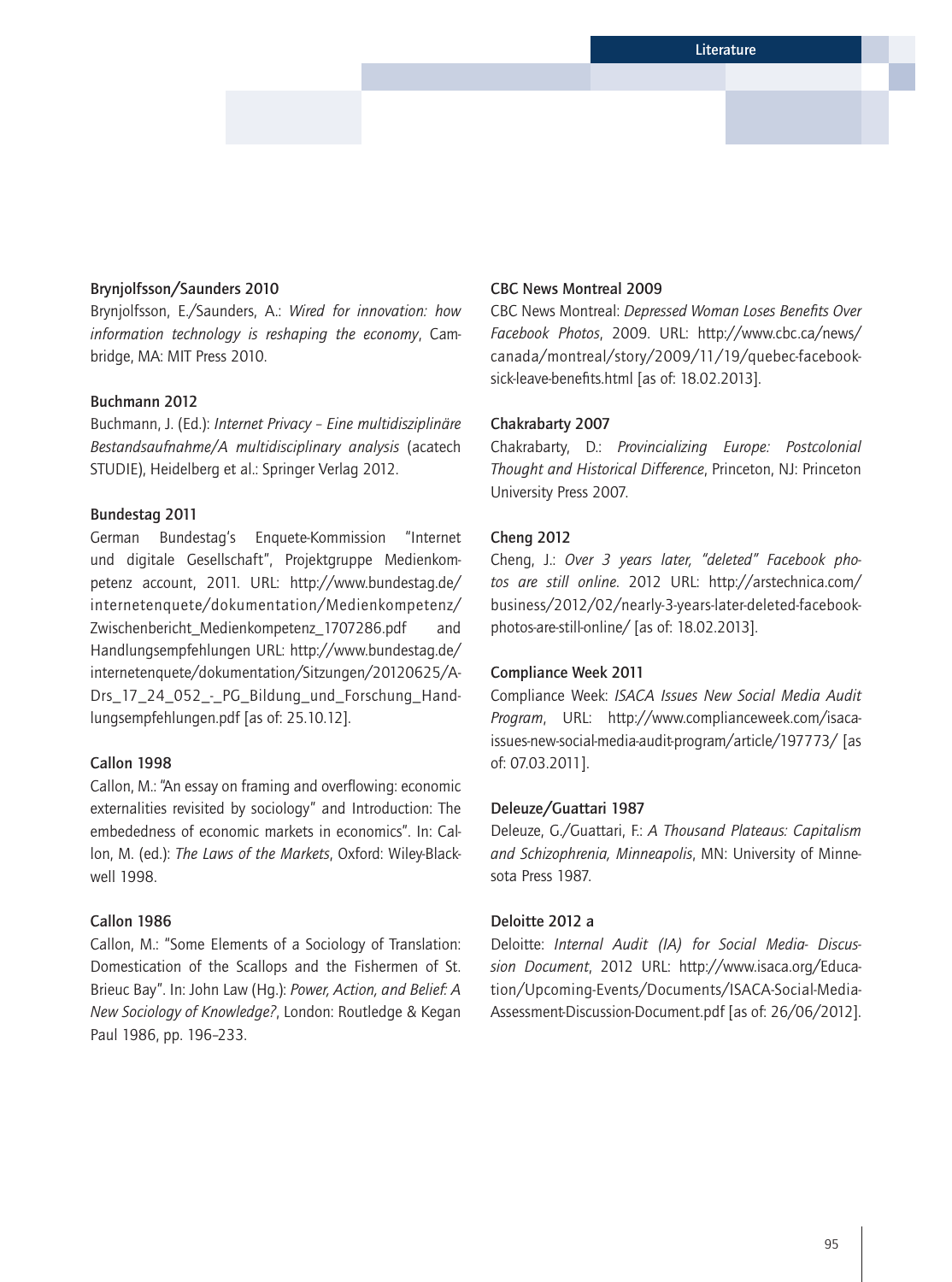**Brynjolfsson/Saunders 2010**
Brynjolfsson, E./Saunders, A.: *Wired for innovation: how information technology is reshaping the economy*, Cambridge, MA: MIT Press 2010.

**Buchmann 2012**
Buchmann, J. (Ed.): *Internet Privacy – Eine multidisziplinäre Bestandsaufnahme/A multidisciplinary analysis* (acatech STUDIE), Heidelberg et al.: Springer Verlag 2012.

**Bundestag 2011**
German Bundestag's Enquete-Kommission "Internet und digitale Gesellschaft", Projektgruppe Medienkompetenz account, 2011. URL: http://www.bundestag.de/internetenquete/dokumentation/Medienkompetenz/Zwischenbericht_Medienkompetenz_1707286.pdf and Handlungsempfehlungen URL: http://www.bundestag.de/internetenquete/dokumentation/Sitzungen/20120625/A-Drs_17_24_052_-_PG_Bildung_und_Forschung_Handlungsempfehlungen.pdf [as of: 25.10.12].

**Callon 1998**
Callon, M.: "An essay on framing and overflowing: economic externalities revisited by sociology" and Introduction: The embededness of economic markets in economics". In: Callon, M. (ed.): *The Laws of the Markets*, Oxford: Wiley-Blackwell 1998.

**Callon 1986**
Callon, M.: "Some Elements of a Sociology of Translation: Domestication of the Scallops and the Fishermen of St. Brieuc Bay". In: John Law (Hg.): *Power, Action, and Belief: A New Sociology of Knowledge?*, London: Routledge & Kegan Paul 1986, pp. 196–233.

**CBC News Montreal 2009**
CBC News Montreal: *Depressed Woman Loses Benefits Over Facebook Photos*, 2009. URL: http://www.cbc.ca/news/canada/montreal/story/2009/11/19/quebec-facebook-sick-leave-benefits.html [as of: 18.02.2013].

**Chakrabarty 2007**
Chakrabarty, D.: *Provincializing Europe: Postcolonial Thought and Historical Difference*, Princeton, NJ: Princeton University Press 2007.

**Cheng 2012**
Cheng, J.: *Over 3 years later, "deleted" Facebook photos are still online*. 2012 URL: http://arstechnica.com/business/2012/02/nearly-3-years-later-deleted-facebook-photos-are-still-online/ [as of: 18.02.2013].

**Compliance Week 2011**
Compliance Week: *ISACA Issues New Social Media Audit Program*, URL: http://www.complianceweek.com/isaca-issues-new-social-media-audit-program/article/197773/ [as of: 07.03.2011].

**Deleuze/Guattari 1987**
Deleuze, G./Guattari, F.: *A Thousand Plateaus: Capitalism and Schizophrenia, Minneapolis*, MN: University of Minnesota Press 1987.

**Deloitte 2012 a**
Deloitte: *Internal Audit (IA) for Social Media- Discussion Document*, 2012 URL: http://www.isaca.org/Education/Upcoming-Events/Documents/ISACA-Social-Media-Assessment-Discussion-Document.pdf [as of: 26/06/2012].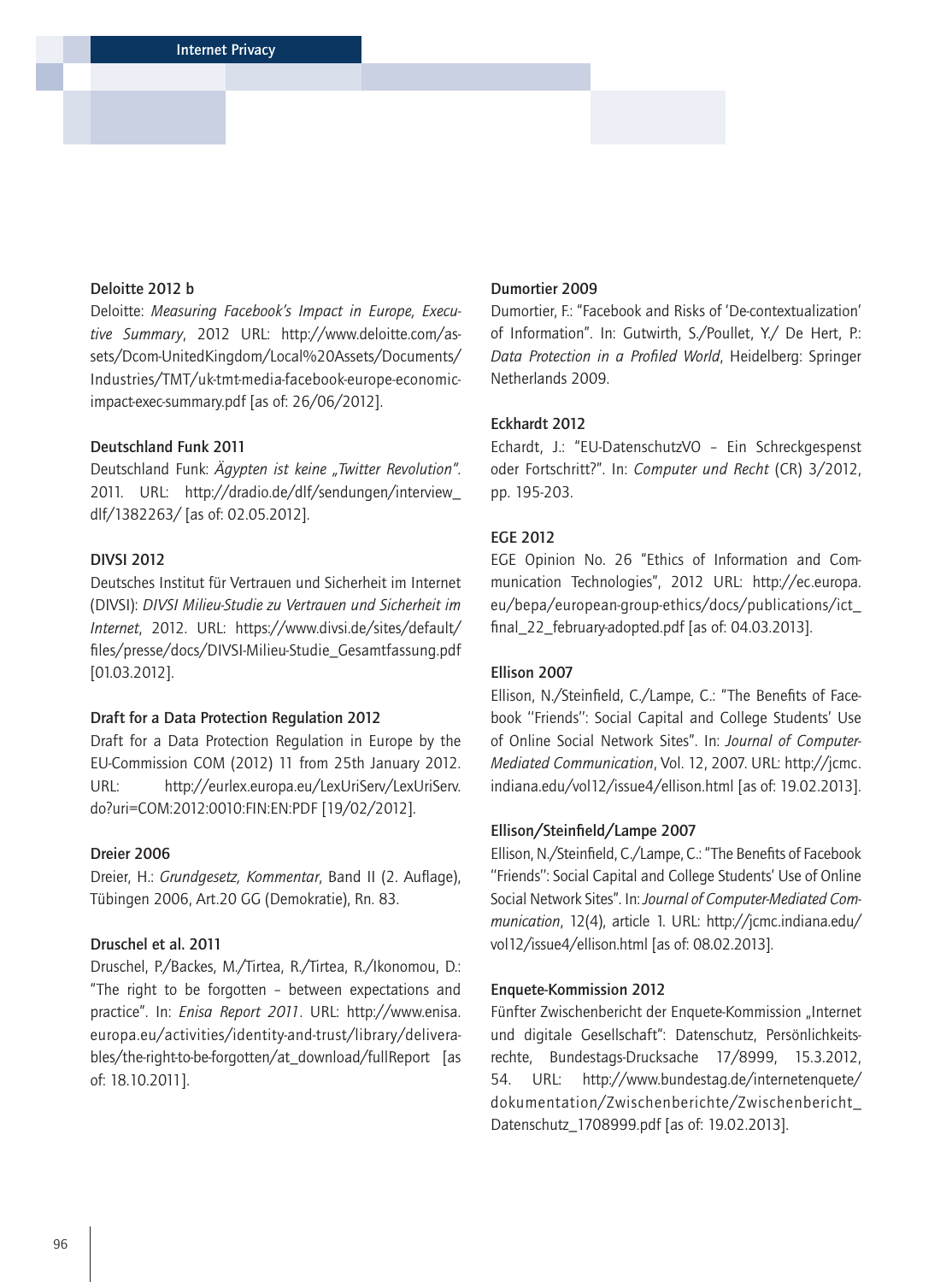**Deloitte 2012 b**

Deloitte: *Measuring Facebook's Impact in Europe, Executive Summary*, 2012 URL: http://www.deloitte.com/assets/Dcom-UnitedKingdom/Local%20Assets/Documents/Industries/TMT/uk-tmt-media-facebook-europe-economic-impact-exec-summary.pdf [as of: 26/06/2012].

**Deutschland Funk 2011**

Deutschland Funk: *Ägypten ist keine „Twitter Revolution"*. 2011. URL: http://dradio.de/dlf/sendungen/interview_dlf/1382263/ [as of: 02.05.2012].

**DIVSI 2012**

Deutsches Institut für Vertrauen und Sicherheit im Internet (DIVSI): *DIVSI Milieu-Studie zu Vertrauen und Sicherheit im Internet*, 2012. URL: https://www.divsi.de/sites/default/files/presse/docs/DIVSI-Milieu-Studie_Gesamtfassung.pdf [01.03.2012].

**Draft for a Data Protection Regulation 2012**

Draft for a Data Protection Regulation in Europe by the EU-Commission COM (2012) 11 from 25th January 2012. URL: http://eurlex.europa.eu/LexUriServ/LexUriServ.do?uri=COM:2012:0010:FIN:EN:PDF [19/02/2012].

**Dreier 2006**

Dreier, H.: *Grundgesetz, Kommentar*, Band II (2. Auflage), Tübingen 2006, Art.20 GG (Demokratie), Rn. 83.

**Druschel et al. 2011**

Druschel, P./Backes, M./Tirtea, R./Tirtea, R./Ikonomou, D.: "The right to be forgotten – between expectations and practice". In: *Enisa Report 2011*. URL: http://www.enisa.europa.eu/activities/identity-and-trust/library/deliverables/the-right-to-be-forgotten/at_download/fullReport [as of: 18.10.2011].

**Dumortier 2009**

Dumortier, F.: "Facebook and Risks of 'De-contextualization' of Information". In: Gutwirth, S./Poullet, Y./ De Hert, P.: *Data Protection in a Profiled World*, Heidelberg: Springer Netherlands 2009.

**Eckhardt 2012**

Echardt, J.: "EU-DatenschutzVO – Ein Schreckgespenst oder Fortschritt?". In: *Computer und Recht* (CR) 3/2012, pp. 195-203.

**EGE 2012**

EGE Opinion No. 26 "Ethics of Information and Communication Technologies", 2012 URL: http://ec.europa.eu/bepa/european-group-ethics/docs/publications/ict_final_22_february-adopted.pdf [as of: 04.03.2013].

**Ellison 2007**

Ellison, N./Steinfield, C./Lampe, C.: "The Benefits of Facebook ''Friends'': Social Capital and College Students' Use of Online Social Network Sites". In: *Journal of Computer-Mediated Communication*, Vol. 12, 2007. URL: http://jcmc.indiana.edu/vol12/issue4/ellison.html [as of: 19.02.2013].

**Ellison/Steinfield/Lampe 2007**

Ellison, N./Steinfield, C./Lampe, C.: "The Benefits of Facebook ''Friends'': Social Capital and College Students' Use of Online Social Network Sites". In: *Journal of Computer-Mediated Communication*, 12(4), article 1. URL: http://jcmc.indiana.edu/vol12/issue4/ellison.html [as of: 08.02.2013].

**Enquete-Kommission 2012**

Fünfter Zwischenbericht der Enquete-Kommission „Internet und digitale Gesellschaft": Datenschutz, Persönlichkeitsrechte, Bundestags-Drucksache 17/8999, 15.3.2012, 54. URL: http://www.bundestag.de/internetenquete/dokumentation/Zwischenberichte/Zwischenbericht_Datenschutz_1708999.pdf [as of: 19.02.2013].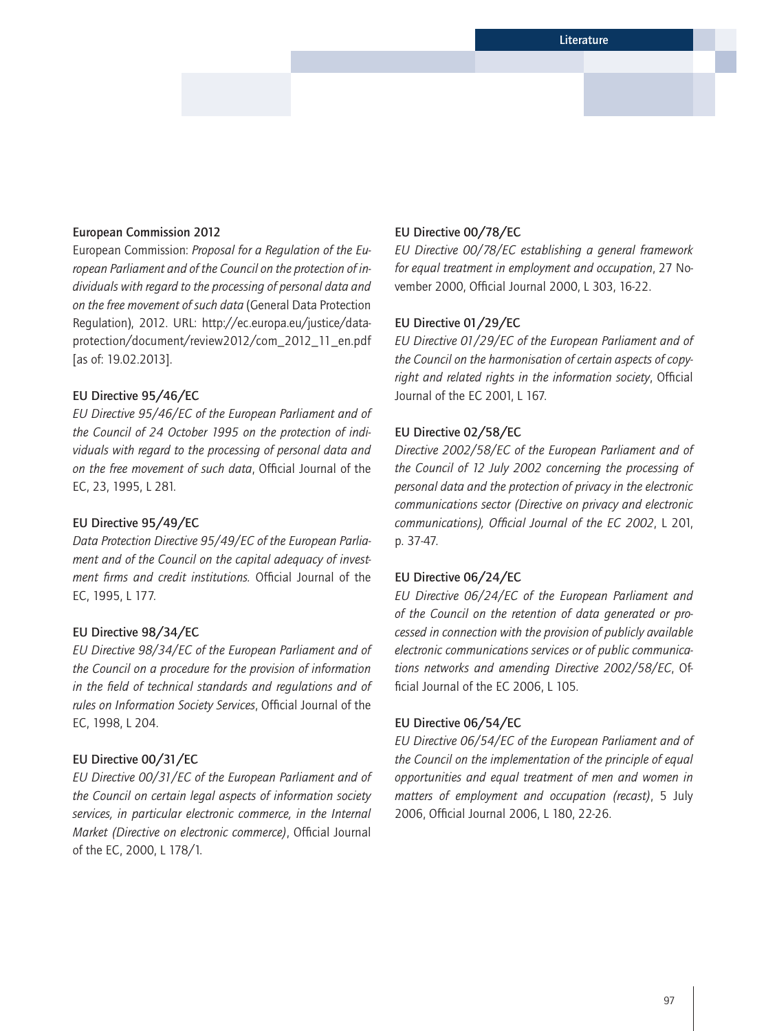**European Commission 2012**
European Commission: *Proposal for a Regulation of the European Parliament and of the Council on the protection of individuals with regard to the processing of personal data and on the free movement of such data* (General Data Protection Regulation), 2012. URL: http://ec.europa.eu/justice/data-protection/document/review2012/com_2012_11_en.pdf [as of: 19.02.2013].

**EU Directive 95/46/EC**
*EU Directive 95/46/EC of the European Parliament and of the Council of 24 October 1995 on the protection of individuals with regard to the processing of personal data and on the free movement of such data*, Official Journal of the EC, 23, 1995, L 281.

**EU Directive 95/49/EC**
*Data Protection Directive 95/49/EC of the European Parliament and of the Council on the capital adequacy of investment firms and credit institutions.* Official Journal of the EC, 1995, L 177.

**EU Directive 98/34/EC**
*EU Directive 98/34/EC of the European Parliament and of the Council on a procedure for the provision of information in the field of technical standards and regulations and of rules on Information Society Services*, Official Journal of the EC, 1998, L 204.

**EU Directive 00/31/EC**
*EU Directive 00/31/EC of the European Parliament and of the Council on certain legal aspects of information society services, in particular electronic commerce, in the Internal Market (Directive on electronic commerce)*, Official Journal of the EC, 2000, L 178/1.

**EU Directive 00/78/EC**
*EU Directive 00/78/EC establishing a general framework for equal treatment in employment and occupation*, 27 November 2000, Official Journal 2000, L 303, 16-22.

**EU Directive 01/29/EC**
*EU Directive 01/29/EC of the European Parliament and of the Council on the harmonisation of certain aspects of copyright and related rights in the information society*, Official Journal of the EC 2001, L 167.

**EU Directive 02/58/EC**
*Directive 2002/58/EC of the European Parliament and of the Council of 12 July 2002 concerning the processing of personal data and the protection of privacy in the electronic communications sector (Directive on privacy and electronic communications), Official Journal of the EC 2002*, L 201, p. 37-47.

**EU Directive 06/24/EC**
*EU Directive 06/24/EC of the European Parliament and of the Council on the retention of data generated or processed in connection with the provision of publicly available electronic communications services or of public communications networks and amending Directive 2002/58/EC*, Official Journal of the EC 2006, L 105.

**EU Directive 06/54/EC**
*EU Directive 06/54/EC of the European Parliament and of the Council on the implementation of the principle of equal opportunities and equal treatment of men and women in matters of employment and occupation (recast)*, 5 July 2006, Official Journal 2006, L 180, 22-26.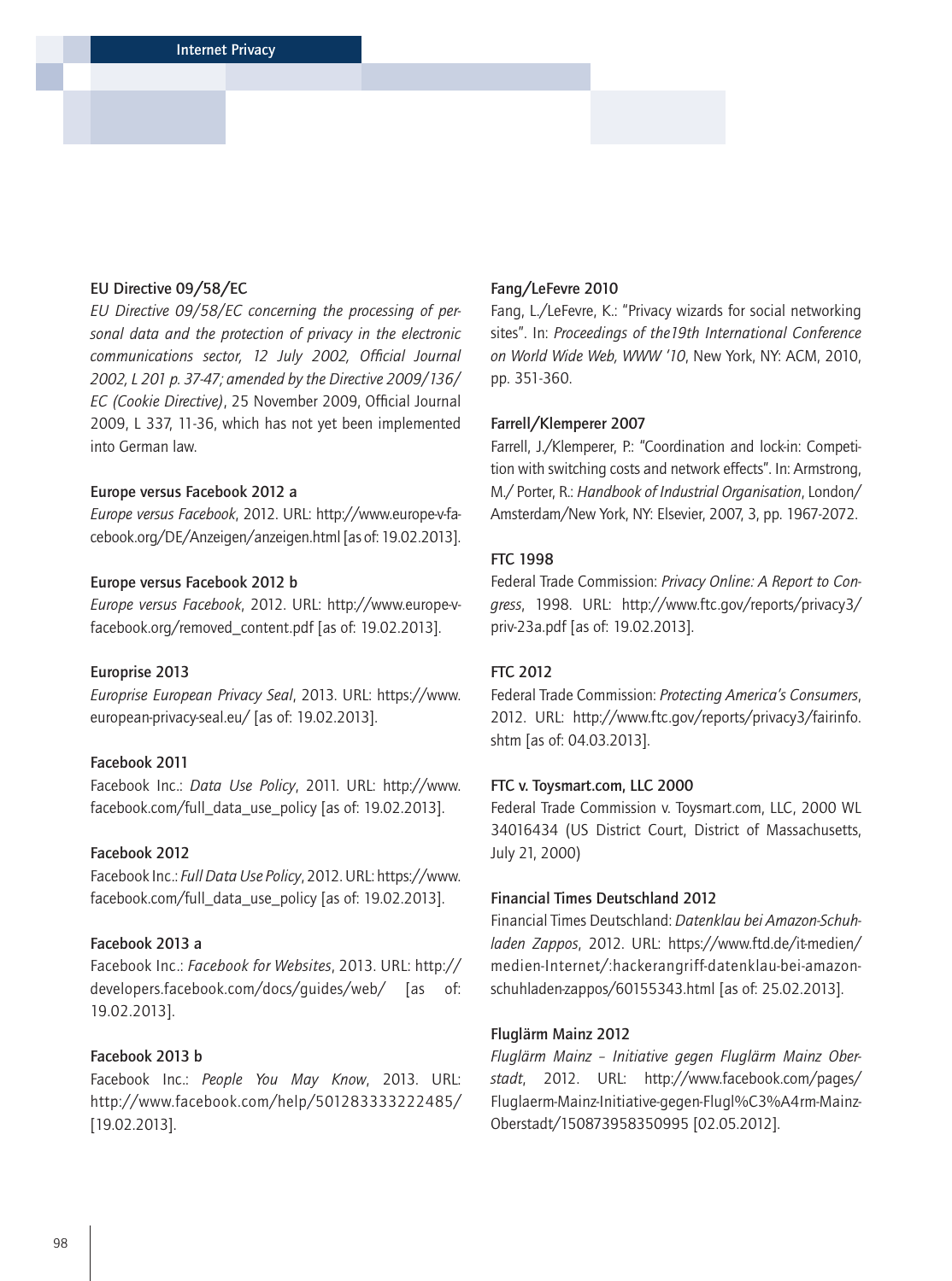**EU Directive 09/58/EC**

*EU Directive 09/58/EC concerning the processing of personal data and the protection of privacy in the electronic communications sector, 12 July 2002, Official Journal 2002, L 201 p. 37-47; amended by the Directive 2009/136/EC (Cookie Directive)*, 25 November 2009, Official Journal 2009, L 337, 11-36, which has not yet been implemented into German law.

**Europe versus Facebook 2012 a**

*Europe versus Facebook*, 2012. URL: http://www.europe-v-facebook.org/DE/Anzeigen/anzeigen.html [as of: 19.02.2013].

**Europe versus Facebook 2012 b**

*Europe versus Facebook*, 2012. URL: http://www.europe-v-facebook.org/removed_content.pdf [as of: 19.02.2013].

**Europrise 2013**

*Europrise European Privacy Seal*, 2013. URL: https://www.european-privacy-seal.eu/ [as of: 19.02.2013].

**Facebook 2011**

Facebook Inc.: *Data Use Policy*, 2011. URL: http://www.facebook.com/full_data_use_policy [as of: 19.02.2013].

**Facebook 2012**

Facebook Inc.: *Full Data Use Policy*, 2012. URL: https://www.facebook.com/full_data_use_policy [as of: 19.02.2013].

**Facebook 2013 a**

Facebook Inc.: *Facebook for Websites*, 2013. URL: http://developers.facebook.com/docs/guides/web/ [as of: 19.02.2013].

**Facebook 2013 b**

Facebook Inc.: *People You May Know*, 2013. URL: http://www.facebook.com/help/501283333222485/ [19.02.2013].

**Fang/LeFevre 2010**

Fang, L./LeFevre, K.: "Privacy wizards for social networking sites". In: *Proceedings of the19th International Conference on World Wide Web, WWW '10*, New York, NY: ACM, 2010, pp. 351-360.

**Farrell/Klemperer 2007**

Farrell, J./Klemperer, P.: "Coordination and lock-in: Competition with switching costs and network effects". In: Armstrong, M./ Porter, R.: *Handbook of Industrial Organisation*, London/ Amsterdam/New York, NY: Elsevier, 2007, 3, pp. 1967-2072.

**FTC 1998**

Federal Trade Commission: *Privacy Online: A Report to Congress*, 1998. URL: http://www.ftc.gov/reports/privacy3/priv-23a.pdf [as of: 19.02.2013].

**FTC 2012**

Federal Trade Commission: *Protecting America's Consumers*, 2012. URL: http://www.ftc.gov/reports/privacy3/fairinfo.shtm [as of: 04.03.2013].

**FTC v. Toysmart.com, LLC 2000**

Federal Trade Commission v. Toysmart.com, LLC, 2000 WL 34016434 (US District Court, District of Massachusetts, July 21, 2000)

**Financial Times Deutschland 2012**

Financial Times Deutschland: *Datenklau bei Amazon-Schuhladen Zappos*, 2012. URL: https://www.ftd.de/it-medien/medien-Internet/:hackerangriff-datenklau-bei-amazon-schuhladen-zappos/60155343.html [as of: 25.02.2013].

**Fluglärm Mainz 2012**

*Fluglärm Mainz – Initiative gegen Fluglärm Mainz Oberstadt*, 2012. URL: http://www.facebook.com/pages/Fluglaerm-Mainz-Initiative-gegen-Flugl%C3%A4rm-Mainz-Oberstadt/150873958350995 [02.05.2012].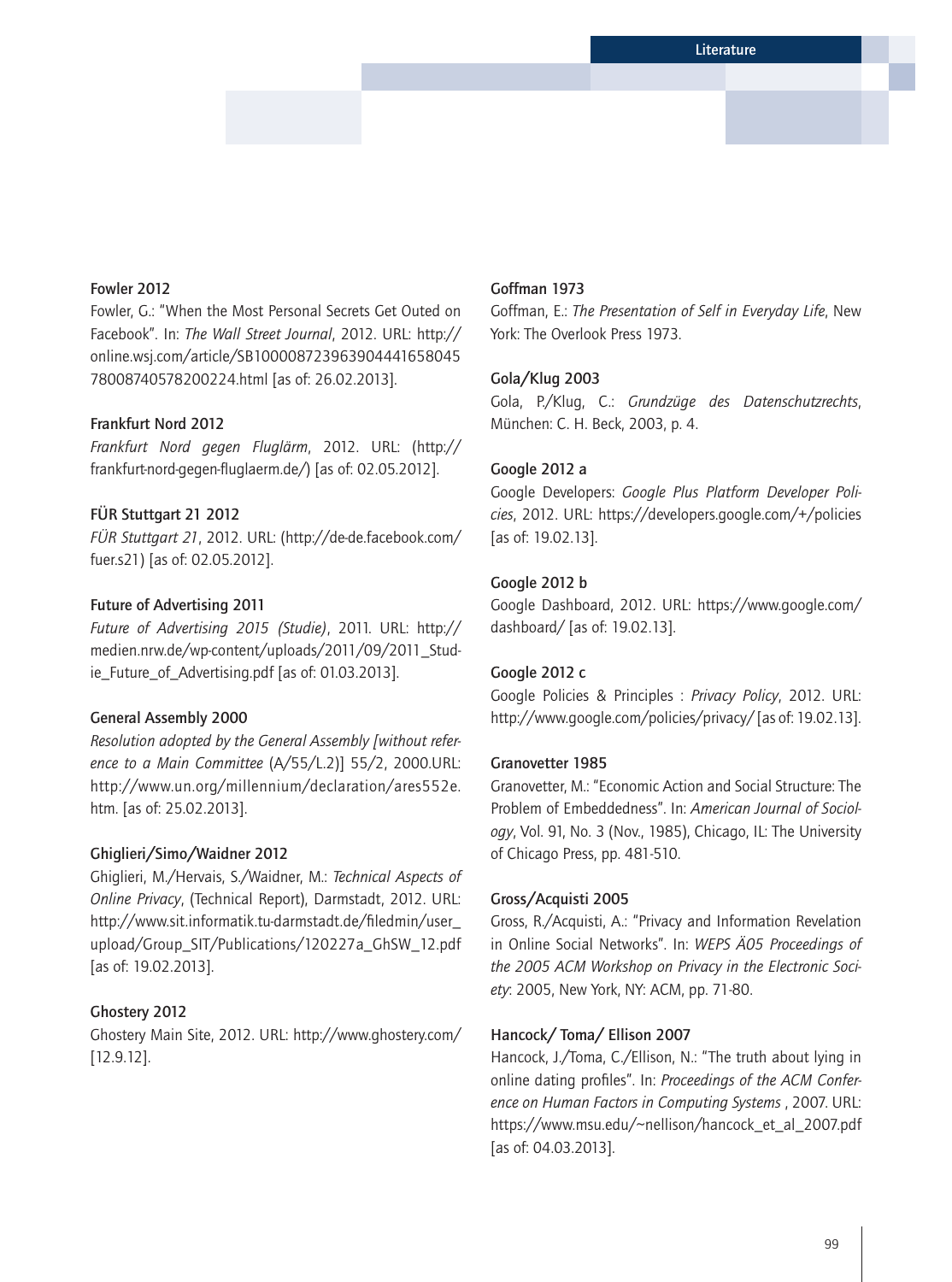#### Fowler 2012

Fowler, G.: "When the Most Personal Secrets Get Outed on Facebook". In: *The Wall Street Journal*, 2012. URL: http://online.wsj.com/article/SB10000872396390444165804578008740578200224.html [as of: 26.02.2013].

#### Frankfurt Nord 2012

*Frankfurt Nord gegen Fluglärm*, 2012. URL: (http://frankfurt-nord-gegen-fluglaerm.de/) [as of: 02.05.2012].

#### FÜR Stuttgart 21 2012

*FÜR Stuttgart 21*, 2012. URL: (http://de-de.facebook.com/fuer.s21) [as of: 02.05.2012].

#### Future of Advertising 2011

*Future of Advertising 2015 (Studie)*, 2011. URL: http://medien.nrw.de/wp-content/uploads/2011/09/2011_Studie_Future_of_Advertising.pdf [as of: 01.03.2013].

#### General Assembly 2000

*Resolution adopted by the General Assembly [without reference to a Main Committee* (A/55/L.2)] 55/2, 2000.URL: http://www.un.org/millennium/declaration/ares552e.htm. [as of: 25.02.2013].

#### Ghiglieri/Simo/Waidner 2012

Ghiglieri, M./Hervais, S./Waidner, M.: *Technical Aspects of Online Privacy*, (Technical Report), Darmstadt, 2012. URL: http://www.sit.informatik.tu-darmstadt.de/fileadmin/user_upload/Group_SIT/Publications/120227a_GhSW_12.pdf [as of: 19.02.2013].

#### Ghostery 2012

Ghostery Main Site, 2012. URL: http://www.ghostery.com/ [12.9.12].

#### Goffman 1973

Goffman, E.: *The Presentation of Self in Everyday Life*, New York: The Overlook Press 1973.

#### Gola/Klug 2003

Gola, P./Klug, C.: *Grundzüge des Datenschutzrechts*, München: C. H. Beck, 2003, p. 4.

#### Google 2012 a

Google Developers: *Google Plus Platform Developer Policies*, 2012. URL: https://developers.google.com/+/policies [as of: 19.02.13].

#### Google 2012 b

Google Dashboard, 2012. URL: https://www.google.com/dashboard/ [as of: 19.02.13].

#### Google 2012 c

Google Policies & Principles : *Privacy Policy*, 2012. URL: http://www.google.com/policies/privacy/ [as of: 19.02.13].

#### Granovetter 1985

Granovetter, M.: "Economic Action and Social Structure: The Problem of Embeddedness". In: *American Journal of Sociology*, Vol. 91, No. 3 (Nov., 1985), Chicago, IL: The University of Chicago Press, pp. 481-510.

#### Gross/Acquisti 2005

Gross, R./Acquisti, A.: "Privacy and Information Revelation in Online Social Networks". In: *WEPS Ä05 Proceedings of the 2005 ACM Workshop on Privacy in the Electronic Society*: 2005, New York, NY: ACM, pp. 71-80.

#### Hancock/ Toma/ Ellison 2007

Hancock, J./Toma, C./Ellison, N.: "The truth about lying in online dating profiles". In: *Proceedings of the ACM Conference on Human Factors in Computing Systems* , 2007. URL: https://www.msu.edu/~nellison/hancock_et_al_2007.pdf [as of: 04.03.2013].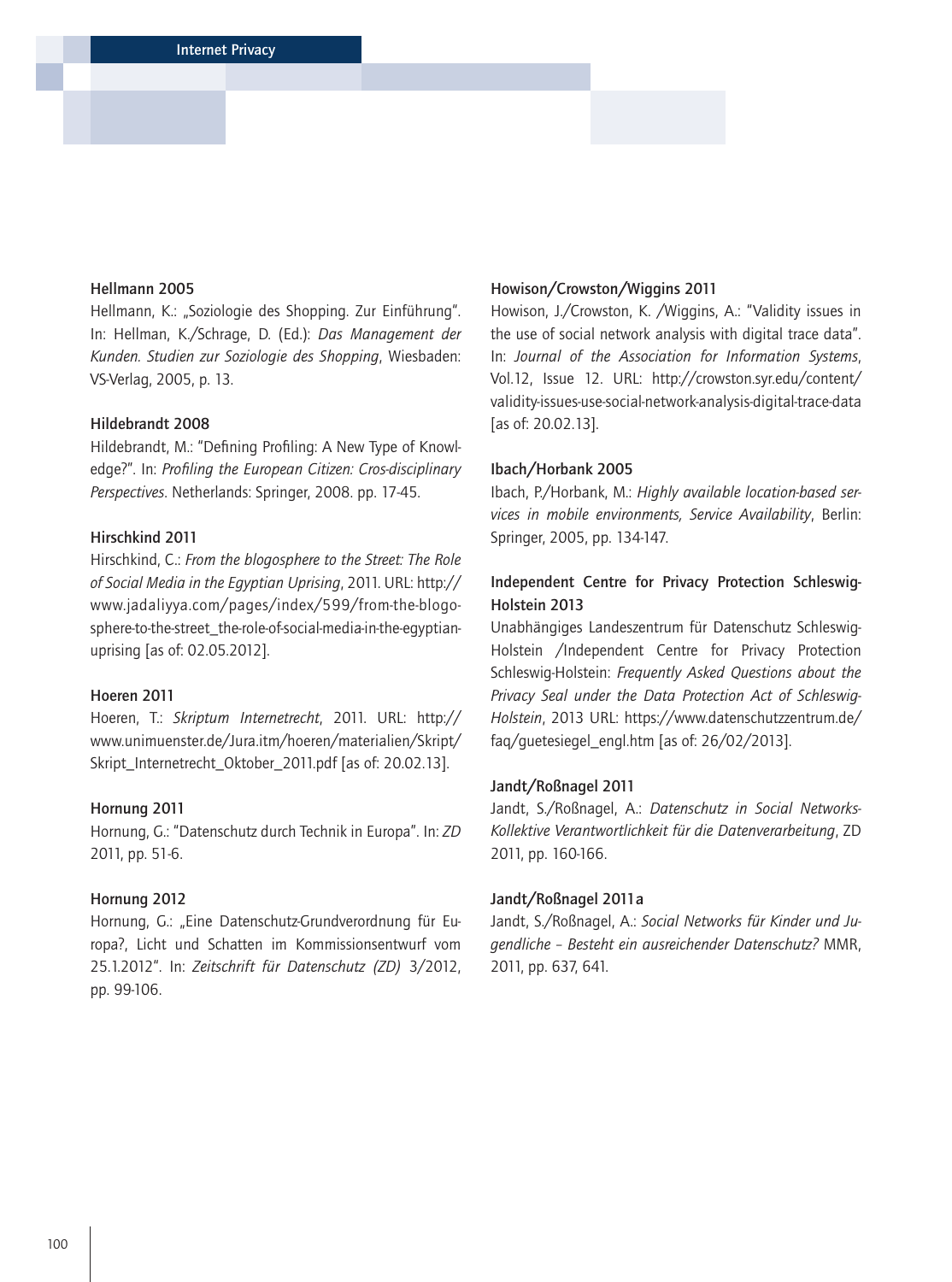**Hellmann 2005**

Hellmann, K.: „Soziologie des Shopping. Zur Einführung". In: Hellman, K./Schrage, D. (Ed.): *Das Management der Kunden. Studien zur Soziologie des Shopping*, Wiesbaden: VS-Verlag, 2005, p. 13.

**Hildebrandt 2008**

Hildebrandt, M.: "Defining Profiling: A New Type of Knowledge?". In: *Profiling the European Citizen: Cros-disciplinary Perspectives*. Netherlands: Springer, 2008. pp. 17-45.

**Hirschkind 2011**

Hirschkind, C.: *From the blogosphere to the Street: The Role of Social Media in the Egyptian Uprising*, 2011. URL: http://www.jadaliyya.com/pages/index/599/from-the-blogosphere-to-the-street_the-role-of-social-media-in-the-egyptian-uprising [as of: 02.05.2012].

**Hoeren 2011**

Hoeren, T.: *Skriptum Internetrecht*, 2011. URL: http://www.unimuenster.de/Jura.itm/hoeren/materialien/Skript/Skript_Internetrecht_Oktober_2011.pdf [as of: 20.02.13].

**Hornung 2011**

Hornung, G.: "Datenschutz durch Technik in Europa". In: *ZD* 2011, pp. 51-6.

**Hornung 2012**

Hornung, G.: „Eine Datenschutz-Grundverordnung für Europa?, Licht und Schatten im Kommissionsentwurf vom 25.1.2012". In: *Zeitschrift für Datenschutz (ZD)* 3/2012, pp. 99-106.

**Howison/Crowston/Wiggins 2011**

Howison, J./Crowston, K. /Wiggins, A.: "Validity issues in the use of social network analysis with digital trace data". In: *Journal of the Association for Information Systems*, Vol.12, Issue 12. URL: http://crowston.syr.edu/content/validity-issues-use-social-network-analysis-digital-trace-data [as of: 20.02.13].

**Ibach/Horbank 2005**

Ibach, P./Horbank, M.: *Highly available location-based services in mobile environments, Service Availability*, Berlin: Springer, 2005, pp. 134-147.

**Independent Centre for Privacy Protection Schleswig-Holstein 2013**

Unabhängiges Landeszentrum für Datenschutz Schleswig-Holstein /Independent Centre for Privacy Protection Schleswig-Holstein: *Frequently Asked Questions about the Privacy Seal under the Data Protection Act of Schleswig-Holstein*, 2013 URL: https://www.datenschutzzentrum.de/faq/guetesiegel_engl.htm [as of: 26/02/2013].

**Jandt/Roßnagel 2011**

Jandt, S./Roßnagel, A.: *Datenschutz in Social Networks-Kollektive Verantwortlichkeit für die Datenverarbeitung*, ZD 2011, pp. 160-166.

**Jandt/Roßnagel 2011a**

Jandt, S./Roßnagel, A.: *Social Networks für Kinder und Jugendliche – Besteht ein ausreichender Datenschutz?* MMR, 2011, pp. 637, 641.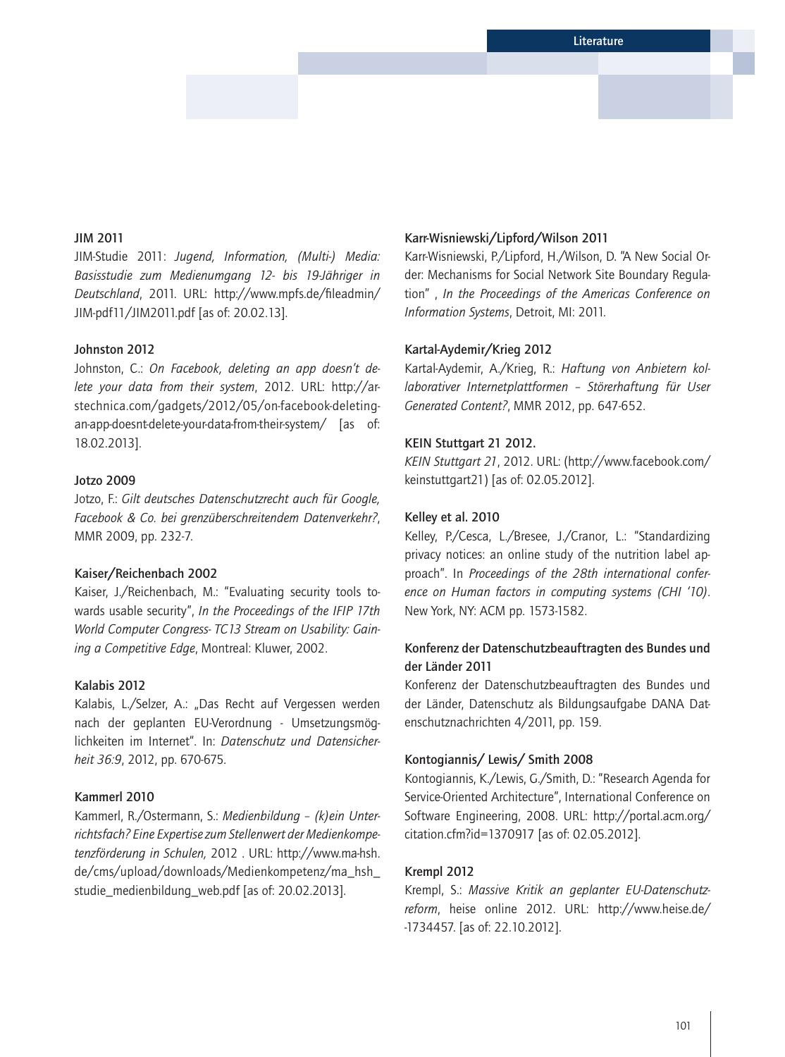**JIM 2011**

JIM-Studie 2011: *Jugend, Information, (Multi-) Media: Basisstudie zum Medienumgang 12- bis 19-Jähriger in Deutschland*, 2011. URL: http://www.mpfs.de/fileadmin/JIM-pdf11/JIM2011.pdf [as of: 20.02.13].

**Johnston 2012**

Johnston, C.: *On Facebook, deleting an app doesn't delete your data from their system*, 2012. URL: http://arstechnica.com/gadgets/2012/05/on-facebook-deleting-an-app-doesnt-delete-your-data-from-their-system/ [as of: 18.02.2013].

**Jotzo 2009**

Jotzo, F.: *Gilt deutsches Datenschutzrecht auch für Google, Facebook & Co. bei grenzüberschreitendem Datenverkehr?*, MMR 2009, pp. 232-7.

**Kaiser/Reichenbach 2002**

Kaiser, J./Reichenbach, M.: "Evaluating security tools towards usable security", *In the Proceedings of the IFIP 17th World Computer Congress- TC13 Stream on Usability: Gaining a Competitive Edge*, Montreal: Kluwer, 2002.

**Kalabis 2012**

Kalabis, L./Selzer, A.: „Das Recht auf Vergessen werden nach der geplanten EU-Verordnung - Umsetzungsmöglichkeiten im Internet". In: *Datenschutz und Datensicherheit 36:9*, 2012, pp. 670-675.

**Kammerl 2010**

Kammerl, R./Ostermann, S.: *Medienbildung – (k)ein Unterrichtsfach? Eine Expertise zum Stellenwert der Medienkompetenzförderung in Schulen,* 2012 . URL: http://www.ma-hsh.de/cms/upload/downloads/Medienkompetenz/ma_hsh_studie_medienbildung_web.pdf [as of: 20.02.2013].

**Karr-Wisniewski/Lipford/Wilson 2011**

Karr-Wisniewski, P./Lipford, H./Wilson, D. "A New Social Order: Mechanisms for Social Network Site Boundary Regulation" , *In the Proceedings of the Americas Conference on Information Systems*, Detroit, MI: 2011.

**Kartal-Aydemir/Krieg 2012**

Kartal-Aydemir, A./Krieg, R.: *Haftung von Anbietern kollaborativer Internetplattformen – Störerhaftung für User Generated Content?*, MMR 2012, pp. 647-652.

**KEIN Stuttgart 21 2012.**

*KEIN Stuttgart 21*, 2012. URL: (http://www.facebook.com/keinstuttgart21) [as of: 02.05.2012].

**Kelley et al. 2010**

Kelley, P./Cesca, L./Bresee, J./Cranor, L.: "Standardizing privacy notices: an online study of the nutrition label approach". In *Proceedings of the 28th international conference on Human factors in computing systems (CHI '10)*. New York, NY: ACM pp. 1573-1582.

**Konferenz der Datenschutzbeauftragten des Bundes und der Länder 2011**

Konferenz der Datenschutzbeauftragten des Bundes und der Länder, Datenschutz als Bildungsaufgabe DANA Datenschutznachrichten 4/2011, pp. 159.

**Kontogiannis/ Lewis/ Smith 2008**

Kontogiannis, K./Lewis, G./Smith, D.: "Research Agenda for Service-Oriented Architecture", International Conference on Software Engineering, 2008. URL: http://portal.acm.org/citation.cfm?id=1370917 [as of: 02.05.2012].

**Krempl 2012**

Krempl, S.: *Massive Kritik an geplanter EU-Datenschutzreform*, heise online 2012. URL: http://www.heise.de/-1734457. [as of: 22.10.2012].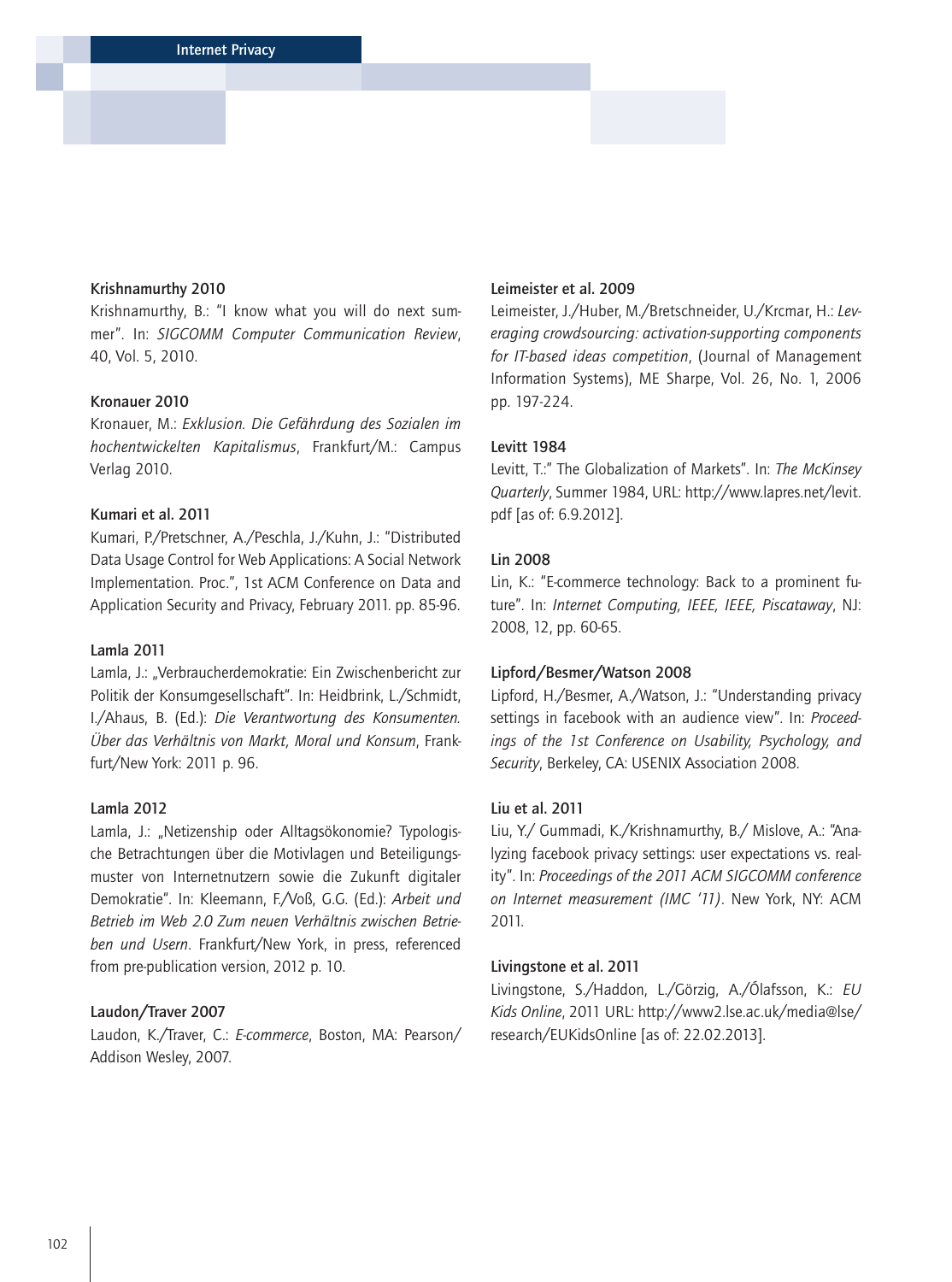**Krishnamurthy 2010**

Krishnamurthy, B.: "I know what you will do next summer". In: *SIGCOMM Computer Communication Review*, 40, Vol. 5, 2010.

**Kronauer 2010**

Kronauer, M.: *Exklusion. Die Gefährdung des Sozialen im hochentwickelten Kapitalismus*, Frankfurt/M.: Campus Verlag 2010.

**Kumari et al. 2011**

Kumari, P./Pretschner, A./Peschla, J./Kuhn, J.: "Distributed Data Usage Control for Web Applications: A Social Network Implementation. Proc.", 1st ACM Conference on Data and Application Security and Privacy, February 2011. pp. 85-96.

**Lamla 2011**

Lamla, J.: „Verbraucherdemokratie: Ein Zwischenbericht zur Politik der Konsumgesellschaft". In: Heidbrink, L./Schmidt, I./Ahaus, B. (Ed.): *Die Verantwortung des Konsumenten. Über das Verhältnis von Markt, Moral und Konsum*, Frankfurt/New York: 2011 p. 96.

**Lamla 2012**

Lamla, J.: „Netizenship oder Alltagsökonomie? Typologische Betrachtungen über die Motivlagen und Beteiligungsmuster von Internetnutzern sowie die Zukunft digitaler Demokratie". In: Kleemann, F./Voß, G.G. (Ed.): *Arbeit und Betrieb im Web 2.0 Zum neuen Verhältnis zwischen Betrieben und Usern*. Frankfurt/New York, in press, referenced from pre-publication version, 2012 p. 10.

**Laudon/Traver 2007**

Laudon, K./Traver, C.: *E-commerce*, Boston, MA: Pearson/Addison Wesley, 2007.

**Leimeister et al. 2009**

Leimeister, J./Huber, M./Bretschneider, U./Krcmar, H.: *Leveraging crowdsourcing: activation-supporting components for IT-based ideas competition*, (Journal of Management Information Systems), ME Sharpe, Vol. 26, No. 1, 2006 pp. 197-224.

**Levitt 1984**

Levitt, T.:" The Globalization of Markets". In: *The McKinsey Quarterly*, Summer 1984, URL: http://www.lapres.net/levit.pdf [as of: 6.9.2012].

**Lin 2008**

Lin, K.: "E-commerce technology: Back to a prominent future". In: *Internet Computing, IEEE, IEEE, Piscataway*, NJ: 2008, 12, pp. 60-65.

**Lipford/Besmer/Watson 2008**

Lipford, H./Besmer, A./Watson, J.: "Understanding privacy settings in facebook with an audience view". In: *Proceedings of the 1st Conference on Usability, Psychology, and Security*, Berkeley, CA: USENIX Association 2008.

**Liu et al. 2011**

Liu, Y./ Gummadi, K./Krishnamurthy, B./ Mislove, A.: "Analyzing facebook privacy settings: user expectations vs. reality". In: *Proceedings of the 2011 ACM SIGCOMM conference on Internet measurement (IMC '11)*. New York, NY: ACM 2011.

**Livingstone et al. 2011**

Livingstone, S./Haddon, L./Görzig, A./Ólafsson, K.: *EU Kids Online*, 2011 URL: http://www2.lse.ac.uk/media@lse/research/EUKidsOnline [as of: 22.02.2013].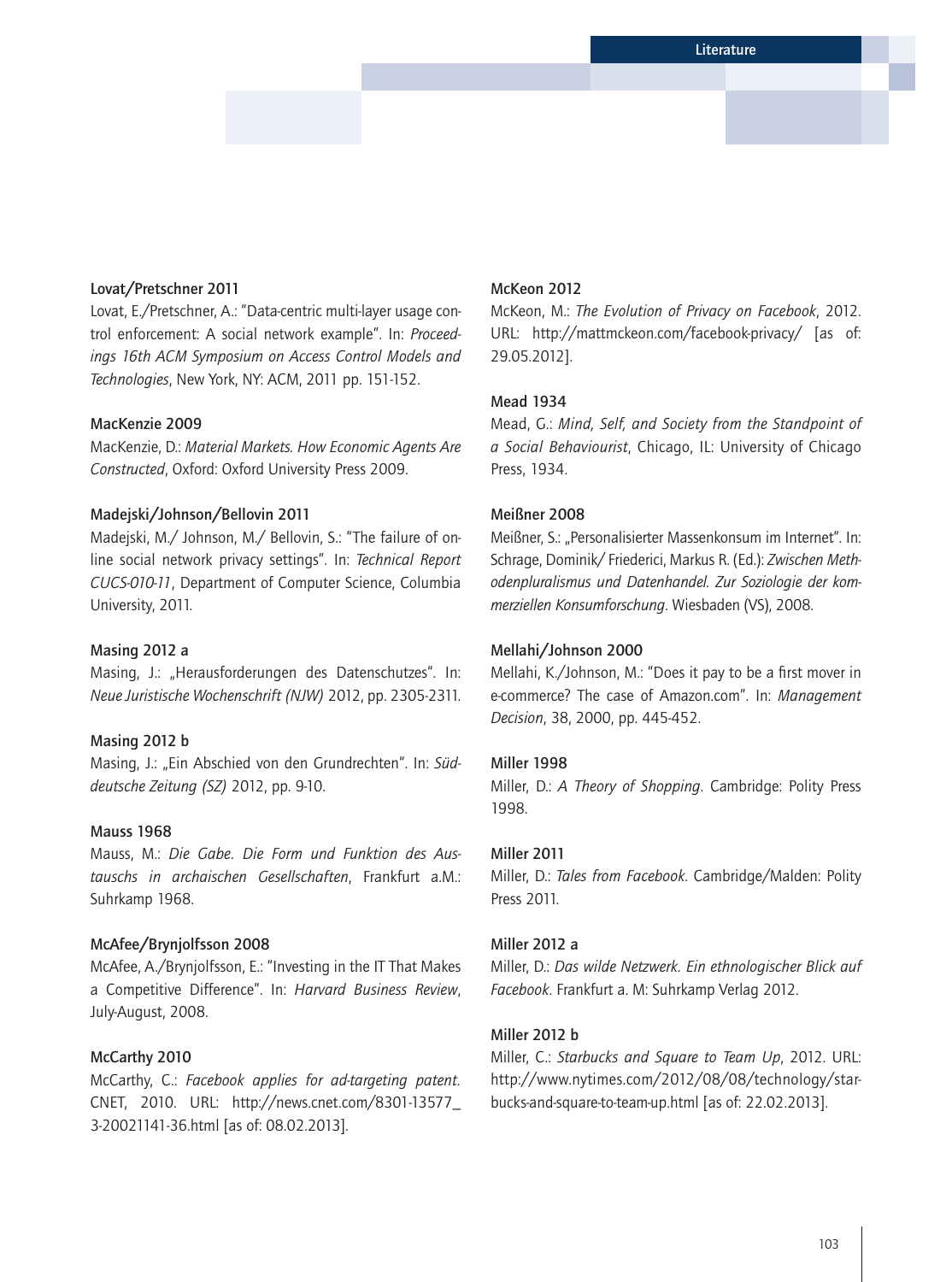**Lovat/Pretschner 2011**

Lovat, E./Pretschner, A.: "Data-centric multi-layer usage control enforcement: A social network example". In: *Proceedings 16th ACM Symposium on Access Control Models and Technologies*, New York, NY: ACM, 2011 pp. 151-152.

**MacKenzie 2009**

MacKenzie, D.: *Material Markets. How Economic Agents Are Constructed*, Oxford: Oxford University Press 2009.

**Madejski/Johnson/Bellovin 2011**

Madejski, M./ Johnson, M./ Bellovin, S.: "The failure of online social network privacy settings". In: *Technical Report CUCS-010-11*, Department of Computer Science, Columbia University, 2011.

**Masing 2012 a**

Masing, J.: „Herausforderungen des Datenschutzes". In: *Neue Juristische Wochenschrift (NJW)* 2012, pp. 2305-2311.

**Masing 2012 b**

Masing, J.: „Ein Abschied von den Grundrechten". In: *Süddeutsche Zeitung (SZ)* 2012, pp. 9-10.

**Mauss 1968**

Mauss, M.: *Die Gabe. Die Form und Funktion des Austauschs in archaischen Gesellschaften*, Frankfurt a.M.: Suhrkamp 1968.

**McAfee/Brynjolfsson 2008**

McAfee, A./Brynjolfsson, E.: "Investing in the IT That Makes a Competitive Difference". In: *Harvard Business Review*, July-August, 2008.

**McCarthy 2010**

McCarthy, C.: *Facebook applies for ad-targeting patent*. CNET, 2010. URL: http://news.cnet.com/8301-13577_3-20021141-36.html [as of: 08.02.2013].

**McKeon 2012**

McKeon, M.: *The Evolution of Privacy on Facebook*, 2012. URL: http://mattmckeon.com/facebook-privacy/ [as of: 29.05.2012].

**Mead 1934**

Mead, G.: *Mind, Self, and Society from the Standpoint of a Social Behaviourist*, Chicago, IL: University of Chicago Press, 1934.

**Meißner 2008**

Meißner, S.: „Personalisierter Massenkonsum im Internet". In: Schrage, Dominik/ Friederici, Markus R. (Ed.): *Zwischen Methodenpluralismus und Datenhandel. Zur Soziologie der kommerziellen Konsumforschung*. Wiesbaden (VS), 2008.

**Mellahi/Johnson 2000**

Mellahi, K./Johnson, M.: "Does it pay to be a first mover in e-commerce? The case of Amazon.com". In: *Management Decision*, 38, 2000, pp. 445-452.

**Miller 1998**

Miller, D.: *A Theory of Shopping*. Cambridge: Polity Press 1998.

**Miller 2011**

Miller, D.: *Tales from Facebook*. Cambridge/Malden: Polity Press 2011.

**Miller 2012 a**

Miller, D.: *Das wilde Netzwerk. Ein ethnologischer Blick auf Facebook*. Frankfurt a. M: Suhrkamp Verlag 2012.

**Miller 2012 b**

Miller, C.: *Starbucks and Square to Team Up*, 2012. URL: http://www.nytimes.com/2012/08/08/technology/starbucks-and-square-to-team-up.html [as of: 22.02.2013].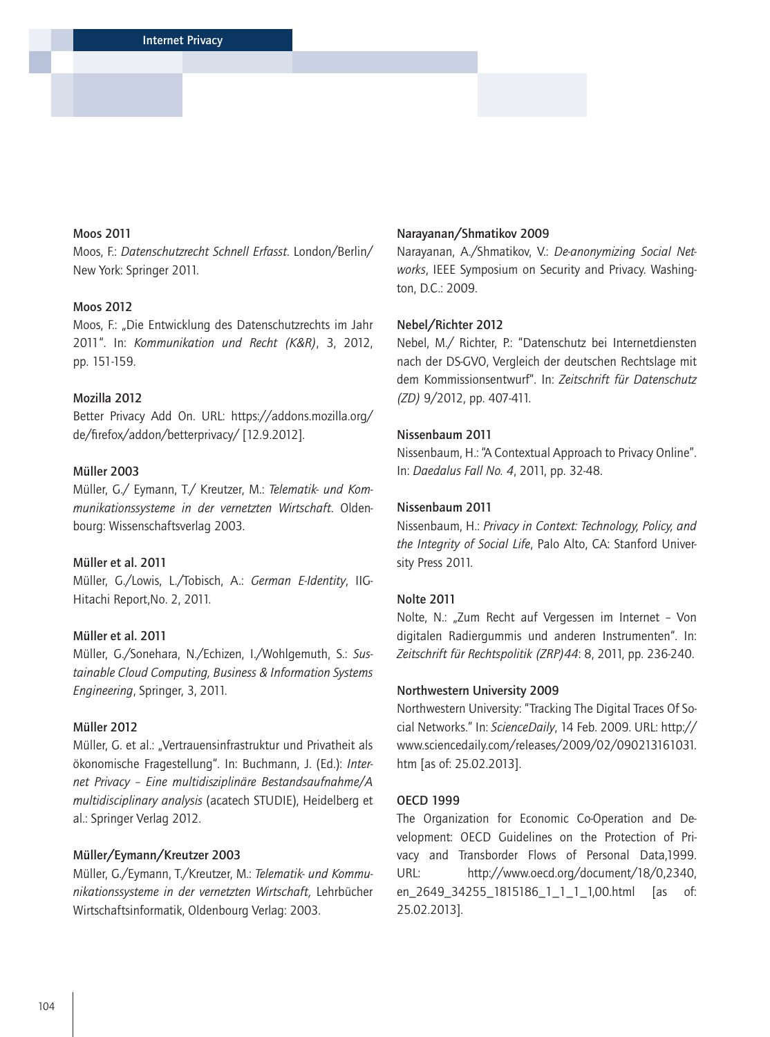**Moos 2011**

Moos, F.: *Datenschutzrecht Schnell Erfasst*. London/Berlin/New York: Springer 2011.

**Moos 2012**

Moos, F.: „Die Entwicklung des Datenschutzrechts im Jahr 2011". In: *Kommunikation und Recht (K&R)*, 3, 2012, pp. 151-159.

**Mozilla 2012**

Better Privacy Add On. URL: https://addons.mozilla.org/de/firefox/addon/betterprivacy/ [12.9.2012].

**Müller 2003**

Müller, G./ Eymann, T./ Kreutzer, M.: *Telematik- und Kommunikationssysteme in der vernetzten Wirtschaft*. Oldenbourg: Wissenschaftsverlag 2003.

**Müller et al. 2011**

Müller, G./Lowis, L./Tobisch, A.: *German E-Identity*, IIG-Hitachi Report,No. 2, 2011.

**Müller et al. 2011**

Müller, G./Sonehara, N./Echizen, I./Wohlgemuth, S.: *Sustainable Cloud Computing, Business & Information Systems Engineering*, Springer, 3, 2011.

**Müller 2012**

Müller, G. et al.: „Vertrauensinfrastruktur und Privatheit als ökonomische Fragestellung". In: Buchmann, J. (Ed.): *Internet Privacy – Eine multidisziplinäre Bestandsaufnahme/A multidisciplinary analysis* (acatech STUDIE), Heidelberg et al.: Springer Verlag 2012.

**Müller/Eymann/Kreutzer 2003**

Müller, G./Eymann, T./Kreutzer, M.: *Telematik- und Kommunikationssysteme in der vernetzten Wirtschaft,* Lehrbücher Wirtschaftsinformatik, Oldenbourg Verlag: 2003.

**Narayanan/Shmatikov 2009**

Narayanan, A./Shmatikov, V.: *De-anonymizing Social Networks*, IEEE Symposium on Security and Privacy. Washington, D.C.: 2009.

**Nebel/Richter 2012**

Nebel, M./ Richter, P.: "Datenschutz bei Internetdiensten nach der DS-GVO, Vergleich der deutschen Rechtslage mit dem Kommissionsentwurf". In: *Zeitschrift für Datenschutz (ZD)* 9/2012, pp. 407-411.

**Nissenbaum 2011**

Nissenbaum, H.: "A Contextual Approach to Privacy Online". In: *Daedalus Fall No. 4*, 2011, pp. 32-48.

**Nissenbaum 2011**

Nissenbaum, H.: *Privacy in Context: Technology, Policy, and the Integrity of Social Life*, Palo Alto, CA: Stanford University Press 2011.

**Nolte 2011**

Nolte, N.: „Zum Recht auf Vergessen im Internet – Von digitalen Radiergummis und anderen Instrumenten". In: *Zeitschrift für Rechtspolitik (ZRP)44*: 8, 2011, pp. 236-240.

**Northwestern University 2009**

Northwestern University: "Tracking The Digital Traces Of Social Networks." In: *ScienceDaily*, 14 Feb. 2009. URL: http://www.sciencedaily.com/releases/2009/02/090213161031.htm [as of: 25.02.2013].

**OECD 1999**

The Organization for Economic Co-Operation and Development: OECD Guidelines on the Protection of Privacy and Transborder Flows of Personal Data,1999. URL: http://www.oecd.org/document/18/0,2340,en_2649_34255_1815186_1_1_1_1,00.html [as of: 25.02.2013].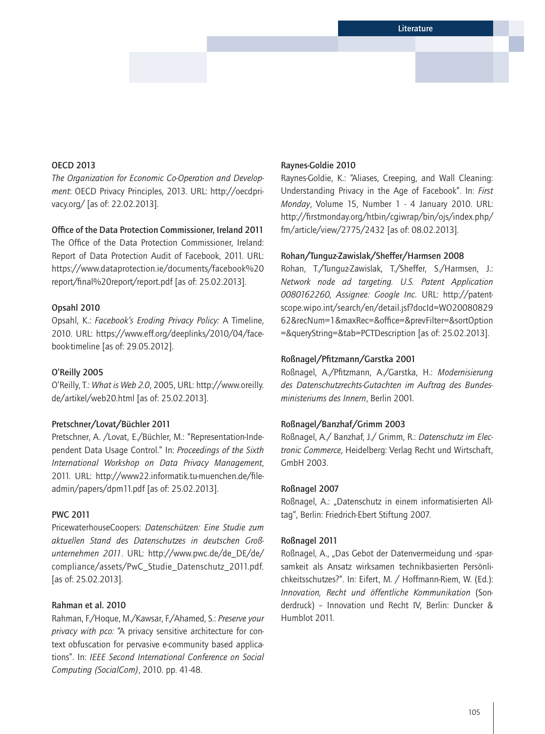**OECD 2013**
*The Organization for Economic Co-Operation and Development*: OECD Privacy Principles, 2013. URL: http://oecdprivacy.org/ [as of: 22.02.2013].

**Office of the Data Protection Commissioner, Ireland 2011**
The Office of the Data Protection Commissioner, Ireland: Report of Data Protection Audit of Facebook, 2011. URL: https://www.dataprotection.ie/documents/facebook%20report/final%20report/report.pdf [as of: 25.02.2013].

**Opsahl 2010**
Opsahl, K.: *Facebook's Eroding Privacy Policy:* A Timeline, 2010. URL: https://www.eff.org/deeplinks/2010/04/facebook-timeline [as of: 29.05.2012].

**O'Reilly 2005**
O'Reilly, T.: *What is Web 2.0*, 2005, URL: http://www.oreilly.de/artikel/web20.html [as of: 25.02.2013].

**Pretschner/Lovat/Büchler 2011**
Pretschner, A. /Lovat, E./Büchler, M.: "Representation-Independent Data Usage Control." In: *Proceedings of the Sixth International Workshop on Data Privacy Management*, 2011. URL: http://www22.informatik.tu-muenchen.de/fileadmin/papers/dpm11.pdf [as of: 25.02.2013].

**PWC 2011**
PricewaterhouseCoopers: *Datenschützen: Eine Studie zum aktuellen Stand des Datenschutzes in deutschen Großunternehmen 2011*. URL: http://www.pwc.de/de_DE/de/compliance/assets/PwC_Studie_Datenschutz_2011.pdf. [as of: 25.02.2013].

**Rahman et al. 2010**
Rahman, F./Hoque, M./Kawsar, F./Ahamed, S.: *Preserve your privacy with pco:* "A privacy sensitive architecture for context obfuscation for pervasive e-community based applications". In: *IEEE Second International Conference on Social Computing (SocialCom)*, 2010. pp. 41-48.

**Raynes-Goldie 2010**
Raynes-Goldie, K.: "Aliases, Creeping, and Wall Cleaning: Understanding Privacy in the Age of Facebook". In: *First Monday*, Volume 15, Number 1 - 4 January 2010. URL: http://firstmonday.org/htbin/cgiwrap/bin/ojs/index.php/fm/article/view/2775/2432 [as of: 08.02.2013].

**Rohan/Tunguz-Zawislak/Sheffer/Harmsen 2008**
Rohan, T./Tunguz-Zawislak, T./Sheffer, S./Harmsen, J.: *Network node ad targeting. U.S. Patent Application 0080162260, Assignee: Google Inc.* URL: http://patentscope.wipo.int/search/en/detail.jsf?docId=WO2008082962&recNum=1&maxRec=&office=&prevFilter=&sortOption=&queryString=&tab=PCTDescription [as of: 25.02.2013].

**Roßnagel/Pfitzmann/Garstka 2001**
Roßnagel, A./Pfitzmann, A./Garstka, H.: *Modernisierung des Datenschutzrechts-Gutachten im Auftrag des Bundesministeriums des Innern*, Berlin 2001.

**Roßnagel/Banzhaf/Grimm 2003**
Roßnagel, A./ Banzhaf, J./ Grimm, R.: *Datenschutz im Electronic Commerce*, Heidelberg: Verlag Recht und Wirtschaft, GmbH 2003.

**Roßnagel 2007**
Roßnagel, A.: „Datenschutz in einem informatisierten Alltag", Berlin: Friedrich-Ebert Stiftung 2007.

**Roßnagel 2011**
Roßnagel, A., „Das Gebot der Datenvermeidung und -sparsamkeit als Ansatz wirksamen technikbasierten Persönlichkeitsschutzes?". In: Eifert, M. / Hoffmann-Riem, W. (Ed.): *Innovation, Recht und öffentliche Kommunikation* (Sonderdruck) – Innovation und Recht IV, Berlin: Duncker & Humblot 2011.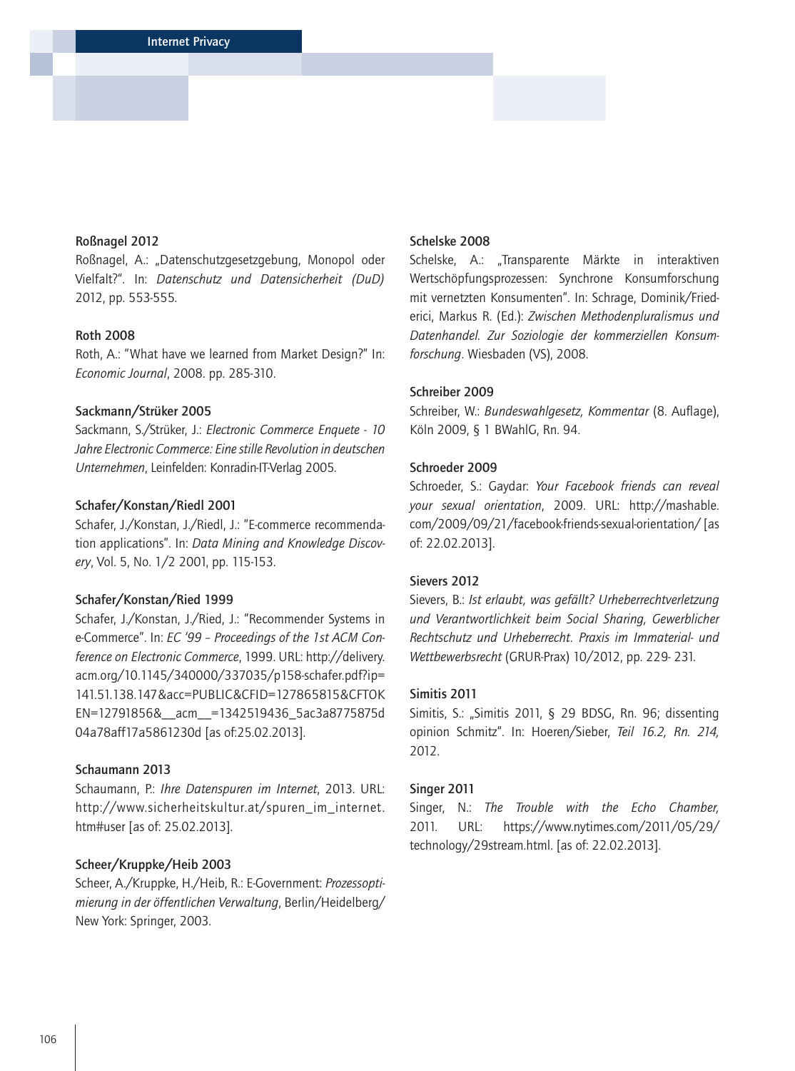**Roßnagel 2012**

Roßnagel, A.: „Datenschutzgesetzgebung, Monopol oder Vielfalt?". In: *Datenschutz und Datensicherheit (DuD)* 2012, pp. 553-555.

**Roth 2008**

Roth, A.: "What have we learned from Market Design?" In: *Economic Journal*, 2008. pp. 285-310.

**Sackmann/Strüker 2005**

Sackmann, S./Strüker, J.: *Electronic Commerce Enquete - 10 Jahre Electronic Commerce: Eine stille Revolution in deutschen Unternehmen*, Leinfelden: Konradin-IT-Verlag 2005.

**Schafer/Konstan/Riedl 2001**

Schafer, J./Konstan, J./Riedl, J.: "E-commerce recommendation applications". In: *Data Mining and Knowledge Discovery*, Vol. 5, No. 1/2 2001, pp. 115-153.

**Schafer/Konstan/Ried 1999**

Schafer, J./Konstan, J./Ried, J.: "Recommender Systems in e-Commerce". In: *EC '99 – Proceedings of the 1st ACM Conference on Electronic Commerce*, 1999. URL: http://delivery.acm.org/10.1145/340000/337035/p158-schafer.pdf?ip=141.51.138.147&acc=PUBLIC&CFID=127865815&CFTOKEN=12791856&__acm__=1342519436_5ac3a8775875d04a78aff17a5861230d [as of:25.02.2013].

**Schaumann 2013**

Schaumann, P.: *Ihre Datenspuren im Internet*, 2013. URL: http://www.sicherheitskultur.at/spuren_im_internet.htm#user [as of: 25.02.2013].

**Scheer/Kruppke/Heib 2003**

Scheer, A./Kruppke, H./Heib, R.: E-Government: *Prozessoptimierung in der öffentlichen Verwaltung*, Berlin/Heidelberg/New York: Springer, 2003.

**Schelske 2008**

Schelske, A.: „Transparente Märkte in interaktiven Wertschöpfungsprozessen: Synchrone Konsumforschung mit vernetzten Konsumenten". In: Schrage, Dominik/Friederici, Markus R. (Ed.): *Zwischen Methodenpluralismus und Datenhandel. Zur Soziologie der kommerziellen Konsumforschung*. Wiesbaden (VS), 2008.

**Schreiber 2009**

Schreiber, W.: *Bundeswahlgesetz, Kommentar* (8. Auflage), Köln 2009, § 1 BWahlG, Rn. 94.

**Schroeder 2009**

Schroeder, S.: Gaydar: *Your Facebook friends can reveal your sexual orientation*, 2009. URL: http://mashable.com/2009/09/21/facebook-friends-sexual-orientation/ [as of: 22.02.2013].

**Sievers 2012**

Sievers, B.: *Ist erlaubt, was gefällt? Urheberrechtverletzung und Verantwortlichkeit beim Social Sharing, Gewerblicher Rechtschutz und Urheberrecht. Praxis im Immaterial- und Wettbewerbsrecht* (GRUR-Prax) 10/2012, pp. 229- 231.

**Simitis 2011**

Simitis, S.: „Simitis 2011, § 29 BDSG, Rn. 96; dissenting opinion Schmitz". In: Hoeren/Sieber, *Teil 16.2, Rn. 214,* 2012.

**Singer 2011**

Singer, N.: *The Trouble with the Echo Chamber,* 2011. URL: https://www.nytimes.com/2011/05/29/technology/29stream.html. [as of: 22.02.2013].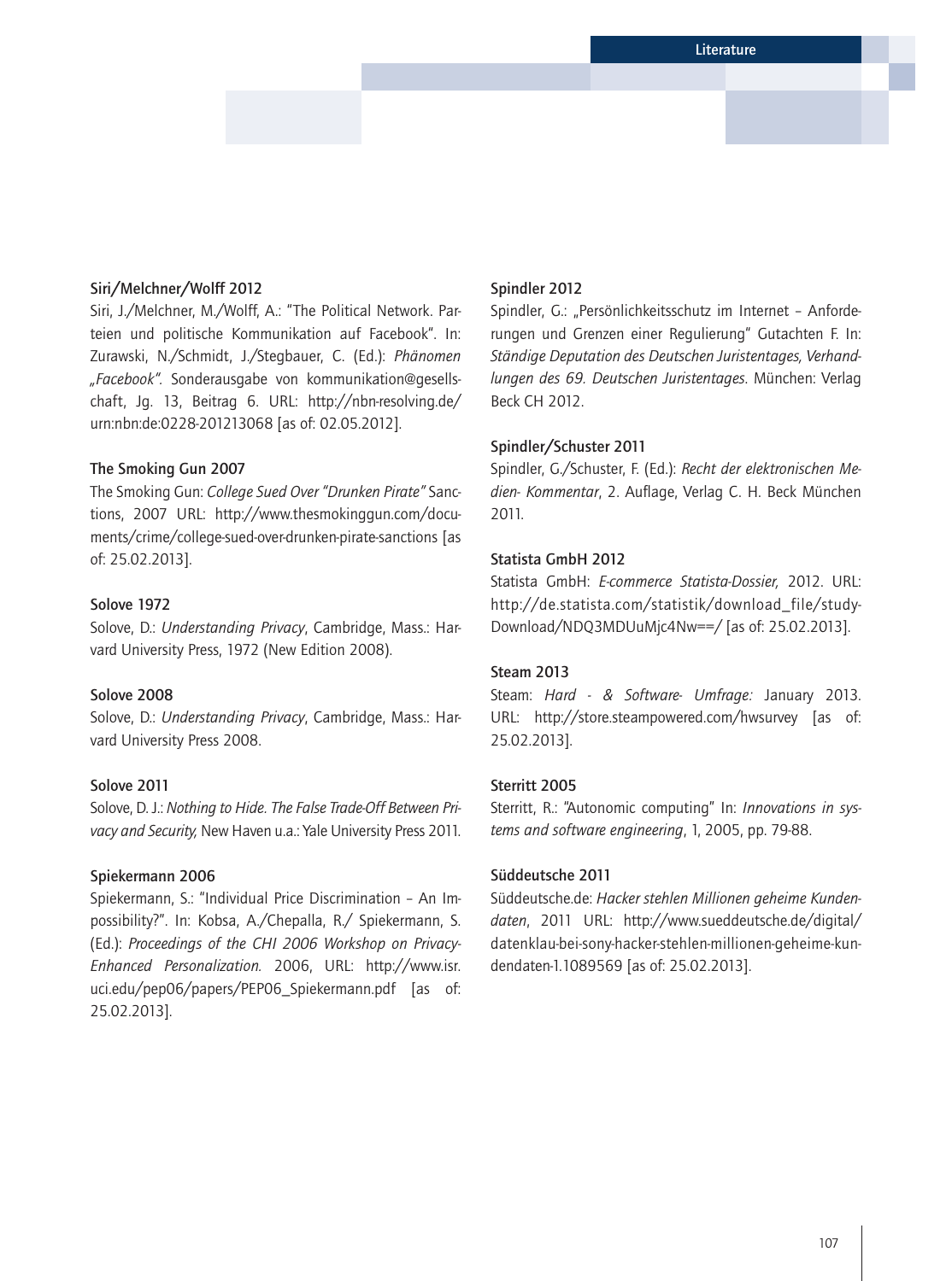**Siri/Melchner/Wolff 2012**

Siri, J./Melchner, M./Wolff, A.: "The Political Network. Parteien und politische Kommunikation auf Facebook". In: Zurawski, N./Schmidt, J./Stegbauer, C. (Ed.): *Phänomen „Facebook"*. Sonderausgabe von kommunikation@gesellschaft, Jg. 13, Beitrag 6. URL: http://nbn-resolving.de/urn:nbn:de:0228-201213068 [as of: 02.05.2012].

**The Smoking Gun 2007**

The Smoking Gun: *College Sued Over "Drunken Pirate"* Sanctions, 2007 URL: http://www.thesmokinggun.com/documents/crime/college-sued-over-drunken-pirate-sanctions [as of: 25.02.2013].

**Solove 1972**

Solove, D.: *Understanding Privacy*, Cambridge, Mass.: Harvard University Press, 1972 (New Edition 2008).

**Solove 2008**

Solove, D.: *Understanding Privacy*, Cambridge, Mass.: Harvard University Press 2008.

**Solove 2011**

Solove, D. J.: *Nothing to Hide. The False Trade-Off Between Privacy and Security,* New Haven u.a.: Yale University Press 2011.

**Spiekermann 2006**

Spiekermann, S.: "Individual Price Discrimination – An Impossibility?". In: Kobsa, A./Chepalla, R./ Spiekermann, S. (Ed.): *Proceedings of the CHI 2006 Workshop on Privacy-Enhanced Personalization.* 2006, URL: http://www.isr.uci.edu/pep06/papers/PEP06_Spiekermann.pdf [as of: 25.02.2013].

**Spindler 2012**

Spindler, G.: „Persönlichkeitsschutz im Internet – Anforderungen und Grenzen einer Regulierung" Gutachten F. In: *Ständige Deputation des Deutschen Juristentages, Verhandlungen des 69. Deutschen Juristentages*. München: Verlag Beck CH 2012.

**Spindler/Schuster 2011**

Spindler, G./Schuster, F. (Ed.): *Recht der elektronischen Medien- Kommentar*, 2. Auflage, Verlag C. H. Beck München 2011.

**Statista GmbH 2012**

Statista GmbH: *E-commerce Statista-Dossier,* 2012. URL: http://de.statista.com/statistik/download_file/studyDownload/NDQ3MDUuMjc4Nw==/ [as of: 25.02.2013].

**Steam 2013**

Steam: *Hard - & Software- Umfrage:* January 2013. URL: http://store.steampowered.com/hwsurvey [as of: 25.02.2013].

**Sterritt 2005**

Sterritt, R.: "Autonomic computing" In: *Innovations in systems and software engineering*, 1, 2005, pp. 79-88.

**Süddeutsche 2011**

Süddeutsche.de: *Hacker stehlen Millionen geheime Kundendaten*, 2011 URL: http://www.sueddeutsche.de/digital/datenklau-bei-sony-hacker-stehlen-millionen-geheime-kundendaten-1.1089569 [as of: 25.02.2013].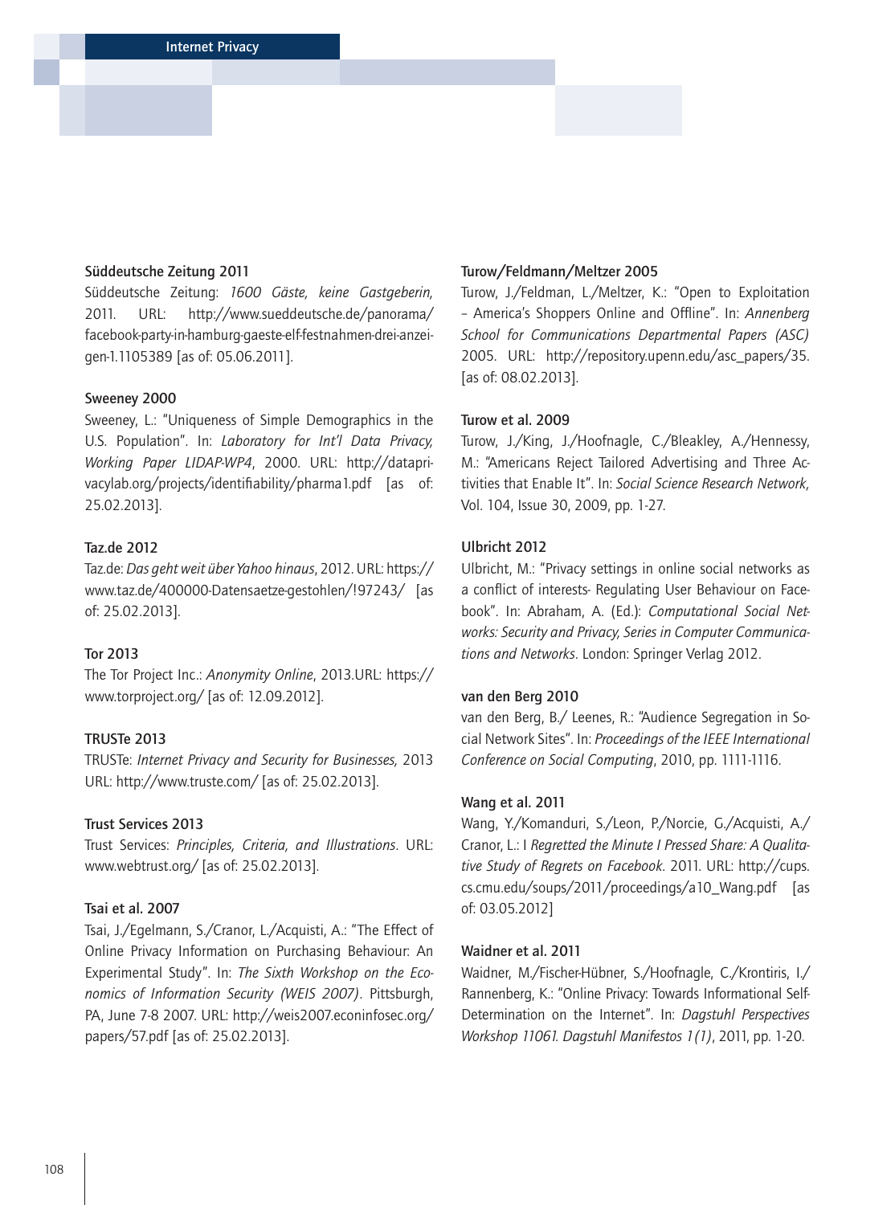**Süddeutsche Zeitung 2011**

Süddeutsche Zeitung: *1600 Gäste, keine Gastgeberin,* 2011. URL: http://www.sueddeutsche.de/panorama/facebook-party-in-hamburg-gaeste-elf-festnahmen-drei-anzeigen-1.1105389 [as of: 05.06.2011].

**Sweeney 2000**

Sweeney, L.: "Uniqueness of Simple Demographics in the U.S. Population". In: *Laboratory for Int'l Data Privacy, Working Paper LIDAP-WP4*, 2000. URL: http://dataprivacylab.org/projects/identifiability/pharma1.pdf [as of: 25.02.2013].

**Taz.de 2012**

Taz.de: *Das geht weit über Yahoo hinaus*, 2012. URL: https://www.taz.de/400000-Datensaetze-gestohlen/!97243/ [as of: 25.02.2013].

**Tor 2013**

The Tor Project Inc.: *Anonymity Online*, 2013.URL: https://www.torproject.org/ [as of: 12.09.2012].

**TRUSTe 2013**

TRUSTe: *Internet Privacy and Security for Businesses,* 2013 URL: http://www.truste.com/ [as of: 25.02.2013].

**Trust Services 2013**

Trust Services: *Principles, Criteria, and Illustrations*. URL: www.webtrust.org/ [as of: 25.02.2013].

**Tsai et al. 2007**

Tsai, J./Egelmann, S./Cranor, L./Acquisti, A.: "The Effect of Online Privacy Information on Purchasing Behaviour: An Experimental Study". In: *The Sixth Workshop on the Economics of Information Security (WEIS 2007)*. Pittsburgh, PA, June 7-8 2007. URL: http://weis2007.econinfosec.org/papers/57.pdf [as of: 25.02.2013].

**Turow/Feldmann/Meltzer 2005**

Turow, J./Feldman, L./Meltzer, K.: "Open to Exploitation – America's Shoppers Online and Offline". In: *Annenberg School for Communications Departmental Papers (ASC)* 2005. URL: http://repository.upenn.edu/asc_papers/35. [as of: 08.02.2013].

**Turow et al. 2009**

Turow, J./King, J./Hoofnagle, C./Bleakley, A./Hennessy, M.: "Americans Reject Tailored Advertising and Three Activities that Enable It". In: *Social Science Research Network*, Vol. 104, Issue 30, 2009, pp. 1-27.

**Ulbricht 2012**

Ulbricht, M.: "Privacy settings in online social networks as a conflict of interests- Regulating User Behaviour on Facebook". In: Abraham, A. (Ed.): *Computational Social Networks: Security and Privacy, Series in Computer Communications and Networks*. London: Springer Verlag 2012.

**van den Berg 2010**

van den Berg, B./ Leenes, R.: "Audience Segregation in Social Network Sites". In: *Proceedings of the IEEE International Conference on Social Computing*, 2010, pp. 1111-1116.

**Wang et al. 2011**

Wang, Y./Komanduri, S./Leon, P./Norcie, G./Acquisti, A./Cranor, L.: I *Regretted the Minute I Pressed Share: A Qualitative Study of Regrets on Facebook*. 2011. URL: http://cups.cs.cmu.edu/soups/2011/proceedings/a10_Wang.pdf [as of: 03.05.2012]

**Waidner et al. 2011**

Waidner, M./Fischer-Hübner, S./Hoofnagle, C./Krontiris, I./Rannenberg, K.: "Online Privacy: Towards Informational Self-Determination on the Internet". In: *Dagstuhl Perspectives Workshop 11061. Dagstuhl Manifestos 1(1)*, 2011, pp. 1-20.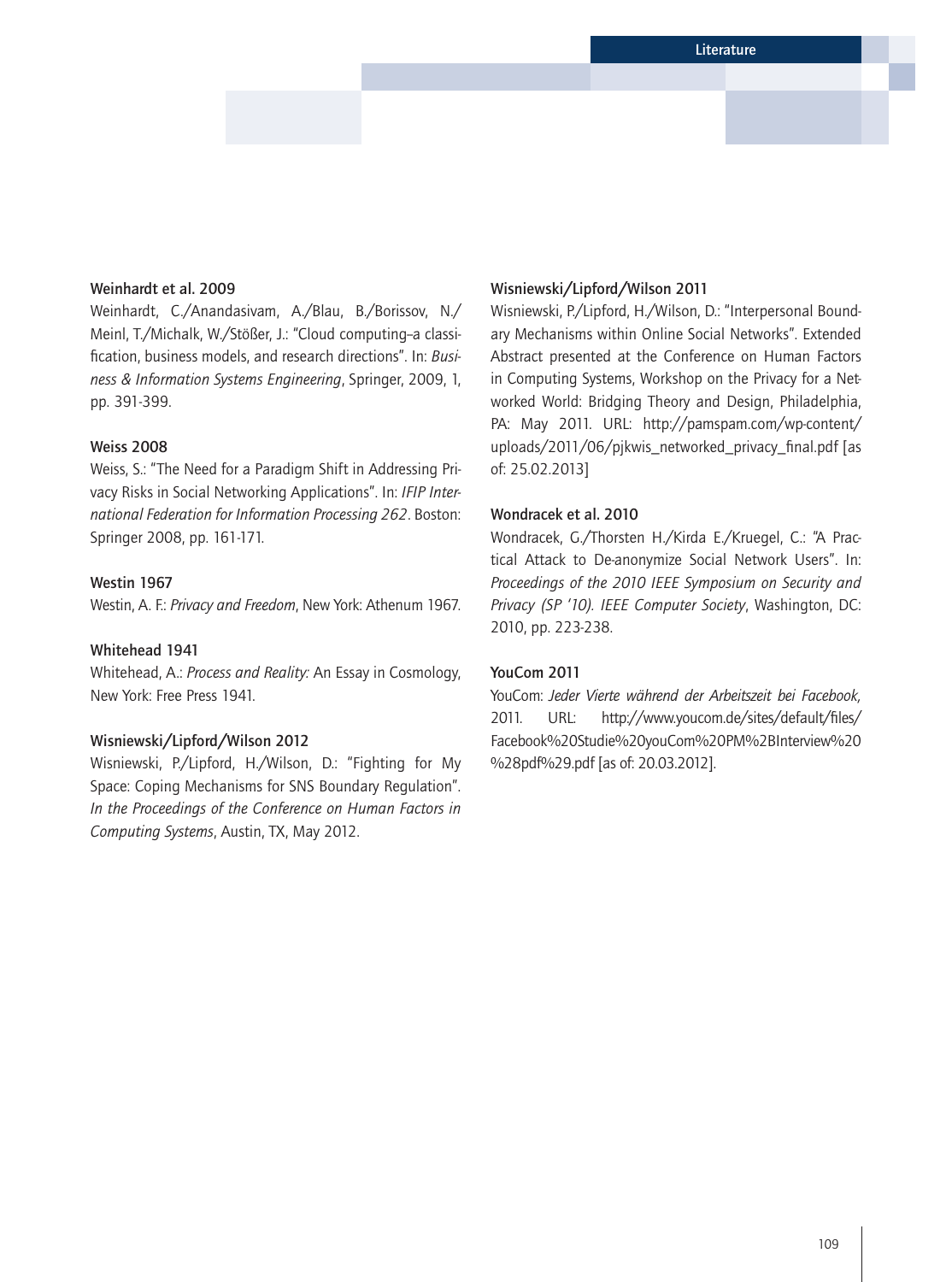**Weinhardt et al. 2009**

Weinhardt, C./Anandasivam, A./Blau, B./Borissov, N./ Meinl, T./Michalk, W./Stößer, J.: "Cloud computing–a classification, business models, and research directions". In: *Business & Information Systems Engineering*, Springer, 2009, 1, pp. 391-399.

**Weiss 2008**

Weiss, S.: "The Need for a Paradigm Shift in Addressing Privacy Risks in Social Networking Applications". In: *IFIP International Federation for Information Processing 262*. Boston: Springer 2008, pp. 161-171.

**Westin 1967**

Westin, A. F.: *Privacy and Freedom*, New York: Athenum 1967.

**Whitehead 1941**

Whitehead, A.: *Process and Reality:* An Essay in Cosmology, New York: Free Press 1941.

**Wisniewski/Lipford/Wilson 2012**

Wisniewski, P./Lipford, H./Wilson, D.: "Fighting for My Space: Coping Mechanisms for SNS Boundary Regulation". *In the Proceedings of the Conference on Human Factors in Computing Systems*, Austin, TX, May 2012.

**Wisniewski/Lipford/Wilson 2011**

Wisniewski, P./Lipford, H./Wilson, D.: "Interpersonal Boundary Mechanisms within Online Social Networks". Extended Abstract presented at the Conference on Human Factors in Computing Systems, Workshop on the Privacy for a Networked World: Bridging Theory and Design, Philadelphia, PA: May 2011. URL: http://pamspam.com/wp-content/uploads/2011/06/pjkwis_networked_privacy_final.pdf [as of: 25.02.2013]

**Wondracek et al. 2010**

Wondracek, G./Thorsten H./Kirda E./Kruegel, C.: "A Practical Attack to De-anonymize Social Network Users". In: *Proceedings of the 2010 IEEE Symposium on Security and Privacy (SP '10). IEEE Computer Society*, Washington, DC: 2010, pp. 223-238.

**YouCom 2011**

YouCom: *Jeder Vierte während der Arbeitszeit bei Facebook,* 2011. URL: http://www.youcom.de/sites/default/files/Facebook%20Studie%20youCom%20PM%2BInterview%20%28pdf%29.pdf [as of: 20.03.2012].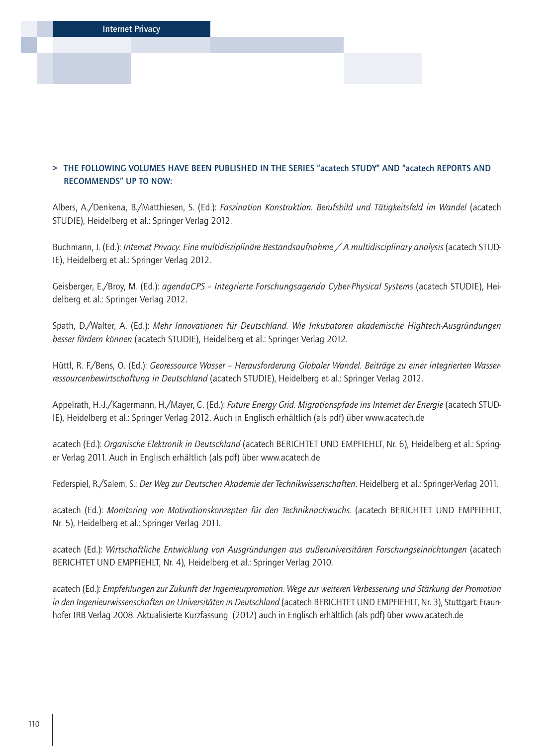> **THE FOLLOWING VOLUMES HAVE BEEN PUBLISHED IN THE SERIES "acatech STUDY" AND "acatech REPORTS AND RECOMMENDS" UP TO NOW:**

Albers, A./Denkena, B./Matthiesen, S. (Ed.): *Faszination Konstruktion. Berufsbild und Tätigkeitsfeld im Wandel* (acatech STUDIE), Heidelberg et al.: Springer Verlag 2012.

Buchmann, J. (Ed.): *Internet Privacy. Eine multidisziplinäre Bestandsaufnahme / A multidisciplinary analysis* (acatech STUDIE), Heidelberg et al.: Springer Verlag 2012.

Geisberger, E./Broy, M. (Ed.): *agendaCPS – Integrierte Forschungsagenda Cyber-Physical Systems* (acatech STUDIE), Heidelberg et al.: Springer Verlag 2012.

Spath, D./Walter, A. (Ed.): *Mehr Innovationen für Deutschland. Wie Inkubatoren akademische Hightech-Ausgründungen besser fördern können* (acatech STUDIE), Heidelberg et al.: Springer Verlag 2012.

Hüttl, R. F./Bens, O. (Ed.): *Georessource Wasser – Herausforderung Globaler Wandel. Beiträge zu einer integrierten Wasserressourcenbewirtschaftung in Deutschland* (acatech STUDIE), Heidelberg et al.: Springer Verlag 2012.

Appelrath, H.-J./Kagermann, H./Mayer, C. (Ed.): *Future Energy Grid. Migrationspfade ins Internet der Energie* (acatech STUDIE), Heidelberg et al.: Springer Verlag 2012. Auch in Englisch erhältlich (als pdf) über www.acatech.de

acatech (Ed.): *Organische Elektronik in Deutschland* (acatech BERICHTET UND EMPFIEHLT, Nr. 6), Heidelberg et al.: Springer Verlag 2011. Auch in Englisch erhältlich (als pdf) über www.acatech.de

Federspiel, R./Salem, S.: *Der Weg zur Deutschen Akademie der Technikwissenschaften*. Heidelberg et al.: Springer-Verlag 2011.

acatech (Ed.): *Monitoring von Motivationskonzepten für den Techniknachwuchs.* (acatech BERICHTET UND EMPFIEHLT, Nr. 5), Heidelberg et al.: Springer Verlag 2011.

acatech (Ed.): *Wirtschaftliche Entwicklung von Ausgründungen aus außeruniversitären Forschungseinrichtungen* (acatech BERICHTET UND EMPFIEHLT, Nr. 4), Heidelberg et al.: Springer Verlag 2010.

acatech (Ed.): *Empfehlungen zur Zukunft der Ingenieurpromotion. Wege zur weiteren Verbesserung und Stärkung der Promotion in den Ingenieurwissenschaften an Universitäten in Deutschland* (acatech BERICHTET UND EMPFIEHLT, Nr. 3), Stuttgart: Fraunhofer IRB Verlag 2008. Aktualisierte Kurzfassung (2012) auch in Englisch erhältlich (als pdf) über www.acatech.de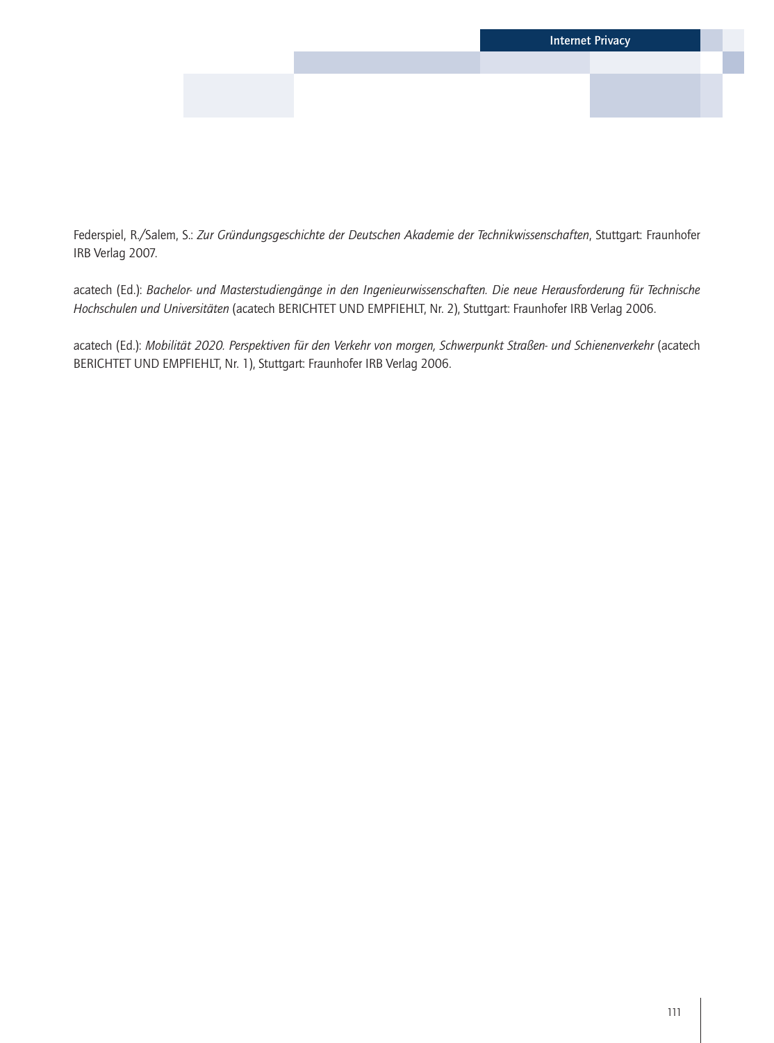Federspiel, R./Salem, S.: *Zur Gründungsgeschichte der Deutschen Akademie der Technikwissenschaften*, Stuttgart: Fraunhofer IRB Verlag 2007.

acatech (Ed.): *Bachelor- und Masterstudiengänge in den Ingenieurwissenschaften. Die neue Herausforderung für Technische Hochschulen und Universitäten* (acatech BERICHTET UND EMPFIEHLT, Nr. 2), Stuttgart: Fraunhofer IRB Verlag 2006.

acatech (Ed.): *Mobilität 2020. Perspektiven für den Verkehr von morgen, Schwerpunkt Straßen- und Schienenverkehr* (acatech BERICHTET UND EMPFIEHLT, Nr. 1), Stuttgart: Fraunhofer IRB Verlag 2006.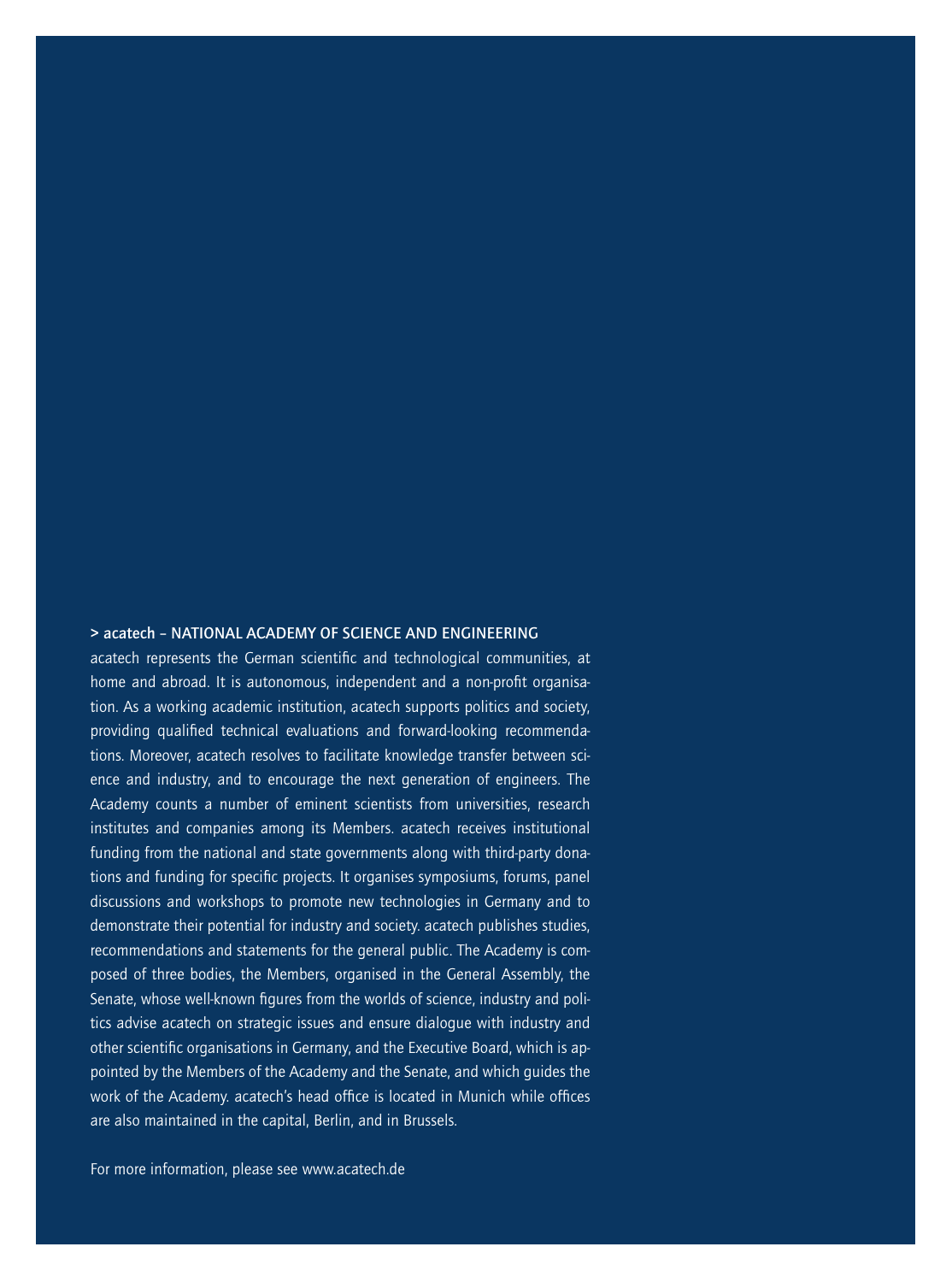**> acatech – NATIONAL ACADEMY OF SCIENCE AND ENGINEERING**

acatech represents the German scientific and technological communities, at home and abroad. It is autonomous, independent and a non-profit organisation. As a working academic institution, acatech supports politics and society, providing qualified technical evaluations and forward-looking recommendations. Moreover, acatech resolves to facilitate knowledge transfer between science and industry, and to encourage the next generation of engineers. The Academy counts a number of eminent scientists from universities, research institutes and companies among its Members. acatech receives institutional funding from the national and state governments along with third-party donations and funding for specific projects. It organises symposiums, forums, panel discussions and workshops to promote new technologies in Germany and to demonstrate their potential for industry and society. acatech publishes studies, recommendations and statements for the general public. The Academy is composed of three bodies, the Members, organised in the General Assembly, the Senate, whose well-known figures from the worlds of science, industry and politics advise acatech on strategic issues and ensure dialogue with industry and other scientific organisations in Germany, and the Executive Board, which is appointed by the Members of the Academy and the Senate, and which guides the work of the Academy. acatech's head office is located in Munich while offices are also maintained in the capital, Berlin, and in Brussels.

For more information, please see www.acatech.de